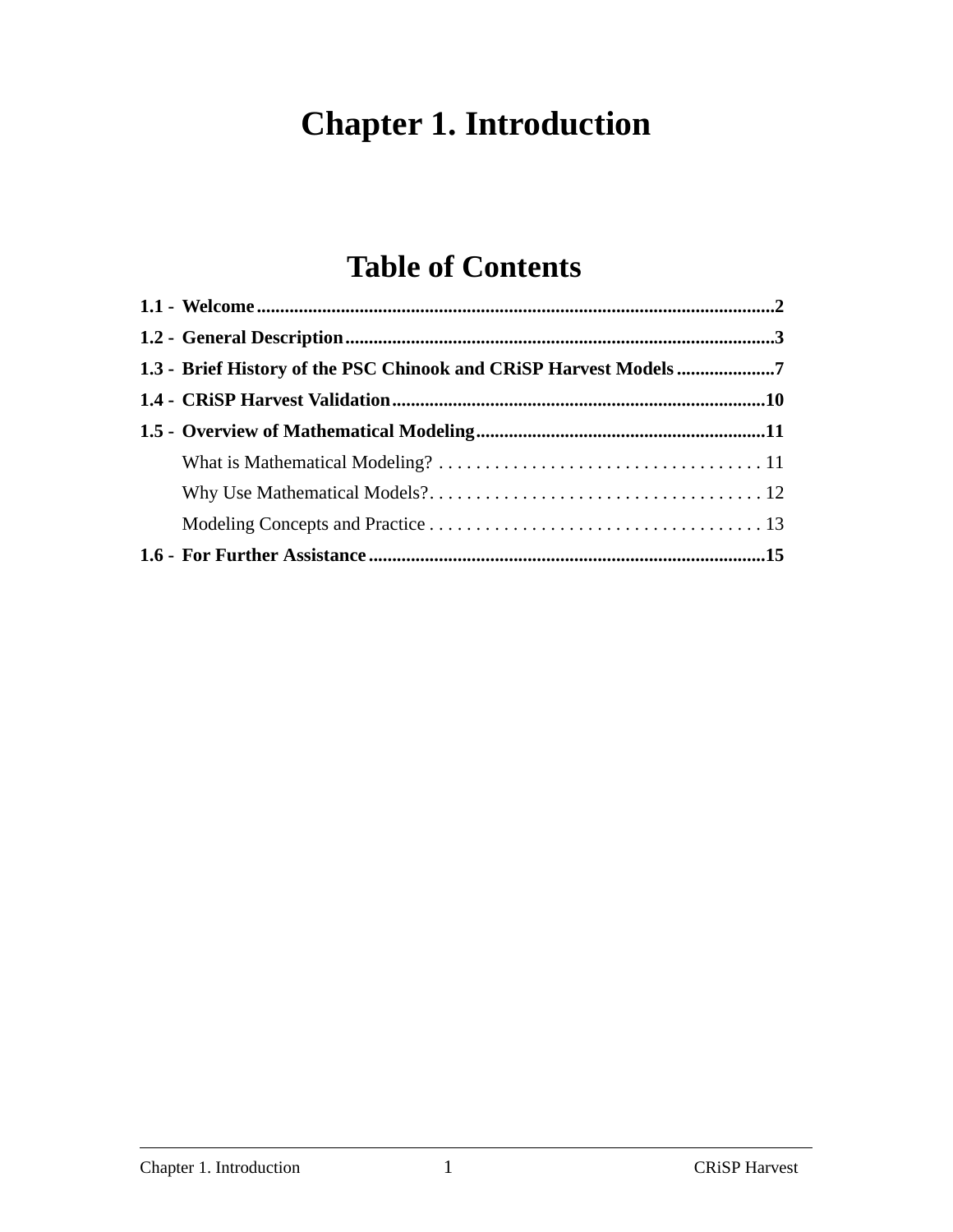# Chapter 1. Introduction

## Table of Contents

**1.1 - Welcome** ........................................ **2**

**1.2 - General Description** ........................................ **3**

**1.3 - Brief History of the PSC Chinook and CRiSP Harvest Models** ........................................ **7**

**1.4 - CRiSP Harvest Validation** ........................................ **10**

**1.5 - Overview of Mathematical Modeling** ........................................ **11**

- What is Mathematical Modeling? . . . . . . . . . . . . . . . . . . . . 11
- Why Use Mathematical Models? . . . . . . . . . . . . . . . . . . . . 12
- Modeling Concepts and Practice . . . . . . . . . . . . . . . . . . . . 13

**1.6 - For Further Assistance** ........................................ **15**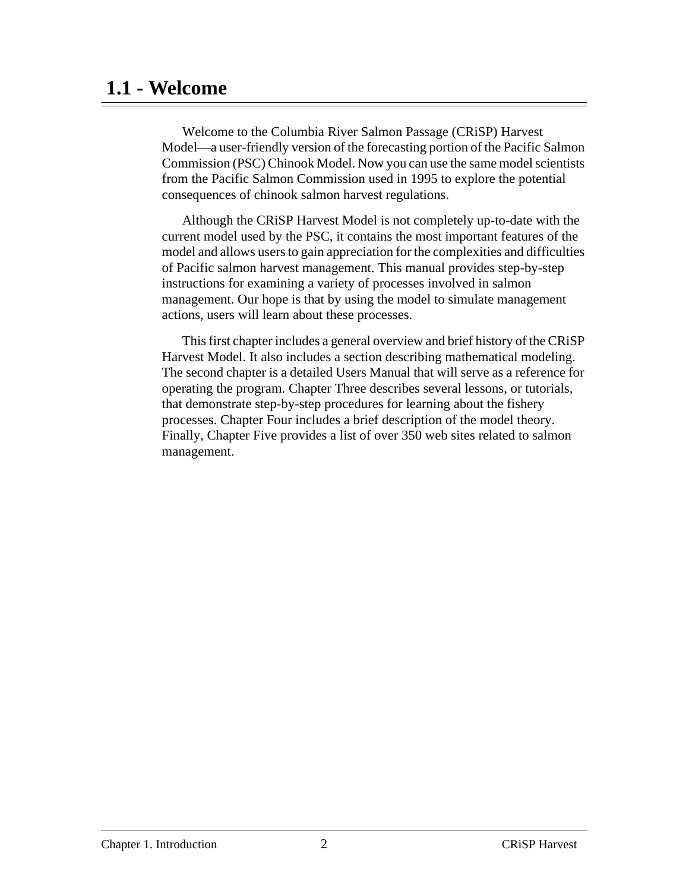## 1.1 - Welcome

Welcome to the Columbia River Salmon Passage (CRiSP) Harvest Model—a user-friendly version of the forecasting portion of the Pacific Salmon Commission (PSC) Chinook Model. Now you can use the same model scientists from the Pacific Salmon Commission used in 1995 to explore the potential consequences of chinook salmon harvest regulations.

Although the CRiSP Harvest Model is not completely up-to-date with the current model used by the PSC, it contains the most important features of the model and allows users to gain appreciation for the complexities and difficulties of Pacific salmon harvest management. This manual provides step-by-step instructions for examining a variety of processes involved in salmon management. Our hope is that by using the model to simulate management actions, users will learn about these processes.

This first chapter includes a general overview and brief history of the CRiSP Harvest Model. It also includes a section describing mathematical modeling. The second chapter is a detailed Users Manual that will serve as a reference for operating the program. Chapter Three describes several lessons, or tutorials, that demonstrate step-by-step procedures for learning about the fishery processes. Chapter Four includes a brief description of the model theory. Finally, Chapter Five provides a list of over 350 web sites related to salmon management.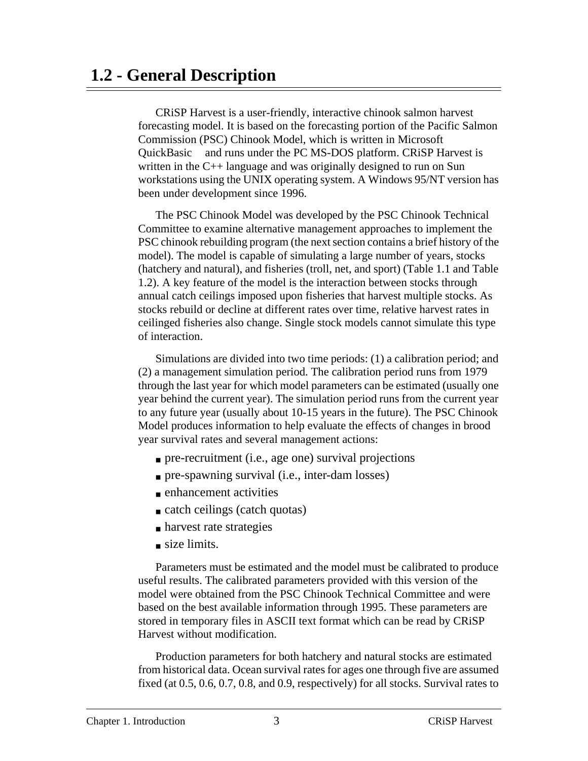# 1.2 - General Description

CRiSP Harvest is a user-friendly, interactive chinook salmon harvest forecasting model. It is based on the forecasting portion of the Pacific Salmon Commission (PSC) Chinook Model, which is written in Microsoft QuickBasic and runs under the PC MS-DOS platform. CRiSP Harvest is written in the C++ language and was originally designed to run on Sun workstations using the UNIX operating system. A Windows 95/NT version has been under development since 1996.

The PSC Chinook Model was developed by the PSC Chinook Technical Committee to examine alternative management approaches to implement the PSC chinook rebuilding program (the next section contains a brief history of the model). The model is capable of simulating a large number of years, stocks (hatchery and natural), and fisheries (troll, net, and sport) (Table 1.1 and Table 1.2). A key feature of the model is the interaction between stocks through annual catch ceilings imposed upon fisheries that harvest multiple stocks. As stocks rebuild or decline at different rates over time, relative harvest rates in ceilinged fisheries also change. Single stock models cannot simulate this type of interaction.

Simulations are divided into two time periods: (1) a calibration period; and (2) a management simulation period. The calibration period runs from 1979 through the last year for which model parameters can be estimated (usually one year behind the current year). The simulation period runs from the current year to any future year (usually about 10-15 years in the future). The PSC Chinook Model produces information to help evaluate the effects of changes in brood year survival rates and several management actions:

- pre-recruitment (i.e., age one) survival projections
- pre-spawning survival (i.e., inter-dam losses)
- enhancement activities
- catch ceilings (catch quotas)
- harvest rate strategies
- size limits.

Parameters must be estimated and the model must be calibrated to produce useful results. The calibrated parameters provided with this version of the model were obtained from the PSC Chinook Technical Committee and were based on the best available information through 1995. These parameters are stored in temporary files in ASCII text format which can be read by CRiSP Harvest without modification.

Production parameters for both hatchery and natural stocks are estimated from historical data. Ocean survival rates for ages one through five are assumed fixed (at 0.5, 0.6, 0.7, 0.8, and 0.9, respectively) for all stocks. Survival rates to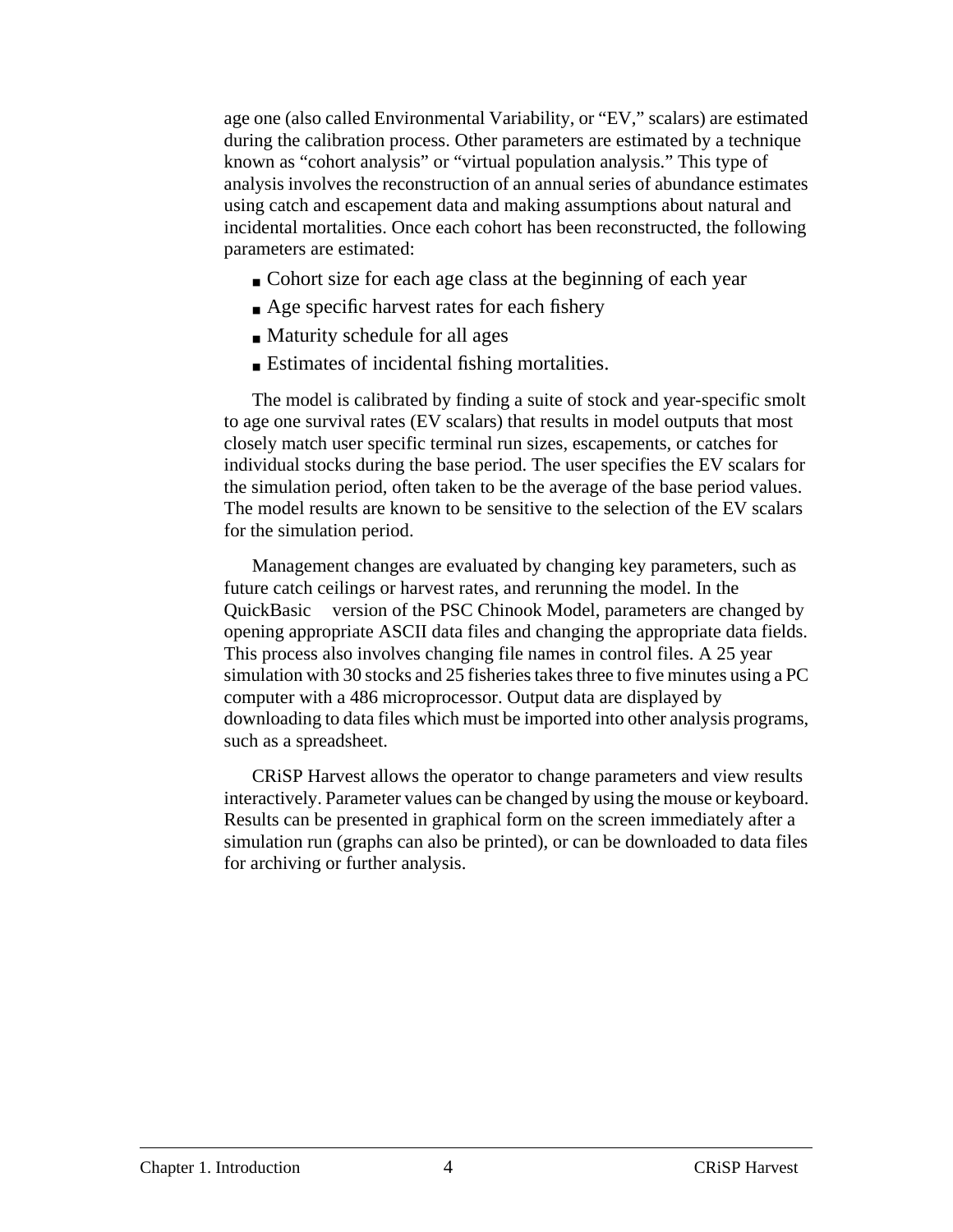age one (also called Environmental Variability, or "EV," scalars) are estimated during the calibration process. Other parameters are estimated by a technique known as "cohort analysis" or "virtual population analysis." This type of analysis involves the reconstruction of an annual series of abundance estimates using catch and escapement data and making assumptions about natural and incidental mortalities. Once each cohort has been reconstructed, the following parameters are estimated:

- Cohort size for each age class at the beginning of each year
- Age specific harvest rates for each fishery
- Maturity schedule for all ages
- Estimates of incidental fishing mortalities.

The model is calibrated by finding a suite of stock and year-specific smolt to age one survival rates (EV scalars) that results in model outputs that most closely match user specific terminal run sizes, escapements, or catches for individual stocks during the base period. The user specifies the EV scalars for the simulation period, often taken to be the average of the base period values. The model results are known to be sensitive to the selection of the EV scalars for the simulation period.

Management changes are evaluated by changing key parameters, such as future catch ceilings or harvest rates, and rerunning the model. In the QuickBasic version of the PSC Chinook Model, parameters are changed by opening appropriate ASCII data files and changing the appropriate data fields. This process also involves changing file names in control files. A 25 year simulation with 30 stocks and 25 fisheries takes three to five minutes using a PC computer with a 486 microprocessor. Output data are displayed by downloading to data files which must be imported into other analysis programs, such as a spreadsheet.

CRiSP Harvest allows the operator to change parameters and view results interactively. Parameter values can be changed by using the mouse or keyboard. Results can be presented in graphical form on the screen immediately after a simulation run (graphs can also be printed), or can be downloaded to data files for archiving or further analysis.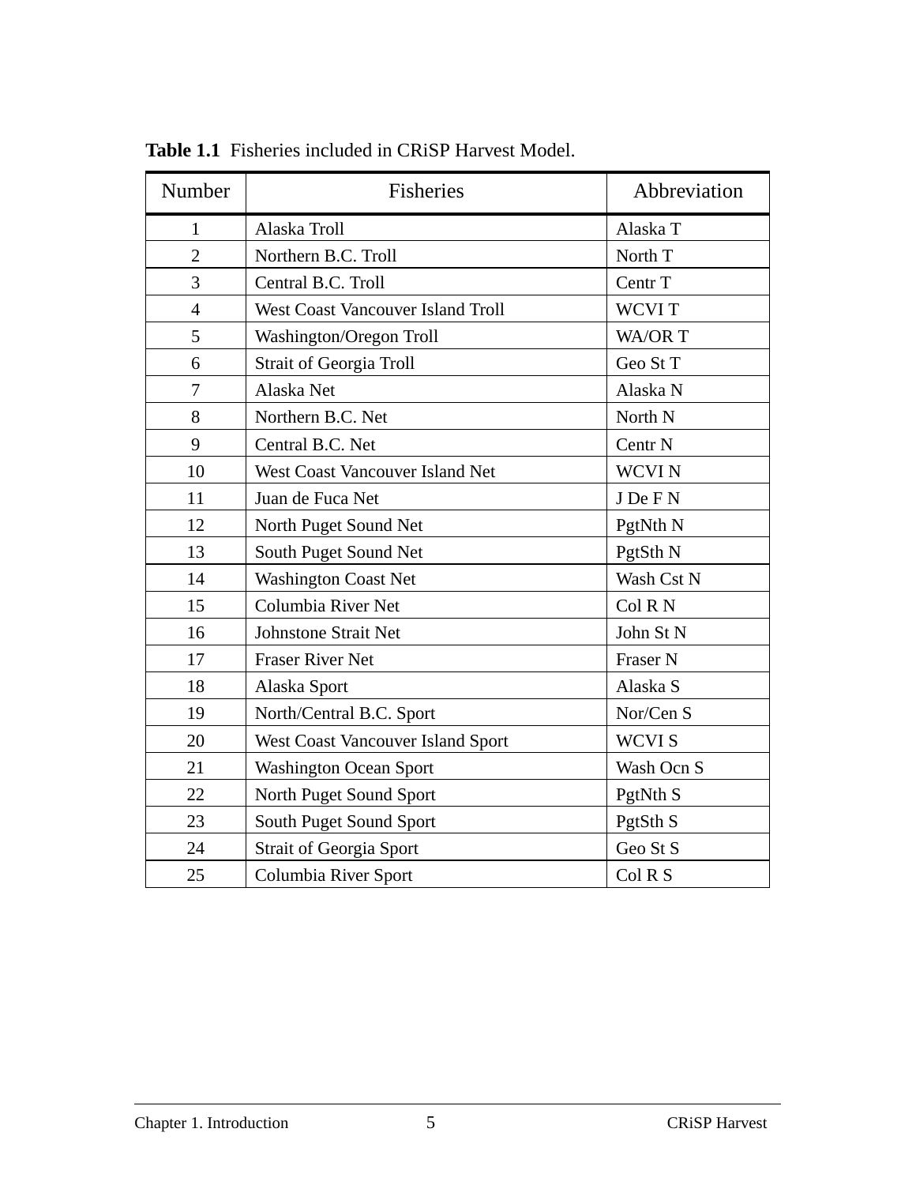**Table 1.1** Fisheries included in CRiSP Harvest Model.

| Number | Fisheries | Abbreviation |
|---|---|---|
| 1 | Alaska Troll | Alaska T |
| 2 | Northern B.C. Troll | North T |
| 3 | Central B.C. Troll | Centr T |
| 4 | West Coast Vancouver Island Troll | WCVI T |
| 5 | Washington/Oregon Troll | WA/OR T |
| 6 | Strait of Georgia Troll | Geo St T |
| 7 | Alaska Net | Alaska N |
| 8 | Northern B.C. Net | North N |
| 9 | Central B.C. Net | Centr N |
| 10 | West Coast Vancouver Island Net | WCVI N |
| 11 | Juan de Fuca Net | J De F N |
| 12 | North Puget Sound Net | PgtNth N |
| 13 | South Puget Sound Net | PgtSth N |
| 14 | Washington Coast Net | Wash Cst N |
| 15 | Columbia River Net | Col R N |
| 16 | Johnstone Strait Net | John St N |
| 17 | Fraser River Net | Fraser N |
| 18 | Alaska Sport | Alaska S |
| 19 | North/Central B.C. Sport | Nor/Cen S |
| 20 | West Coast Vancouver Island Sport | WCVI S |
| 21 | Washington Ocean Sport | Wash Ocn S |
| 22 | North Puget Sound Sport | PgtNth S |
| 23 | South Puget Sound Sport | PgtSth S |
| 24 | Strait of Georgia Sport | Geo St S |
| 25 | Columbia River Sport | Col R S |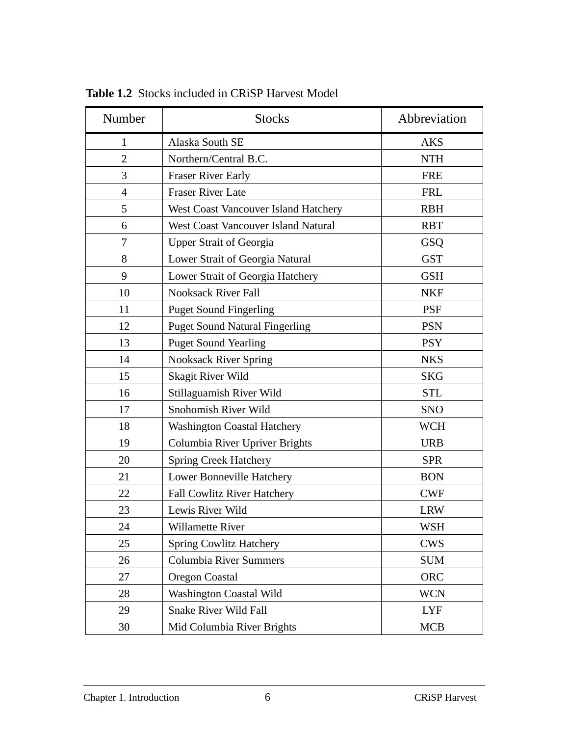**Table 1.2** Stocks included in CRiSP Harvest Model

| Number | Stocks | Abbreviation |
|---|---|---|
| 1 | Alaska South SE | AKS |
| 2 | Northern/Central B.C. | NTH |
| 3 | Fraser River Early | FRE |
| 4 | Fraser River Late | FRL |
| 5 | West Coast Vancouver Island Hatchery | RBH |
| 6 | West Coast Vancouver Island Natural | RBT |
| 7 | Upper Strait of Georgia | GSQ |
| 8 | Lower Strait of Georgia Natural | GST |
| 9 | Lower Strait of Georgia Hatchery | GSH |
| 10 | Nooksack River Fall | NKF |
| 11 | Puget Sound Fingerling | PSF |
| 12 | Puget Sound Natural Fingerling | PSN |
| 13 | Puget Sound Yearling | PSY |
| 14 | Nooksack River Spring | NKS |
| 15 | Skagit River Wild | SKG |
| 16 | Stillaguamish River Wild | STL |
| 17 | Snohomish River Wild | SNO |
| 18 | Washington Coastal Hatchery | WCH |
| 19 | Columbia River Upriver Brights | URB |
| 20 | Spring Creek Hatchery | SPR |
| 21 | Lower Bonneville Hatchery | BON |
| 22 | Fall Cowlitz River Hatchery | CWF |
| 23 | Lewis River Wild | LRW |
| 24 | Willamette River | WSH |
| 25 | Spring Cowlitz Hatchery | CWS |
| 26 | Columbia River Summers | SUM |
| 27 | Oregon Coastal | ORC |
| 28 | Washington Coastal Wild | WCN |
| 29 | Snake River Wild Fall | LYF |
| 30 | Mid Columbia River Brights | MCB |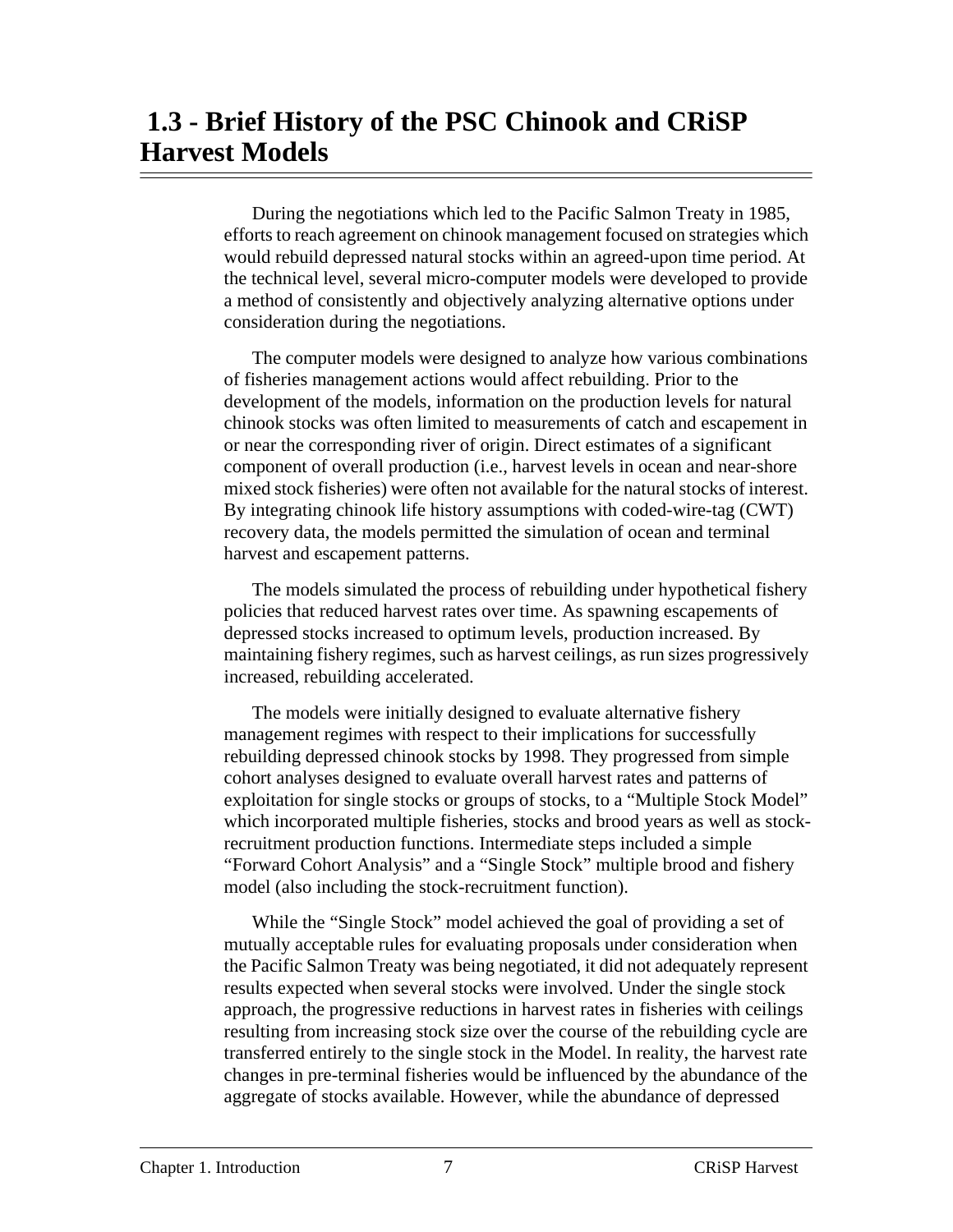# 1.3 - Brief History of the PSC Chinook and CRiSP Harvest Models

During the negotiations which led to the Pacific Salmon Treaty in 1985, efforts to reach agreement on chinook management focused on strategies which would rebuild depressed natural stocks within an agreed-upon time period. At the technical level, several micro-computer models were developed to provide a method of consistently and objectively analyzing alternative options under consideration during the negotiations.

The computer models were designed to analyze how various combinations of fisheries management actions would affect rebuilding. Prior to the development of the models, information on the production levels for natural chinook stocks was often limited to measurements of catch and escapement in or near the corresponding river of origin. Direct estimates of a significant component of overall production (i.e., harvest levels in ocean and near-shore mixed stock fisheries) were often not available for the natural stocks of interest. By integrating chinook life history assumptions with coded-wire-tag (CWT) recovery data, the models permitted the simulation of ocean and terminal harvest and escapement patterns.

The models simulated the process of rebuilding under hypothetical fishery policies that reduced harvest rates over time. As spawning escapements of depressed stocks increased to optimum levels, production increased. By maintaining fishery regimes, such as harvest ceilings, as run sizes progressively increased, rebuilding accelerated.

The models were initially designed to evaluate alternative fishery management regimes with respect to their implications for successfully rebuilding depressed chinook stocks by 1998. They progressed from simple cohort analyses designed to evaluate overall harvest rates and patterns of exploitation for single stocks or groups of stocks, to a "Multiple Stock Model" which incorporated multiple fisheries, stocks and brood years as well as stock-recruitment production functions. Intermediate steps included a simple "Forward Cohort Analysis" and a "Single Stock" multiple brood and fishery model (also including the stock-recruitment function).

While the "Single Stock" model achieved the goal of providing a set of mutually acceptable rules for evaluating proposals under consideration when the Pacific Salmon Treaty was being negotiated, it did not adequately represent results expected when several stocks were involved. Under the single stock approach, the progressive reductions in harvest rates in fisheries with ceilings resulting from increasing stock size over the course of the rebuilding cycle are transferred entirely to the single stock in the Model. In reality, the harvest rate changes in pre-terminal fisheries would be influenced by the abundance of the aggregate of stocks available. However, while the abundance of depressed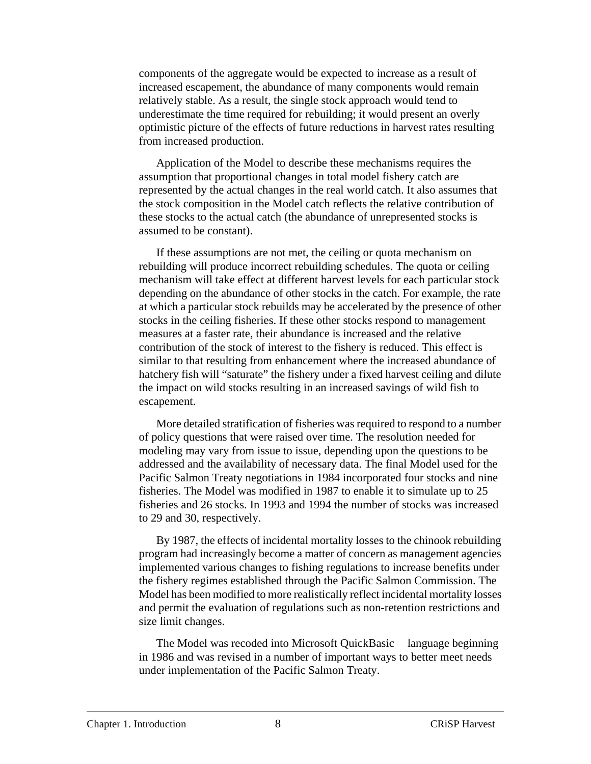components of the aggregate would be expected to increase as a result of increased escapement, the abundance of many components would remain relatively stable. As a result, the single stock approach would tend to underestimate the time required for rebuilding; it would present an overly optimistic picture of the effects of future reductions in harvest rates resulting from increased production.

Application of the Model to describe these mechanisms requires the assumption that proportional changes in total model fishery catch are represented by the actual changes in the real world catch. It also assumes that the stock composition in the Model catch reflects the relative contribution of these stocks to the actual catch (the abundance of unrepresented stocks is assumed to be constant).

If these assumptions are not met, the ceiling or quota mechanism on rebuilding will produce incorrect rebuilding schedules. The quota or ceiling mechanism will take effect at different harvest levels for each particular stock depending on the abundance of other stocks in the catch. For example, the rate at which a particular stock rebuilds may be accelerated by the presence of other stocks in the ceiling fisheries. If these other stocks respond to management measures at a faster rate, their abundance is increased and the relative contribution of the stock of interest to the fishery is reduced. This effect is similar to that resulting from enhancement where the increased abundance of hatchery fish will "saturate" the fishery under a fixed harvest ceiling and dilute the impact on wild stocks resulting in an increased savings of wild fish to escapement.

More detailed stratification of fisheries was required to respond to a number of policy questions that were raised over time. The resolution needed for modeling may vary from issue to issue, depending upon the questions to be addressed and the availability of necessary data. The final Model used for the Pacific Salmon Treaty negotiations in 1984 incorporated four stocks and nine fisheries. The Model was modified in 1987 to enable it to simulate up to 25 fisheries and 26 stocks. In 1993 and 1994 the number of stocks was increased to 29 and 30, respectively.

By 1987, the effects of incidental mortality losses to the chinook rebuilding program had increasingly become a matter of concern as management agencies implemented various changes to fishing regulations to increase benefits under the fishery regimes established through the Pacific Salmon Commission. The Model has been modified to more realistically reflect incidental mortality losses and permit the evaluation of regulations such as non-retention restrictions and size limit changes.

The Model was recoded into Microsoft QuickBasic language beginning in 1986 and was revised in a number of important ways to better meet needs under implementation of the Pacific Salmon Treaty.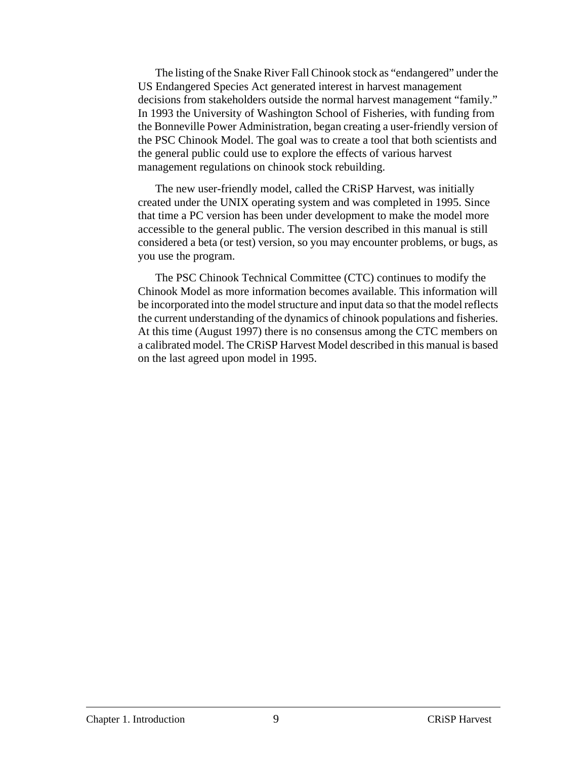The listing of the Snake River Fall Chinook stock as “endangered” under the US Endangered Species Act generated interest in harvest management decisions from stakeholders outside the normal harvest management “family.” In 1993 the University of Washington School of Fisheries, with funding from the Bonneville Power Administration, began creating a user-friendly version of the PSC Chinook Model. The goal was to create a tool that both scientists and the general public could use to explore the effects of various harvest management regulations on chinook stock rebuilding.

The new user-friendly model, called the CRiSP Harvest, was initially created under the UNIX operating system and was completed in 1995. Since that time a PC version has been under development to make the model more accessible to the general public. The version described in this manual is still considered a beta (or test) version, so you may encounter problems, or bugs, as you use the program.

The PSC Chinook Technical Committee (CTC) continues to modify the Chinook Model as more information becomes available. This information will be incorporated into the model structure and input data so that the model reflects the current understanding of the dynamics of chinook populations and fisheries. At this time (August 1997) there is no consensus among the CTC members on a calibrated model. The CRiSP Harvest Model described in this manual is based on the last agreed upon model in 1995.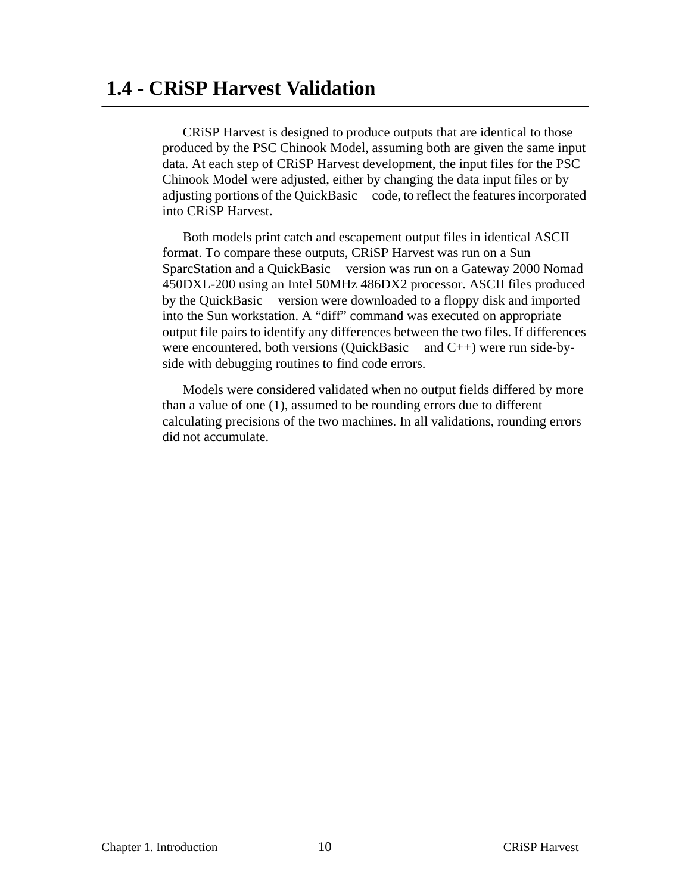# 1.4 - CRiSP Harvest Validation

CRiSP Harvest is designed to produce outputs that are identical to those produced by the PSC Chinook Model, assuming both are given the same input data. At each step of CRiSP Harvest development, the input files for the PSC Chinook Model were adjusted, either by changing the data input files or by adjusting portions of the QuickBasic code, to reflect the features incorporated into CRiSP Harvest.

Both models print catch and escapement output files in identical ASCII format. To compare these outputs, CRiSP Harvest was run on a Sun SparcStation and a QuickBasic version was run on a Gateway 2000 Nomad 450DXL-200 using an Intel 50MHz 486DX2 processor. ASCII files produced by the QuickBasic version were downloaded to a floppy disk and imported into the Sun workstation. A "diff" command was executed on appropriate output file pairs to identify any differences between the two files. If differences were encountered, both versions (QuickBasic and C++) were run side-by-side with debugging routines to find code errors.

Models were considered validated when no output fields differed by more than a value of one (1), assumed to be rounding errors due to different calculating precisions of the two machines. In all validations, rounding errors did not accumulate.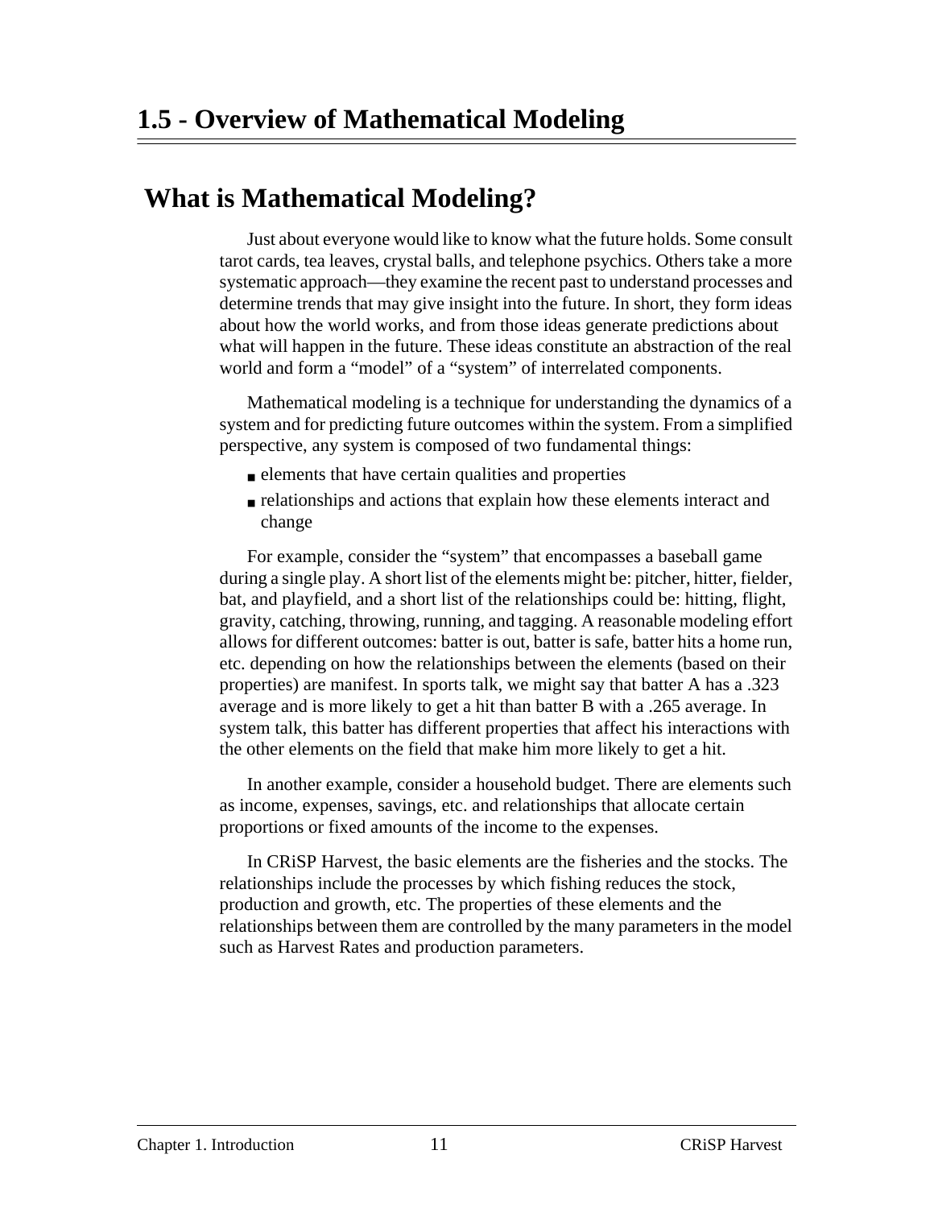# 1.5 - Overview of Mathematical Modeling

## What is Mathematical Modeling?

Just about everyone would like to know what the future holds. Some consult tarot cards, tea leaves, crystal balls, and telephone psychics. Others take a more systematic approach—they examine the recent past to understand processes and determine trends that may give insight into the future. In short, they form ideas about how the world works, and from those ideas generate predictions about what will happen in the future. These ideas constitute an abstraction of the real world and form a "model" of a "system" of interrelated components.

Mathematical modeling is a technique for understanding the dynamics of a system and for predicting future outcomes within the system. From a simplified perspective, any system is composed of two fundamental things:

- elements that have certain qualities and properties
- relationships and actions that explain how these elements interact and change

For example, consider the "system" that encompasses a baseball game during a single play. A short list of the elements might be: pitcher, hitter, fielder, bat, and playfield, and a short list of the relationships could be: hitting, flight, gravity, catching, throwing, running, and tagging. A reasonable modeling effort allows for different outcomes: batter is out, batter is safe, batter hits a home run, etc. depending on how the relationships between the elements (based on their properties) are manifest. In sports talk, we might say that batter A has a .323 average and is more likely to get a hit than batter B with a .265 average. In system talk, this batter has different properties that affect his interactions with the other elements on the field that make him more likely to get a hit.

In another example, consider a household budget. There are elements such as income, expenses, savings, etc. and relationships that allocate certain proportions or fixed amounts of the income to the expenses.

In CRiSP Harvest, the basic elements are the fisheries and the stocks. The relationships include the processes by which fishing reduces the stock, production and growth, etc. The properties of these elements and the relationships between them are controlled by the many parameters in the model such as Harvest Rates and production parameters.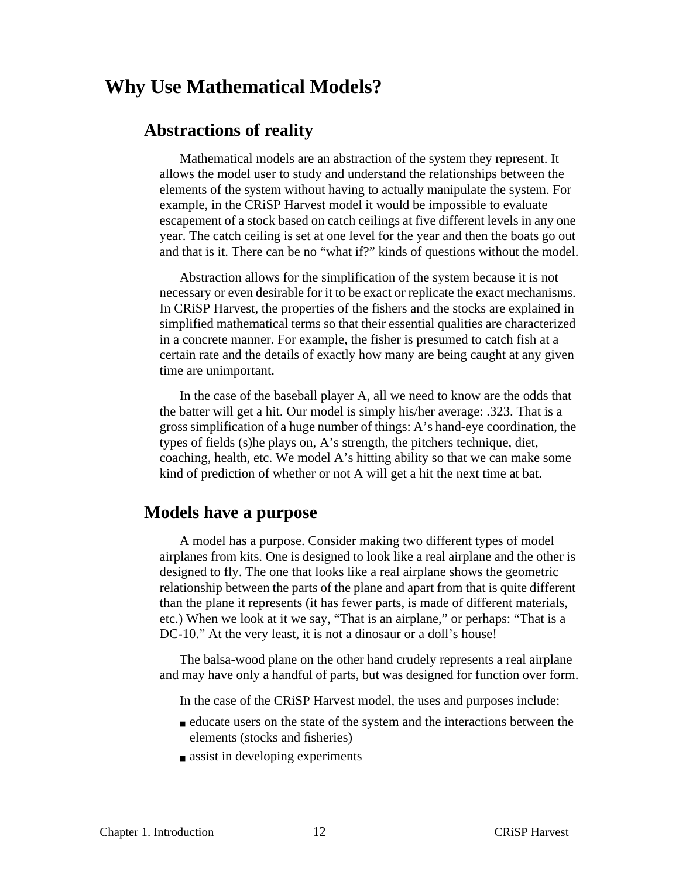# Why Use Mathematical Models?

## Abstractions of reality

Mathematical models are an abstraction of the system they represent. It allows the model user to study and understand the relationships between the elements of the system without having to actually manipulate the system. For example, in the CRiSP Harvest model it would be impossible to evaluate escapement of a stock based on catch ceilings at five different levels in any one year. The catch ceiling is set at one level for the year and then the boats go out and that is it. There can be no "what if?" kinds of questions without the model.

Abstraction allows for the simplification of the system because it is not necessary or even desirable for it to be exact or replicate the exact mechanisms. In CRiSP Harvest, the properties of the fishers and the stocks are explained in simplified mathematical terms so that their essential qualities are characterized in a concrete manner. For example, the fisher is presumed to catch fish at a certain rate and the details of exactly how many are being caught at any given time are unimportant.

In the case of the baseball player A, all we need to know are the odds that the batter will get a hit. Our model is simply his/her average: .323. That is a gross simplification of a huge number of things: A's hand-eye coordination, the types of fields (s)he plays on, A's strength, the pitchers technique, diet, coaching, health, etc. We model A's hitting ability so that we can make some kind of prediction of whether or not A will get a hit the next time at bat.

## Models have a purpose

A model has a purpose. Consider making two different types of model airplanes from kits. One is designed to look like a real airplane and the other is designed to fly. The one that looks like a real airplane shows the geometric relationship between the parts of the plane and apart from that is quite different than the plane it represents (it has fewer parts, is made of different materials, etc.) When we look at it we say, "That is an airplane," or perhaps: "That is a DC-10." At the very least, it is not a dinosaur or a doll's house!

The balsa-wood plane on the other hand crudely represents a real airplane and may have only a handful of parts, but was designed for function over form.

In the case of the CRiSP Harvest model, the uses and purposes include:

- educate users on the state of the system and the interactions between the elements (stocks and fisheries)
- assist in developing experiments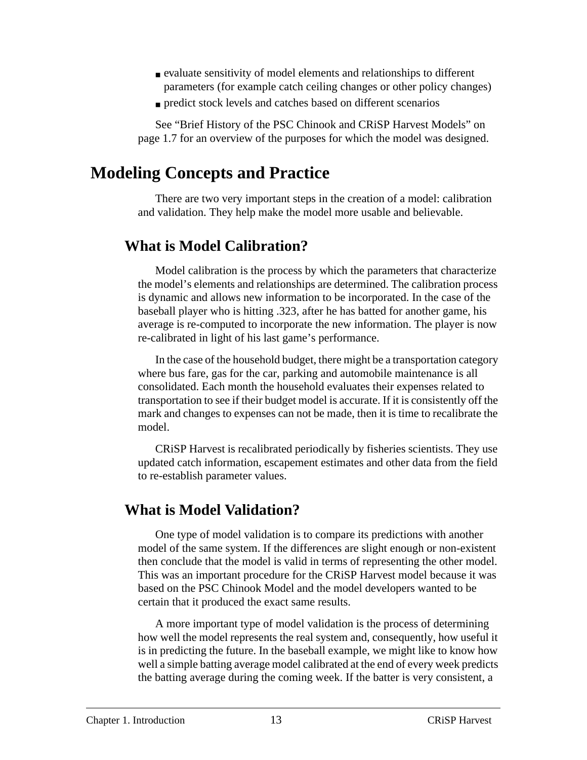- evaluate sensitivity of model elements and relationships to different parameters (for example catch ceiling changes or other policy changes)
- predict stock levels and catches based on different scenarios

See "Brief History of the PSC Chinook and CRiSP Harvest Models" on page 1.7 for an overview of the purposes for which the model was designed.

# Modeling Concepts and Practice

There are two very important steps in the creation of a model: calibration and validation. They help make the model more usable and believable.

## What is Model Calibration?

Model calibration is the process by which the parameters that characterize the model's elements and relationships are determined. The calibration process is dynamic and allows new information to be incorporated. In the case of the baseball player who is hitting .323, after he has batted for another game, his average is re-computed to incorporate the new information. The player is now re-calibrated in light of his last game's performance.

In the case of the household budget, there might be a transportation category where bus fare, gas for the car, parking and automobile maintenance is all consolidated. Each month the household evaluates their expenses related to transportation to see if their budget model is accurate. If it is consistently off the mark and changes to expenses can not be made, then it is time to recalibrate the model.

CRiSP Harvest is recalibrated periodically by fisheries scientists. They use updated catch information, escapement estimates and other data from the field to re-establish parameter values.

## What is Model Validation?

One type of model validation is to compare its predictions with another model of the same system. If the differences are slight enough or non-existent then conclude that the model is valid in terms of representing the other model. This was an important procedure for the CRiSP Harvest model because it was based on the PSC Chinook Model and the model developers wanted to be certain that it produced the exact same results.

A more important type of model validation is the process of determining how well the model represents the real system and, consequently, how useful it is in predicting the future. In the baseball example, we might like to know how well a simple batting average model calibrated at the end of every week predicts the batting average during the coming week. If the batter is very consistent, a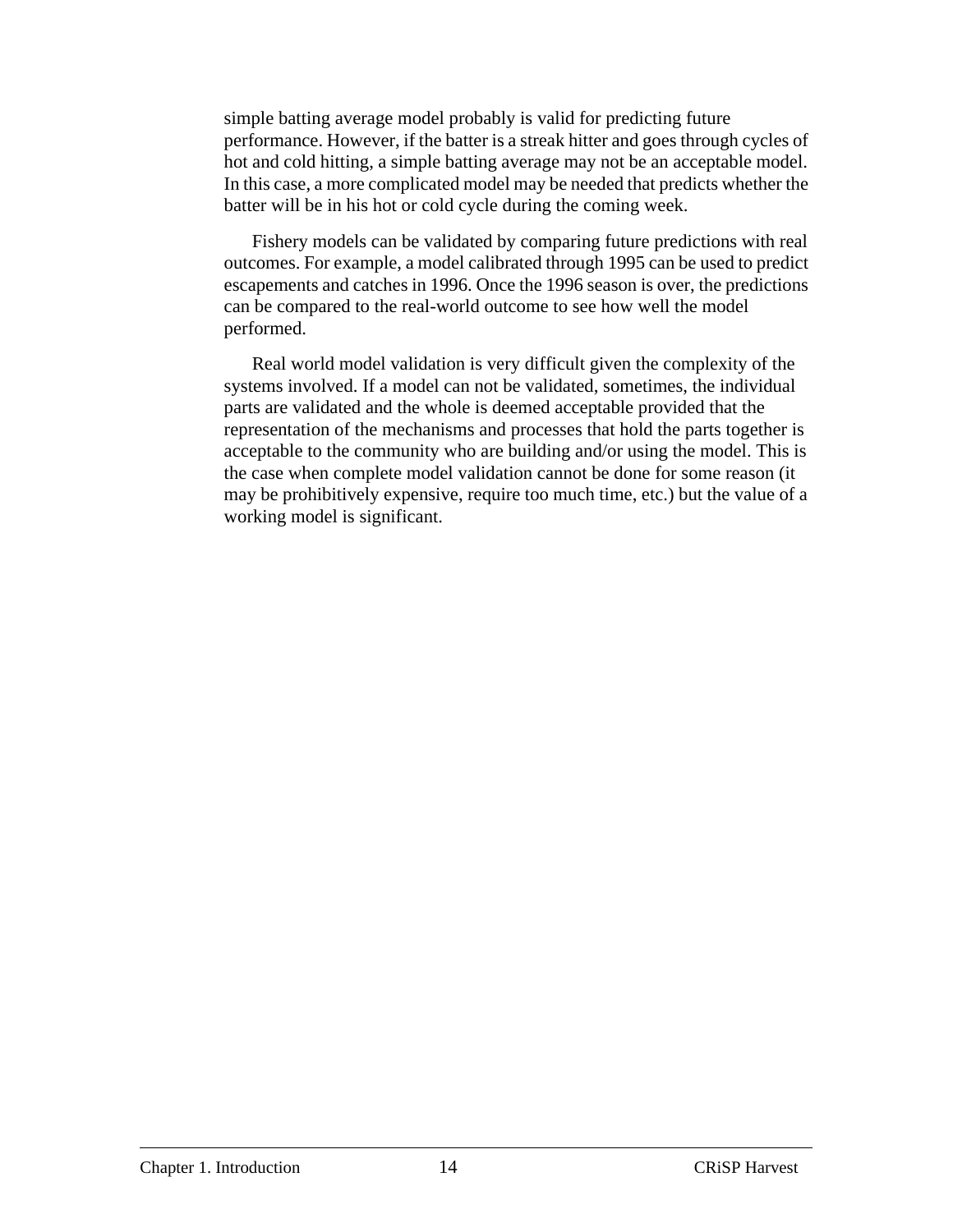simple batting average model probably is valid for predicting future performance. However, if the batter is a streak hitter and goes through cycles of hot and cold hitting, a simple batting average may not be an acceptable model. In this case, a more complicated model may be needed that predicts whether the batter will be in his hot or cold cycle during the coming week.

Fishery models can be validated by comparing future predictions with real outcomes. For example, a model calibrated through 1995 can be used to predict escapements and catches in 1996. Once the 1996 season is over, the predictions can be compared to the real-world outcome to see how well the model performed.

Real world model validation is very difficult given the complexity of the systems involved. If a model can not be validated, sometimes, the individual parts are validated and the whole is deemed acceptable provided that the representation of the mechanisms and processes that hold the parts together is acceptable to the community who are building and/or using the model. This is the case when complete model validation cannot be done for some reason (it may be prohibitively expensive, require too much time, etc.) but the value of a working model is significant.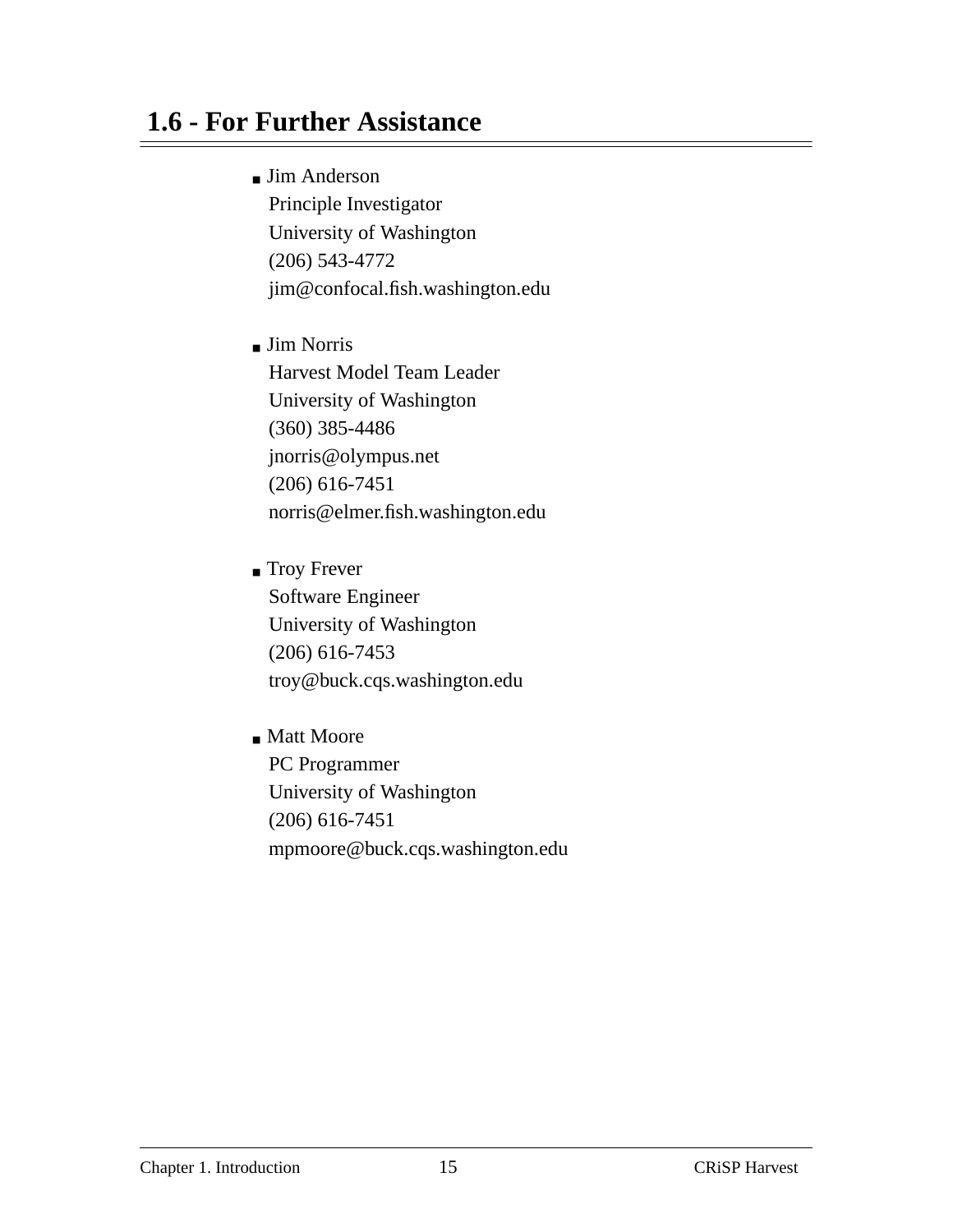## 1.6 - For Further Assistance

- Jim Anderson
  Principle Investigator
  University of Washington
  (206) 543-4772
  jim@confocal.fish.washington.edu

- Jim Norris
  Harvest Model Team Leader
  University of Washington
  (360) 385-4486
  jnorris@olympus.net
  (206) 616-7451
  norris@elmer.fish.washington.edu

- Troy Frever
  Software Engineer
  University of Washington
  (206) 616-7453
  troy@buck.cqs.washington.edu

- Matt Moore
  PC Programmer
  University of Washington
  (206) 616-7451
  mpmoore@buck.cqs.washington.edu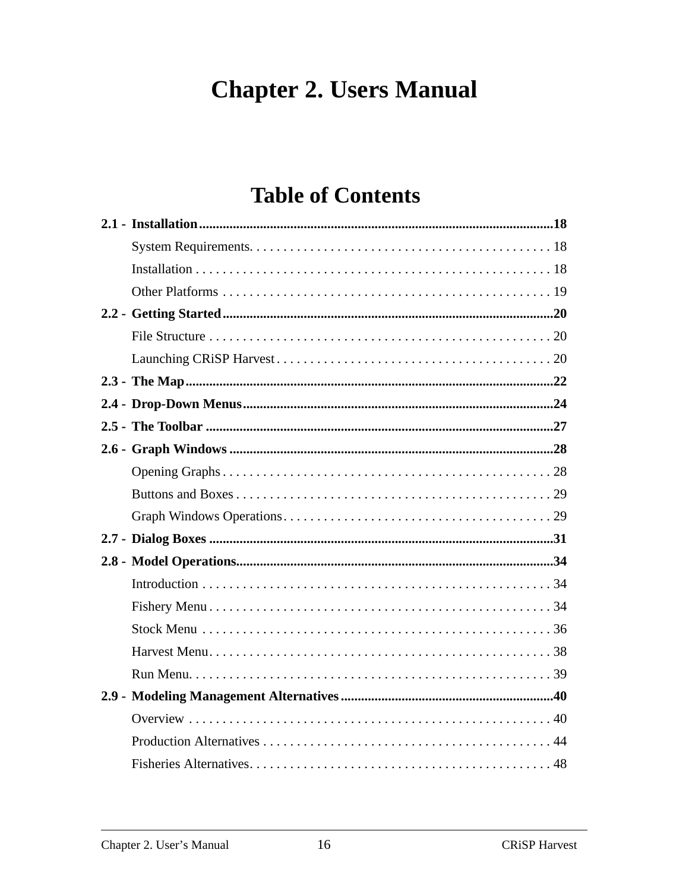# Chapter 2. Users Manual

## Table of Contents

**2.1 - Installation** ........................................................................................................ **18**

System Requirements. . . . . . . . . . . . . . . . . . . . . . . . . . . . . . . . . . . . . . . . . . . . . 18

Installation . . . . . . . . . . . . . . . . . . . . . . . . . . . . . . . . . . . . . . . . . . . . . . . . . . . . 18

Other Platforms . . . . . . . . . . . . . . . . . . . . . . . . . . . . . . . . . . . . . . . . . . . . . . . . . 19

**2.2 - Getting Started** ................................................................................................. **20**

File Structure . . . . . . . . . . . . . . . . . . . . . . . . . . . . . . . . . . . . . . . . . . . . . . . . . . . 20

Launching CRiSP Harvest . . . . . . . . . . . . . . . . . . . . . . . . . . . . . . . . . . . . . . . . . 20

**2.3 - The Map** ........................................................................................................... **22**

**2.4 - Drop-Down Menus** ........................................................................................... **24**

**2.5 - The Toolbar** ...................................................................................................... **27**

**2.6 - Graph Windows** ............................................................................................... **28**

Opening Graphs . . . . . . . . . . . . . . . . . . . . . . . . . . . . . . . . . . . . . . . . . . . . . . . . . 28

Buttons and Boxes . . . . . . . . . . . . . . . . . . . . . . . . . . . . . . . . . . . . . . . . . . . . . . . 29

Graph Windows Operations . . . . . . . . . . . . . . . . . . . . . . . . . . . . . . . . . . . . . . . . 29

**2.7 - Dialog Boxes** ..................................................................................................... **31**

**2.8 - Model Operations** ............................................................................................. **34**

Introduction . . . . . . . . . . . . . . . . . . . . . . . . . . . . . . . . . . . . . . . . . . . . . . . . . . . . 34

Fishery Menu . . . . . . . . . . . . . . . . . . . . . . . . . . . . . . . . . . . . . . . . . . . . . . . . . . . 34

Stock Menu . . . . . . . . . . . . . . . . . . . . . . . . . . . . . . . . . . . . . . . . . . . . . . . . . . . . 36

Harvest Menu. . . . . . . . . . . . . . . . . . . . . . . . . . . . . . . . . . . . . . . . . . . . . . . . . . . 38

Run Menu. . . . . . . . . . . . . . . . . . . . . . . . . . . . . . . . . . . . . . . . . . . . . . . . . . . . . . 39

**2.9 - Modeling Management Alternatives** ............................................................... **40**

Overview . . . . . . . . . . . . . . . . . . . . . . . . . . . . . . . . . . . . . . . . . . . . . . . . . . . . . . 40

Production Alternatives . . . . . . . . . . . . . . . . . . . . . . . . . . . . . . . . . . . . . . . . . . . 44

Fisheries Alternatives. . . . . . . . . . . . . . . . . . . . . . . . . . . . . . . . . . . . . . . . . . . . . 48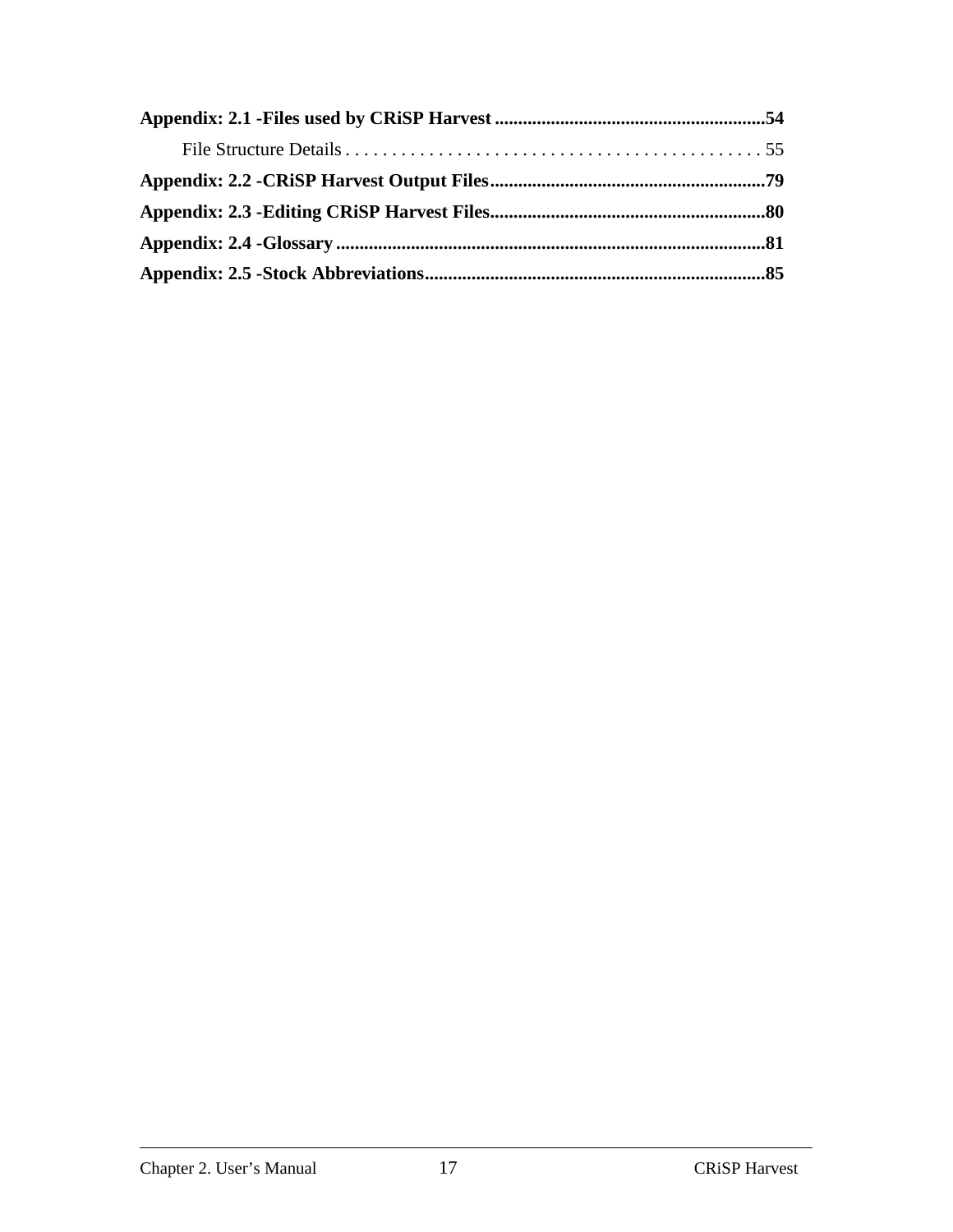**Appendix: 2.1 -Files used by CRiSP Harvest .........................................................54**

File Structure Details . . . . . . . . . . . . . . . . . . . . . . . . . . . . . . . . . . . . . . . . . . . . . 55

**Appendix: 2.2 -CRiSP Harvest Output Files..........................................................79**

**Appendix: 2.3 -Editing CRiSP Harvest Files..........................................................80**

**Appendix: 2.4 -Glossary ..........................................................................................81**

**Appendix: 2.5 -Stock Abbreviations........................................................................85**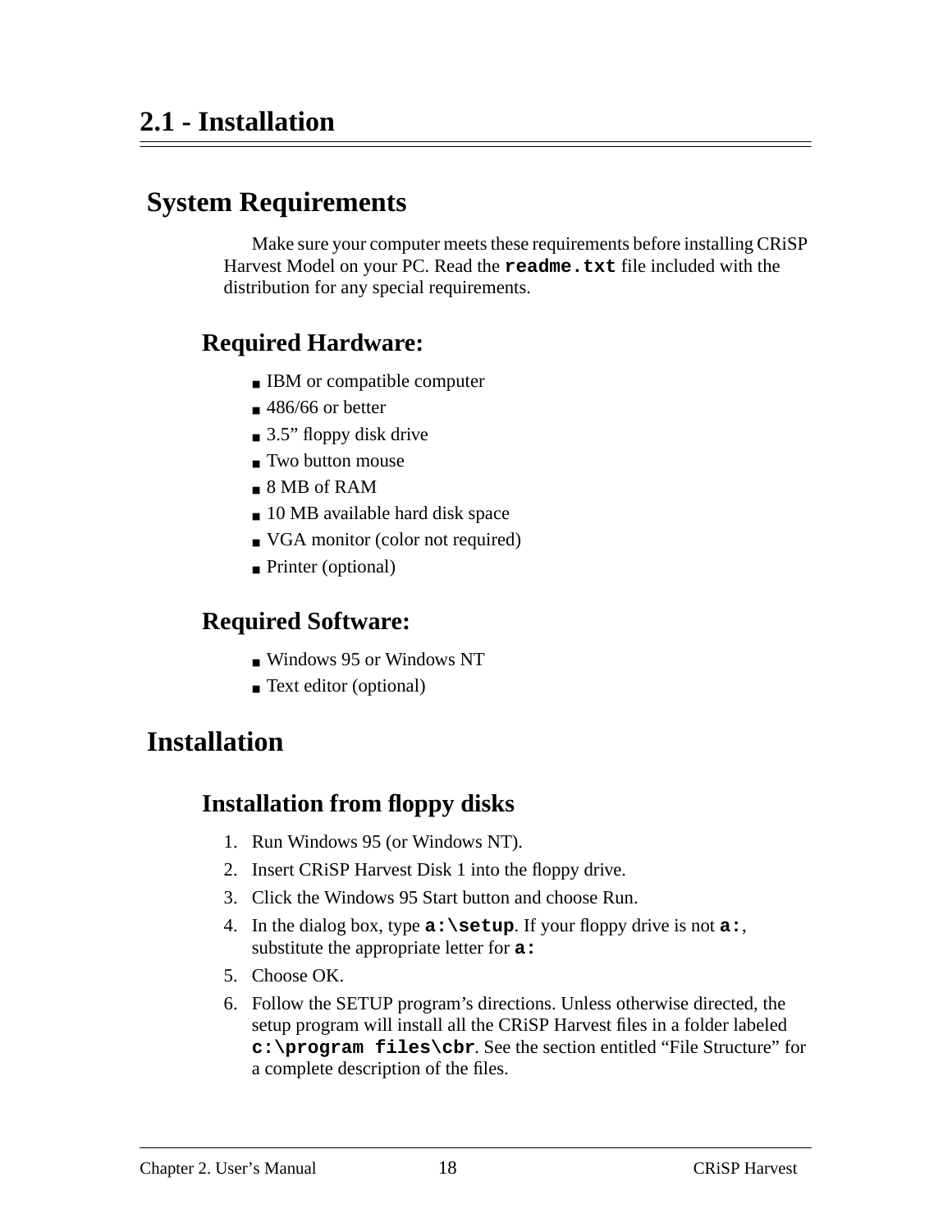# 2.1 - Installation

## System Requirements

Make sure your computer meets these requirements before installing CRiSP Harvest Model on your PC. Read the `readme.txt` file included with the distribution for any special requirements.

### Required Hardware:

- IBM or compatible computer
- 486/66 or better
- 3.5" floppy disk drive
- Two button mouse
- 8 MB of RAM
- 10 MB available hard disk space
- VGA monitor (color not required)
- Printer (optional)

### Required Software:

- Windows 95 or Windows NT
- Text editor (optional)

## Installation

### Installation from floppy disks

1. Run Windows 95 (or Windows NT).
2. Insert CRiSP Harvest Disk 1 into the floppy drive.
3. Click the Windows 95 Start button and choose Run.
4. In the dialog box, type **`a:\setup`**. If your floppy drive is not **`a:`**, substitute the appropriate letter for **`a:`**
5. Choose OK.
6. Follow the SETUP program's directions. Unless otherwise directed, the setup program will install all the CRiSP Harvest files in a folder labeled **`c:\program files\cbr`**. See the section entitled "File Structure" for a complete description of the files.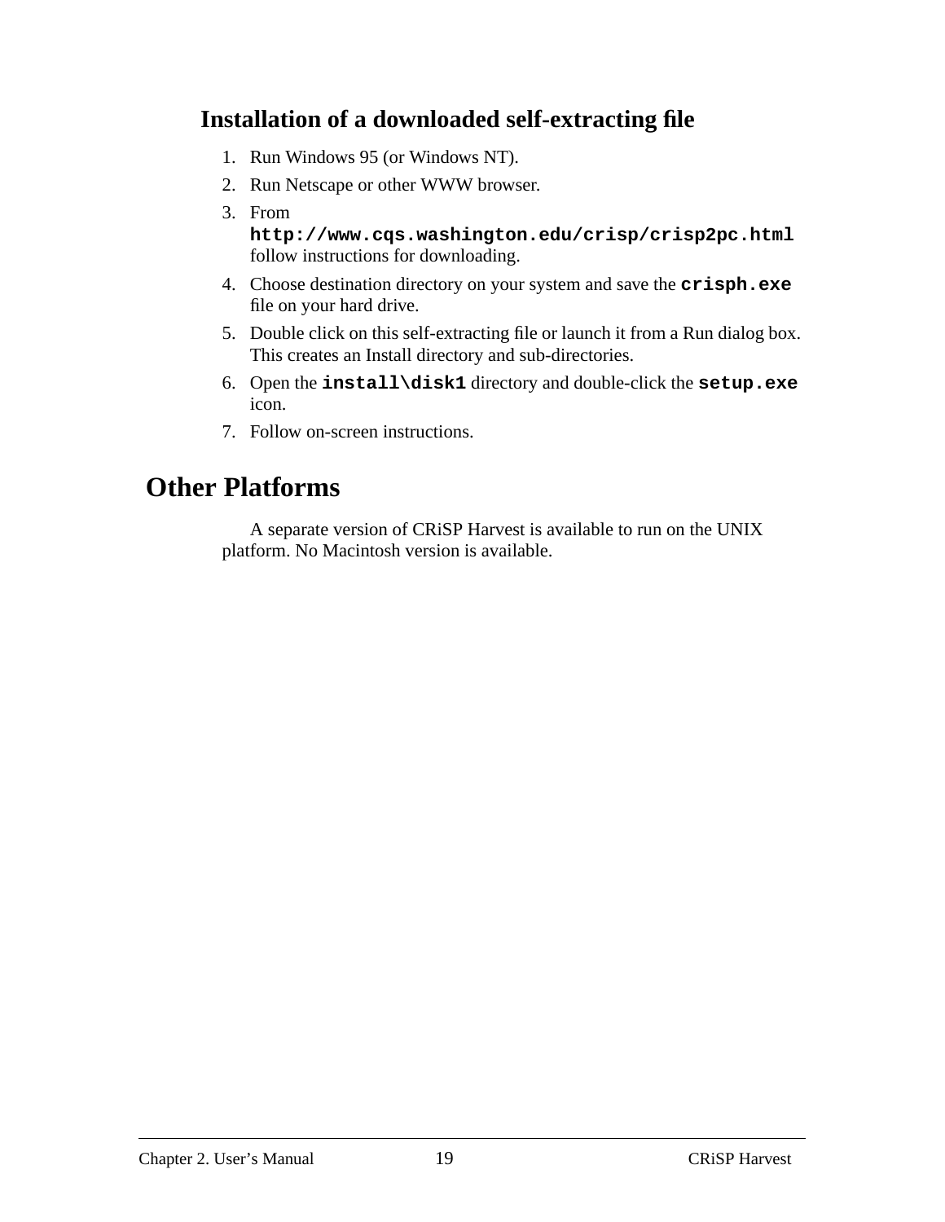### Installation of a downloaded self-extracting file

1. Run Windows 95 (or Windows NT).
2. Run Netscape or other WWW browser.
3. From **`http://www.cqs.washington.edu/crisp/crisp2pc.html`** follow instructions for downloading.
4. Choose destination directory on your system and save the **`crisph.exe`** file on your hard drive.
5. Double click on this self-extracting file or launch it from a Run dialog box. This creates an Install directory and sub-directories.
6. Open the **`install\disk1`** directory and double-click the **`setup.exe`** icon.
7. Follow on-screen instructions.

## Other Platforms

A separate version of CRiSP Harvest is available to run on the UNIX platform. No Macintosh version is available.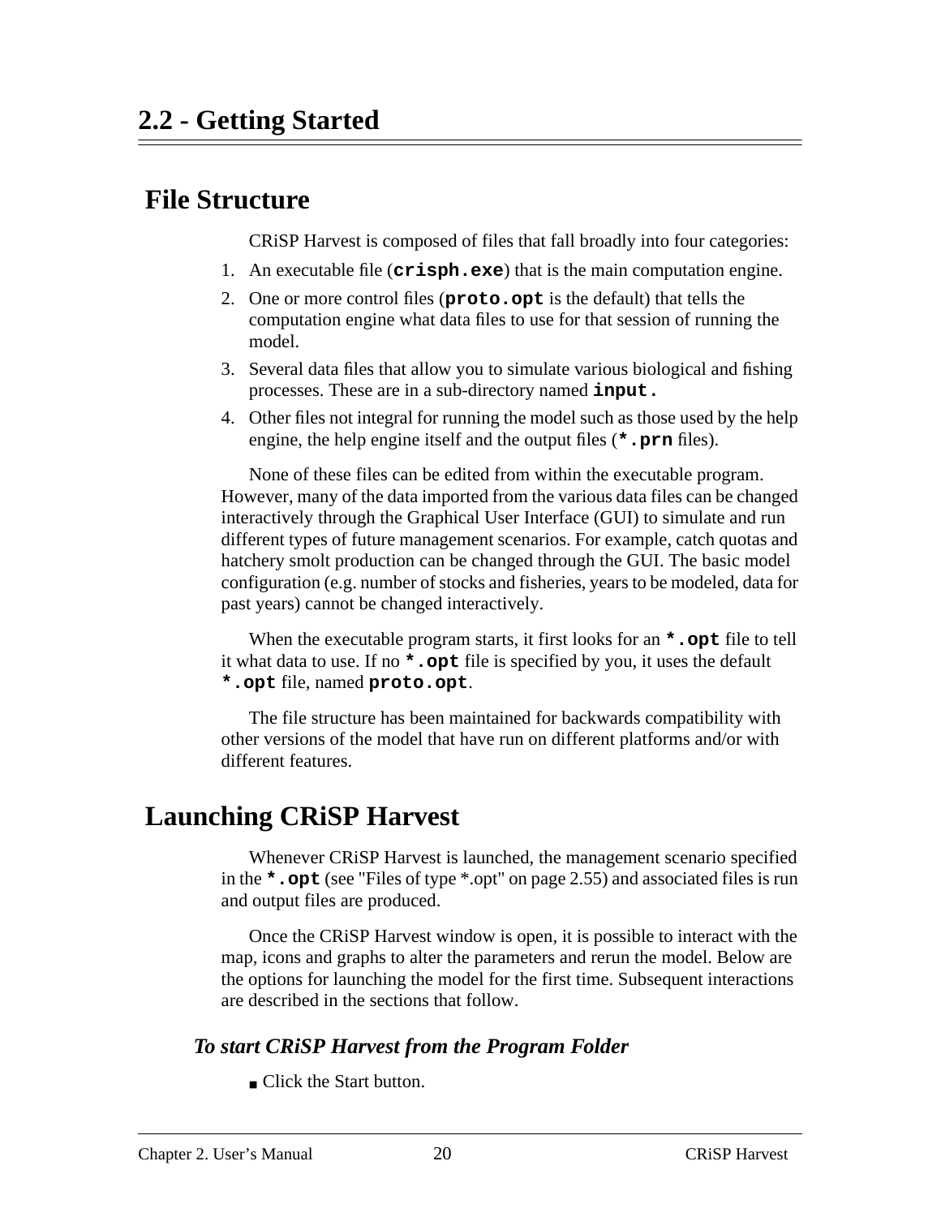# 2.2 - Getting Started

## File Structure

CRiSP Harvest is composed of files that fall broadly into four categories:

1. An executable file (**`crisph.exe`**) that is the main computation engine.
2. One or more control files (**`proto.opt`** is the default) that tells the computation engine what data files to use for that session of running the model.
3. Several data files that allow you to simulate various biological and fishing processes. These are in a sub-directory named **`input.`**
4. Other files not integral for running the model such as those used by the help engine, the help engine itself and the output files (**`*.prn`** files).

None of these files can be edited from within the executable program. However, many of the data imported from the various data files can be changed interactively through the Graphical User Interface (GUI) to simulate and run different types of future management scenarios. For example, catch quotas and hatchery smolt production can be changed through the GUI. The basic model configuration (e.g. number of stocks and fisheries, years to be modeled, data for past years) cannot be changed interactively.

When the executable program starts, it first looks for an **`*.opt`** file to tell it what data to use. If no **`*.opt`** file is specified by you, it uses the default **`*.opt`** file, named **`proto.opt`**.

The file structure has been maintained for backwards compatibility with other versions of the model that have run on different platforms and/or with different features.

## Launching CRiSP Harvest

Whenever CRiSP Harvest is launched, the management scenario specified in the **`*.opt`** (see "Files of type *.opt" on page 2.55) and associated files is run and output files are produced.

Once the CRiSP Harvest window is open, it is possible to interact with the map, icons and graphs to alter the parameters and rerun the model. Below are the options for launching the model for the first time. Subsequent interactions are described in the sections that follow.

### *To start CRiSP Harvest from the Program Folder*

- Click the Start button.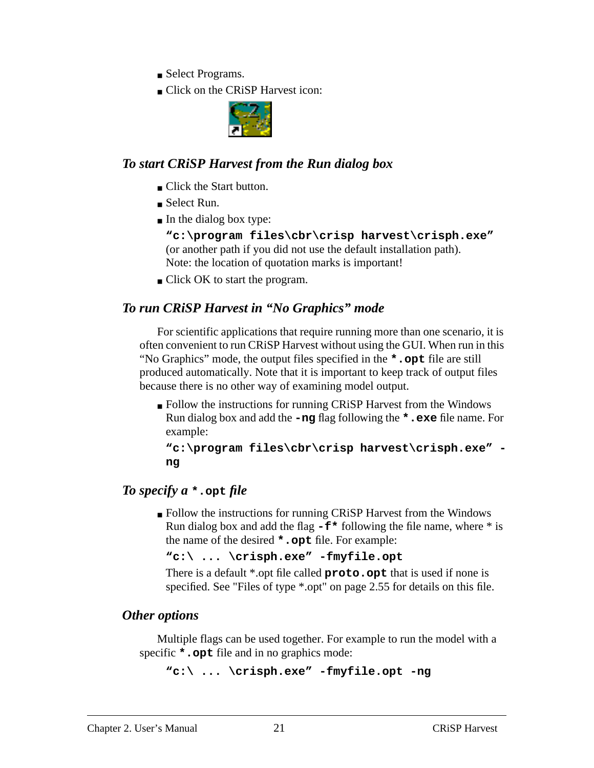- Select Programs.
- Click on the CRiSP Harvest icon:

### *To start CRiSP Harvest from the Run dialog box*

- Click the Start button.
- Select Run.
- In the dialog box type:

  **"c:\program files\cbr\crisp harvest\crisph.exe"**

  (or another path if you did not use the default installation path).
  Note: the location of quotation marks is important!
- Click OK to start the program.

### *To run CRiSP Harvest in "No Graphics" mode*

For scientific applications that require running more than one scenario, it is often convenient to run CRiSP Harvest without using the GUI. When run in this "No Graphics" mode, the output files specified in the **`*.opt`** file are still produced automatically. Note that it is important to keep track of output files because there is no other way of examining model output.

- Follow the instructions for running CRiSP Harvest from the Windows Run dialog box and add the **`-ng`** flag following the **`*.exe`** file name. For example:

  **"c:\program files\cbr\crisp harvest\crisph.exe" -ng**

### *To specify a `*.opt` file*

- Follow the instructions for running CRiSP Harvest from the Windows Run dialog box and add the flag **`-f*`** following the file name, where * is the name of the desired **`*.opt`** file. For example:

  **"c:\ ... \crisph.exe" -fmyfile.opt**

  There is a default *.opt file called **`proto.opt`** that is used if none is specified. See "Files of type *.opt" on page 2.55 for details on this file.

### *Other options*

Multiple flags can be used together. For example to run the model with a specific **`*.opt`** file and in no graphics mode:

**"c:\ ... \crisph.exe" -fmyfile.opt -ng**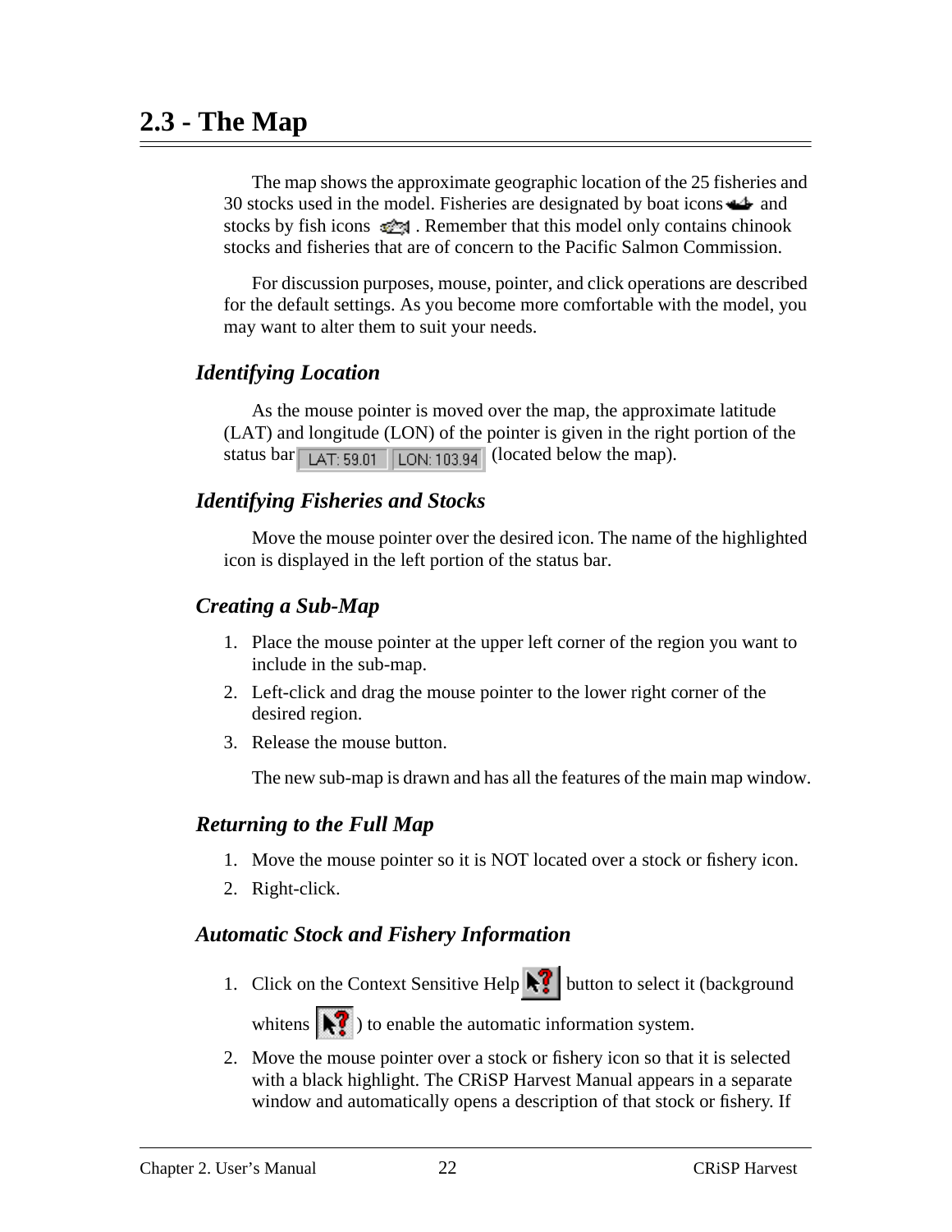## 2.3 - The Map

The map shows the approximate geographic location of the 25 fisheries and 30 stocks used in the model. Fisheries are designated by boat icons and stocks by fish icons . Remember that this model only contains chinook stocks and fisheries that are of concern to the Pacific Salmon Commission.

For discussion purposes, mouse, pointer, and click operations are described for the default settings. As you become more comfortable with the model, you may want to alter them to suit your needs.

### *Identifying Location*

As the mouse pointer is moved over the map, the approximate latitude (LAT) and longitude (LON) of the pointer is given in the right portion of the status bar LAT: 59.01 LON: 103.94 (located below the map).

### *Identifying Fisheries and Stocks*

Move the mouse pointer over the desired icon. The name of the highlighted icon is displayed in the left portion of the status bar.

### *Creating a Sub-Map*

1. Place the mouse pointer at the upper left corner of the region you want to include in the sub-map.
2. Left-click and drag the mouse pointer to the lower right corner of the desired region.
3. Release the mouse button.

The new sub-map is drawn and has all the features of the main map window.

### *Returning to the Full Map*

1. Move the mouse pointer so it is NOT located over a stock or fishery icon.
2. Right-click.

### *Automatic Stock and Fishery Information*

1. Click on the Context Sensitive Help button to select it (background whitens ) to enable the automatic information system.
2. Move the mouse pointer over a stock or fishery icon so that it is selected with a black highlight. The CRiSP Harvest Manual appears in a separate window and automatically opens a description of that stock or fishery. If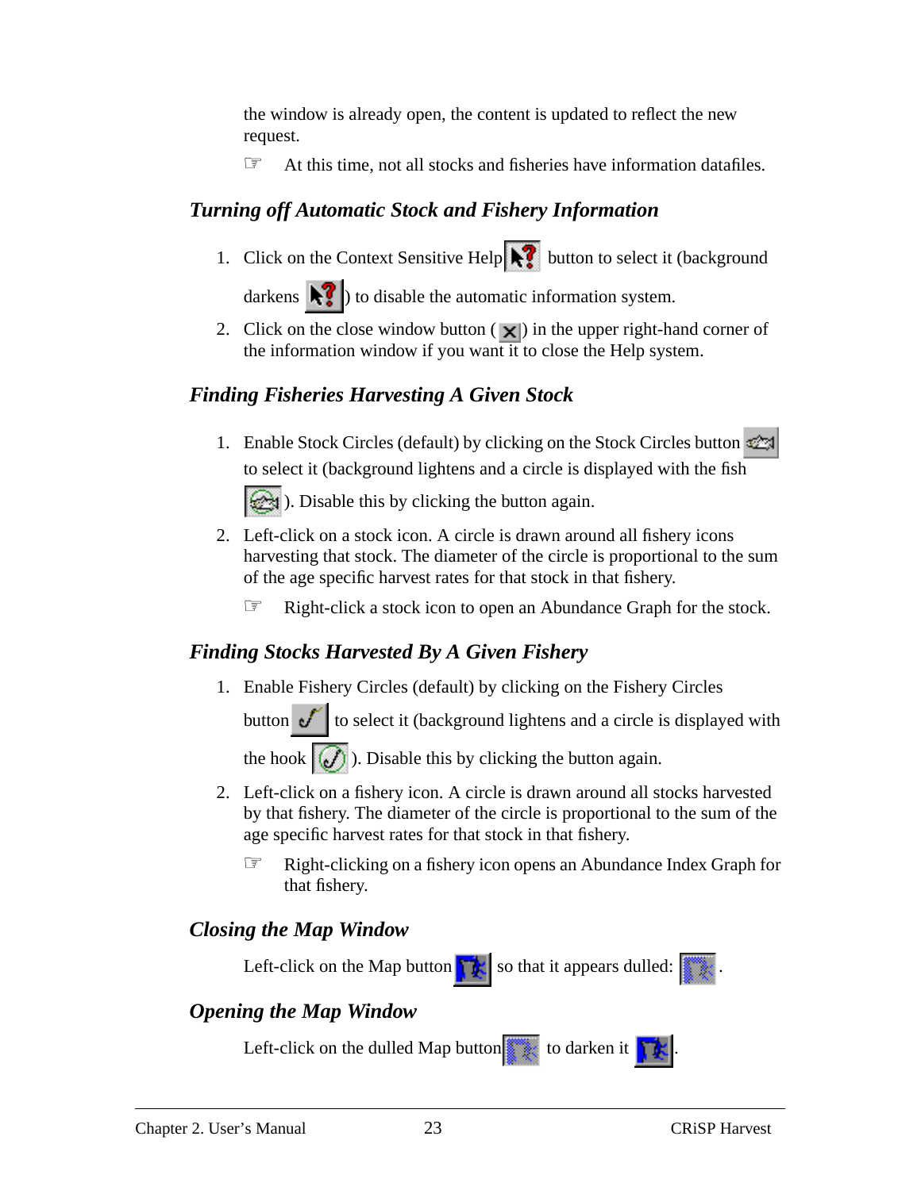the window is already open, the content is updated to reflect the new request.

☞ At this time, not all stocks and fisheries have information datafiles.

### *Turning off Automatic Stock and Fishery Information*

1. Click on the Context Sensitive Help button to select it (background darkens ) to disable the automatic information system.
2. Click on the close window button ( ) in the upper right-hand corner of the information window if you want it to close the Help system.

### *Finding Fisheries Harvesting A Given Stock*

1. Enable Stock Circles (default) by clicking on the Stock Circles button to select it (background lightens and a circle is displayed with the fish ). Disable this by clicking the button again.
2. Left-click on a stock icon. A circle is drawn around all fishery icons harvesting that stock. The diameter of the circle is proportional to the sum of the age specific harvest rates for that stock in that fishery.

   ☞ Right-click a stock icon to open an Abundance Graph for the stock.

### *Finding Stocks Harvested By A Given Fishery*

1. Enable Fishery Circles (default) by clicking on the Fishery Circles button to select it (background lightens and a circle is displayed with the hook ). Disable this by clicking the button again.
2. Left-click on a fishery icon. A circle is drawn around all stocks harvested by that fishery. The diameter of the circle is proportional to the sum of the age specific harvest rates for that stock in that fishery.

   ☞ Right-clicking on a fishery icon opens an Abundance Index Graph for that fishery.

### *Closing the Map Window*

Left-click on the Map button so that it appears dulled: .

### *Opening the Map Window*

Left-click on the dulled Map button to darken it .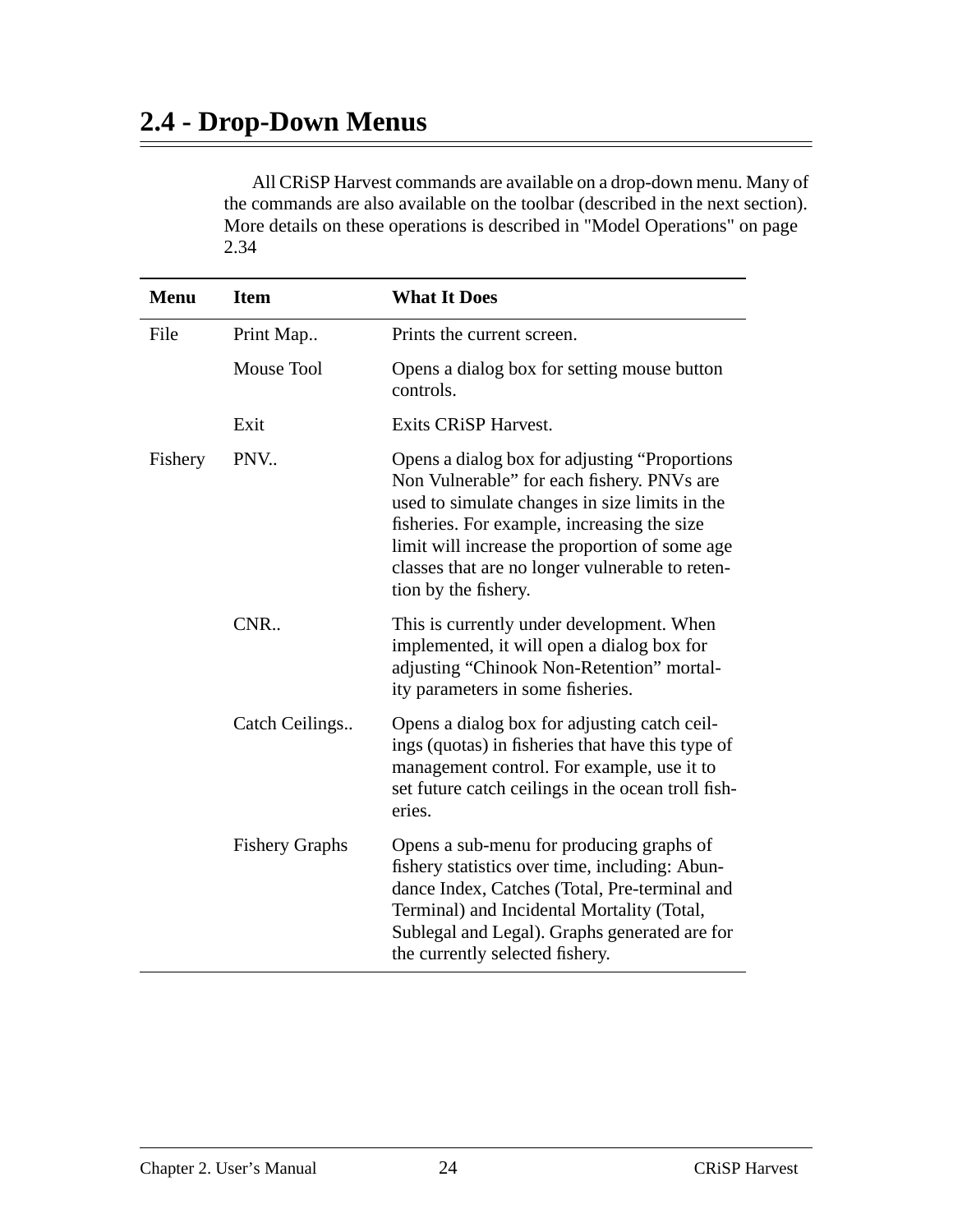## 2.4 - Drop-Down Menus

All CRiSP Harvest commands are available on a drop-down menu. Many of the commands are also available on the toolbar (described in the next section). More details on these operations is described in "Model Operations" on page 2.34

| Menu | Item | What It Does |
|---|---|---|
| File | Print Map.. | Prints the current screen. |
| | Mouse Tool | Opens a dialog box for setting mouse button controls. |
| | Exit | Exits CRiSP Harvest. |
| Fishery | PNV.. | Opens a dialog box for adjusting “Proportions Non Vulnerable” for each fishery. PNVs are used to simulate changes in size limits in the fisheries. For example, increasing the size limit will increase the proportion of some age classes that are no longer vulnerable to retention by the fishery. |
| | CNR.. | This is currently under development. When implemented, it will open a dialog box for adjusting “Chinook Non-Retention” mortality parameters in some fisheries. |
| | Catch Ceilings.. | Opens a dialog box for adjusting catch ceilings (quotas) in fisheries that have this type of management control. For example, use it to set future catch ceilings in the ocean troll fisheries. |
| | Fishery Graphs | Opens a sub-menu for producing graphs of fishery statistics over time, including: Abundance Index, Catches (Total, Pre-terminal and Terminal) and Incidental Mortality (Total, Sublegal and Legal). Graphs generated are for the currently selected fishery. |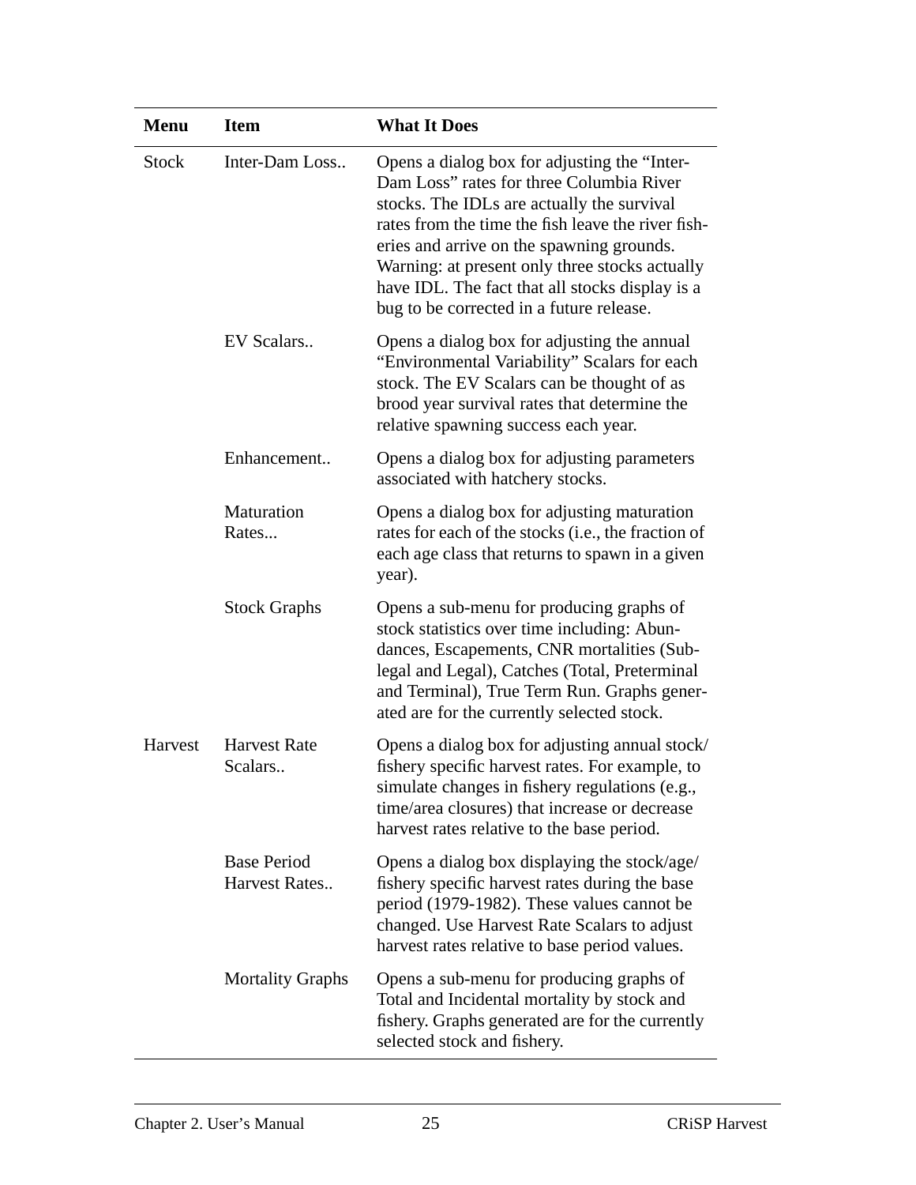| Menu | Item | What It Does |
|---|---|---|
| Stock | Inter-Dam Loss.. | Opens a dialog box for adjusting the "Inter-Dam Loss" rates for three Columbia River stocks. The IDLs are actually the survival rates from the time the fish leave the river fisheries and arrive on the spawning grounds. Warning: at present only three stocks actually have IDL. The fact that all stocks display is a bug to be corrected in a future release. |
| | EV Scalars.. | Opens a dialog box for adjusting the annual "Environmental Variability" Scalars for each stock. The EV Scalars can be thought of as brood year survival rates that determine the relative spawning success each year. |
| | Enhancement.. | Opens a dialog box for adjusting parameters associated with hatchery stocks. |
| | Maturation Rates... | Opens a dialog box for adjusting maturation rates for each of the stocks (i.e., the fraction of each age class that returns to spawn in a given year). |
| | Stock Graphs | Opens a sub-menu for producing graphs of stock statistics over time including: Abundances, Escapements, CNR mortalities (Sublegal and Legal), Catches (Total, Preterminal and Terminal), True Term Run. Graphs generated are for the currently selected stock. |
| Harvest | Harvest Rate Scalars.. | Opens a dialog box for adjusting annual stock/fishery specific harvest rates. For example, to simulate changes in fishery regulations (e.g., time/area closures) that increase or decrease harvest rates relative to the base period. |
| | Base Period Harvest Rates.. | Opens a dialog box displaying the stock/age/fishery specific harvest rates during the base period (1979-1982). These values cannot be changed. Use Harvest Rate Scalars to adjust harvest rates relative to base period values. |
| | Mortality Graphs | Opens a sub-menu for producing graphs of Total and Incidental mortality by stock and fishery. Graphs generated are for the currently selected stock and fishery. |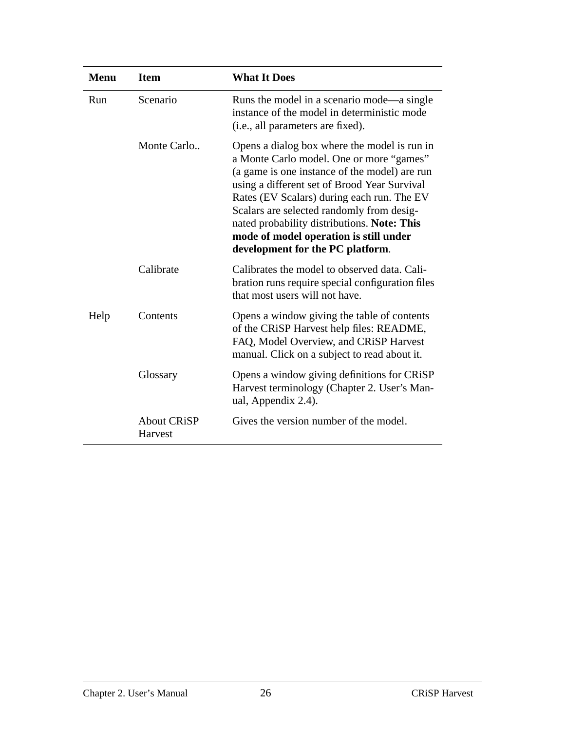| Menu | Item | What It Does |
|---|---|---|
| Run | Scenario | Runs the model in a scenario mode—a single instance of the model in deterministic mode (i.e., all parameters are fixed). |
| | Monte Carlo.. | Opens a dialog box where the model is run in a Monte Carlo model. One or more “games” (a game is one instance of the model) are run using a different set of Brood Year Survival Rates (EV Scalars) during each run. The EV Scalars are selected randomly from designated probability distributions. **Note: This mode of model operation is still under development for the PC platform**. |
| | Calibrate | Calibrates the model to observed data. Calibration runs require special configuration files that most users will not have. |
| Help | Contents | Opens a window giving the table of contents of the CRiSP Harvest help files: README, FAQ, Model Overview, and CRiSP Harvest manual. Click on a subject to read about it. |
| | Glossary | Opens a window giving definitions for CRiSP Harvest terminology (Chapter 2. User’s Manual, Appendix 2.4). |
| | About CRiSP Harvest | Gives the version number of the model. |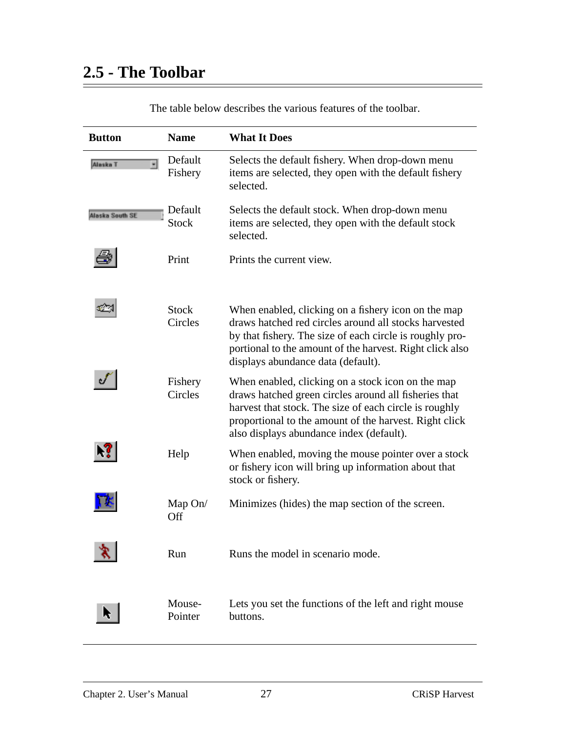## 2.5 - The Toolbar

The table below describes the various features of the toolbar.

| Button | Name | What It Does |
|---|---|---|
| Alaska T | Default Fishery | Selects the default fishery. When drop-down menu items are selected, they open with the default fishery selected. |
| Alaska South SE | Default Stock | Selects the default stock. When drop-down menu items are selected, they open with the default stock selected. |
| | Print | Prints the current view. |
| | Stock Circles | When enabled, clicking on a fishery icon on the map draws hatched red circles around all stocks harvested by that fishery. The size of each circle is roughly proportional to the amount of the harvest. Right click also displays abundance data (default). |
| | Fishery Circles | When enabled, clicking on a stock icon on the map draws hatched green circles around all fisheries that harvest that stock. The size of each circle is roughly proportional to the amount of the harvest. Right click also displays abundance index (default). |
| | Help | When enabled, moving the mouse pointer over a stock or fishery icon will bring up information about that stock or fishery. |
| | Map On/Off | Minimizes (hides) the map section of the screen. |
| | Run | Runs the model in scenario mode. |
| | Mouse-Pointer | Lets you set the functions of the left and right mouse buttons. |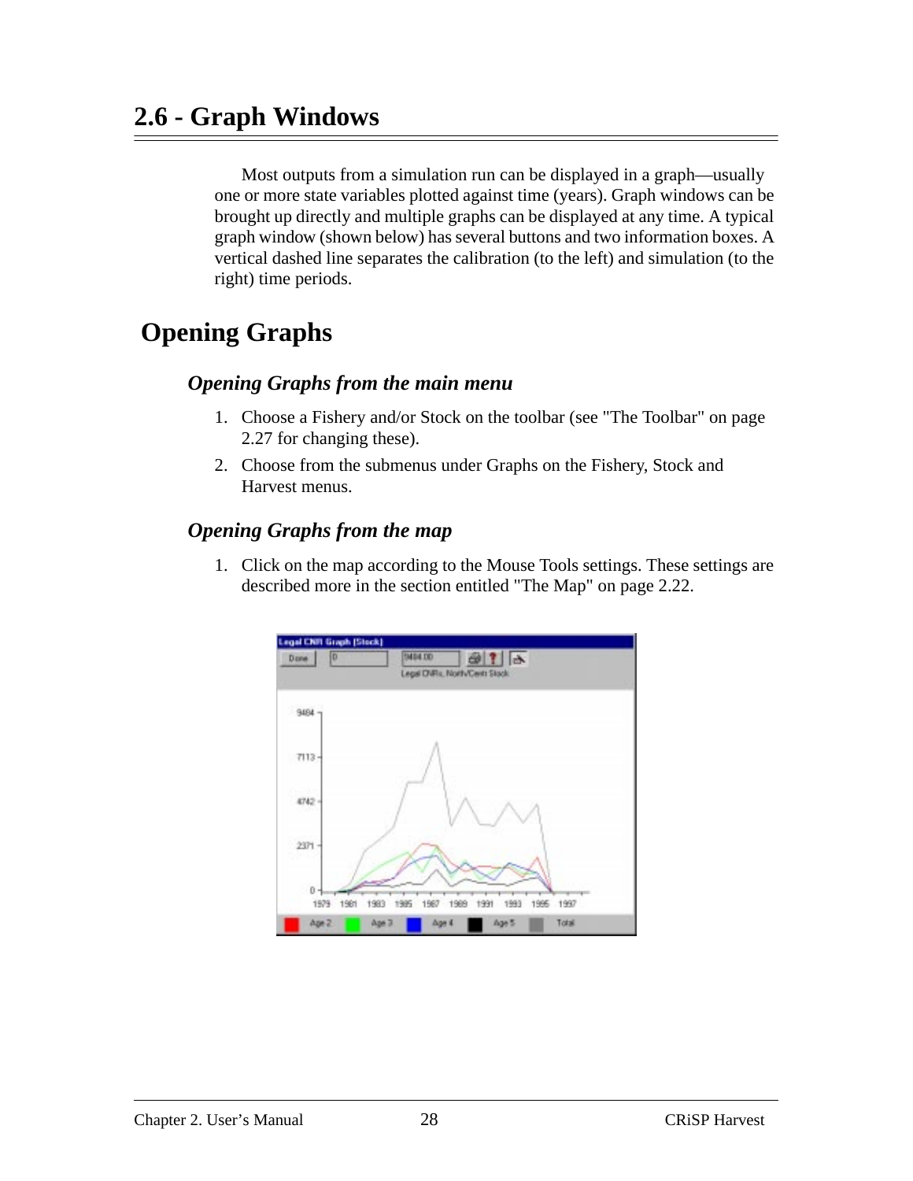## 2.6 - Graph Windows

Most outputs from a simulation run can be displayed in a graph—usually one or more state variables plotted against time (years). Graph windows can be brought up directly and multiple graphs can be displayed at any time. A typical graph window (shown below) has several buttons and two information boxes. A vertical dashed line separates the calibration (to the left) and simulation (to the right) time periods.

## Opening Graphs

### *Opening Graphs from the main menu*

1. Choose a Fishery and/or Stock on the toolbar (see "The Toolbar" on page 2.27 for changing these).
2. Choose from the submenus under Graphs on the Fishery, Stock and Harvest menus.

### *Opening Graphs from the map*

1. Click on the map according to the Mouse Tools settings. These settings are described more in the section entitled "The Map" on page 2.22.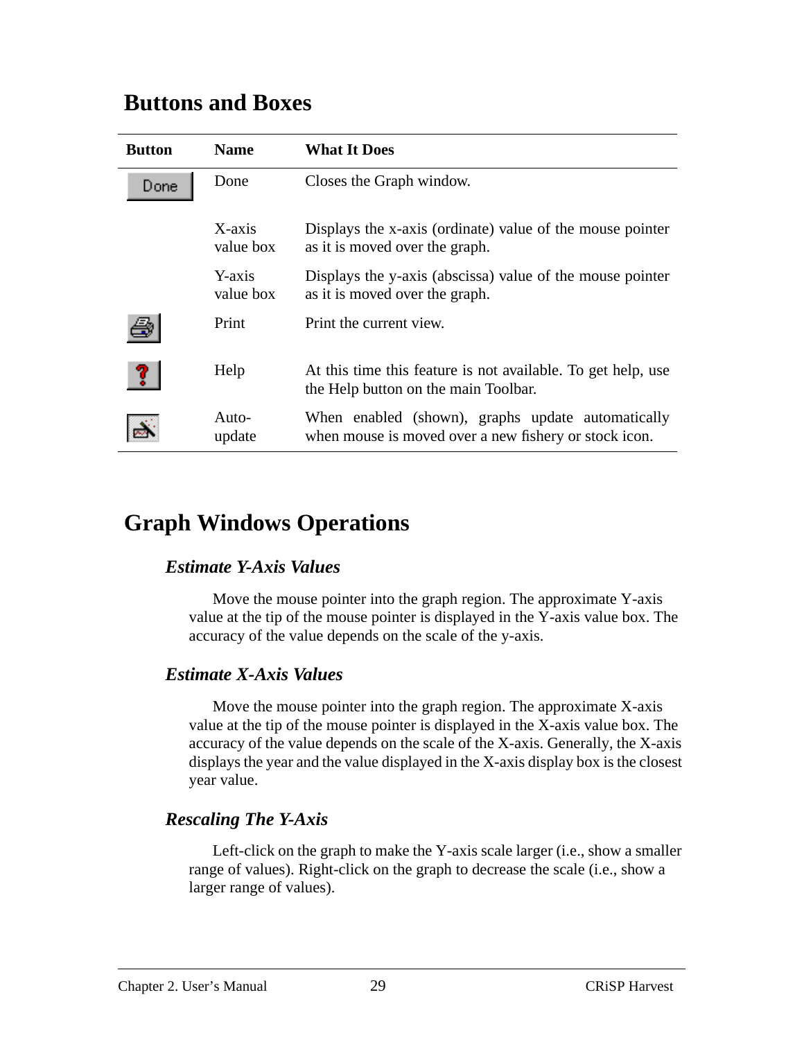## Buttons and Boxes

| Button | Name | What It Does |
|---|---|---|
| Done | Done | Closes the Graph window. |
| | X-axis value box | Displays the x-axis (ordinate) value of the mouse pointer as it is moved over the graph. |
| | Y-axis value box | Displays the y-axis (abscissa) value of the mouse pointer as it is moved over the graph. |
| | Print | Print the current view. |
| | Help | At this time this feature is not available. To get help, use the Help button on the main Toolbar. |
| | Auto-update | When enabled (shown), graphs update automatically when mouse is moved over a new fishery or stock icon. |

## Graph Windows Operations

### *Estimate Y-Axis Values*

Move the mouse pointer into the graph region. The approximate Y-axis value at the tip of the mouse pointer is displayed in the Y-axis value box. The accuracy of the value depends on the scale of the y-axis.

### *Estimate X-Axis Values*

Move the mouse pointer into the graph region. The approximate X-axis value at the tip of the mouse pointer is displayed in the X-axis value box. The accuracy of the value depends on the scale of the X-axis. Generally, the X-axis displays the year and the value displayed in the X-axis display box is the closest year value.

### *Rescaling The Y-Axis*

Left-click on the graph to make the Y-axis scale larger (i.e., show a smaller range of values). Right-click on the graph to decrease the scale (i.e., show a larger range of values).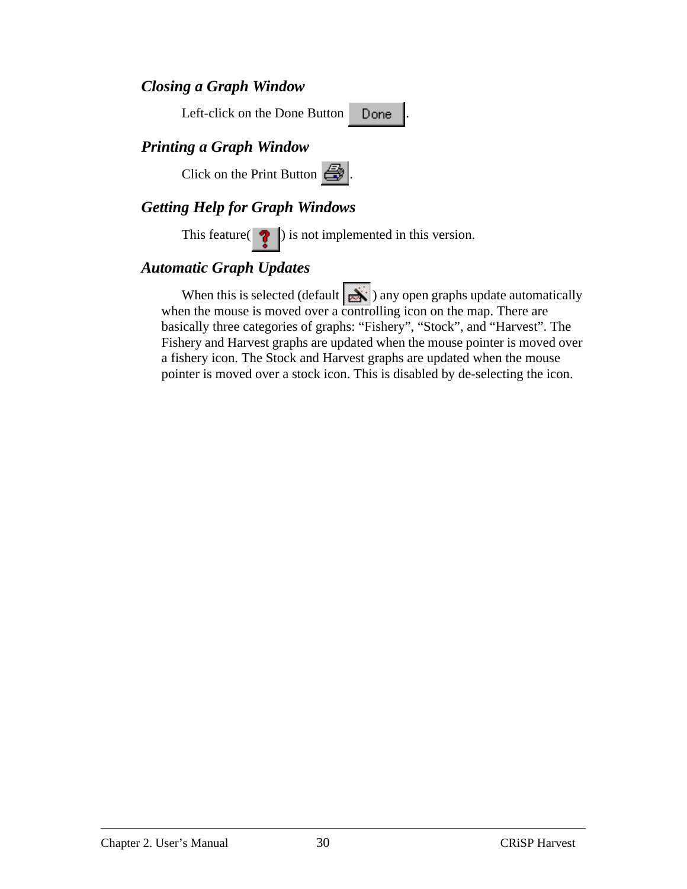### *Closing a Graph Window*

Left-click on the Done Button .

### *Printing a Graph Window*

Click on the Print Button .

### *Getting Help for Graph Windows*

This feature( ) is not implemented in this version.

### *Automatic Graph Updates*

When this is selected (default ) any open graphs update automatically when the mouse is moved over a controlling icon on the map. There are basically three categories of graphs: “Fishery”, “Stock”, and “Harvest”. The Fishery and Harvest graphs are updated when the mouse pointer is moved over a fishery icon. The Stock and Harvest graphs are updated when the mouse pointer is moved over a stock icon. This is disabled by de-selecting the icon.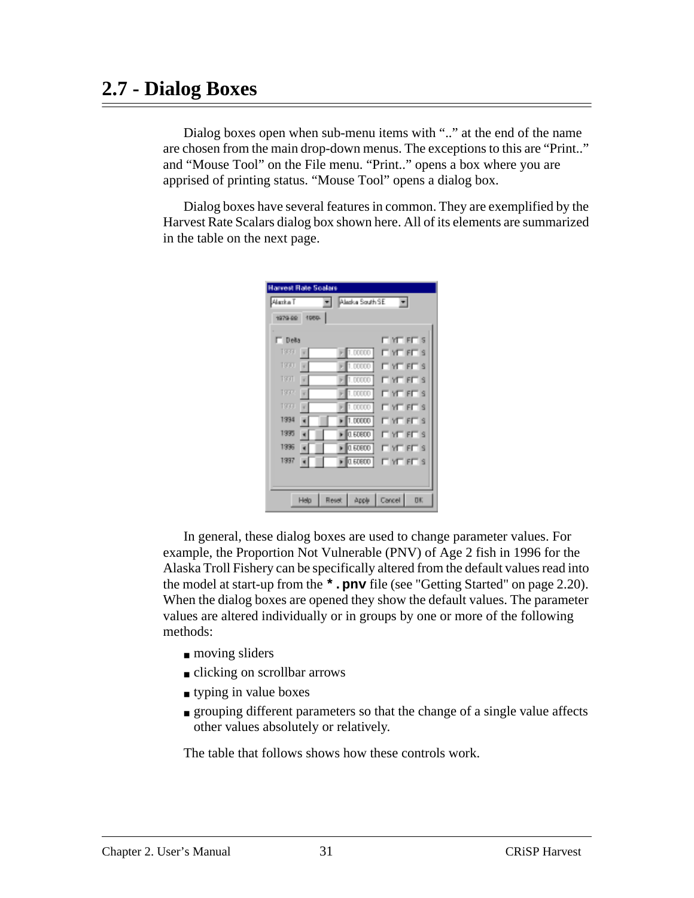## 2.7 - Dialog Boxes

Dialog boxes open when sub-menu items with ".." at the end of the name are chosen from the main drop-down menus. The exceptions to this are "Print.." and "Mouse Tool" on the File menu. "Print.." opens a box where you are apprised of printing status. "Mouse Tool" opens a dialog box.

Dialog boxes have several features in common. They are exemplified by the Harvest Rate Scalars dialog box shown here. All of its elements are summarized in the table on the next page.

In general, these dialog boxes are used to change parameter values. For example, the Proportion Not Vulnerable (PNV) of Age 2 fish in 1996 for the Alaska Troll Fishery can be specifically altered from the default values read into the model at start-up from the **\*.pnv** file (see "Getting Started" on page 2.20). When the dialog boxes are opened they show the default values. The parameter values are altered individually or in groups by one or more of the following methods:

- moving sliders
- clicking on scrollbar arrows
- typing in value boxes
- grouping different parameters so that the change of a single value affects other values absolutely or relatively.

The table that follows shows how these controls work.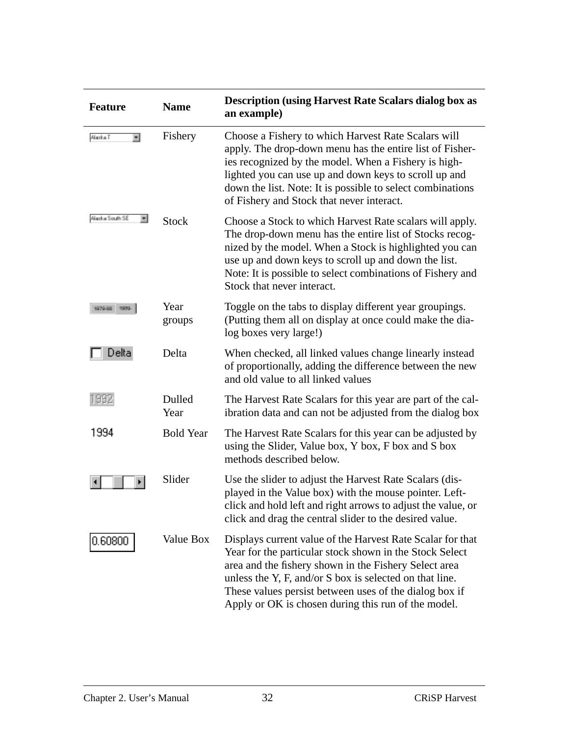| Feature | Name | Description (using Harvest Rate Scalars dialog box as an example) |
|---|---|---|
| Alaska T | Fishery | Choose a Fishery to which Harvest Rate Scalars will apply. The drop-down menu has the entire list of Fisheries recognized by the model. When a Fishery is highlighted you can use up and down keys to scroll up and down the list. Note: It is possible to select combinations of Fishery and Stock that never interact. |
| Alaska South SE | Stock | Choose a Stock to which Harvest Rate scalars will apply. The drop-down menu has the entire list of Stocks recognized by the model. When a Stock is highlighted you can use up and down keys to scroll up and down the list. Note: It is possible to select combinations of Fishery and Stock that never interact. |
| 1979-88 1989- | Year groups | Toggle on the tabs to display different year groupings. (Putting them all on display at once could make the dialog boxes very large!) |
| Delta | Delta | When checked, all linked values change linearly instead of proportionally, adding the difference between the new and old value to all linked values |
| 1992 | Dulled Year | The Harvest Rate Scalars for this year are part of the calibration data and can not be adjusted from the dialog box |
| 1994 | Bold Year | The Harvest Rate Scalars for this year can be adjusted by using the Slider, Value box, Y box, F box and S box methods described below. |
| | Slider | Use the slider to adjust the Harvest Rate Scalars (displayed in the Value box) with the mouse pointer. Left-click and hold left and right arrows to adjust the value, or click and drag the central slider to the desired value. |
| 0.60800 | Value Box | Displays current value of the Harvest Rate Scalar for that Year for the particular stock shown in the Stock Select area and the fishery shown in the Fishery Select area unless the Y, F, and/or S box is selected on that line. These values persist between uses of the dialog box if Apply or OK is chosen during this run of the model. |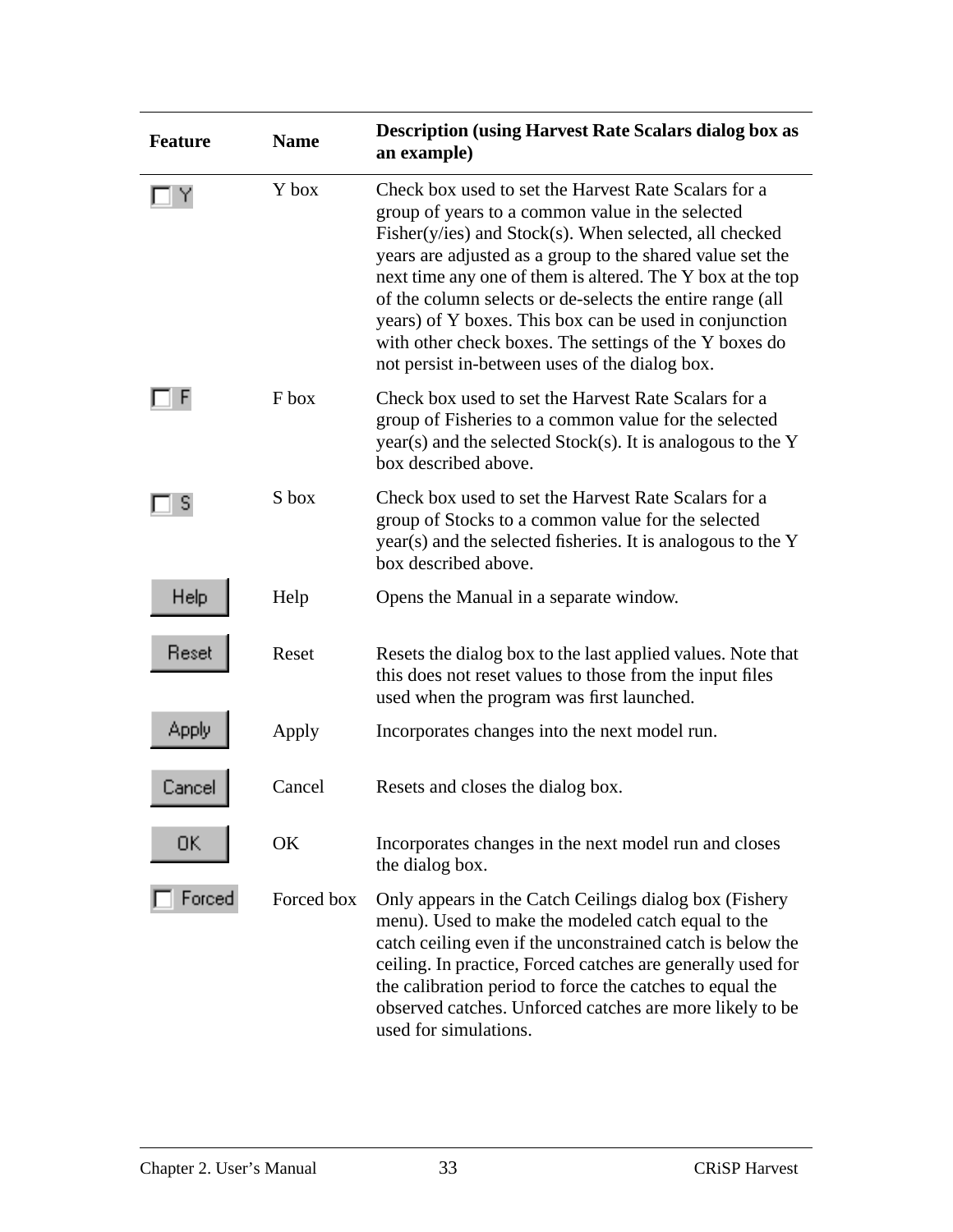| Feature | Name | Description (using Harvest Rate Scalars dialog box as an example) |
|---|---|---|
| ☐ Y | Y box | Check box used to set the Harvest Rate Scalars for a group of years to a common value in the selected Fisher(y/ies) and Stock(s). When selected, all checked years are adjusted as a group to the shared value set the next time any one of them is altered. The Y box at the top of the column selects or de-selects the entire range (all years) of Y boxes. This box can be used in conjunction with other check boxes. The settings of the Y boxes do not persist in-between uses of the dialog box. |
| ☐ F | F box | Check box used to set the Harvest Rate Scalars for a group of Fisheries to a common value for the selected year(s) and the selected Stock(s). It is analogous to the Y box described above. |
| ☐ S | S box | Check box used to set the Harvest Rate Scalars for a group of Stocks to a common value for the selected year(s) and the selected fisheries. It is analogous to the Y box described above. |
| Help | Help | Opens the Manual in a separate window. |
| Reset | Reset | Resets the dialog box to the last applied values. Note that this does not reset values to those from the input files used when the program was first launched. |
| Apply | Apply | Incorporates changes into the next model run. |
| Cancel | Cancel | Resets and closes the dialog box. |
| OK | OK | Incorporates changes in the next model run and closes the dialog box. |
| ☐ Forced | Forced box | Only appears in the Catch Ceilings dialog box (Fishery menu). Used to make the modeled catch equal to the catch ceiling even if the unconstrained catch is below the ceiling. In practice, Forced catches are generally used for the calibration period to force the catches to equal the observed catches. Unforced catches are more likely to be used for simulations. |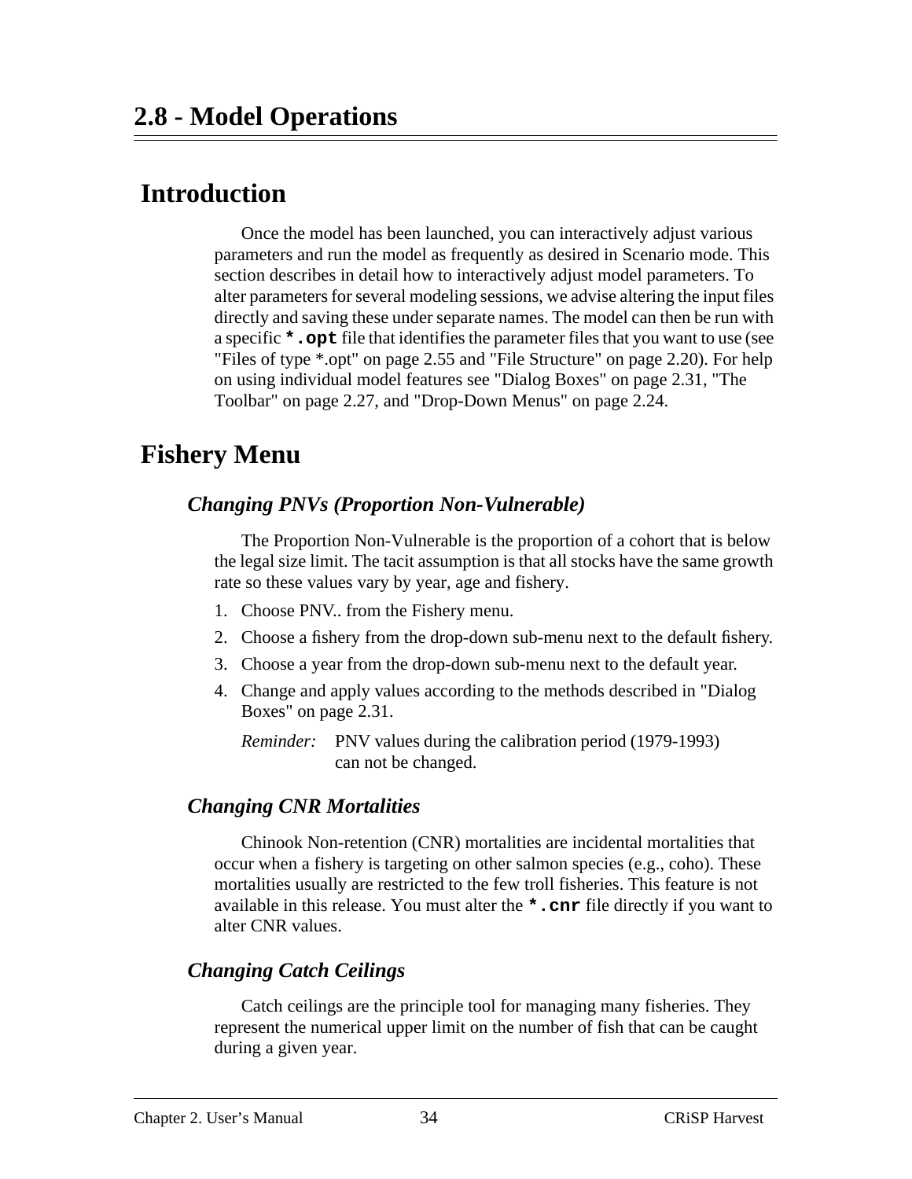# 2.8 - Model Operations

## Introduction

Once the model has been launched, you can interactively adjust various parameters and run the model as frequently as desired in Scenario mode. This section describes in detail how to interactively adjust model parameters. To alter parameters for several modeling sessions, we advise altering the input files directly and saving these under separate names. The model can then be run with a specific **`*.opt`** file that identifies the parameter files that you want to use (see "Files of type *.opt" on page 2.55 and "File Structure" on page 2.20). For help on using individual model features see "Dialog Boxes" on page 2.31, "The Toolbar" on page 2.27, and "Drop-Down Menus" on page 2.24.

## Fishery Menu

### *Changing PNVs (Proportion Non-Vulnerable)*

The Proportion Non-Vulnerable is the proportion of a cohort that is below the legal size limit. The tacit assumption is that all stocks have the same growth rate so these values vary by year, age and fishery.

1. Choose PNV.. from the Fishery menu.
2. Choose a fishery from the drop-down sub-menu next to the default fishery.
3. Choose a year from the drop-down sub-menu next to the default year.
4. Change and apply values according to the methods described in "Dialog Boxes" on page 2.31.

   *Reminder:* PNV values during the calibration period (1979-1993) can not be changed.

### *Changing CNR Mortalities*

Chinook Non-retention (CNR) mortalities are incidental mortalities that occur when a fishery is targeting on other salmon species (e.g., coho). These mortalities usually are restricted to the few troll fisheries. This feature is not available in this release. You must alter the **`*.cnr`** file directly if you want to alter CNR values.

### *Changing Catch Ceilings*

Catch ceilings are the principle tool for managing many fisheries. They represent the numerical upper limit on the number of fish that can be caught during a given year.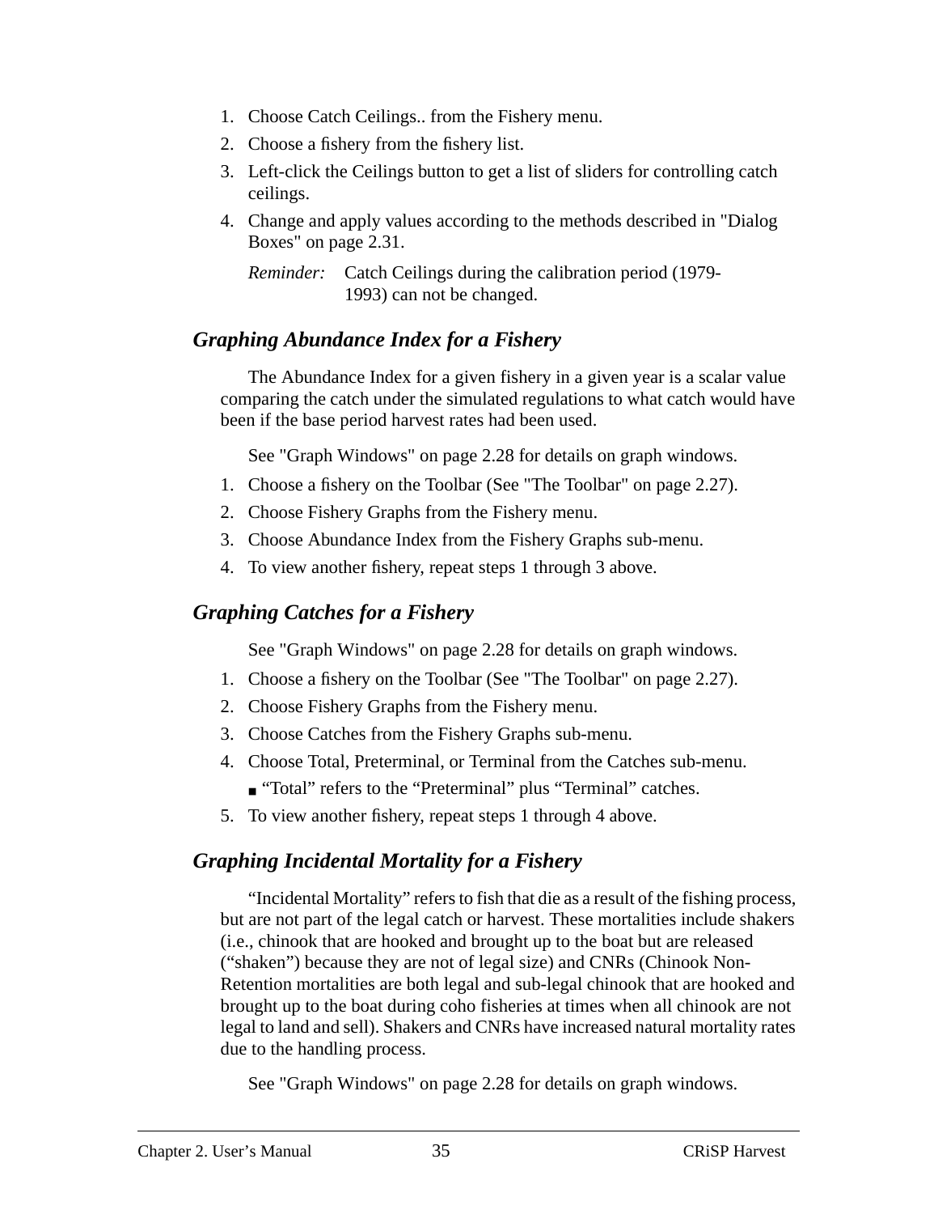1. Choose Catch Ceilings.. from the Fishery menu.
2. Choose a fishery from the fishery list.
3. Left-click the Ceilings button to get a list of sliders for controlling catch ceilings.
4. Change and apply values according to the methods described in "Dialog Boxes" on page 2.31.

   *Reminder:* Catch Ceilings during the calibration period (1979-1993) can not be changed.

### *Graphing Abundance Index for a Fishery*

The Abundance Index for a given fishery in a given year is a scalar value comparing the catch under the simulated regulations to what catch would have been if the base period harvest rates had been used.

See "Graph Windows" on page 2.28 for details on graph windows.

1. Choose a fishery on the Toolbar (See "The Toolbar" on page 2.27).
2. Choose Fishery Graphs from the Fishery menu.
3. Choose Abundance Index from the Fishery Graphs sub-menu.
4. To view another fishery, repeat steps 1 through 3 above.

### *Graphing Catches for a Fishery*

See "Graph Windows" on page 2.28 for details on graph windows.

1. Choose a fishery on the Toolbar (See "The Toolbar" on page 2.27).
2. Choose Fishery Graphs from the Fishery menu.
3. Choose Catches from the Fishery Graphs sub-menu.
4. Choose Total, Preterminal, or Terminal from the Catches sub-menu.
   - “Total” refers to the “Preterminal” plus “Terminal” catches.
5. To view another fishery, repeat steps 1 through 4 above.

### *Graphing Incidental Mortality for a Fishery*

“Incidental Mortality” refers to fish that die as a result of the fishing process, but are not part of the legal catch or harvest. These mortalities include shakers (i.e., chinook that are hooked and brought up to the boat but are released (“shaken”) because they are not of legal size) and CNRs (Chinook Non-Retention mortalities are both legal and sub-legal chinook that are hooked and brought up to the boat during coho fisheries at times when all chinook are not legal to land and sell). Shakers and CNRs have increased natural mortality rates due to the handling process.

See "Graph Windows" on page 2.28 for details on graph windows.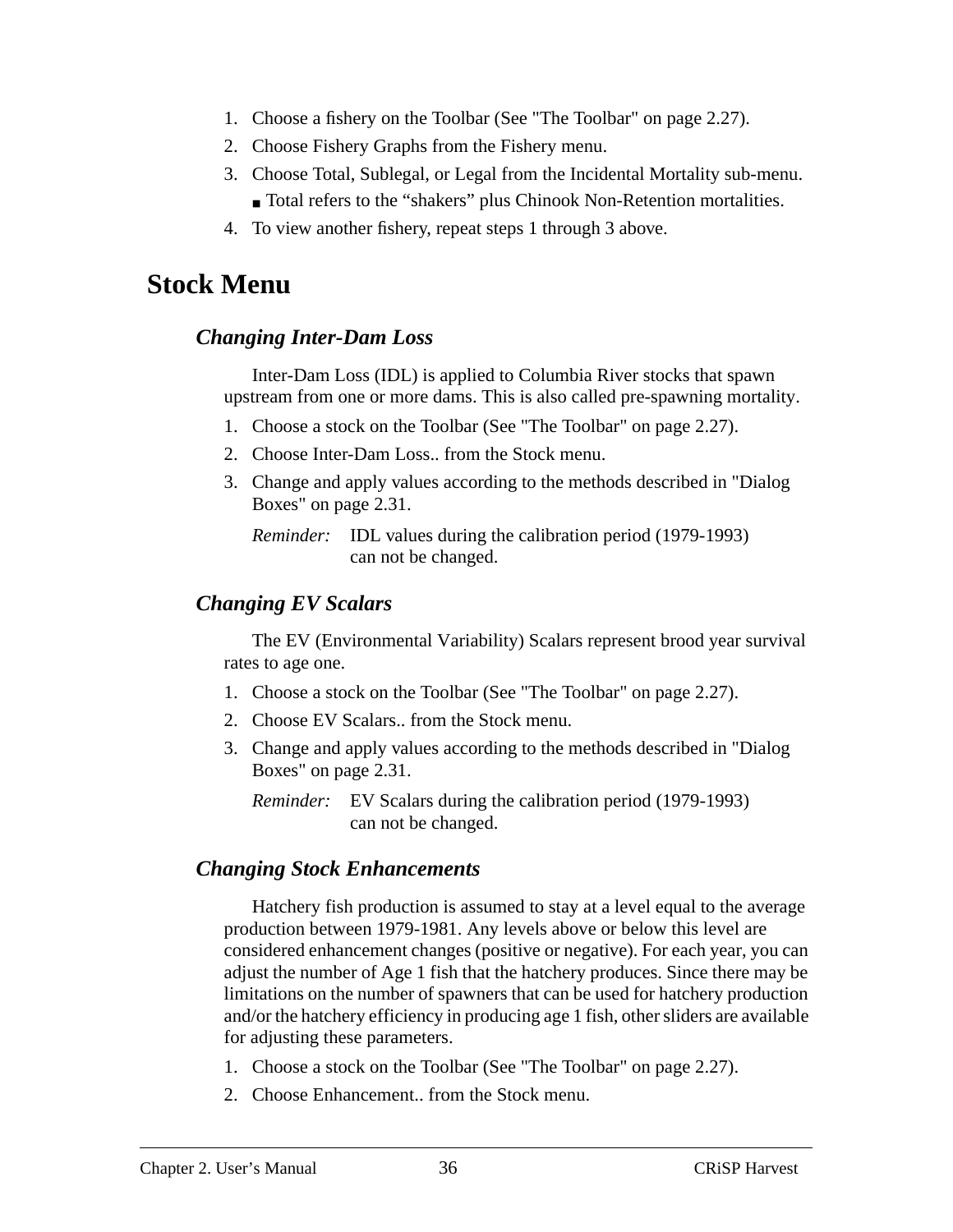1. Choose a fishery on the Toolbar (See "The Toolbar" on page 2.27).
2. Choose Fishery Graphs from the Fishery menu.
3. Choose Total, Sublegal, or Legal from the Incidental Mortality sub-menu.
   - Total refers to the “shakers” plus Chinook Non-Retention mortalities.
4. To view another fishery, repeat steps 1 through 3 above.

# Stock Menu

## *Changing Inter-Dam Loss*

Inter-Dam Loss (IDL) is applied to Columbia River stocks that spawn upstream from one or more dams. This is also called pre-spawning mortality.

1. Choose a stock on the Toolbar (See "The Toolbar" on page 2.27).
2. Choose Inter-Dam Loss.. from the Stock menu.
3. Change and apply values according to the methods described in "Dialog Boxes" on page 2.31.

   *Reminder:* IDL values during the calibration period (1979-1993) can not be changed.

## *Changing EV Scalars*

The EV (Environmental Variability) Scalars represent brood year survival rates to age one.

1. Choose a stock on the Toolbar (See "The Toolbar" on page 2.27).
2. Choose EV Scalars.. from the Stock menu.
3. Change and apply values according to the methods described in "Dialog Boxes" on page 2.31.

   *Reminder:* EV Scalars during the calibration period (1979-1993) can not be changed.

## *Changing Stock Enhancements*

Hatchery fish production is assumed to stay at a level equal to the average production between 1979-1981. Any levels above or below this level are considered enhancement changes (positive or negative). For each year, you can adjust the number of Age 1 fish that the hatchery produces. Since there may be limitations on the number of spawners that can be used for hatchery production and/or the hatchery efficiency in producing age 1 fish, other sliders are available for adjusting these parameters.

1. Choose a stock on the Toolbar (See "The Toolbar" on page 2.27).
2. Choose Enhancement.. from the Stock menu.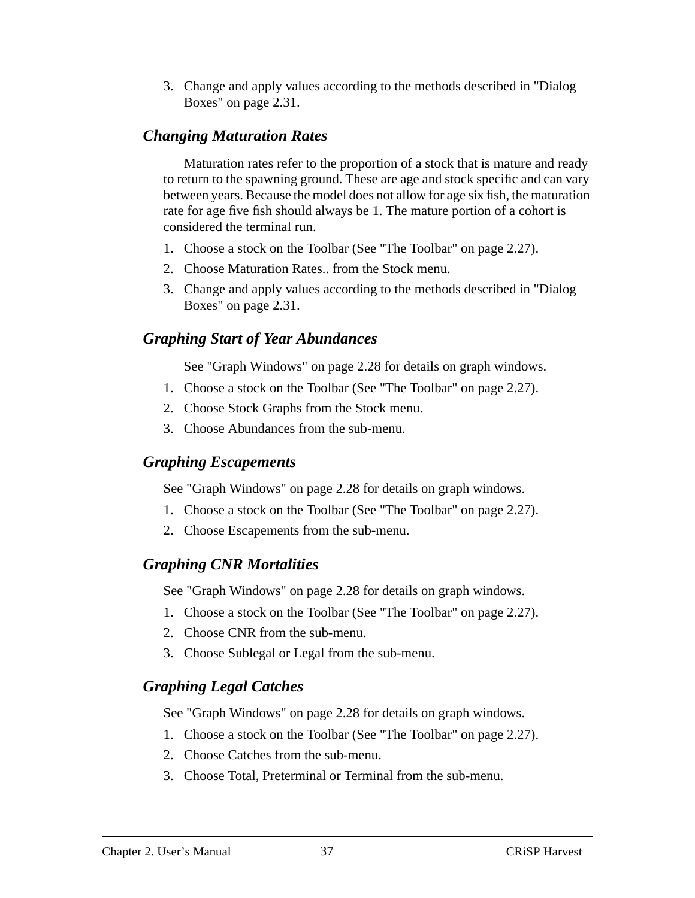3. Change and apply values according to the methods described in "Dialog Boxes" on page 2.31.

### *Changing Maturation Rates*

Maturation rates refer to the proportion of a stock that is mature and ready to return to the spawning ground. These are age and stock specific and can vary between years. Because the model does not allow for age six fish, the maturation rate for age five fish should always be 1. The mature portion of a cohort is considered the terminal run.

1. Choose a stock on the Toolbar (See "The Toolbar" on page 2.27).
2. Choose Maturation Rates.. from the Stock menu.
3. Change and apply values according to the methods described in "Dialog Boxes" on page 2.31.

### *Graphing Start of Year Abundances*

See "Graph Windows" on page 2.28 for details on graph windows.

1. Choose a stock on the Toolbar (See "The Toolbar" on page 2.27).
2. Choose Stock Graphs from the Stock menu.
3. Choose Abundances from the sub-menu.

### *Graphing Escapements*

See "Graph Windows" on page 2.28 for details on graph windows.

1. Choose a stock on the Toolbar (See "The Toolbar" on page 2.27).
2. Choose Escapements from the sub-menu.

### *Graphing CNR Mortalities*

See "Graph Windows" on page 2.28 for details on graph windows.

1. Choose a stock on the Toolbar (See "The Toolbar" on page 2.27).
2. Choose CNR from the sub-menu.
3. Choose Sublegal or Legal from the sub-menu.

### *Graphing Legal Catches*

See "Graph Windows" on page 2.28 for details on graph windows.

1. Choose a stock on the Toolbar (See "The Toolbar" on page 2.27).
2. Choose Catches from the sub-menu.
3. Choose Total, Preterminal or Terminal from the sub-menu.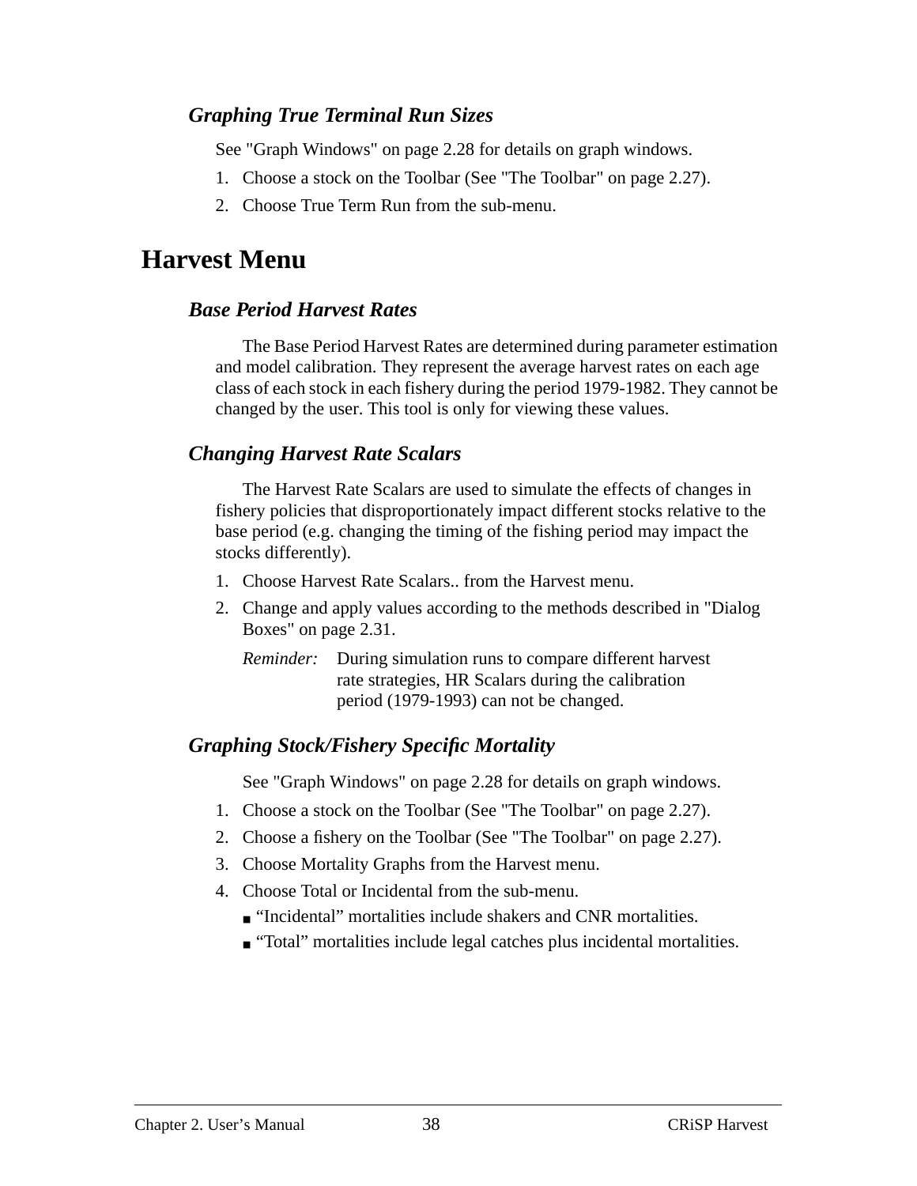### *Graphing True Terminal Run Sizes*

See "Graph Windows" on page 2.28 for details on graph windows.

1. Choose a stock on the Toolbar (See "The Toolbar" on page 2.27).
2. Choose True Term Run from the sub-menu.

## Harvest Menu

### *Base Period Harvest Rates*

The Base Period Harvest Rates are determined during parameter estimation and model calibration. They represent the average harvest rates on each age class of each stock in each fishery during the period 1979-1982. They cannot be changed by the user. This tool is only for viewing these values.

### *Changing Harvest Rate Scalars*

The Harvest Rate Scalars are used to simulate the effects of changes in fishery policies that disproportionately impact different stocks relative to the base period (e.g. changing the timing of the fishing period may impact the stocks differently).

1. Choose Harvest Rate Scalars.. from the Harvest menu.
2. Change and apply values according to the methods described in "Dialog Boxes" on page 2.31.

   *Reminder:* During simulation runs to compare different harvest rate strategies, HR Scalars during the calibration period (1979-1993) can not be changed.

### *Graphing Stock/Fishery Specific Mortality*

See "Graph Windows" on page 2.28 for details on graph windows.

1. Choose a stock on the Toolbar (See "The Toolbar" on page 2.27).
2. Choose a fishery on the Toolbar (See "The Toolbar" on page 2.27).
3. Choose Mortality Graphs from the Harvest menu.
4. Choose Total or Incidental from the sub-menu.
   - "Incidental" mortalities include shakers and CNR mortalities.
   - "Total" mortalities include legal catches plus incidental mortalities.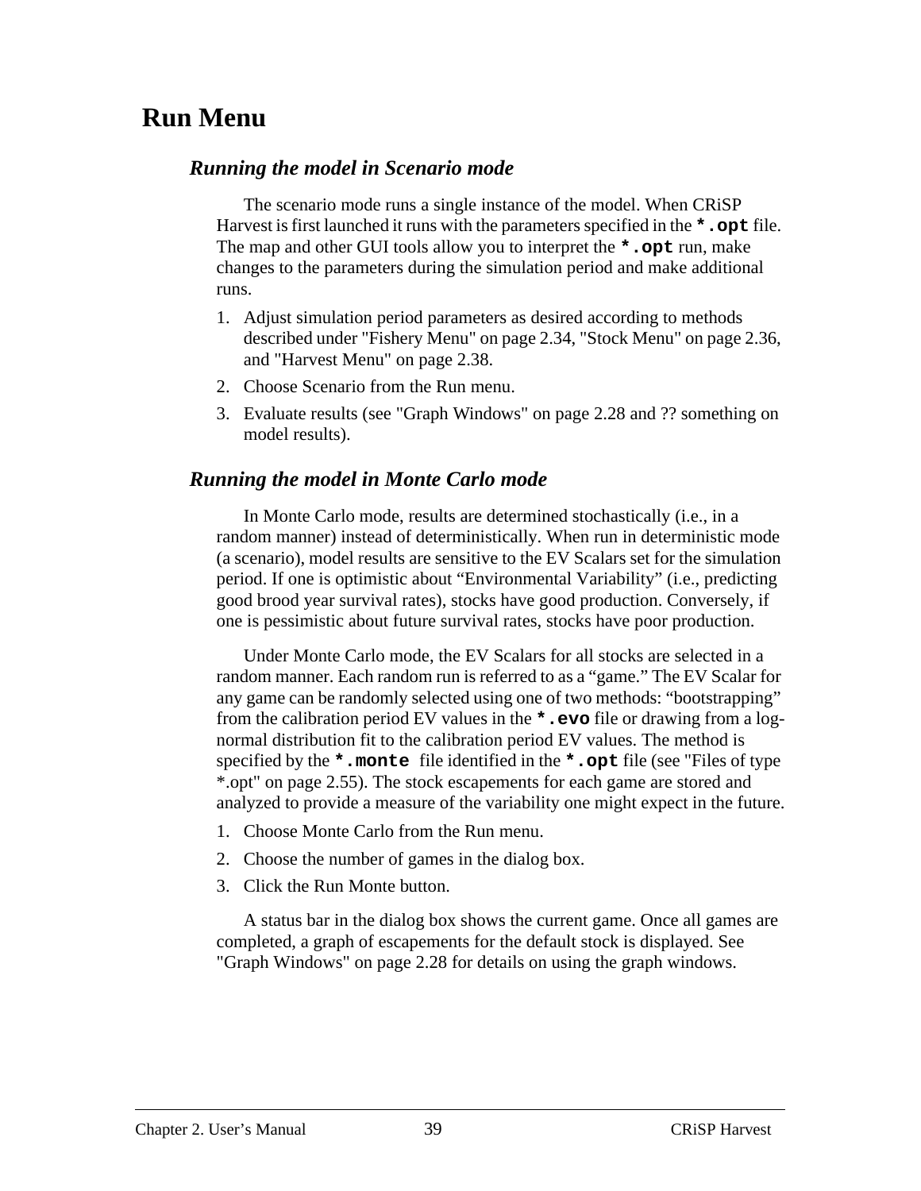# Run Menu

## *Running the model in Scenario mode*

The scenario mode runs a single instance of the model. When CRiSP Harvest is first launched it runs with the parameters specified in the **`*.opt`** file. The map and other GUI tools allow you to interpret the **`*.opt`** run, make changes to the parameters during the simulation period and make additional runs.

1. Adjust simulation period parameters as desired according to methods described under "Fishery Menu" on page 2.34, "Stock Menu" on page 2.36, and "Harvest Menu" on page 2.38.
2. Choose Scenario from the Run menu.
3. Evaluate results (see "Graph Windows" on page 2.28 and ?? something on model results).

## *Running the model in Monte Carlo mode*

In Monte Carlo mode, results are determined stochastically (i.e., in a random manner) instead of deterministically. When run in deterministic mode (a scenario), model results are sensitive to the EV Scalars set for the simulation period. If one is optimistic about “Environmental Variability” (i.e., predicting good brood year survival rates), stocks have good production. Conversely, if one is pessimistic about future survival rates, stocks have poor production.

Under Monte Carlo mode, the EV Scalars for all stocks are selected in a random manner. Each random run is referred to as a “game.” The EV Scalar for any game can be randomly selected using one of two methods: “bootstrapping” from the calibration period EV values in the **`*.evo`** file or drawing from a log-normal distribution fit to the calibration period EV values. The method is specified by the **`*.monte`** file identified in the **`*.opt`** file (see "Files of type *.opt" on page 2.55). The stock escapements for each game are stored and analyzed to provide a measure of the variability one might expect in the future.

1. Choose Monte Carlo from the Run menu.
2. Choose the number of games in the dialog box.
3. Click the Run Monte button.

A status bar in the dialog box shows the current game. Once all games are completed, a graph of escapements for the default stock is displayed. See "Graph Windows" on page 2.28 for details on using the graph windows.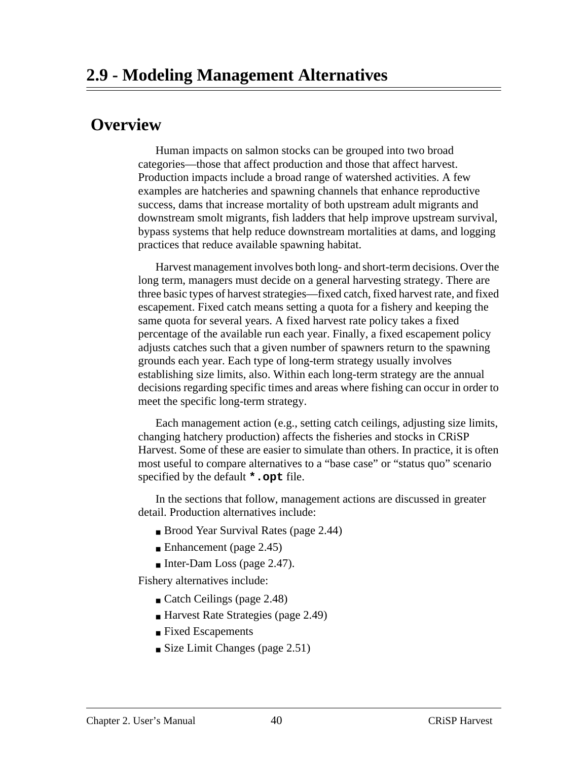# 2.9 - Modeling Management Alternatives

## Overview

Human impacts on salmon stocks can be grouped into two broad categories—those that affect production and those that affect harvest. Production impacts include a broad range of watershed activities. A few examples are hatcheries and spawning channels that enhance reproductive success, dams that increase mortality of both upstream adult migrants and downstream smolt migrants, fish ladders that help improve upstream survival, bypass systems that help reduce downstream mortalities at dams, and logging practices that reduce available spawning habitat.

Harvest management involves both long- and short-term decisions. Over the long term, managers must decide on a general harvesting strategy. There are three basic types of harvest strategies—fixed catch, fixed harvest rate, and fixed escapement. Fixed catch means setting a quota for a fishery and keeping the same quota for several years. A fixed harvest rate policy takes a fixed percentage of the available run each year. Finally, a fixed escapement policy adjusts catches such that a given number of spawners return to the spawning grounds each year. Each type of long-term strategy usually involves establishing size limits, also. Within each long-term strategy are the annual decisions regarding specific times and areas where fishing can occur in order to meet the specific long-term strategy.

Each management action (e.g., setting catch ceilings, adjusting size limits, changing hatchery production) affects the fisheries and stocks in CRiSP Harvest. Some of these are easier to simulate than others. In practice, it is often most useful to compare alternatives to a “base case” or “status quo” scenario specified by the default **`*.opt`** file.

In the sections that follow, management actions are discussed in greater detail. Production alternatives include:

- Brood Year Survival Rates (page 2.44)
- Enhancement (page 2.45)
- Inter-Dam Loss (page 2.47).

Fishery alternatives include:

- Catch Ceilings (page 2.48)
- Harvest Rate Strategies (page 2.49)
- Fixed Escapements
- Size Limit Changes (page 2.51)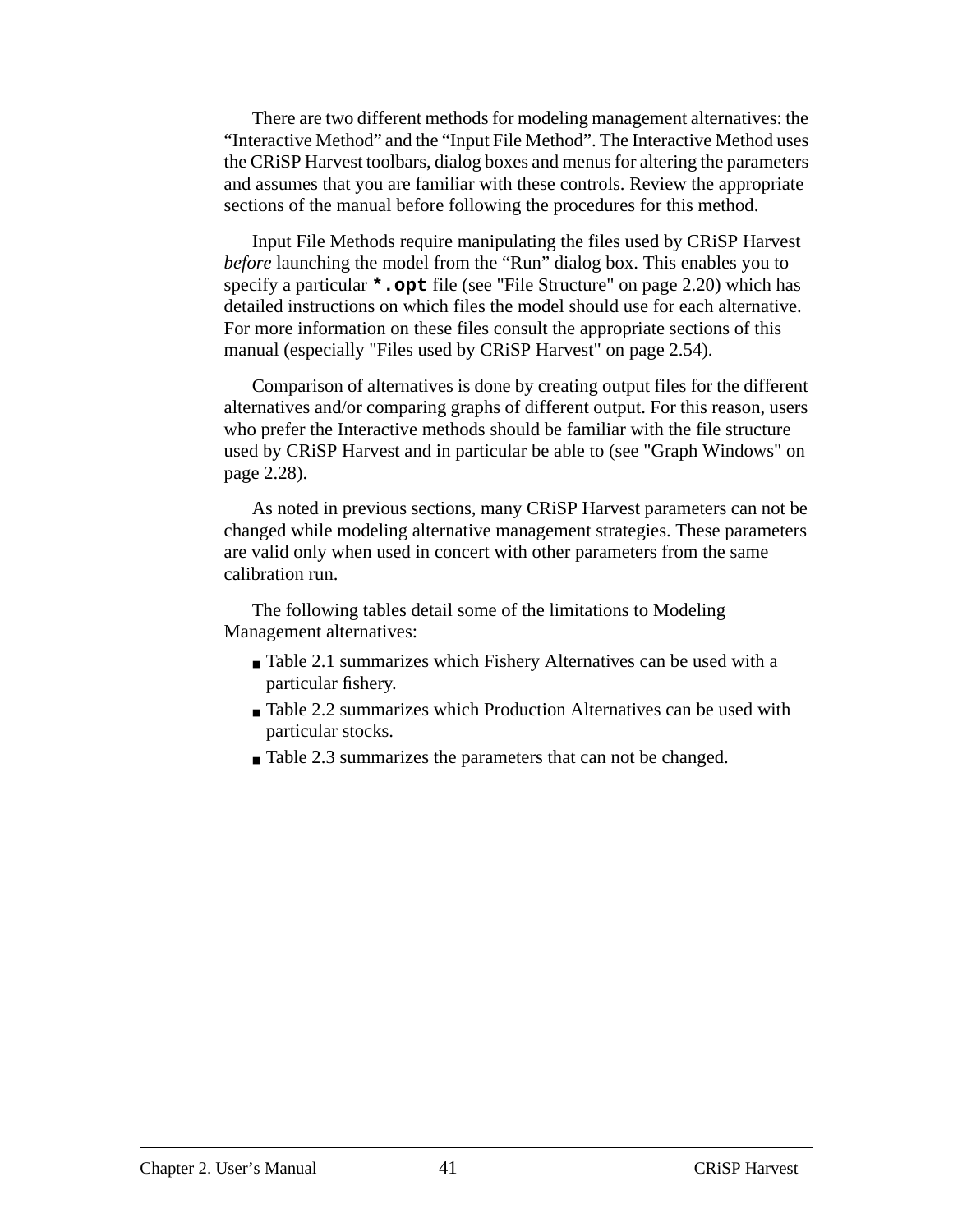There are two different methods for modeling management alternatives: the “Interactive Method” and the “Input File Method”. The Interactive Method uses the CRiSP Harvest toolbars, dialog boxes and menus for altering the parameters and assumes that you are familiar with these controls. Review the appropriate sections of the manual before following the procedures for this method.

Input File Methods require manipulating the files used by CRiSP Harvest *before* launching the model from the “Run” dialog box. This enables you to specify a particular **`*.opt`** file (see "File Structure" on page 2.20) which has detailed instructions on which files the model should use for each alternative. For more information on these files consult the appropriate sections of this manual (especially "Files used by CRiSP Harvest" on page 2.54).

Comparison of alternatives is done by creating output files for the different alternatives and/or comparing graphs of different output. For this reason, users who prefer the Interactive methods should be familiar with the file structure used by CRiSP Harvest and in particular be able to (see "Graph Windows" on page 2.28).

As noted in previous sections, many CRiSP Harvest parameters can not be changed while modeling alternative management strategies. These parameters are valid only when used in concert with other parameters from the same calibration run.

The following tables detail some of the limitations to Modeling Management alternatives:

- Table 2.1 summarizes which Fishery Alternatives can be used with a particular fishery.
- Table 2.2 summarizes which Production Alternatives can be used with particular stocks.
- Table 2.3 summarizes the parameters that can not be changed.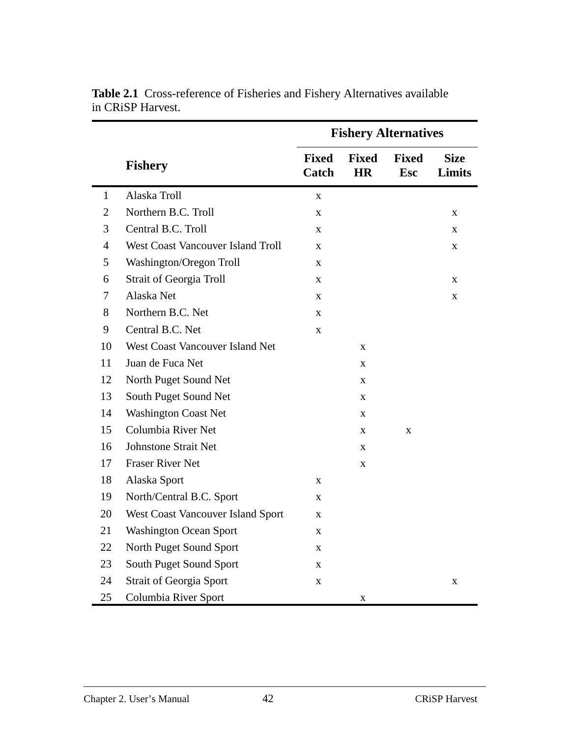**Table 2.1** Cross-reference of Fisheries and Fishery Alternatives available in CRiSP Harvest.

| | | Fishery Alternatives | | | |
|---|---|---|---|---|---|
| | **Fishery** | **Fixed Catch** | **Fixed HR** | **Fixed Esc** | **Size Limits** |
| 1 | Alaska Troll | x | | | |
| 2 | Northern B.C. Troll | x | | | x |
| 3 | Central B.C. Troll | x | | | x |
| 4 | West Coast Vancouver Island Troll | x | | | x |
| 5 | Washington/Oregon Troll | x | | | |
| 6 | Strait of Georgia Troll | x | | | x |
| 7 | Alaska Net | x | | | x |
| 8 | Northern B.C. Net | x | | | |
| 9 | Central B.C. Net | x | | | |
| 10 | West Coast Vancouver Island Net | | x | | |
| 11 | Juan de Fuca Net | | x | | |
| 12 | North Puget Sound Net | | x | | |
| 13 | South Puget Sound Net | | x | | |
| 14 | Washington Coast Net | | x | | |
| 15 | Columbia River Net | | x | x | |
| 16 | Johnstone Strait Net | | x | | |
| 17 | Fraser River Net | | x | | |
| 18 | Alaska Sport | x | | | |
| 19 | North/Central B.C. Sport | x | | | |
| 20 | West Coast Vancouver Island Sport | x | | | |
| 21 | Washington Ocean Sport | x | | | |
| 22 | North Puget Sound Sport | x | | | |
| 23 | South Puget Sound Sport | x | | | |
| 24 | Strait of Georgia Sport | x | | | x |
| 25 | Columbia River Sport | | x | | |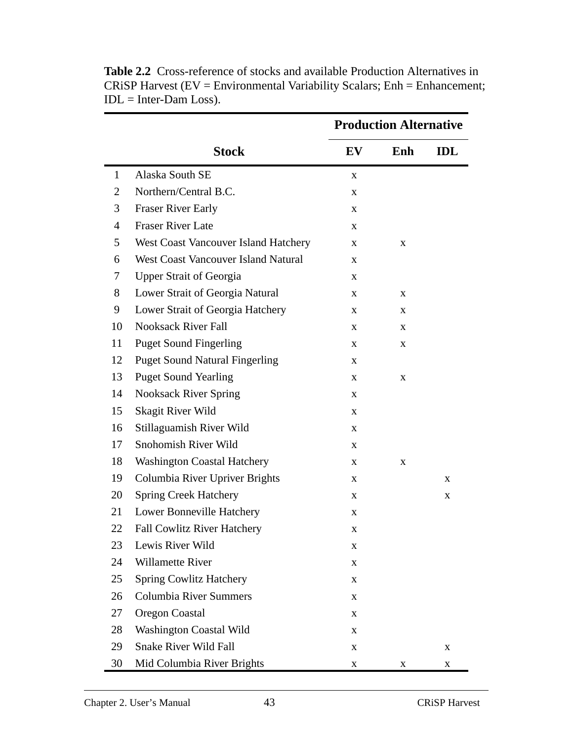**Table 2.2** Cross-reference of stocks and available Production Alternatives in CRiSP Harvest (EV = Environmental Variability Scalars; Enh = Enhancement; IDL = Inter-Dam Loss).

| | Stock | Production Alternative | | |
|---|---|---|---|---|
| | | EV | Enh | IDL |
| 1 | Alaska South SE | x | | |
| 2 | Northern/Central B.C. | x | | |
| 3 | Fraser River Early | x | | |
| 4 | Fraser River Late | x | | |
| 5 | West Coast Vancouver Island Hatchery | x | x | |
| 6 | West Coast Vancouver Island Natural | x | | |
| 7 | Upper Strait of Georgia | x | | |
| 8 | Lower Strait of Georgia Natural | x | x | |
| 9 | Lower Strait of Georgia Hatchery | x | x | |
| 10 | Nooksack River Fall | x | x | |
| 11 | Puget Sound Fingerling | x | x | |
| 12 | Puget Sound Natural Fingerling | x | | |
| 13 | Puget Sound Yearling | x | x | |
| 14 | Nooksack River Spring | x | | |
| 15 | Skagit River Wild | x | | |
| 16 | Stillaguamish River Wild | x | | |
| 17 | Snohomish River Wild | x | | |
| 18 | Washington Coastal Hatchery | x | x | |
| 19 | Columbia River Upriver Brights | x | | x |
| 20 | Spring Creek Hatchery | x | | x |
| 21 | Lower Bonneville Hatchery | x | | |
| 22 | Fall Cowlitz River Hatchery | x | | |
| 23 | Lewis River Wild | x | | |
| 24 | Willamette River | x | | |
| 25 | Spring Cowlitz Hatchery | x | | |
| 26 | Columbia River Summers | x | | |
| 27 | Oregon Coastal | x | | |
| 28 | Washington Coastal Wild | x | | |
| 29 | Snake River Wild Fall | x | | x |
| 30 | Mid Columbia River Brights | x | x | x |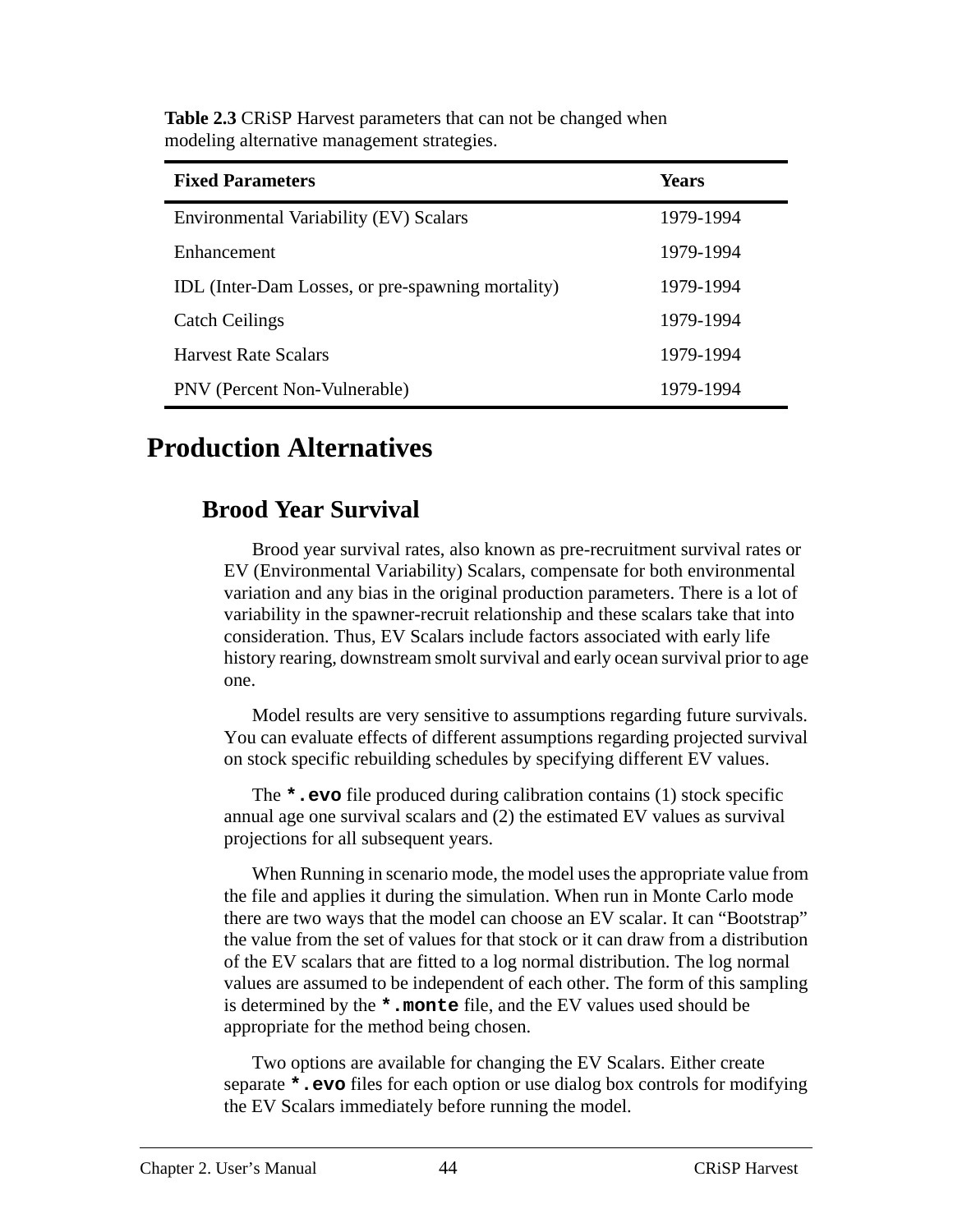**Table 2.3** CRiSP Harvest parameters that can not be changed when modeling alternative management strategies.

| Fixed Parameters | Years |
|---|---|
| Environmental Variability (EV) Scalars | 1979-1994 |
| Enhancement | 1979-1994 |
| IDL (Inter-Dam Losses, or pre-spawning mortality) | 1979-1994 |
| Catch Ceilings | 1979-1994 |
| Harvest Rate Scalars | 1979-1994 |
| PNV (Percent Non-Vulnerable) | 1979-1994 |

# Production Alternatives

## Brood Year Survival

Brood year survival rates, also known as pre-recruitment survival rates or EV (Environmental Variability) Scalars, compensate for both environmental variation and any bias in the original production parameters. There is a lot of variability in the spawner-recruit relationship and these scalars take that into consideration. Thus, EV Scalars include factors associated with early life history rearing, downstream smolt survival and early ocean survival prior to age one.

Model results are very sensitive to assumptions regarding future survivals. You can evaluate effects of different assumptions regarding projected survival on stock specific rebuilding schedules by specifying different EV values.

The **`*.evo`** file produced during calibration contains (1) stock specific annual age one survival scalars and (2) the estimated EV values as survival projections for all subsequent years.

When Running in scenario mode, the model uses the appropriate value from the file and applies it during the simulation. When run in Monte Carlo mode there are two ways that the model can choose an EV scalar. It can “Bootstrap” the value from the set of values for that stock or it can draw from a distribution of the EV scalars that are fitted to a log normal distribution. The log normal values are assumed to be independent of each other. The form of this sampling is determined by the **`*.monte`** file, and the EV values used should be appropriate for the method being chosen.

Two options are available for changing the EV Scalars. Either create separate **`*.evo`** files for each option or use dialog box controls for modifying the EV Scalars immediately before running the model.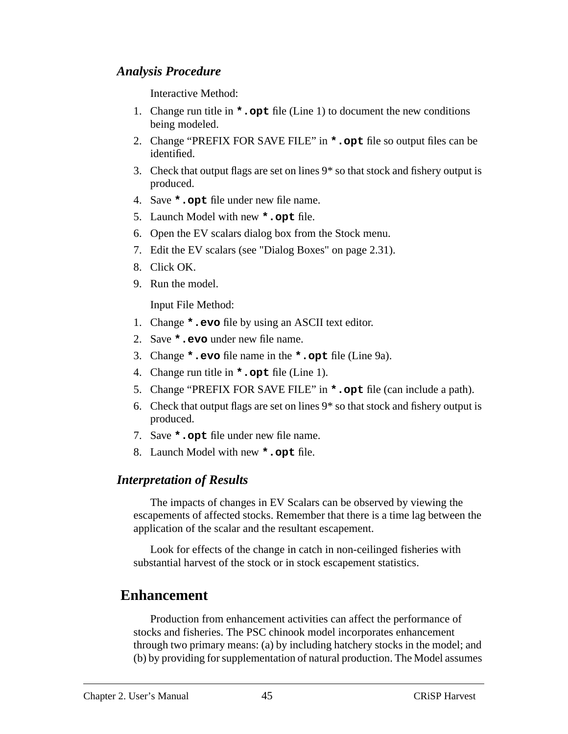### *Analysis Procedure*

Interactive Method:

1. Change run title in **`*.opt`** file (Line 1) to document the new conditions being modeled.
2. Change “PREFIX FOR SAVE FILE” in **`*.opt`** file so output files can be identified.
3. Check that output flags are set on lines 9* so that stock and fishery output is produced.
4. Save **`*.opt`** file under new file name.
5. Launch Model with new **`*.opt`** file.
6. Open the EV scalars dialog box from the Stock menu.
7. Edit the EV scalars (see "Dialog Boxes" on page 2.31).
8. Click OK.
9. Run the model.

Input File Method:

1. Change **`*.evo`** file by using an ASCII text editor.
2. Save **`*.evo`** under new file name.
3. Change **`*.evo`** file name in the **`*.opt`** file (Line 9a).
4. Change run title in **`*.opt`** file (Line 1).
5. Change “PREFIX FOR SAVE FILE” in **`*.opt`** file (can include a path).
6. Check that output flags are set on lines 9* so that stock and fishery output is produced.
7. Save **`*.opt`** file under new file name.
8. Launch Model with new **`*.opt`** file.

### *Interpretation of Results*

The impacts of changes in EV Scalars can be observed by viewing the escapements of affected stocks. Remember that there is a time lag between the application of the scalar and the resultant escapement.

Look for effects of the change in catch in non-ceilinged fisheries with substantial harvest of the stock or in stock escapement statistics.

## Enhancement

Production from enhancement activities can affect the performance of stocks and fisheries. The PSC chinook model incorporates enhancement through two primary means: (a) by including hatchery stocks in the model; and (b) by providing for supplementation of natural production. The Model assumes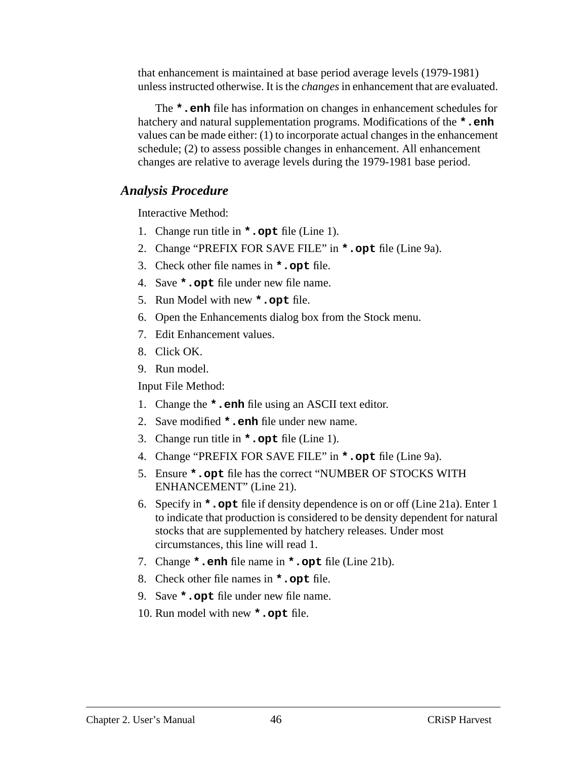that enhancement is maintained at base period average levels (1979-1981) unless instructed otherwise. It is the *changes* in enhancement that are evaluated.

The **`*.enh`** file has information on changes in enhancement schedules for hatchery and natural supplementation programs. Modifications of the **`*.enh`** values can be made either: (1) to incorporate actual changes in the enhancement schedule; (2) to assess possible changes in enhancement. All enhancement changes are relative to average levels during the 1979-1981 base period.

### *Analysis Procedure*

Interactive Method:

1. Change run title in **`*.opt`** file (Line 1).
2. Change “PREFIX FOR SAVE FILE” in **`*.opt`** file (Line 9a).
3. Check other file names in **`*.opt`** file.
4. Save **`*.opt`** file under new file name.
5. Run Model with new **`*.opt`** file.
6. Open the Enhancements dialog box from the Stock menu.
7. Edit Enhancement values.
8. Click OK.
9. Run model.

Input File Method:

1. Change the **`*.enh`** file using an ASCII text editor.
2. Save modified **`*.enh`** file under new name.
3. Change run title in **`*.opt`** file (Line 1).
4. Change “PREFIX FOR SAVE FILE” in **`*.opt`** file (Line 9a).
5. Ensure **`*.opt`** file has the correct “NUMBER OF STOCKS WITH ENHANCEMENT” (Line 21).
6. Specify in **`*.opt`** file if density dependence is on or off (Line 21a). Enter 1 to indicate that production is considered to be density dependent for natural stocks that are supplemented by hatchery releases. Under most circumstances, this line will read 1.
7. Change **`*.enh`** file name in **`*.opt`** file (Line 21b).
8. Check other file names in **`*.opt`** file.
9. Save **`*.opt`** file under new file name.
10. Run model with new **`*.opt`** file.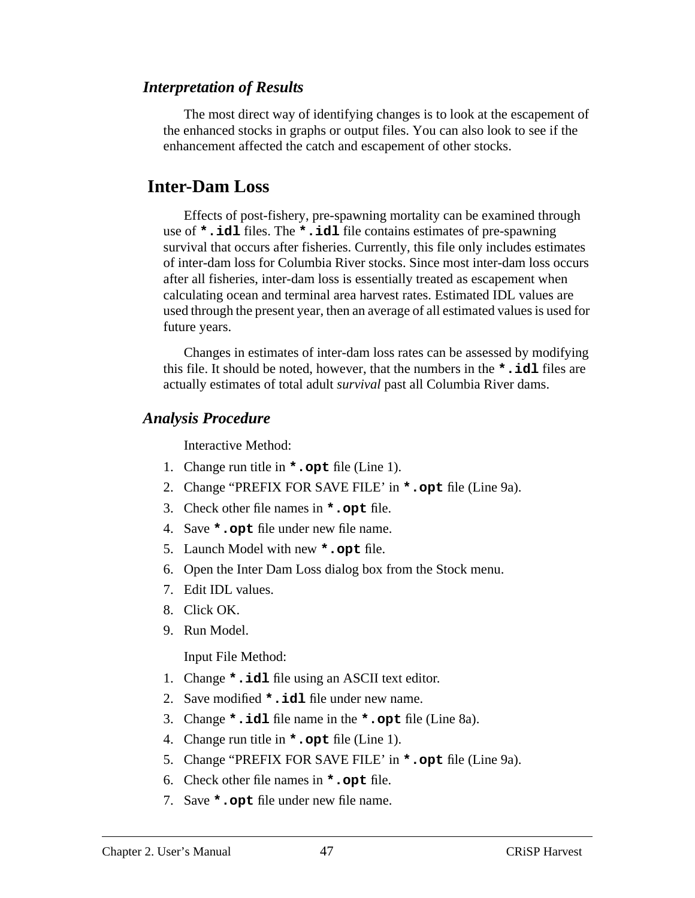### *Interpretation of Results*

The most direct way of identifying changes is to look at the escapement of the enhanced stocks in graphs or output files. You can also look to see if the enhancement affected the catch and escapement of other stocks.

## Inter-Dam Loss

Effects of post-fishery, pre-spawning mortality can be examined through use of **`*.idl`** files. The **`*.idl`** file contains estimates of pre-spawning survival that occurs after fisheries. Currently, this file only includes estimates of inter-dam loss for Columbia River stocks. Since most inter-dam loss occurs after all fisheries, inter-dam loss is essentially treated as escapement when calculating ocean and terminal area harvest rates. Estimated IDL values are used through the present year, then an average of all estimated values is used for future years.

Changes in estimates of inter-dam loss rates can be assessed by modifying this file. It should be noted, however, that the numbers in the **`*.idl`** files are actually estimates of total adult *survival* past all Columbia River dams.

### *Analysis Procedure*

Interactive Method:

1. Change run title in **`*.opt`** file (Line 1).
2. Change "PREFIX FOR SAVE FILE' in **`*.opt`** file (Line 9a).
3. Check other file names in **`*.opt`** file.
4. Save **`*.opt`** file under new file name.
5. Launch Model with new **`*.opt`** file.
6. Open the Inter Dam Loss dialog box from the Stock menu.
7. Edit IDL values.
8. Click OK.
9. Run Model.

Input File Method:

1. Change **`*.idl`** file using an ASCII text editor.
2. Save modified **`*.idl`** file under new name.
3. Change **`*.idl`** file name in the **`*.opt`** file (Line 8a).
4. Change run title in **`*.opt`** file (Line 1).
5. Change "PREFIX FOR SAVE FILE' in **`*.opt`** file (Line 9a).
6. Check other file names in **`*.opt`** file.
7. Save **`*.opt`** file under new file name.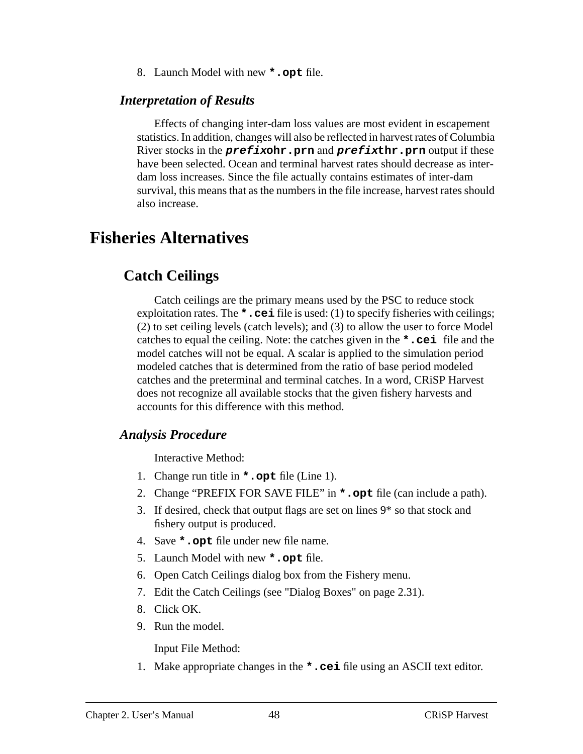8. Launch Model with new **`*.opt`** file.

### *Interpretation of Results*

Effects of changing inter-dam loss values are most evident in escapement statistics. In addition, changes will also be reflected in harvest rates of Columbia River stocks in the ***`prefix`*`ohr.prn`** and ***`prefix`*`thr.prn`** output if these have been selected. Ocean and terminal harvest rates should decrease as inter-dam loss increases. Since the file actually contains estimates of inter-dam survival, this means that as the numbers in the file increase, harvest rates should also increase.

# Fisheries Alternatives

## Catch Ceilings

Catch ceilings are the primary means used by the PSC to reduce stock exploitation rates. The **`*.cei`** file is used: (1) to specify fisheries with ceilings; (2) to set ceiling levels (catch levels); and (3) to allow the user to force Model catches to equal the ceiling. Note: the catches given in the **`*.cei`** file and the model catches will not be equal. A scalar is applied to the simulation period modeled catches that is determined from the ratio of base period modeled catches and the preterminal and terminal catches. In a word, CRiSP Harvest does not recognize all available stocks that the given fishery harvests and accounts for this difference with this method.

### *Analysis Procedure*

Interactive Method:

1. Change run title in **`*.opt`** file (Line 1).
2. Change "PREFIX FOR SAVE FILE" in **`*.opt`** file (can include a path).
3. If desired, check that output flags are set on lines 9* so that stock and fishery output is produced.
4. Save **`*.opt`** file under new file name.
5. Launch Model with new **`*.opt`** file.
6. Open Catch Ceilings dialog box from the Fishery menu.
7. Edit the Catch Ceilings (see "Dialog Boxes" on page 2.31).
8. Click OK.
9. Run the model.

Input File Method:

1. Make appropriate changes in the **`*.cei`** file using an ASCII text editor.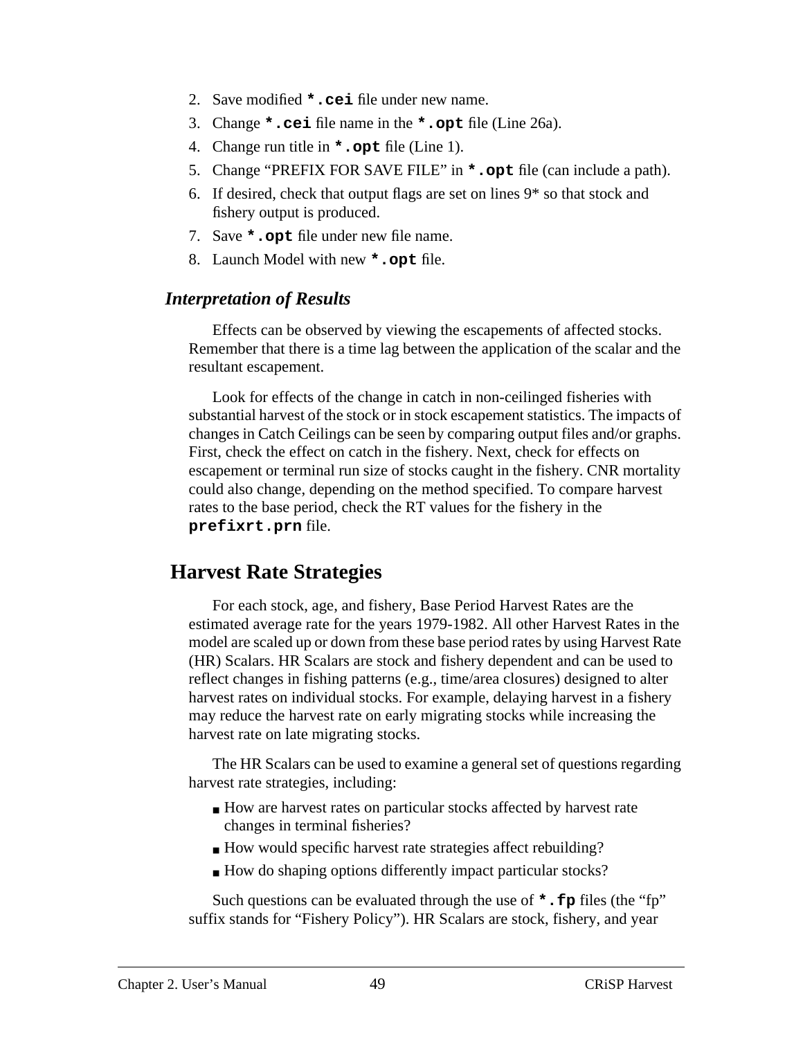2. Save modified **`*.cei`** file under new name.
3. Change **`*.cei`** file name in the **`*.opt`** file (Line 26a).
4. Change run title in **`*.opt`** file (Line 1).
5. Change “PREFIX FOR SAVE FILE” in **`*.opt`** file (can include a path).
6. If desired, check that output flags are set on lines 9* so that stock and fishery output is produced.
7. Save **`*.opt`** file under new file name.
8. Launch Model with new **`*.opt`** file.

### *Interpretation of Results*

Effects can be observed by viewing the escapements of affected stocks. Remember that there is a time lag between the application of the scalar and the resultant escapement.

Look for effects of the change in catch in non-ceilinged fisheries with substantial harvest of the stock or in stock escapement statistics. The impacts of changes in Catch Ceilings can be seen by comparing output files and/or graphs. First, check the effect on catch in the fishery. Next, check for effects on escapement or terminal run size of stocks caught in the fishery. CNR mortality could also change, depending on the method specified. To compare harvest rates to the base period, check the RT values for the fishery in the **`prefixrt.prn`** file.

## Harvest Rate Strategies

For each stock, age, and fishery, Base Period Harvest Rates are the estimated average rate for the years 1979-1982. All other Harvest Rates in the model are scaled up or down from these base period rates by using Harvest Rate (HR) Scalars. HR Scalars are stock and fishery dependent and can be used to reflect changes in fishing patterns (e.g., time/area closures) designed to alter harvest rates on individual stocks. For example, delaying harvest in a fishery may reduce the harvest rate on early migrating stocks while increasing the harvest rate on late migrating stocks.

The HR Scalars can be used to examine a general set of questions regarding harvest rate strategies, including:

- How are harvest rates on particular stocks affected by harvest rate changes in terminal fisheries?
- How would specific harvest rate strategies affect rebuilding?
- How do shaping options differently impact particular stocks?

Such questions can be evaluated through the use of **`*.fp`** files (the “fp” suffix stands for “Fishery Policy”). HR Scalars are stock, fishery, and year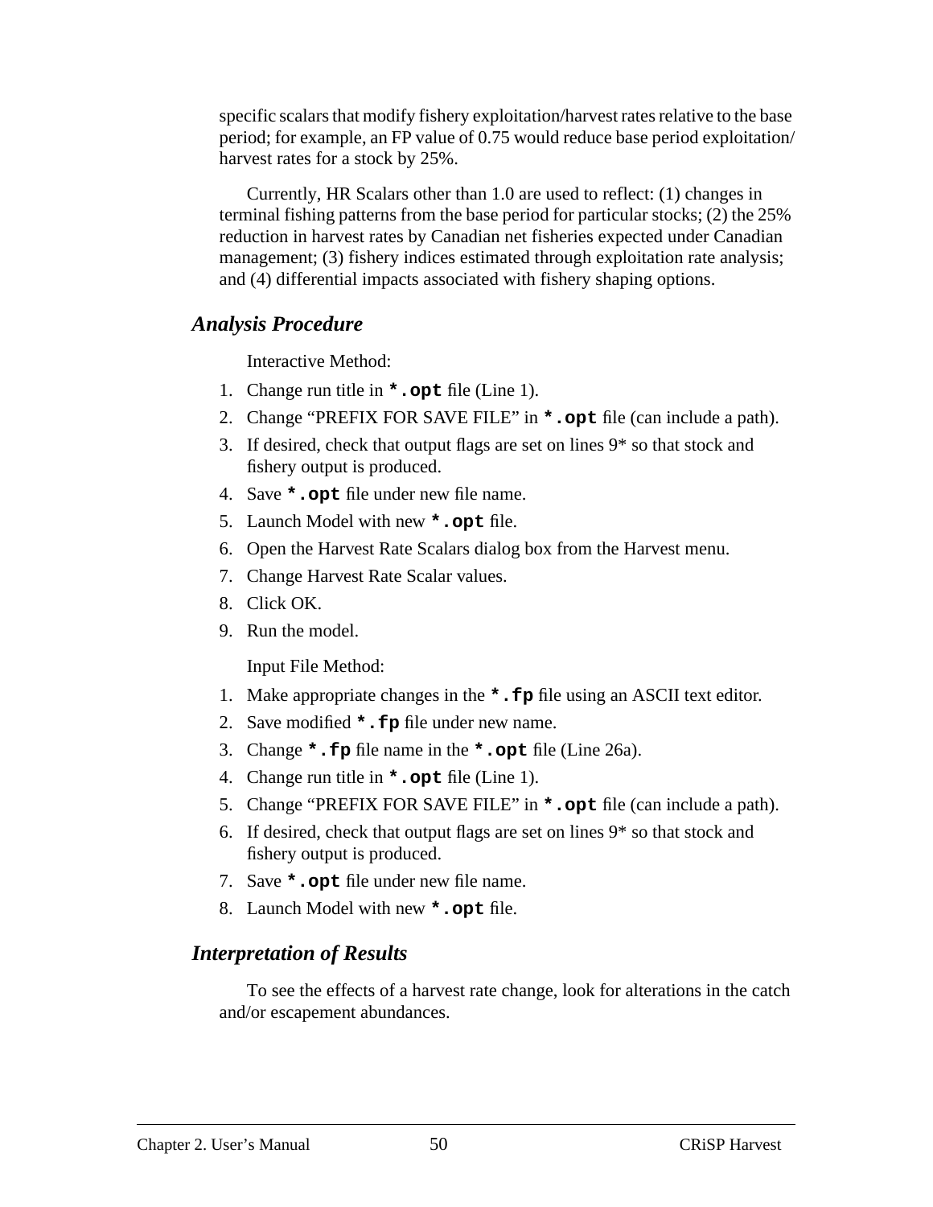specific scalars that modify fishery exploitation/harvest rates relative to the base period; for example, an FP value of 0.75 would reduce base period exploitation/harvest rates for a stock by 25%.

Currently, HR Scalars other than 1.0 are used to reflect: (1) changes in terminal fishing patterns from the base period for particular stocks; (2) the 25% reduction in harvest rates by Canadian net fisheries expected under Canadian management; (3) fishery indices estimated through exploitation rate analysis; and (4) differential impacts associated with fishery shaping options.

### *Analysis Procedure*

Interactive Method:

1. Change run title in **`*.opt`** file (Line 1).
2. Change “PREFIX FOR SAVE FILE” in **`*.opt`** file (can include a path).
3. If desired, check that output flags are set on lines 9* so that stock and fishery output is produced.
4. Save **`*.opt`** file under new file name.
5. Launch Model with new **`*.opt`** file.
6. Open the Harvest Rate Scalars dialog box from the Harvest menu.
7. Change Harvest Rate Scalar values.
8. Click OK.
9. Run the model.

Input File Method:

1. Make appropriate changes in the **`*.fp`** file using an ASCII text editor.
2. Save modified **`*.fp`** file under new name.
3. Change **`*.fp`** file name in the **`*.opt`** file (Line 26a).
4. Change run title in **`*.opt`** file (Line 1).
5. Change “PREFIX FOR SAVE FILE” in **`*.opt`** file (can include a path).
6. If desired, check that output flags are set on lines 9* so that stock and fishery output is produced.
7. Save **`*.opt`** file under new file name.
8. Launch Model with new **`*.opt`** file.

### *Interpretation of Results*

To see the effects of a harvest rate change, look for alterations in the catch and/or escapement abundances.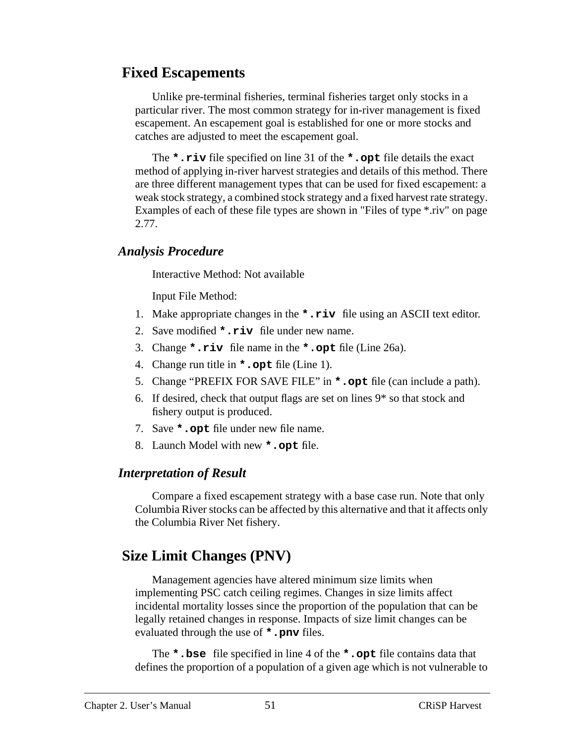## Fixed Escapements

Unlike pre-terminal fisheries, terminal fisheries target only stocks in a particular river. The most common strategy for in-river management is fixed escapement. An escapement goal is established for one or more stocks and catches are adjusted to meet the escapement goal.

The **`*.riv`** file specified on line 31 of the **`*.opt`** file details the exact method of applying in-river harvest strategies and details of this method. There are three different management types that can be used for fixed escapement: a weak stock strategy, a combined stock strategy and a fixed harvest rate strategy. Examples of each of these file types are shown in "Files of type *.riv" on page 2.77.

### *Analysis Procedure*

Interactive Method: Not available

Input File Method:

1. Make appropriate changes in the **`*.riv`** file using an ASCII text editor.
2. Save modified **`*.riv`** file under new name.
3. Change **`*.riv`** file name in the **`*.opt`** file (Line 26a).
4. Change run title in **`*.opt`** file (Line 1).
5. Change “PREFIX FOR SAVE FILE” in **`*.opt`** file (can include a path).
6. If desired, check that output flags are set on lines 9* so that stock and fishery output is produced.
7. Save **`*.opt`** file under new file name.
8. Launch Model with new **`*.opt`** file.

### *Interpretation of Result*

Compare a fixed escapement strategy with a base case run. Note that only Columbia River stocks can be affected by this alternative and that it affects only the Columbia River Net fishery.

## Size Limit Changes (PNV)

Management agencies have altered minimum size limits when implementing PSC catch ceiling regimes. Changes in size limits affect incidental mortality losses since the proportion of the population that can be legally retained changes in response. Impacts of size limit changes can be evaluated through the use of **`*.pnv`** files.

The **`*.bse`** file specified in line 4 of the **`*.opt`** file contains data that defines the proportion of a population of a given age which is not vulnerable to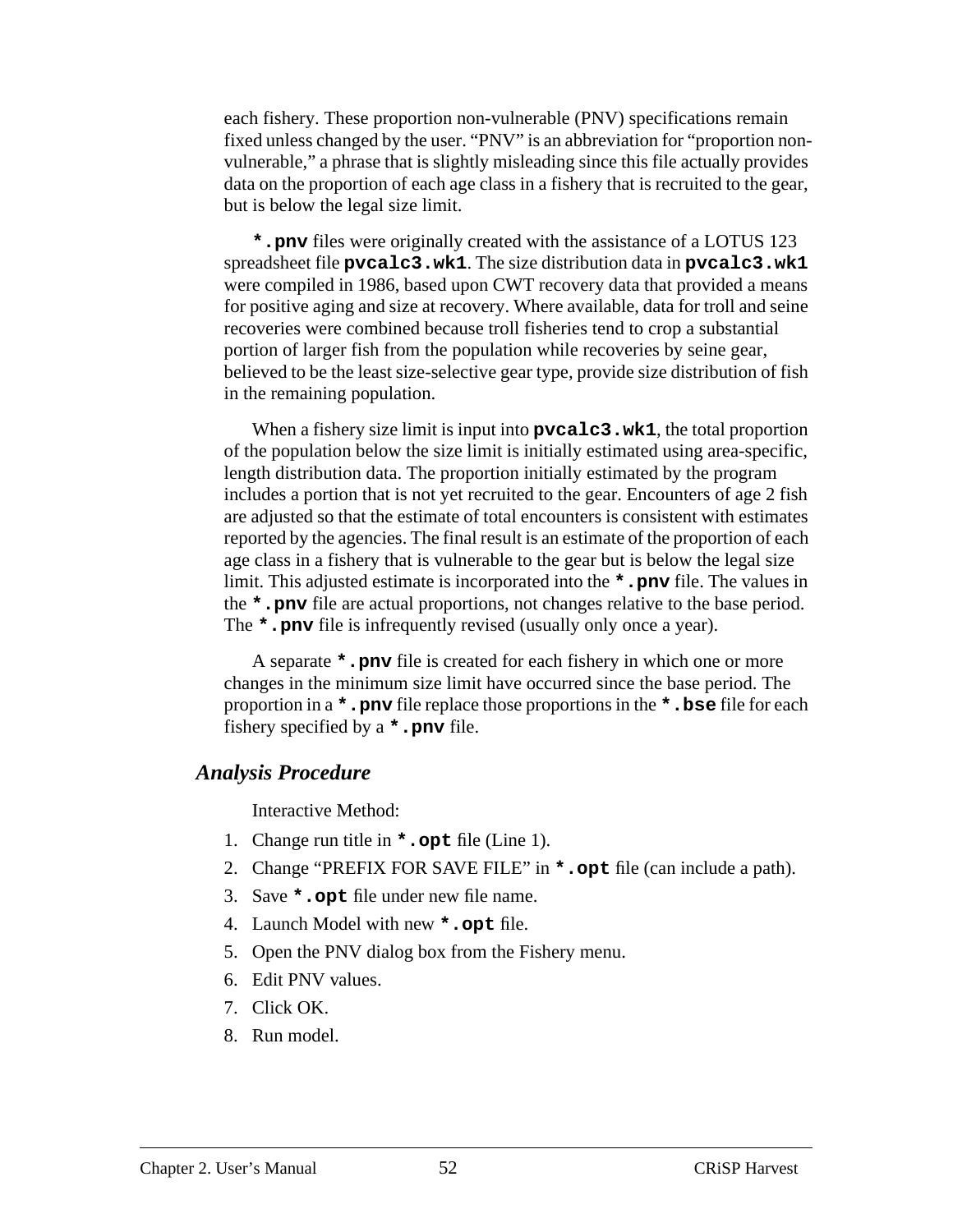each fishery. These proportion non-vulnerable (PNV) specifications remain fixed unless changed by the user. "PNV" is an abbreviation for "proportion non-vulnerable," a phrase that is slightly misleading since this file actually provides data on the proportion of each age class in a fishery that is recruited to the gear, but is below the legal size limit.

**`*.pnv`** files were originally created with the assistance of a LOTUS 123 spreadsheet file **`pvcalc3.wk1`**. The size distribution data in **`pvcalc3.wk1`** were compiled in 1986, based upon CWT recovery data that provided a means for positive aging and size at recovery. Where available, data for troll and seine recoveries were combined because troll fisheries tend to crop a substantial portion of larger fish from the population while recoveries by seine gear, believed to be the least size-selective gear type, provide size distribution of fish in the remaining population.

When a fishery size limit is input into **`pvcalc3.wk1`**, the total proportion of the population below the size limit is initially estimated using area-specific, length distribution data. The proportion initially estimated by the program includes a portion that is not yet recruited to the gear. Encounters of age 2 fish are adjusted so that the estimate of total encounters is consistent with estimates reported by the agencies. The final result is an estimate of the proportion of each age class in a fishery that is vulnerable to the gear but is below the legal size limit. This adjusted estimate is incorporated into the **`*.pnv`** file. The values in the **`*.pnv`** file are actual proportions, not changes relative to the base period. The **`*.pnv`** file is infrequently revised (usually only once a year).

A separate **`*.pnv`** file is created for each fishery in which one or more changes in the minimum size limit have occurred since the base period. The proportion in a **`*.pnv`** file replace those proportions in the **`*.bse`** file for each fishery specified by a **`*.pnv`** file.

### *Analysis Procedure*

Interactive Method:

1. Change run title in **`*.opt`** file (Line 1).
2. Change "PREFIX FOR SAVE FILE" in **`*.opt`** file (can include a path).
3. Save **`*.opt`** file under new file name.
4. Launch Model with new **`*.opt`** file.
5. Open the PNV dialog box from the Fishery menu.
6. Edit PNV values.
7. Click OK.
8. Run model.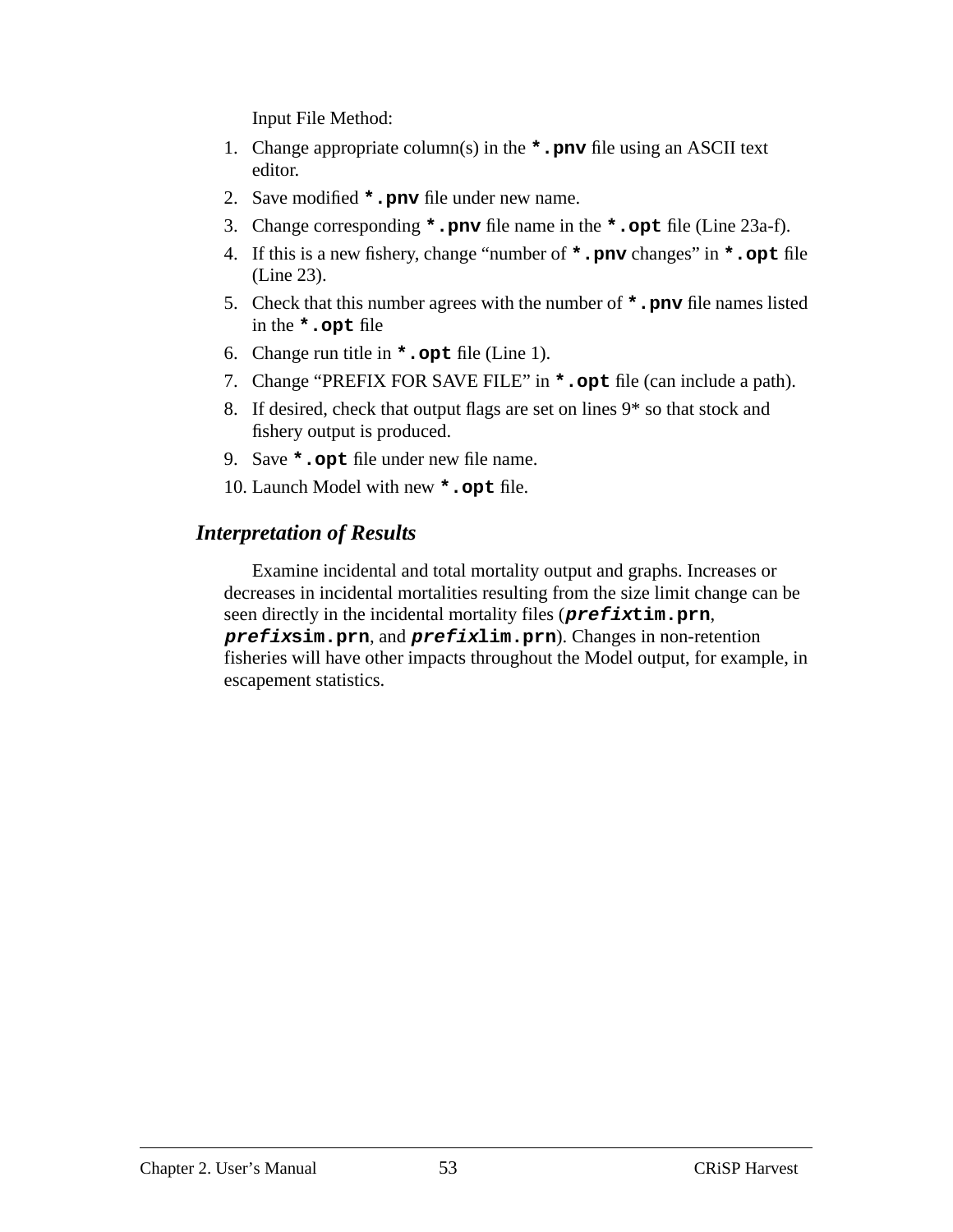Input File Method:

1. Change appropriate column(s) in the **`*.pnv`** file using an ASCII text editor.
2. Save modified **`*.pnv`** file under new name.
3. Change corresponding **`*.pnv`** file name in the **`*.opt`** file (Line 23a-f).
4. If this is a new fishery, change "number of **`*.pnv`** changes" in **`*.opt`** file (Line 23).
5. Check that this number agrees with the number of **`*.pnv`** file names listed in the **`*.opt`** file
6. Change run title in **`*.opt`** file (Line 1).
7. Change "PREFIX FOR SAVE FILE" in **`*.opt`** file (can include a path).
8. If desired, check that output flags are set on lines 9* so that stock and fishery output is produced.
9. Save **`*.opt`** file under new file name.
10. Launch Model with new **`*.opt`** file.

### *Interpretation of Results*

Examine incidental and total mortality output and graphs. Increases or decreases in incidental mortalities resulting from the size limit change can be seen directly in the incidental mortality files (***prefix*`tim.prn`**, ***prefix*`sim.prn`**, and ***prefix*`lim.prn`**). Changes in non-retention fisheries will have other impacts throughout the Model output, for example, in escapement statistics.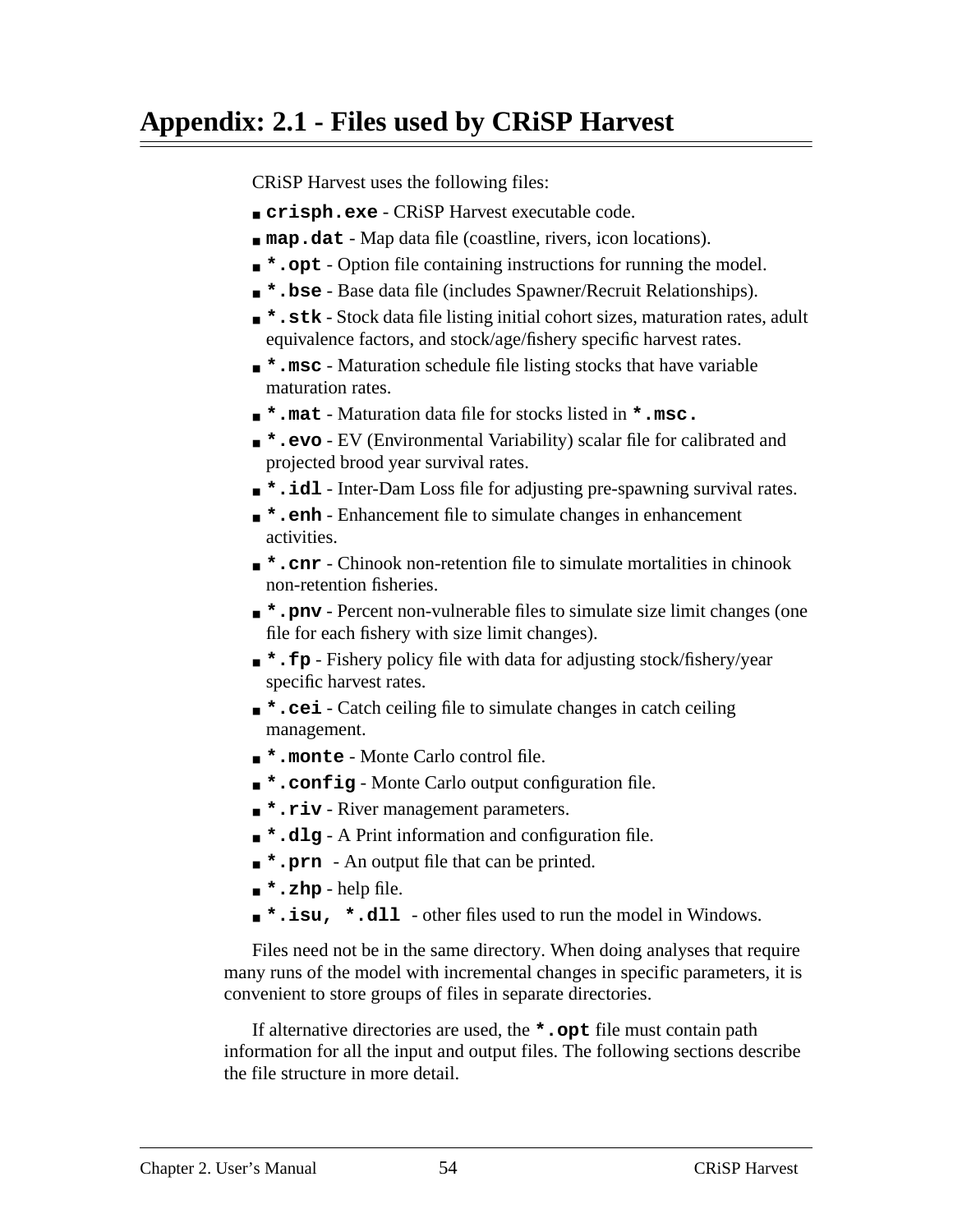# Appendix: 2.1 - Files used by CRiSP Harvest

CRiSP Harvest uses the following files:

- **`crisph.exe`** - CRiSP Harvest executable code.
- **`map.dat`** - Map data file (coastline, rivers, icon locations).
- **`*.opt`** - Option file containing instructions for running the model.
- **`*.bse`** - Base data file (includes Spawner/Recruit Relationships).
- **`*.stk`** - Stock data file listing initial cohort sizes, maturation rates, adult equivalence factors, and stock/age/fishery specific harvest rates.
- **`*.msc`** - Maturation schedule file listing stocks that have variable maturation rates.
- **`*.mat`** - Maturation data file for stocks listed in **`*.msc.`**
- **`*.evo`** - EV (Environmental Variability) scalar file for calibrated and projected brood year survival rates.
- **`*.idl`** - Inter-Dam Loss file for adjusting pre-spawning survival rates.
- **`*.enh`** - Enhancement file to simulate changes in enhancement activities.
- **`*.cnr`** - Chinook non-retention file to simulate mortalities in chinook non-retention fisheries.
- **`*.pnv`** - Percent non-vulnerable files to simulate size limit changes (one file for each fishery with size limit changes).
- **`*.fp`** - Fishery policy file with data for adjusting stock/fishery/year specific harvest rates.
- **`*.cei`** - Catch ceiling file to simulate changes in catch ceiling management.
- **`*.monte`** - Monte Carlo control file.
- **`*.config`** - Monte Carlo output configuration file.
- **`*.riv`** - River management parameters.
- **`*.dlg`** - A Print information and configuration file.
- **`*.prn`** - An output file that can be printed.
- **`*.zhp`** - help file.
- **`*.isu, *.dll`** - other files used to run the model in Windows.

Files need not be in the same directory. When doing analyses that require many runs of the model with incremental changes in specific parameters, it is convenient to store groups of files in separate directories.

If alternative directories are used, the **`*.opt`** file must contain path information for all the input and output files. The following sections describe the file structure in more detail.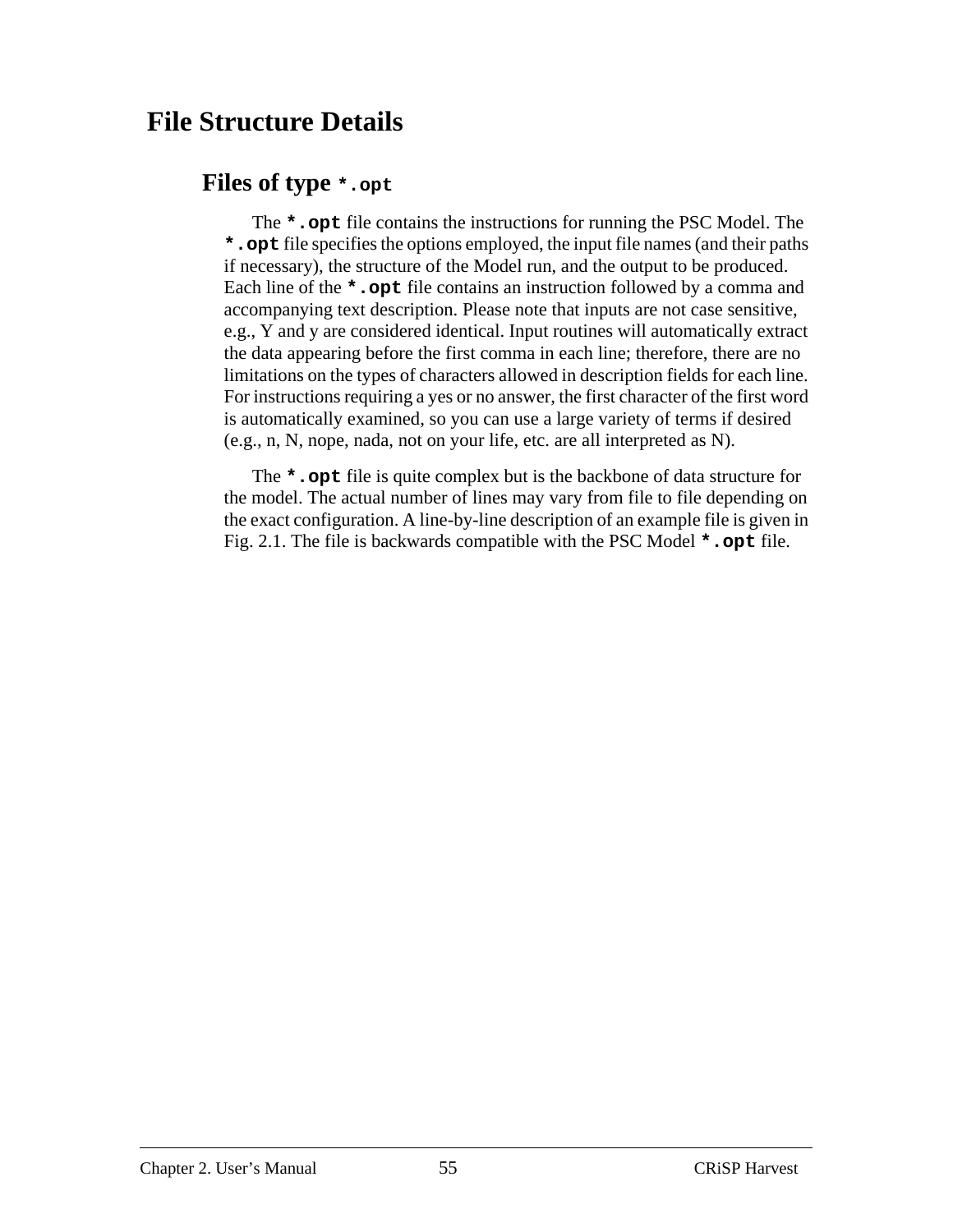# File Structure Details

## Files of type `*.opt`

The **`*.opt`** file contains the instructions for running the PSC Model. The **`*.opt`** file specifies the options employed, the input file names (and their paths if necessary), the structure of the Model run, and the output to be produced. Each line of the **`*.opt`** file contains an instruction followed by a comma and accompanying text description. Please note that inputs are not case sensitive, e.g., Y and y are considered identical. Input routines will automatically extract the data appearing before the first comma in each line; therefore, there are no limitations on the types of characters allowed in description fields for each line. For instructions requiring a yes or no answer, the first character of the first word is automatically examined, so you can use a large variety of terms if desired (e.g., n, N, nope, nada, not on your life, etc. are all interpreted as N).

The **`*.opt`** file is quite complex but is the backbone of data structure for the model. The actual number of lines may vary from file to file depending on the exact configuration. A line-by-line description of an example file is given in Fig. 2.1. The file is backwards compatible with the PSC Model **`*.opt`** file.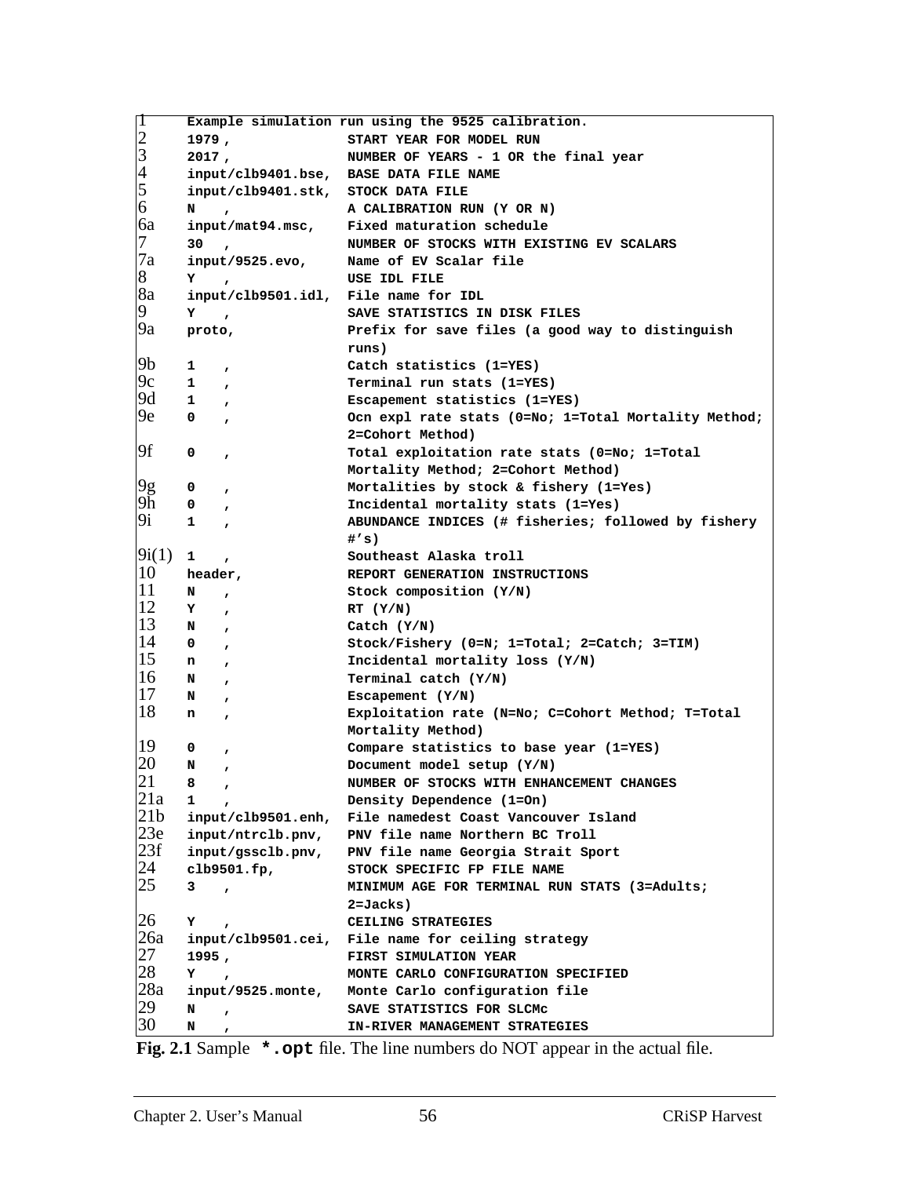| | | |
|---|---|---|
| 1 | **Example simulation run using the 9525 calibration.** | |
| 2 | **1979 ,** | **START YEAR FOR MODEL RUN** |
| 3 | **2017 ,** | **NUMBER OF YEARS - 1 OR the final year** |
| 4 | **input/clb9401.bse,** | **BASE DATA FILE NAME** |
| 5 | **input/clb9401.stk,** | **STOCK DATA FILE** |
| 6 | **N ,** | **A CALIBRATION RUN (Y OR N)** |
| 6a | **input/mat94.msc,** | **Fixed maturation schedule** |
| 7 | **30 ,** | **NUMBER OF STOCKS WITH EXISTING EV SCALARS** |
| 7a | **input/9525.evo,** | **Name of EV Scalar file** |
| 8 | **Y ,** | **USE IDL FILE** |
| 8a | **input/clb9501.idl,** | **File name for IDL** |
| 9 | **Y ,** | **SAVE STATISTICS IN DISK FILES** |
| 9a | **proto,** | **Prefix for save files (a good way to distinguish runs)** |
| 9b | **1 ,** | **Catch statistics (1=YES)** |
| 9c | **1 ,** | **Terminal run stats (1=YES)** |
| 9d | **1 ,** | **Escapement statistics (1=YES)** |
| 9e | **0 ,** | **Ocn expl rate stats (0=No; 1=Total Mortality Method; 2=Cohort Method)** |
| 9f | **0 ,** | **Total exploitation rate stats (0=No; 1=Total Mortality Method; 2=Cohort Method)** |
| 9g | **0 ,** | **Mortalities by stock & fishery (1=Yes)** |
| 9h | **0 ,** | **Incidental mortality stats (1=Yes)** |
| 9i | **1 ,** | **ABUNDANCE INDICES (# fisheries; followed by fishery #'s)** |
| 9i(1) | **1 ,** | **Southeast Alaska troll** |
| 10 | **header,** | **REPORT GENERATION INSTRUCTIONS** |
| 11 | **N ,** | **Stock composition (Y/N)** |
| 12 | **Y ,** | **RT (Y/N)** |
| 13 | **N ,** | **Catch (Y/N)** |
| 14 | **0 ,** | **Stock/Fishery (0=N; 1=Total; 2=Catch; 3=TIM)** |
| 15 | **n ,** | **Incidental mortality loss (Y/N)** |
| 16 | **N ,** | **Terminal catch (Y/N)** |
| 17 | **N ,** | **Escapement (Y/N)** |
| 18 | **n ,** | **Exploitation rate (N=No; C=Cohort Method; T=Total Mortality Method)** |
| 19 | **0 ,** | **Compare statistics to base year (1=YES)** |
| 20 | **N ,** | **Document model setup (Y/N)** |
| 21 | **8 ,** | **NUMBER OF STOCKS WITH ENHANCEMENT CHANGES** |
| 21a | **1 ,** | **Density Dependence (1=On)** |
| 21b | **input/clb9501.enh,** | **File namedest Coast Vancouver Island** |
| 23e | **input/ntrclb.pnv,** | **PNV file name Northern BC Troll** |
| 23f | **input/gssclb.pnv,** | **PNV file name Georgia Strait Sport** |
| 24 | **clb9501.fp,** | **STOCK SPECIFIC FP FILE NAME** |
| 25 | **3 ,** | **MINIMUM AGE FOR TERMINAL RUN STATS (3=Adults; 2=Jacks)** |
| 26 | **Y ,** | **CEILING STRATEGIES** |
| 26a | **input/clb9501.cei,** | **File name for ceiling strategy** |
| 27 | **1995 ,** | **FIRST SIMULATION YEAR** |
| 28 | **Y ,** | **MONTE CARLO CONFIGURATION SPECIFIED** |
| 28a | **input/9525.monte,** | **Monte Carlo configuration file** |
| 29 | **N ,** | **SAVE STATISTICS FOR SLCMc** |
| 30 | **N ,** | **IN-RIVER MANAGEMENT STRATEGIES** |

**Fig. 2.1** Sample **`*.opt`** file. The line numbers do NOT appear in the actual file.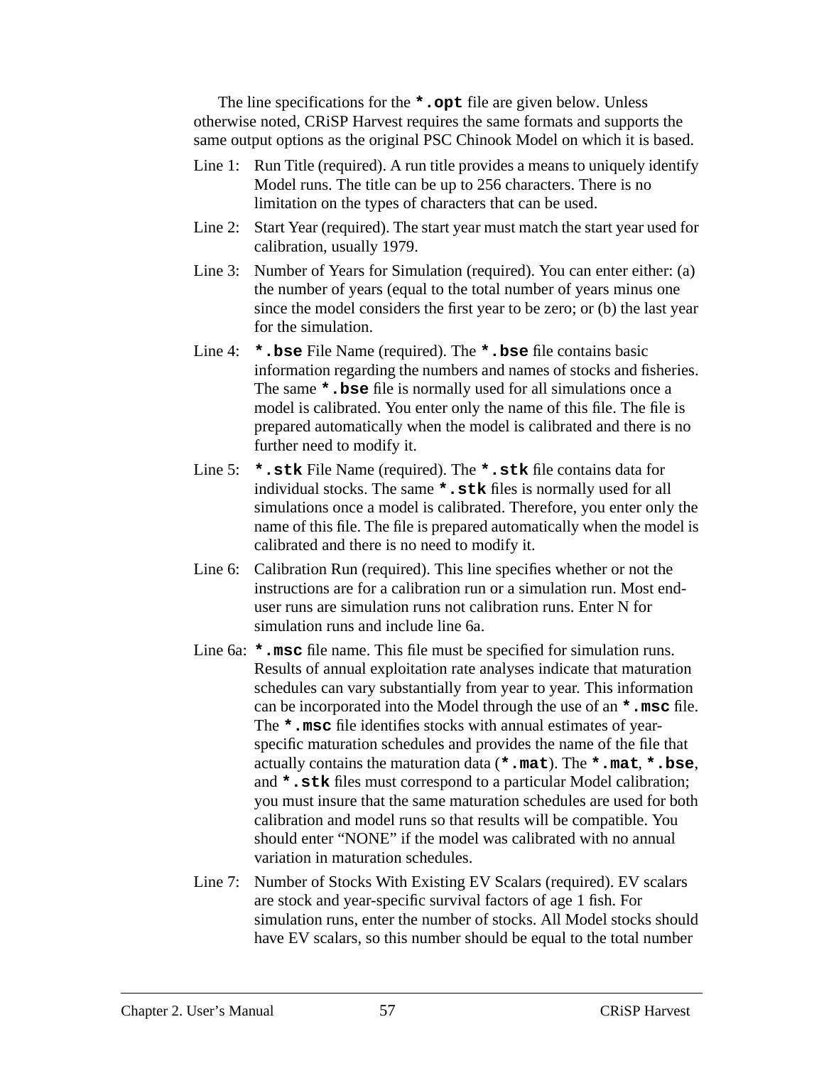The line specifications for the `*.opt` file are given below. Unless otherwise noted, CRiSP Harvest requires the same formats and supports the same output options as the original PSC Chinook Model on which it is based.

Line 1: Run Title (required). A run title provides a means to uniquely identify Model runs. The title can be up to 256 characters. There is no limitation on the types of characters that can be used.

Line 2: Start Year (required). The start year must match the start year used for calibration, usually 1979.

Line 3: Number of Years for Simulation (required). You can enter either: (a) the number of years (equal to the total number of years minus one since the model considers the first year to be zero; or (b) the last year for the simulation.

Line 4: **`*.bse`** File Name (required). The **`*.bse`** file contains basic information regarding the numbers and names of stocks and fisheries. The same **`*.bse`** file is normally used for all simulations once a model is calibrated. You enter only the name of this file. The file is prepared automatically when the model is calibrated and there is no further need to modify it.

Line 5: **`*.stk`** File Name (required). The **`*.stk`** file contains data for individual stocks. The same **`*.stk`** files is normally used for all simulations once a model is calibrated. Therefore, you enter only the name of this file. The file is prepared automatically when the model is calibrated and there is no need to modify it.

Line 6: Calibration Run (required). This line specifies whether or not the instructions are for a calibration run or a simulation run. Most end-user runs are simulation runs not calibration runs. Enter N for simulation runs and include line 6a.

Line 6a: **`*.msc`** file name. This file must be specified for simulation runs. Results of annual exploitation rate analyses indicate that maturation schedules can vary substantially from year to year. This information can be incorporated into the Model through the use of an **`*.msc`** file. The **`*.msc`** file identifies stocks with annual estimates of year-specific maturation schedules and provides the name of the file that actually contains the maturation data (**`*.mat`**). The **`*.mat`**, **`*.bse`**, and **`*.stk`** files must correspond to a particular Model calibration; you must insure that the same maturation schedules are used for both calibration and model runs so that results will be compatible. You should enter “NONE” if the model was calibrated with no annual variation in maturation schedules.

Line 7: Number of Stocks With Existing EV Scalars (required). EV scalars are stock and year-specific survival factors of age 1 fish. For simulation runs, enter the number of stocks. All Model stocks should have EV scalars, so this number should be equal to the total number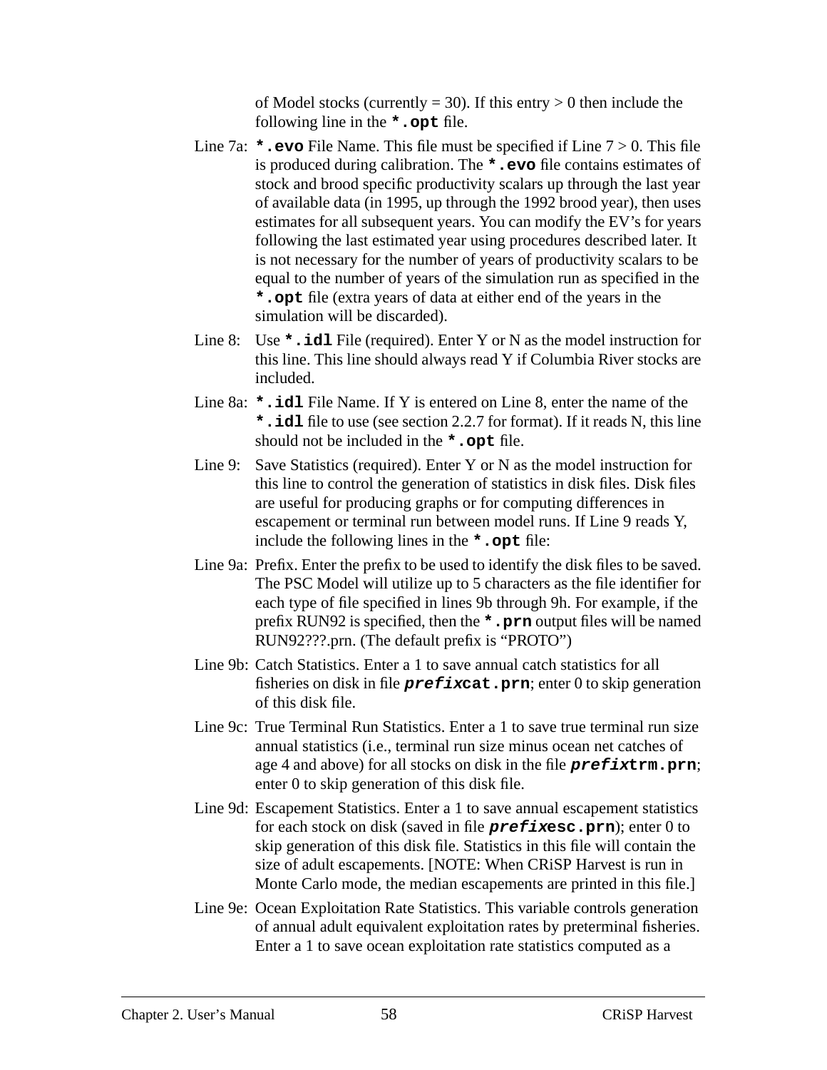of Model stocks (currently = 30). If this entry > 0 then include the following line in the **`*.opt`** file.

Line 7a: **`*.evo`** File Name. This file must be specified if Line 7 > 0. This file is produced during calibration. The **`*.evo`** file contains estimates of stock and brood specific productivity scalars up through the last year of available data (in 1995, up through the 1992 brood year), then uses estimates for all subsequent years. You can modify the EV's for years following the last estimated year using procedures described later. It is not necessary for the number of years of productivity scalars to be equal to the number of years of the simulation run as specified in the **`*.opt`** file (extra years of data at either end of the years in the simulation will be discarded).

Line 8: Use **`*.idl`** File (required). Enter Y or N as the model instruction for this line. This line should always read Y if Columbia River stocks are included.

Line 8a: **`*.idl`** File Name. If Y is entered on Line 8, enter the name of the **`*.idl`** file to use (see section 2.2.7 for format). If it reads N, this line should not be included in the **`*.opt`** file.

Line 9: Save Statistics (required). Enter Y or N as the model instruction for this line to control the generation of statistics in disk files. Disk files are useful for producing graphs or for computing differences in escapement or terminal run between model runs. If Line 9 reads Y, include the following lines in the **`*.opt`** file:

Line 9a: Prefix. Enter the prefix to be used to identify the disk files to be saved. The PSC Model will utilize up to 5 characters as the file identifier for each type of file specified in lines 9b through 9h. For example, if the prefix RUN92 is specified, then the **`*.prn`** output files will be named RUN92???.prn. (The default prefix is "PROTO")

Line 9b: Catch Statistics. Enter a 1 to save annual catch statistics for all fisheries on disk in file ***prefix*`cat.prn`**; enter 0 to skip generation of this disk file.

Line 9c: True Terminal Run Statistics. Enter a 1 to save true terminal run size annual statistics (i.e., terminal run size minus ocean net catches of age 4 and above) for all stocks on disk in the file ***prefix*`trm.prn`**; enter 0 to skip generation of this disk file.

Line 9d: Escapement Statistics. Enter a 1 to save annual escapement statistics for each stock on disk (saved in file ***prefix*`esc.prn`**); enter 0 to skip generation of this disk file. Statistics in this file will contain the size of adult escapements. [NOTE: When CRiSP Harvest is run in Monte Carlo mode, the median escapements are printed in this file.]

Line 9e: Ocean Exploitation Rate Statistics. This variable controls generation of annual adult equivalent exploitation rates by preterminal fisheries. Enter a 1 to save ocean exploitation rate statistics computed as a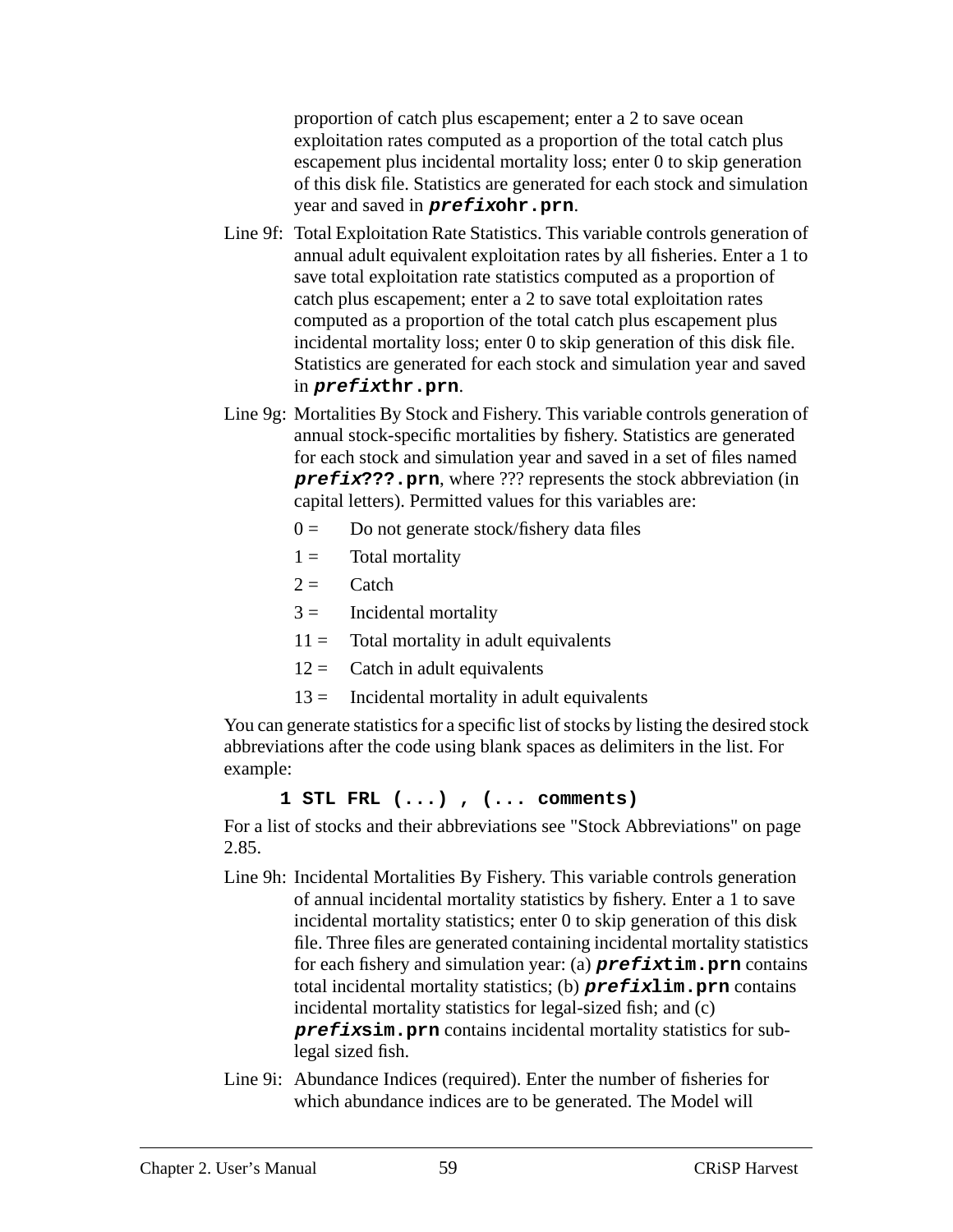proportion of catch plus escapement; enter a 2 to save ocean exploitation rates computed as a proportion of the total catch plus escapement plus incidental mortality loss; enter 0 to skip generation of this disk file. Statistics are generated for each stock and simulation year and saved in ***prefix*ohr.prn**.

Line 9f: Total Exploitation Rate Statistics. This variable controls generation of annual adult equivalent exploitation rates by all fisheries. Enter a 1 to save total exploitation rate statistics computed as a proportion of catch plus escapement; enter a 2 to save total exploitation rates computed as a proportion of the total catch plus escapement plus incidental mortality loss; enter 0 to skip generation of this disk file. Statistics are generated for each stock and simulation year and saved in ***prefix*thr.prn**.

Line 9g: Mortalities By Stock and Fishery. This variable controls generation of annual stock-specific mortalities by fishery. Statistics are generated for each stock and simulation year and saved in a set of files named ***prefix*???.prn**, where ??? represents the stock abbreviation (in capital letters). Permitted values for this variables are:

- 0 = Do not generate stock/fishery data files
- 1 = Total mortality
- 2 = Catch
- 3 = Incidental mortality
- 11 = Total mortality in adult equivalents
- 12 = Catch in adult equivalents
- 13 = Incidental mortality in adult equivalents

You can generate statistics for a specific list of stocks by listing the desired stock abbreviations after the code using blank spaces as delimiters in the list. For example:

```
1 STL FRL (...) , (... comments)
```

For a list of stocks and their abbreviations see "Stock Abbreviations" on page 2.85.

Line 9h: Incidental Mortalities By Fishery. This variable controls generation of annual incidental mortality statistics by fishery. Enter a 1 to save incidental mortality statistics; enter 0 to skip generation of this disk file. Three files are generated containing incidental mortality statistics for each fishery and simulation year: (a) ***prefix*tim.prn** contains total incidental mortality statistics; (b) ***prefix*lim.prn** contains incidental mortality statistics for legal-sized fish; and (c) ***prefix*sim.prn** contains incidental mortality statistics for sub-legal sized fish.

Line 9i: Abundance Indices (required). Enter the number of fisheries for which abundance indices are to be generated. The Model will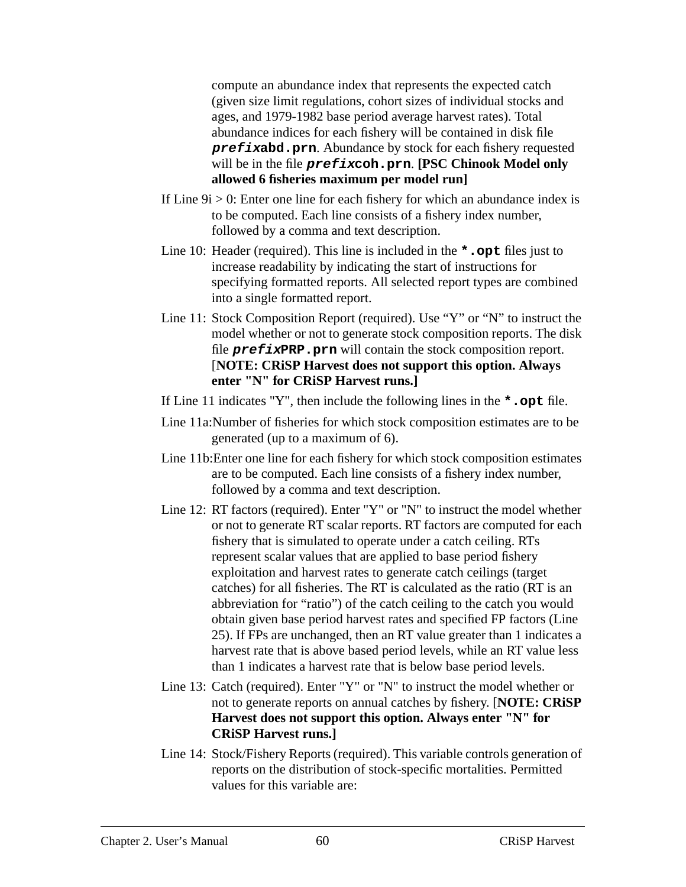compute an abundance index that represents the expected catch (given size limit regulations, cohort sizes of individual stocks and ages, and 1979-1982 base period average harvest rates). Total abundance indices for each fishery will be contained in disk file ***prefix*abd.prn**. Abundance by stock for each fishery requested will be in the file ***prefix*coh.prn**. **[PSC Chinook Model only allowed 6 fisheries maximum per model run]**

If Line 9i > 0: Enter one line for each fishery for which an abundance index is to be computed. Each line consists of a fishery index number, followed by a comma and text description.

Line 10: Header (required). This line is included in the **`*.opt`** files just to increase readability by indicating the start of instructions for specifying formatted reports. All selected report types are combined into a single formatted report.

Line 11: Stock Composition Report (required). Use "Y" or "N" to instruct the model whether or not to generate stock composition reports. The disk file ***prefix*PRP.prn** will contain the stock composition report. [**NOTE: CRiSP Harvest does not support this option. Always enter "N" for CRiSP Harvest runs.]**

If Line 11 indicates "Y", then include the following lines in the **`*.opt`** file.

Line 11a: Number of fisheries for which stock composition estimates are to be generated (up to a maximum of 6).

Line 11b: Enter one line for each fishery for which stock composition estimates are to be computed. Each line consists of a fishery index number, followed by a comma and text description.

Line 12: RT factors (required). Enter "Y" or "N" to instruct the model whether or not to generate RT scalar reports. RT factors are computed for each fishery that is simulated to operate under a catch ceiling. RTs represent scalar values that are applied to base period fishery exploitation and harvest rates to generate catch ceilings (target catches) for all fisheries. The RT is calculated as the ratio (RT is an abbreviation for "ratio") of the catch ceiling to the catch you would obtain given base period harvest rates and specified FP factors (Line 25). If FPs are unchanged, then an RT value greater than 1 indicates a harvest rate that is above based period levels, while an RT value less than 1 indicates a harvest rate that is below base period levels.

Line 13: Catch (required). Enter "Y" or "N" to instruct the model whether or not to generate reports on annual catches by fishery. [**NOTE: CRiSP Harvest does not support this option. Always enter "N" for CRiSP Harvest runs.]**

Line 14: Stock/Fishery Reports (required). This variable controls generation of reports on the distribution of stock-specific mortalities. Permitted values for this variable are: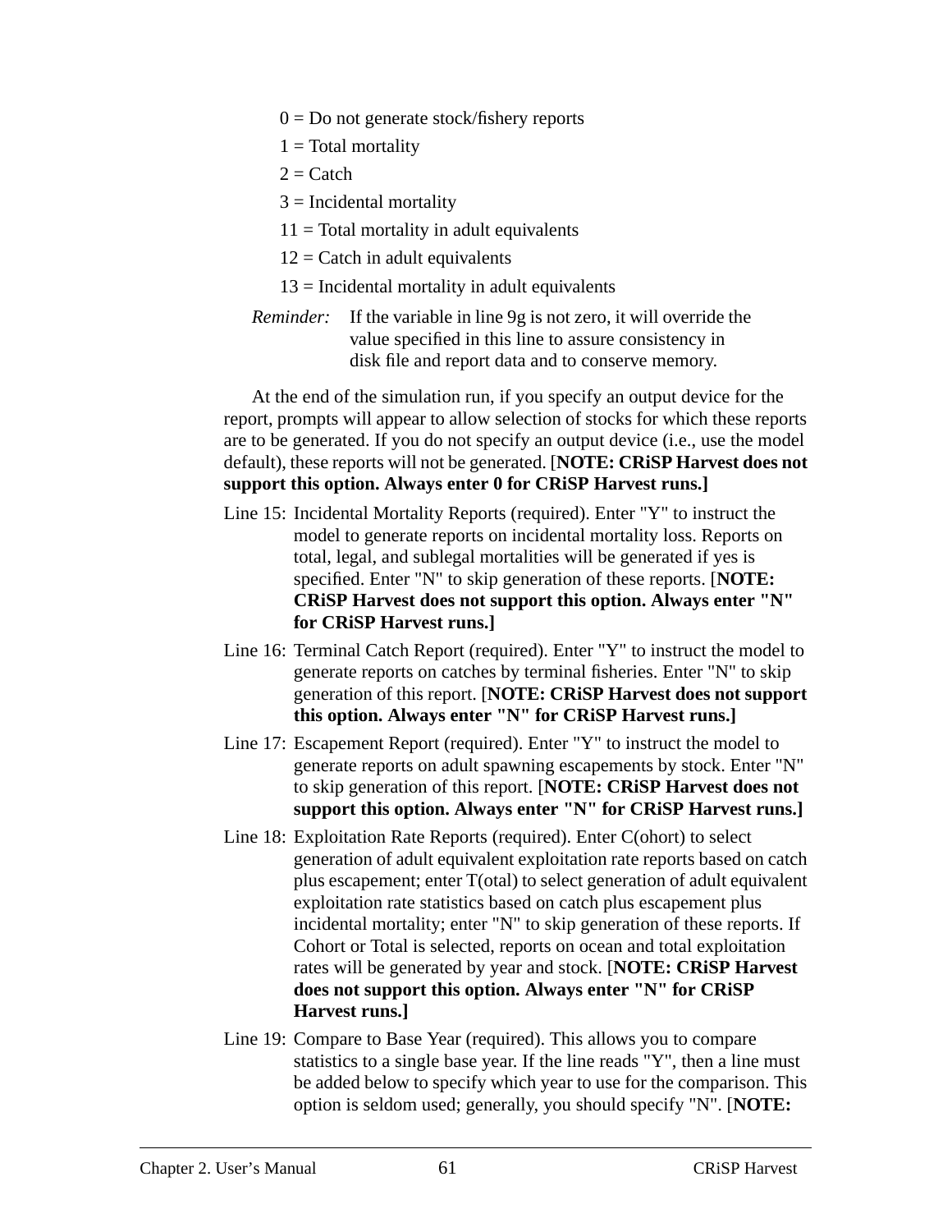0 = Do not generate stock/fishery reports

1 = Total mortality

2 = Catch

3 = Incidental mortality

11 = Total mortality in adult equivalents

12 = Catch in adult equivalents

13 = Incidental mortality in adult equivalents

*Reminder:* If the variable in line 9g is not zero, it will override the value specified in this line to assure consistency in disk file and report data and to conserve memory.

At the end of the simulation run, if you specify an output device for the report, prompts will appear to allow selection of stocks for which these reports are to be generated. If you do not specify an output device (i.e., use the model default), these reports will not be generated. [**NOTE: CRiSP Harvest does not support this option. Always enter 0 for CRiSP Harvest runs.]**

Line 15: Incidental Mortality Reports (required). Enter "Y" to instruct the model to generate reports on incidental mortality loss. Reports on total, legal, and sublegal mortalities will be generated if yes is specified. Enter "N" to skip generation of these reports. [**NOTE: CRiSP Harvest does not support this option. Always enter "N" for CRiSP Harvest runs.]**

Line 16: Terminal Catch Report (required). Enter "Y" to instruct the model to generate reports on catches by terminal fisheries. Enter "N" to skip generation of this report. [**NOTE: CRiSP Harvest does not support this option. Always enter "N" for CRiSP Harvest runs.]**

Line 17: Escapement Report (required). Enter "Y" to instruct the model to generate reports on adult spawning escapements by stock. Enter "N" to skip generation of this report. [**NOTE: CRiSP Harvest does not support this option. Always enter "N" for CRiSP Harvest runs.]**

Line 18: Exploitation Rate Reports (required). Enter C(ohort) to select generation of adult equivalent exploitation rate reports based on catch plus escapement; enter T(otal) to select generation of adult equivalent exploitation rate statistics based on catch plus escapement plus incidental mortality; enter "N" to skip generation of these reports. If Cohort or Total is selected, reports on ocean and total exploitation rates will be generated by year and stock. [**NOTE: CRiSP Harvest does not support this option. Always enter "N" for CRiSP Harvest runs.]**

Line 19: Compare to Base Year (required). This allows you to compare statistics to a single base year. If the line reads "Y", then a line must be added below to specify which year to use for the comparison. This option is seldom used; generally, you should specify "N". [**NOTE:**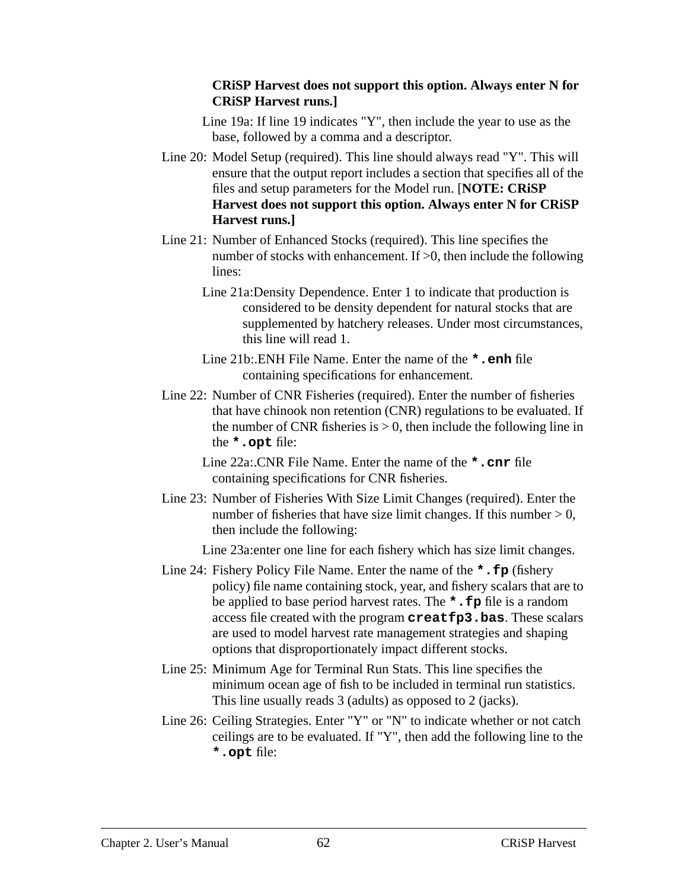**CRiSP Harvest does not support this option. Always enter N for CRiSP Harvest runs.]**

Line 19a: If line 19 indicates "Y", then include the year to use as the base, followed by a comma and a descriptor.

Line 20: Model Setup (required). This line should always read "Y". This will ensure that the output report includes a section that specifies all of the files and setup parameters for the Model run. [**NOTE: CRiSP Harvest does not support this option. Always enter N for CRiSP Harvest runs.]**

Line 21: Number of Enhanced Stocks (required). This line specifies the number of stocks with enhancement. If >0, then include the following lines:

Line 21a:Density Dependence. Enter 1 to indicate that production is considered to be density dependent for natural stocks that are supplemented by hatchery releases. Under most circumstances, this line will read 1.

Line 21b:.ENH File Name. Enter the name of the **`*.enh`** file containing specifications for enhancement.

Line 22: Number of CNR Fisheries (required). Enter the number of fisheries that have chinook non retention (CNR) regulations to be evaluated. If the number of CNR fisheries is > 0, then include the following line in the **`*.opt`** file:

Line 22a:.CNR File Name. Enter the name of the **`*.cnr`** file containing specifications for CNR fisheries.

Line 23: Number of Fisheries With Size Limit Changes (required). Enter the number of fisheries that have size limit changes. If this number > 0, then include the following:

Line 23a:enter one line for each fishery which has size limit changes.

Line 24: Fishery Policy File Name. Enter the name of the **`*.fp`** (fishery policy) file name containing stock, year, and fishery scalars that are to be applied to base period harvest rates. The **`*.fp`** file is a random access file created with the program **`creatfp3.bas`**. These scalars are used to model harvest rate management strategies and shaping options that disproportionately impact different stocks.

Line 25: Minimum Age for Terminal Run Stats. This line specifies the minimum ocean age of fish to be included in terminal run statistics. This line usually reads 3 (adults) as opposed to 2 (jacks).

Line 26: Ceiling Strategies. Enter "Y" or "N" to indicate whether or not catch ceilings are to be evaluated. If "Y", then add the following line to the **`*.opt`** file: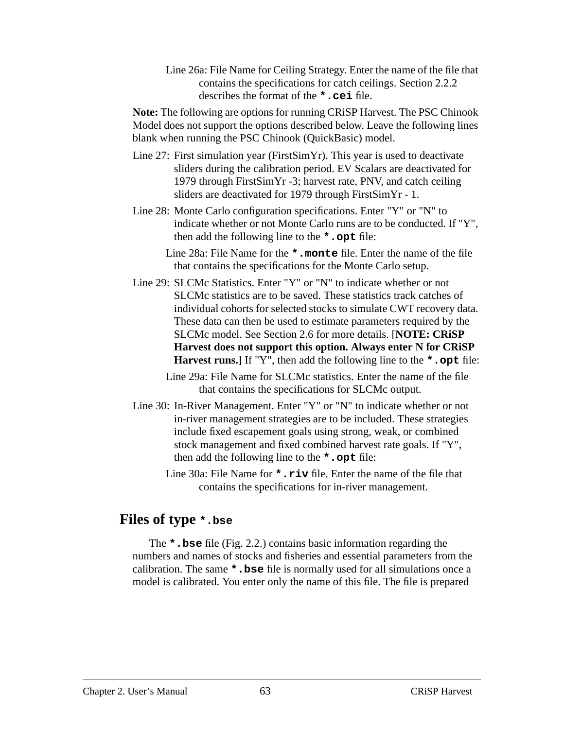Line 26a: File Name for Ceiling Strategy. Enter the name of the file that contains the specifications for catch ceilings. Section 2.2.2 describes the format of the **`*.cei`** file.

**Note:** The following are options for running CRiSP Harvest. The PSC Chinook Model does not support the options described below. Leave the following lines blank when running the PSC Chinook (QuickBasic) model.

Line 27: First simulation year (FirstSimYr). This year is used to deactivate sliders during the calibration period. EV Scalars are deactivated for 1979 through FirstSimYr -3; harvest rate, PNV, and catch ceiling sliders are deactivated for 1979 through FirstSimYr - 1.

Line 28: Monte Carlo configuration specifications. Enter "Y" or "N" to indicate whether or not Monte Carlo runs are to be conducted. If "Y", then add the following line to the **`*.opt`** file:

Line 28a: File Name for the **`*.monte`** file. Enter the name of the file that contains the specifications for the Monte Carlo setup.

Line 29: SLCMc Statistics. Enter "Y" or "N" to indicate whether or not SLCMc statistics are to be saved. These statistics track catches of individual cohorts for selected stocks to simulate CWT recovery data. These data can then be used to estimate parameters required by the SLCMc model. See Section 2.6 for more details. [**NOTE: CRiSP Harvest does not support this option. Always enter N for CRiSP Harvest runs.]** If "Y", then add the following line to the **`*.opt`** file:

Line 29a: File Name for SLCMc statistics. Enter the name of the file that contains the specifications for SLCMc output.

Line 30: In-River Management. Enter "Y" or "N" to indicate whether or not in-river management strategies are to be included. These strategies include fixed escapement goals using strong, weak, or combined stock management and fixed combined harvest rate goals. If "Y", then add the following line to the **`*.opt`** file:

Line 30a: File Name for **`*.riv`** file. Enter the name of the file that contains the specifications for in-river management.

## Files of type `*.bse`

The **`*.bse`** file (Fig. 2.2.) contains basic information regarding the numbers and names of stocks and fisheries and essential parameters from the calibration. The same **`*.bse`** file is normally used for all simulations once a model is calibrated. You enter only the name of this file. The file is prepared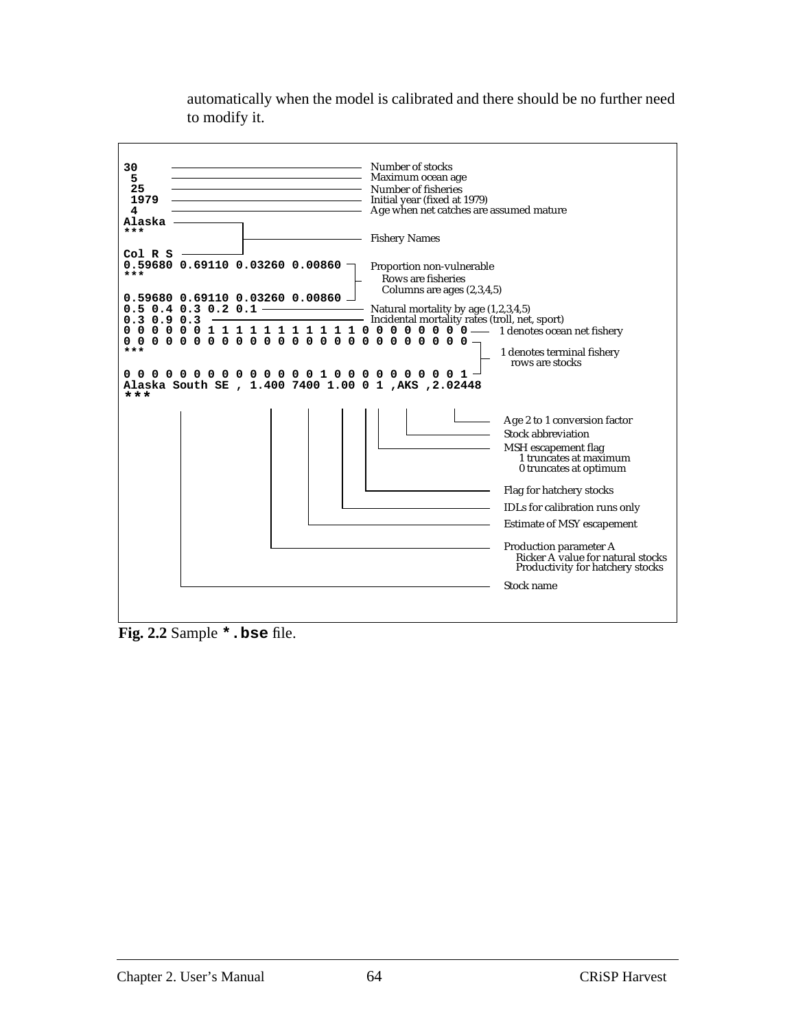automatically when the model is calibrated and there should be no further need to modify it.

```
30                                      Number of stocks
 5                                      Maximum ocean age
 25                                     Number of fisheries
 1979                                   Initial year (fixed at 1979)
 4                                      Age when net catches are assumed mature
Alaska ─┐
***     ├────────────────────────────── Fishery Names
        │
Col R S ┘
0.59680 0.69110 0.03260 0.00860 ┐       Proportion non-vulnerable
***                             ├─        Rows are fisheries
                                │         Columns are ages (2,3,4,5)
0.59680 0.69110 0.03260 0.00860 ┘
0.5 0.4 0.3 0.2 0.1                     Natural mortality by age (1,2,3,4,5)
0.3 0.9 0.3                             Incidental mortality rates (troll, net, sport)
0 0 0 0 0 0 1 1 1 1 1 1 1 1 1 1 1 0 0 0 0 0 0 0 0 ── 1 denotes ocean net fishery
0 0 0 0 0 0 0 0 0 0 0 0 0 0 0 0 0 0 0 0 0 0 0 0 0 ┐
***                                                ├─ 1 denotes terminal fishery
                                                   │    rows are stocks
0 0 0 0 0 0 0 0 0 0 0 0 0 0 0 1 0 0 0 0 0 0 0 0 1 ┘
Alaska South SE , 1.400 7400 1.00 0 1 ,AKS ,2.02448
***
                                                   Age 2 to 1 conversion factor
                                                   Stock abbreviation
                                                   MSH escapement flag
                                                     1 truncates at maximum
                                                     0 truncates at optimum
                                                   Flag for hatchery stocks
                                                   IDLs for calibration runs only
                                                   Estimate of MSY escapement
                                                   Production parameter A
                                                     Ricker A value for natural stocks
                                                     Productivity for hatchery stocks
                                                   Stock name
```

**Fig. 2.2** Sample `*.bse` file.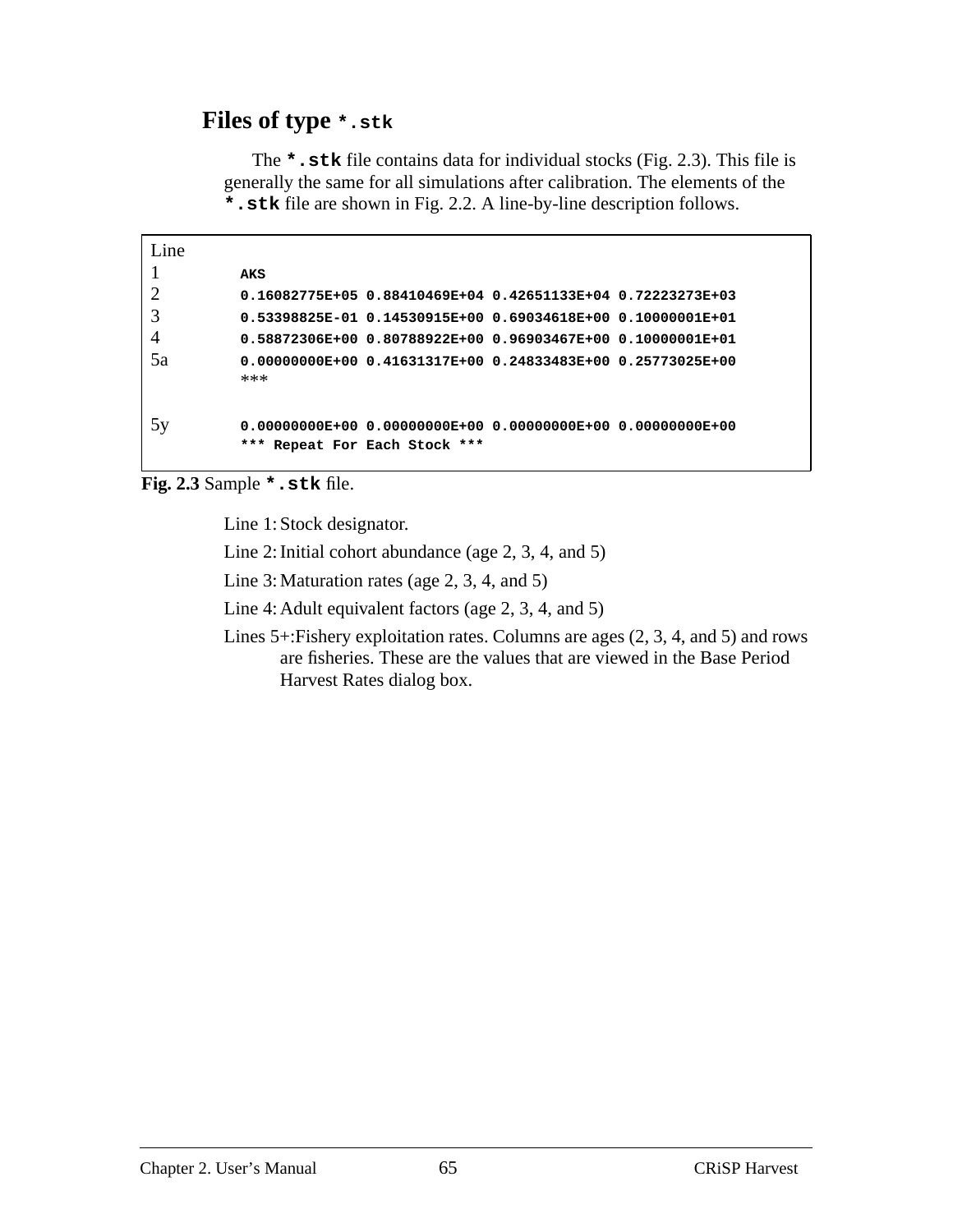### Files of type `*.stk`

The **`*.stk`** file contains data for individual stocks (Fig. 2.3). This file is generally the same for all simulations after calibration. The elements of the **`*.stk`** file are shown in Fig. 2.2. A line-by-line description follows.

```
Line
1     AKS
2     0.16082775E+05 0.88410469E+04 0.42651133E+04 0.72223273E+03
3     0.53398825E-01 0.14530915E+00 0.69034618E+00 0.10000001E+01
4     0.58872306E+00 0.80788922E+00 0.96903467E+00 0.10000001E+01
5a    0.00000000E+00 0.41631317E+00 0.24833483E+00 0.25773025E+00
      ***

5y    0.00000000E+00 0.00000000E+00 0.00000000E+00 0.00000000E+00
      *** Repeat For Each Stock ***
```

**Fig. 2.3** Sample **`*.stk`** file.

Line 1: Stock designator.

Line 2: Initial cohort abundance (age 2, 3, 4, and 5)

Line 3: Maturation rates (age 2, 3, 4, and 5)

Line 4: Adult equivalent factors (age 2, 3, 4, and 5)

Lines 5+: Fishery exploitation rates. Columns are ages (2, 3, 4, and 5) and rows are fisheries. These are the values that are viewed in the Base Period Harvest Rates dialog box.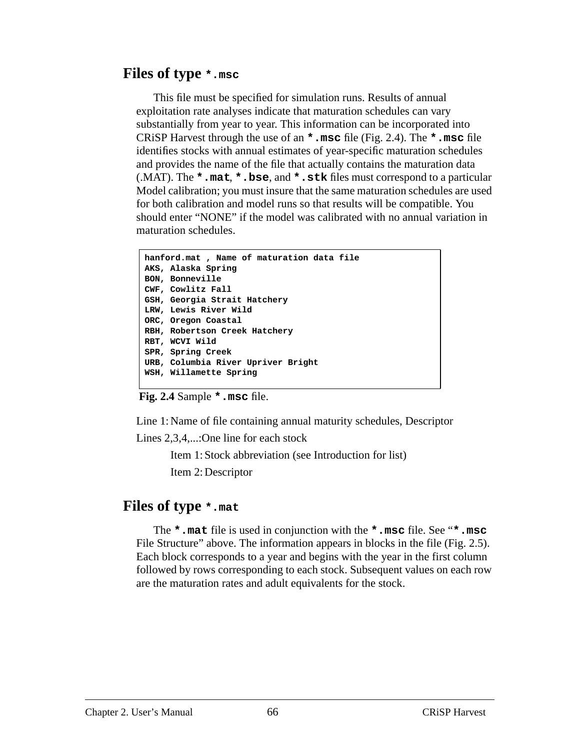## Files of type `*.msc`

This file must be specified for simulation runs. Results of annual exploitation rate analyses indicate that maturation schedules can vary substantially from year to year. This information can be incorporated into CRiSP Harvest through the use of an **`*.msc`** file (Fig. 2.4). The **`*.msc`** file identifies stocks with annual estimates of year-specific maturation schedules and provides the name of the file that actually contains the maturation data (.MAT). The **`*.mat`**, **`*.bse`**, and **`*.stk`** files must correspond to a particular Model calibration; you must insure that the same maturation schedules are used for both calibration and model runs so that results will be compatible. You should enter “NONE” if the model was calibrated with no annual variation in maturation schedules.

```
hanford.mat , Name of maturation data file
AKS, Alaska Spring
BON, Bonneville
CWF, Cowlitz Fall
GSH, Georgia Strait Hatchery
LRW, Lewis River Wild
ORC, Oregon Coastal
RBH, Robertson Creek Hatchery
RBT, WCVI Wild
SPR, Spring Creek
URB, Columbia River Upriver Bright
WSH, Willamette Spring
```

**Fig. 2.4** Sample **`*.msc`** file.

Line 1: Name of file containing annual maturity schedules, Descriptor

Lines 2,3,4,...: One line for each stock

- Item 1: Stock abbreviation (see Introduction for list)
- Item 2: Descriptor

## Files of type `*.mat`

The **`*.mat`** file is used in conjunction with the **`*.msc`** file. See “**`*.msc`** File Structure” above. The information appears in blocks in the file (Fig. 2.5). Each block corresponds to a year and begins with the year in the first column followed by rows corresponding to each stock. Subsequent values on each row are the maturation rates and adult equivalents for the stock.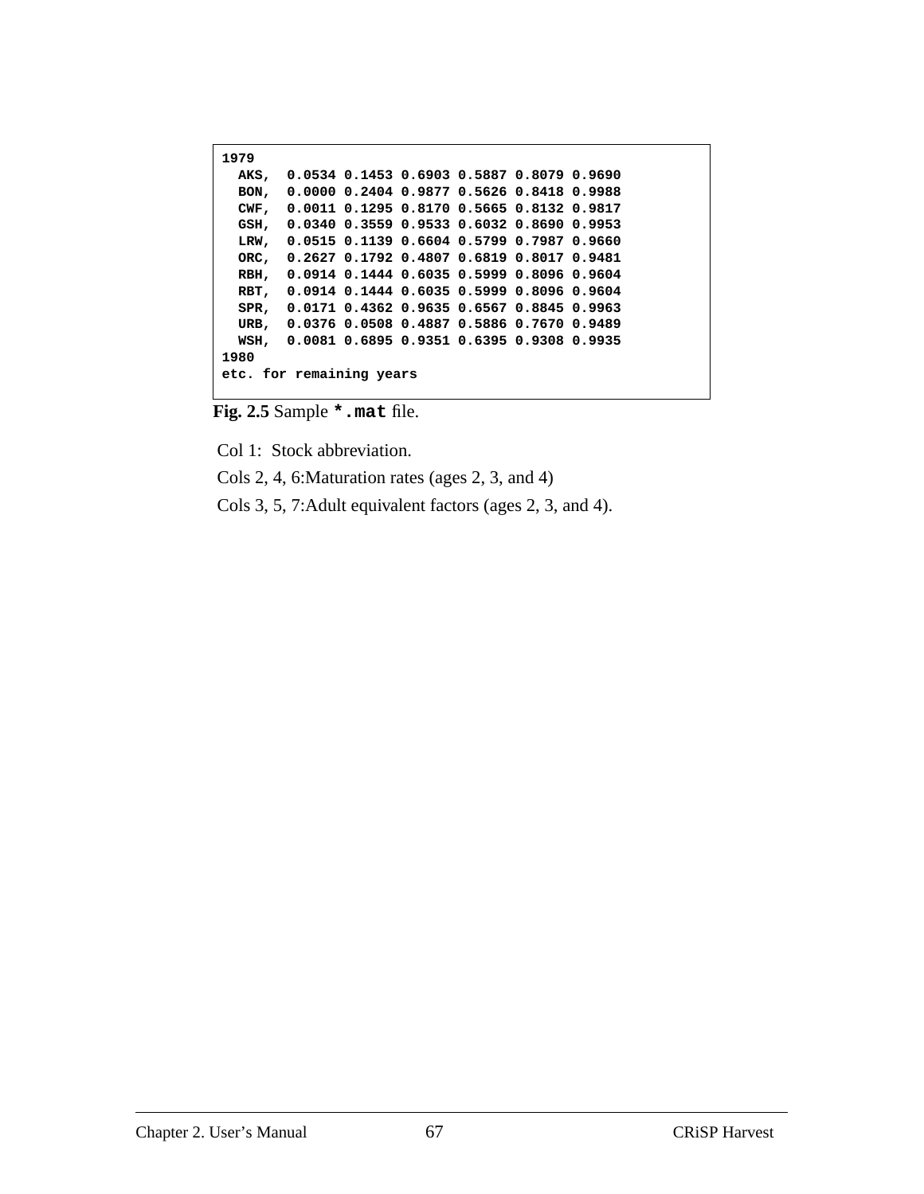```
1979
  AKS,  0.0534 0.1453 0.6903 0.5887 0.8079 0.9690
  BON,  0.0000 0.2404 0.9877 0.5626 0.8418 0.9988
  CWF,  0.0011 0.1295 0.8170 0.5665 0.8132 0.9817
  GSH,  0.0340 0.3559 0.9533 0.6032 0.8690 0.9953
  LRW,  0.0515 0.1139 0.6604 0.5799 0.7987 0.9660
  ORC,  0.2627 0.1792 0.4807 0.6819 0.8017 0.9481
  RBH,  0.0914 0.1444 0.6035 0.5999 0.8096 0.9604
  RBT,  0.0914 0.1444 0.6035 0.5999 0.8096 0.9604
  SPR,  0.0171 0.4362 0.9635 0.6567 0.8845 0.9963
  URB,  0.0376 0.0508 0.4887 0.5886 0.7670 0.9489
  WSH,  0.0081 0.6895 0.9351 0.6395 0.9308 0.9935
1980
etc. for remaining years
```

**Fig. 2.5** Sample **`*.mat`** file.

Col 1: Stock abbreviation.

Cols 2, 4, 6:Maturation rates (ages 2, 3, and 4)

Cols 3, 5, 7:Adult equivalent factors (ages 2, 3, and 4).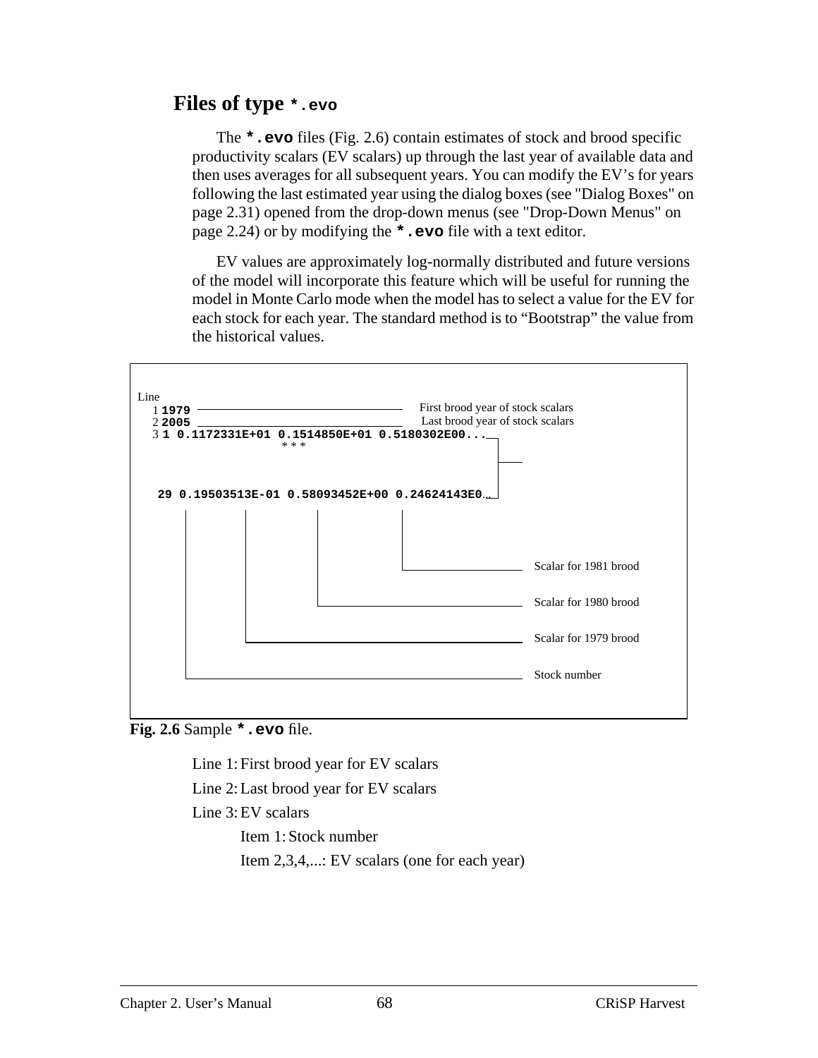## Files of type `*.evo`

The **`*.evo`** files (Fig. 2.6) contain estimates of stock and brood specific productivity scalars (EV scalars) up through the last year of available data and then uses averages for all subsequent years. You can modify the EV's for years following the last estimated year using the dialog boxes (see "Dialog Boxes" on page 2.31) opened from the drop-down menus (see "Drop-Down Menus" on page 2.24) or by modifying the **`*.evo`** file with a text editor.

EV values are approximately log-normally distributed and future versions of the model will incorporate this feature which will be useful for running the model in Monte Carlo mode when the model has to select a value for the EV for each stock for each year. The standard method is to "Bootstrap" the value from the historical values.

```
Line
  1 1979                                   First brood year of stock scalars
  2 2005                                   Last brood year of stock scalars
  3 1 0.1172331E+01 0.1514850E+01 0.5180302E00...
                    * * *

   29 0.19503513E-01 0.58093452E+00 0.24624143E0...

                                           Scalar for 1981 brood
                                           Scalar for 1980 brood
                                           Scalar for 1979 brood
                                           Stock number
```

**Fig. 2.6** Sample **`*.evo`** file.

Line 1: First brood year for EV scalars

Line 2: Last brood year for EV scalars

Line 3: EV scalars

- Item 1: Stock number
- Item 2,3,4,...: EV scalars (one for each year)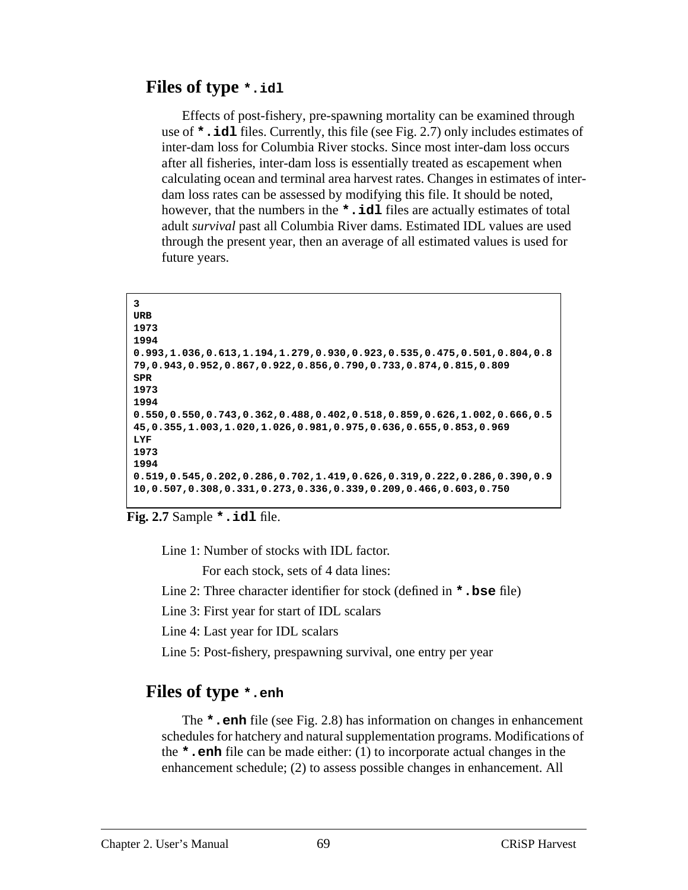## Files of type `*.idl`

Effects of post-fishery, pre-spawning mortality can be examined through use of **`*.idl`** files. Currently, this file (see Fig. 2.7) only includes estimates of inter-dam loss for Columbia River stocks. Since most inter-dam loss occurs after all fisheries, inter-dam loss is essentially treated as escapement when calculating ocean and terminal area harvest rates. Changes in estimates of inter-dam loss rates can be assessed by modifying this file. It should be noted, however, that the numbers in the **`*.idl`** files are actually estimates of total adult *survival* past all Columbia River dams. Estimated IDL values are used through the present year, then an average of all estimated values is used for future years.

```
3
URB
1973
1994
0.993,1.036,0.613,1.194,1.279,0.930,0.923,0.535,0.475,0.501,0.804,0.8
79,0.943,0.952,0.867,0.922,0.856,0.790,0.733,0.874,0.815,0.809
SPR
1973
1994
0.550,0.550,0.743,0.362,0.488,0.402,0.518,0.859,0.626,1.002,0.666,0.5
45,0.355,1.003,1.020,1.026,0.981,0.975,0.636,0.655,0.853,0.969
LYF
1973
1994
0.519,0.545,0.202,0.286,0.702,1.419,0.626,0.319,0.222,0.286,0.390,0.9
10,0.507,0.308,0.331,0.273,0.336,0.339,0.209,0.466,0.603,0.750
```

**Fig. 2.7** Sample **`*.idl`** file.

Line 1: Number of stocks with IDL factor.

For each stock, sets of 4 data lines:

Line 2: Three character identifier for stock (defined in **`*.bse`** file)

Line 3: First year for start of IDL scalars

Line 4: Last year for IDL scalars

Line 5: Post-fishery, prespawning survival, one entry per year

## Files of type `*.enh`

The **`*.enh`** file (see Fig. 2.8) has information on changes in enhancement schedules for hatchery and natural supplementation programs. Modifications of the **`*.enh`** file can be made either: (1) to incorporate actual changes in the enhancement schedule; (2) to assess possible changes in enhancement. All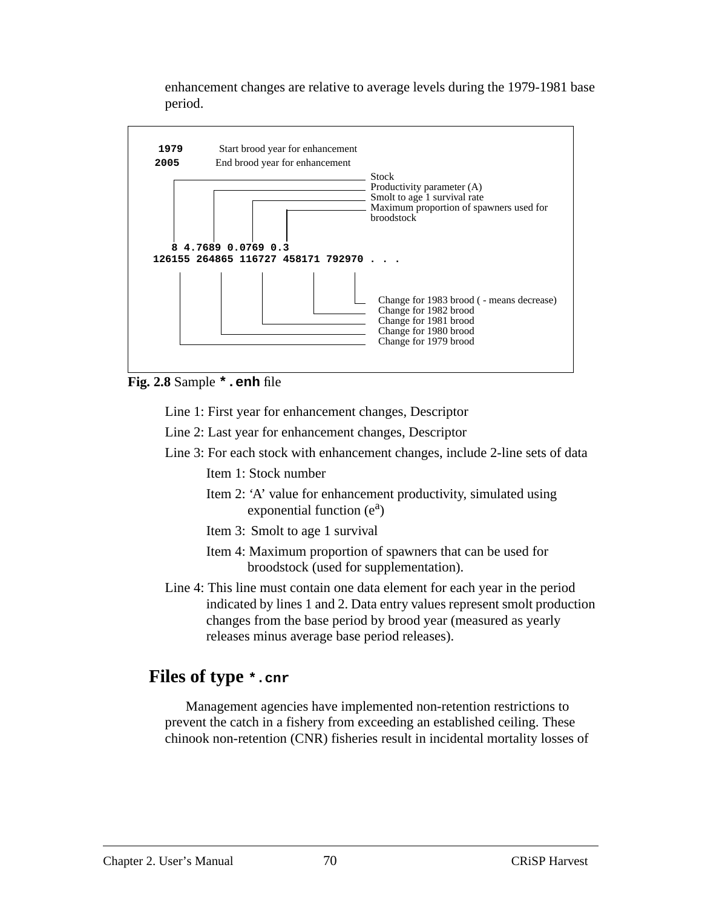enhancement changes are relative to average levels during the 1979-1981 base period.

```
 1979        Start brood year for enhancement
 2005        End brood year for enhancement
                                                   Stock
                                                   Productivity parameter (A)
                                                   Smolt to age 1 survival rate
                                                   Maximum proportion of spawners used for
                                                   broodstock

    8 4.7689 0.0769 0.3
126155 264865 116727 458171 792970 . . .

                                                   Change for 1983 brood ( - means decrease)
                                                   Change for 1982 brood
                                                   Change for 1981 brood
                                                   Change for 1980 brood
                                                   Change for 1979 brood
```

**Fig. 2.8** Sample **`*.enh`** file

Line 1: First year for enhancement changes, Descriptor

Line 2: Last year for enhancement changes, Descriptor

Line 3: For each stock with enhancement changes, include 2-line sets of data

- Item 1: Stock number
- Item 2: ‘A’ value for enhancement productivity, simulated using exponential function ($e^a$)
- Item 3: Smolt to age 1 survival
- Item 4: Maximum proportion of spawners that can be used for broodstock (used for supplementation).

Line 4: This line must contain one data element for each year in the period indicated by lines 1 and 2. Data entry values represent smolt production changes from the base period by brood year (measured as yearly releases minus average base period releases).

## Files of type `*.cnr`

Management agencies have implemented non-retention restrictions to prevent the catch in a fishery from exceeding an established ceiling. These chinook non-retention (CNR) fisheries result in incidental mortality losses of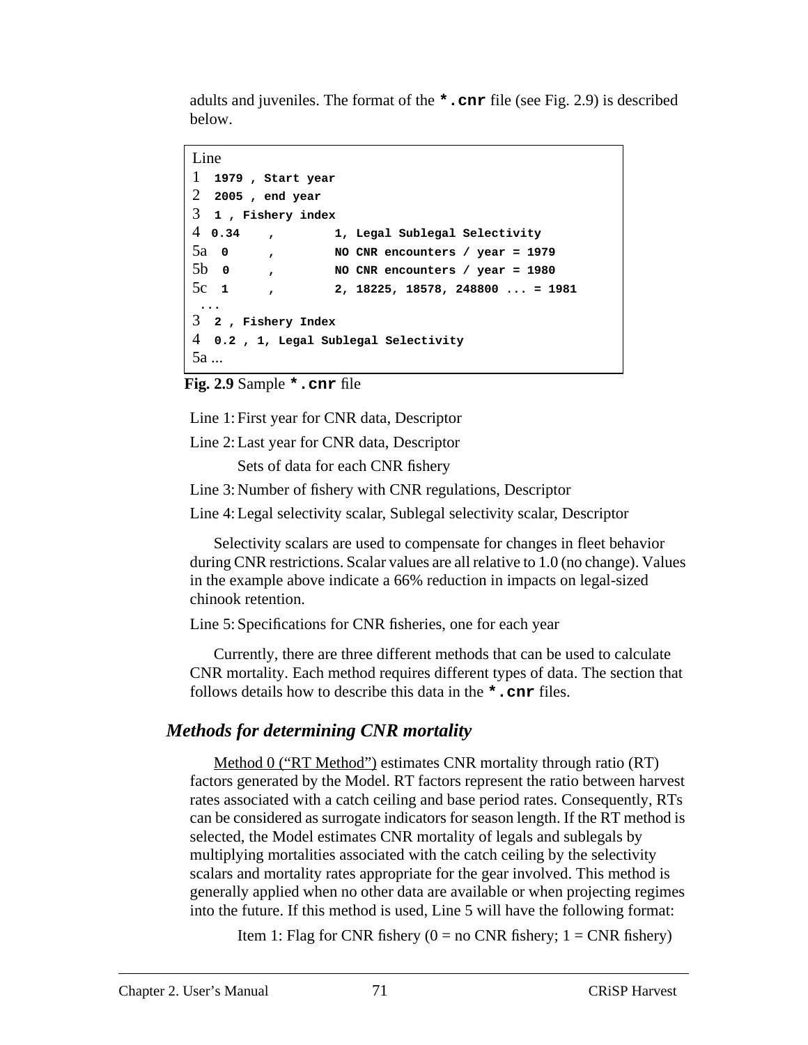adults and juveniles. The format of the **`*.cnr`** file (see Fig. 2.9) is described below.

```
Line
1   1979 , Start year
2   2005 , end year
3   1 , Fishery index
4  0.34    ,        1, Legal Sublegal Selectivity
5a  0      ,        NO CNR encounters / year = 1979
5b  0      ,        NO CNR encounters / year = 1980
5c  1      ,        2, 18225, 18578, 248800 ... = 1981
 ...
3   2 , Fishery Index
4   0.2 , 1, Legal Sublegal Selectivity
5a ...
```

**Fig. 2.9** Sample **`*.cnr`** file

Line 1: First year for CNR data, Descriptor

Line 2: Last year for CNR data, Descriptor

Sets of data for each CNR fishery

Line 3: Number of fishery with CNR regulations, Descriptor

Line 4: Legal selectivity scalar, Sublegal selectivity scalar, Descriptor

Selectivity scalars are used to compensate for changes in fleet behavior during CNR restrictions. Scalar values are all relative to 1.0 (no change). Values in the example above indicate a 66% reduction in impacts on legal-sized chinook retention.

Line 5: Specifications for CNR fisheries, one for each year

Currently, there are three different methods that can be used to calculate CNR mortality. Each method requires different types of data. The section that follows details how to describe this data in the **`*.cnr`** files.

### *Methods for determining CNR mortality*

Method 0 ("RT Method") estimates CNR mortality through ratio (RT) factors generated by the Model. RT factors represent the ratio between harvest rates associated with a catch ceiling and base period rates. Consequently, RTs can be considered as surrogate indicators for season length. If the RT method is selected, the Model estimates CNR mortality of legals and sublegals by multiplying mortalities associated with the catch ceiling by the selectivity scalars and mortality rates appropriate for the gear involved. This method is generally applied when no other data are available or when projecting regimes into the future. If this method is used, Line 5 will have the following format:

Item 1: Flag for CNR fishery (0 = no CNR fishery; 1 = CNR fishery)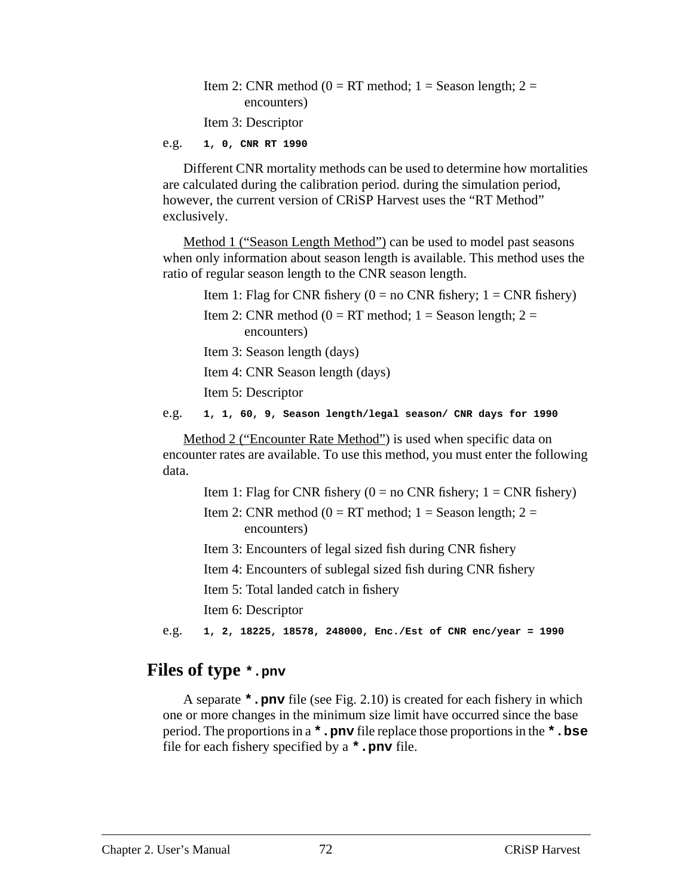Item 2: CNR method (0 = RT method; 1 = Season length; 2 = encounters)

Item 3: Descriptor

e.g. `1, 0, CNR RT 1990`

Different CNR mortality methods can be used to determine how mortalities are calculated during the calibration period. during the simulation period, however, the current version of CRiSP Harvest uses the "RT Method" exclusively.

Method 1 ("Season Length Method") can be used to model past seasons when only information about season length is available. This method uses the ratio of regular season length to the CNR season length.

Item 1: Flag for CNR fishery (0 = no CNR fishery; 1 = CNR fishery)

Item 2: CNR method (0 = RT method; 1 = Season length; 2 = encounters)

Item 3: Season length (days)

Item 4: CNR Season length (days)

Item 5: Descriptor

e.g. `1, 1, 60, 9, Season length/legal season/ CNR days for 1990`

Method 2 ("Encounter Rate Method") is used when specific data on encounter rates are available. To use this method, you must enter the following data.

Item 1: Flag for CNR fishery (0 = no CNR fishery; 1 = CNR fishery)

Item 2: CNR method (0 = RT method; 1 = Season length; 2 = encounters)

Item 3: Encounters of legal sized fish during CNR fishery

Item 4: Encounters of sublegal sized fish during CNR fishery

Item 5: Total landed catch in fishery

Item 6: Descriptor

e.g. `1, 2, 18225, 18578, 248000, Enc./Est of CNR enc/year = 1990`

## Files of type `*.pnv`

A separate **`*.pnv`** file (see Fig. 2.10) is created for each fishery in which one or more changes in the minimum size limit have occurred since the base period. The proportions in a **`*.pnv`** file replace those proportions in the **`*.bse`** file for each fishery specified by a **`*.pnv`** file.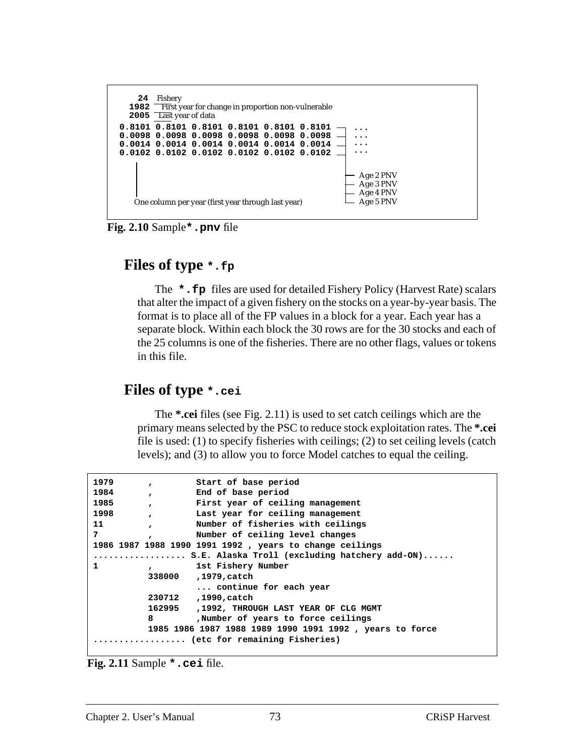```
  24   Fishery
1982   First year for change in proportion non-vulnerable
2005   Last year of data
0.8101 0.8101 0.8101 0.8101 0.8101 0.8101 ...
0.0098 0.0098 0.0098 0.0098 0.0098 0.0098 ...
0.0014 0.0014 0.0014 0.0014 0.0014 0.0014 ...
0.0102 0.0102 0.0102 0.0102 0.0102 0.0102 ...

                                           Age 2 PNV
                                           Age 3 PNV
                                           Age 4 PNV
One column per year (first year through last year)   Age 5 PNV
```

**Fig. 2.10** Sample **`*.pnv`** file

## Files of type `*.fp`

The **`*.fp`** files are used for detailed Fishery Policy (Harvest Rate) scalars that alter the impact of a given fishery on the stocks on a year-by-year basis. The format is to place all of the FP values in a block for a year. Each year has a separate block. Within each block the 30 rows are for the 30 stocks and each of the 25 columns is one of the fisheries. There are no other flags, values or tokens in this file.

## Files of type `*.cei`

The **\*.cei** files (see Fig. 2.11) is used to set catch ceilings which are the primary means selected by the PSC to reduce stock exploitation rates. The **\*.cei** file is used: (1) to specify fisheries with ceilings; (2) to set ceiling levels (catch levels); and (3) to allow you to force Model catches to equal the ceiling.

```
1979       ,         Start of base period
1984       ,         End of base period
1985       ,         First year of ceiling management
1998       ,         Last year for ceiling management
11         ,         Number of fisheries with ceilings
7          ,         Number of ceiling level changes
1986 1987 1988 1990 1991 1992 , years to change ceilings
.................. S.E. Alaska Troll (excluding hatchery add-ON)......
1          ,         1st Fishery Number
           338000    ,1979,catch
                     ... continue for each year
           230712    ,1990,catch
           162995    ,1992, THROUGH LAST YEAR OF CLG MGMT
           8         ,Number of years to force ceilings
           1985 1986 1987 1988 1989 1990 1991 1992 , years to force
.................. (etc for remaining Fisheries)
```

**Fig. 2.11** Sample **`*.cei`** file.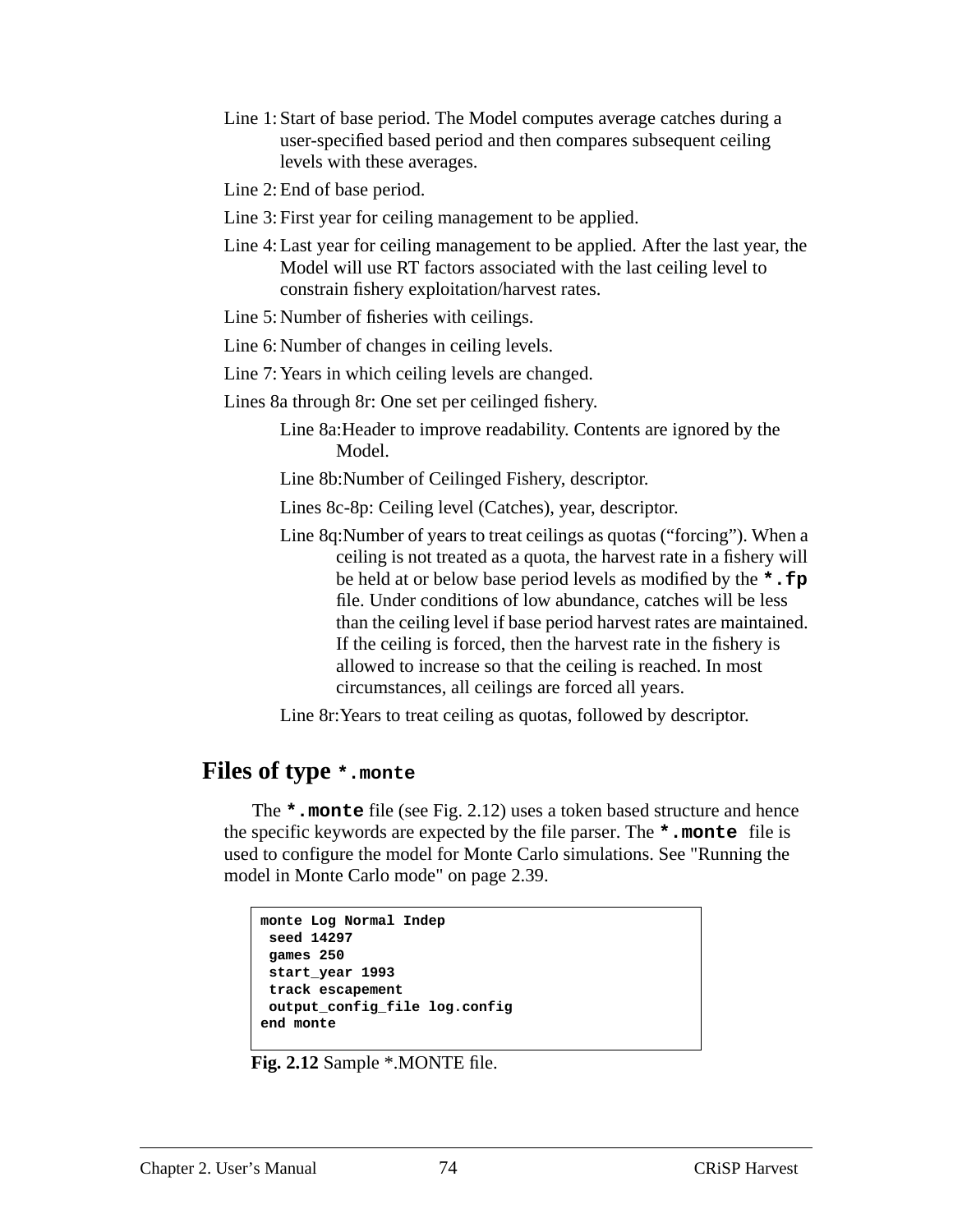Line 1: Start of base period. The Model computes average catches during a user-specified based period and then compares subsequent ceiling levels with these averages.

Line 2: End of base period.

Line 3: First year for ceiling management to be applied.

Line 4: Last year for ceiling management to be applied. After the last year, the Model will use RT factors associated with the last ceiling level to constrain fishery exploitation/harvest rates.

Line 5: Number of fisheries with ceilings.

Line 6: Number of changes in ceiling levels.

Line 7: Years in which ceiling levels are changed.

Lines 8a through 8r: One set per ceilinged fishery.

> Line 8a: Header to improve readability. Contents are ignored by the Model.
>
> Line 8b: Number of Ceilinged Fishery, descriptor.
>
> Lines 8c-8p: Ceiling level (Catches), year, descriptor.
>
> Line 8q: Number of years to treat ceilings as quotas ("forcing"). When a ceiling is not treated as a quota, the harvest rate in a fishery will be held at or below base period levels as modified by the **`*.fp`** file. Under conditions of low abundance, catches will be less than the ceiling level if base period harvest rates are maintained. If the ceiling is forced, then the harvest rate in the fishery is allowed to increase so that the ceiling is reached. In most circumstances, all ceilings are forced all years.
>
> Line 8r: Years to treat ceiling as quotas, followed by descriptor.

## Files of type `*.monte`

The **`*.monte`** file (see Fig. 2.12) uses a token based structure and hence the specific keywords are expected by the file parser. The **`*.monte`** file is used to configure the model for Monte Carlo simulations. See "Running the model in Monte Carlo mode" on page 2.39.

```
monte Log Normal Indep
 seed 14297
 games 250
 start_year 1993
 track escapement
 output_config_file log.config
end monte
```

**Fig. 2.12** Sample *.MONTE file.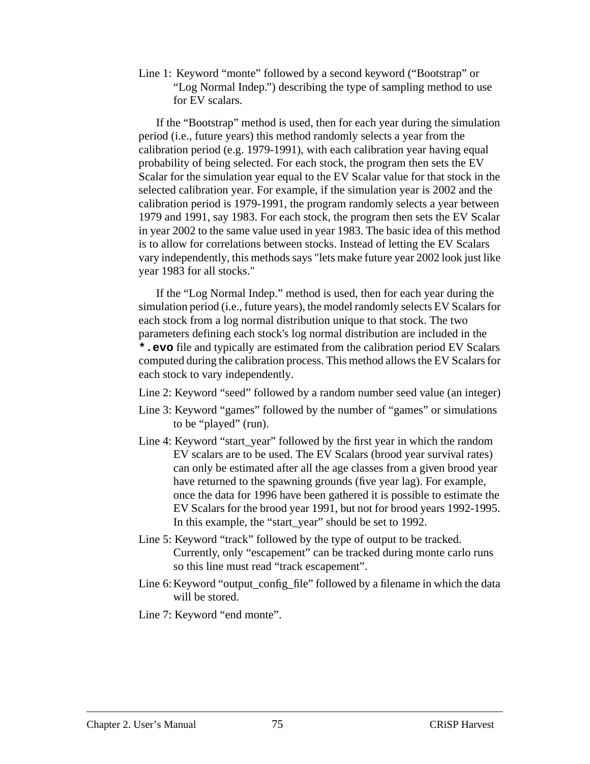Line 1: Keyword “monte” followed by a second keyword (“Bootstrap” or “Log Normal Indep.”) describing the type of sampling method to use for EV scalars.

If the “Bootstrap” method is used, then for each year during the simulation period (i.e., future years) this method randomly selects a year from the calibration period (e.g. 1979-1991), with each calibration year having equal probability of being selected. For each stock, the program then sets the EV Scalar for the simulation year equal to the EV Scalar value for that stock in the selected calibration year. For example, if the simulation year is 2002 and the calibration period is 1979-1991, the program randomly selects a year between 1979 and 1991, say 1983. For each stock, the program then sets the EV Scalar in year 2002 to the same value used in year 1983. The basic idea of this method is to allow for correlations between stocks. Instead of letting the EV Scalars vary independently, this methods says "lets make future year 2002 look just like year 1983 for all stocks."

If the “Log Normal Indep.” method is used, then for each year during the simulation period (i.e., future years), the model randomly selects EV Scalars for each stock from a log normal distribution unique to that stock. The two parameters defining each stock's log normal distribution are included in the **`*.evo`** file and typically are estimated from the calibration period EV Scalars computed during the calibration process. This method allows the EV Scalars for each stock to vary independently.

Line 2: Keyword “seed” followed by a random number seed value (an integer)

Line 3: Keyword “games” followed by the number of “games” or simulations to be “played” (run).

Line 4: Keyword “start_year” followed by the first year in which the random EV scalars are to be used. The EV Scalars (brood year survival rates) can only be estimated after all the age classes from a given brood year have returned to the spawning grounds (five year lag). For example, once the data for 1996 have been gathered it is possible to estimate the EV Scalars for the brood year 1991, but not for brood years 1992-1995. In this example, the “start_year” should be set to 1992.

Line 5: Keyword “track” followed by the type of output to be tracked. Currently, only “escapement” can be tracked during monte carlo runs so this line must read “track escapement”.

Line 6: Keyword “output_config_file” followed by a filename in which the data will be stored.

Line 7: Keyword “end monte”.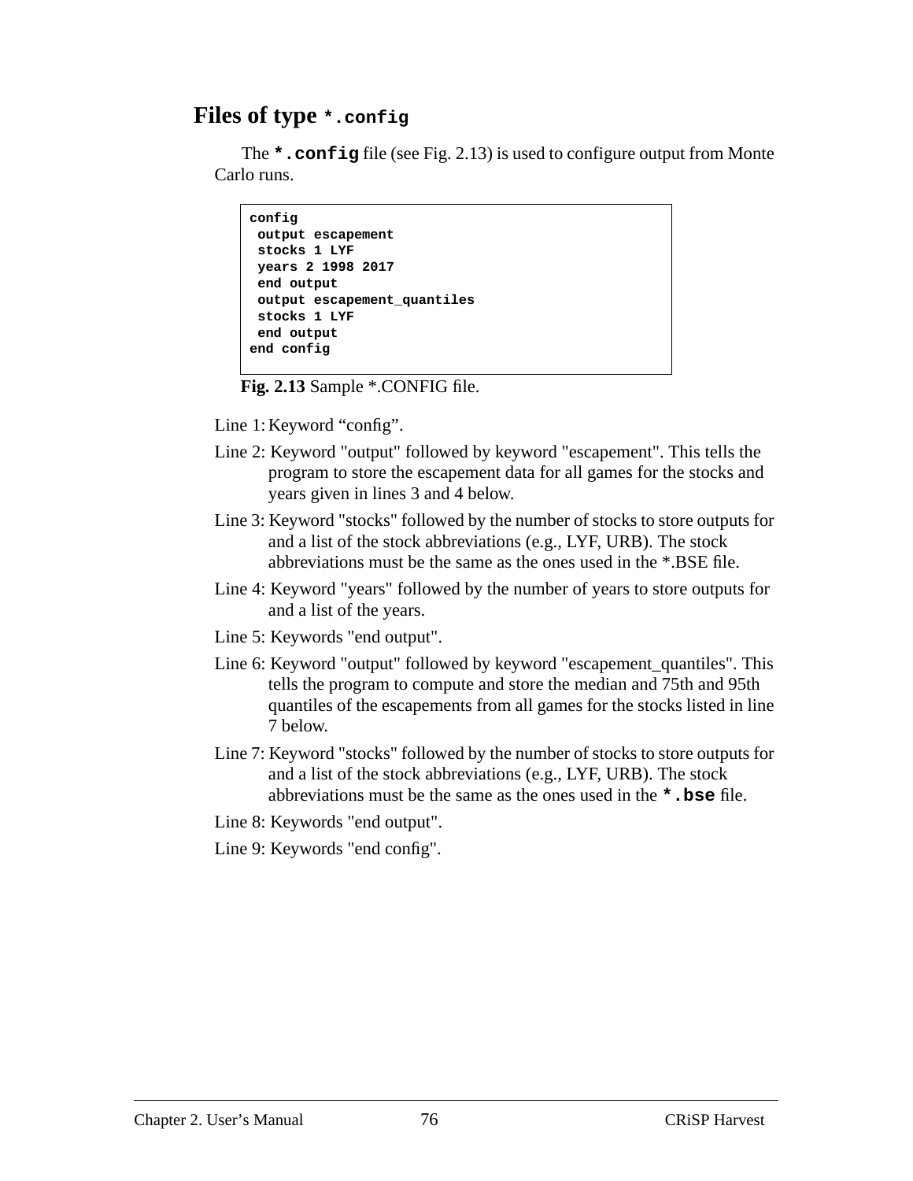## Files of type `*.config`

The **`*.config`** file (see Fig. 2.13) is used to configure output from Monte Carlo runs.

```
config
 output escapement
 stocks 1 LYF
 years 2 1998 2017
 end output
 output escapement_quantiles
 stocks 1 LYF
 end output
end config
```

**Fig. 2.13** Sample *.CONFIG file.

Line 1: Keyword “config”.

Line 2: Keyword "output" followed by keyword "escapement". This tells the program to store the escapement data for all games for the stocks and years given in lines 3 and 4 below.

Line 3: Keyword "stocks" followed by the number of stocks to store outputs for and a list of the stock abbreviations (e.g., LYF, URB). The stock abbreviations must be the same as the ones used in the *.BSE file.

Line 4: Keyword "years" followed by the number of years to store outputs for and a list of the years.

Line 5: Keywords "end output".

Line 6: Keyword "output" followed by keyword "escapement_quantiles". This tells the program to compute and store the median and 75th and 95th quantiles of the escapements from all games for the stocks listed in line 7 below.

Line 7: Keyword "stocks" followed by the number of stocks to store outputs for and a list of the stock abbreviations (e.g., LYF, URB). The stock abbreviations must be the same as the ones used in the **`*.bse`** file.

Line 8: Keywords "end output".

Line 9: Keywords "end config".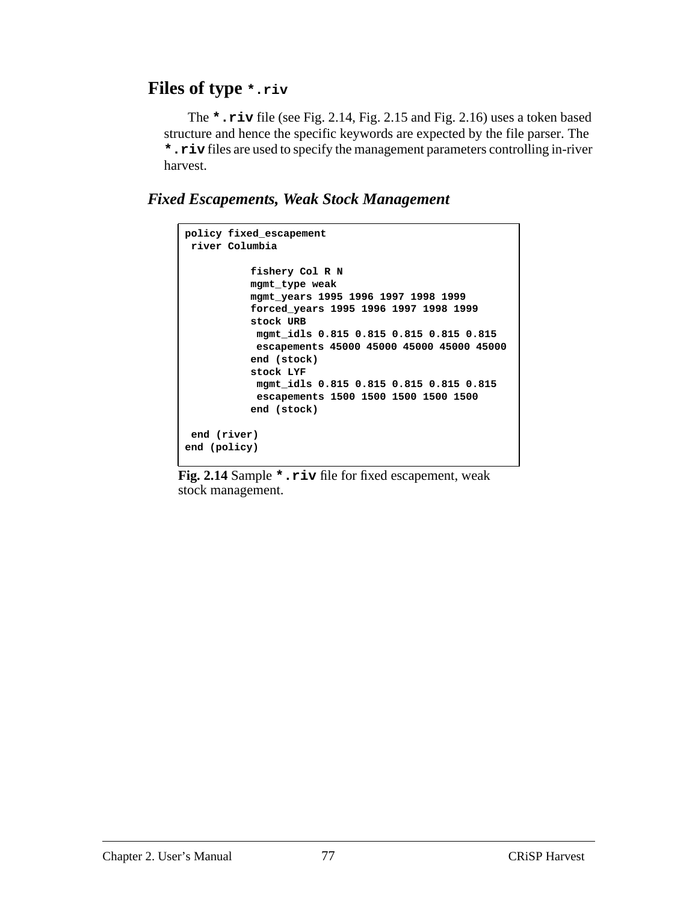## Files of type `*.riv`

The **`*.riv`** file (see Fig. 2.14, Fig. 2.15 and Fig. 2.16) uses a token based structure and hence the specific keywords are expected by the file parser. The **`*.riv`** files are used to specify the management parameters controlling in-river harvest.

### *Fixed Escapements, Weak Stock Management*

```
policy fixed_escapement
 river Columbia

          fishery Col R N
          mgmt_type weak
          mgmt_years 1995 1996 1997 1998 1999
          forced_years 1995 1996 1997 1998 1999
          stock URB
           mgmt_idls 0.815 0.815 0.815 0.815 0.815
           escapements 45000 45000 45000 45000 45000
          end (stock)
          stock LYF
           mgmt_idls 0.815 0.815 0.815 0.815 0.815
           escapements 1500 1500 1500 1500 1500
          end (stock)

 end (river)
end (policy)
```

**Fig. 2.14** Sample **`*.riv`** file for fixed escapement, weak stock management.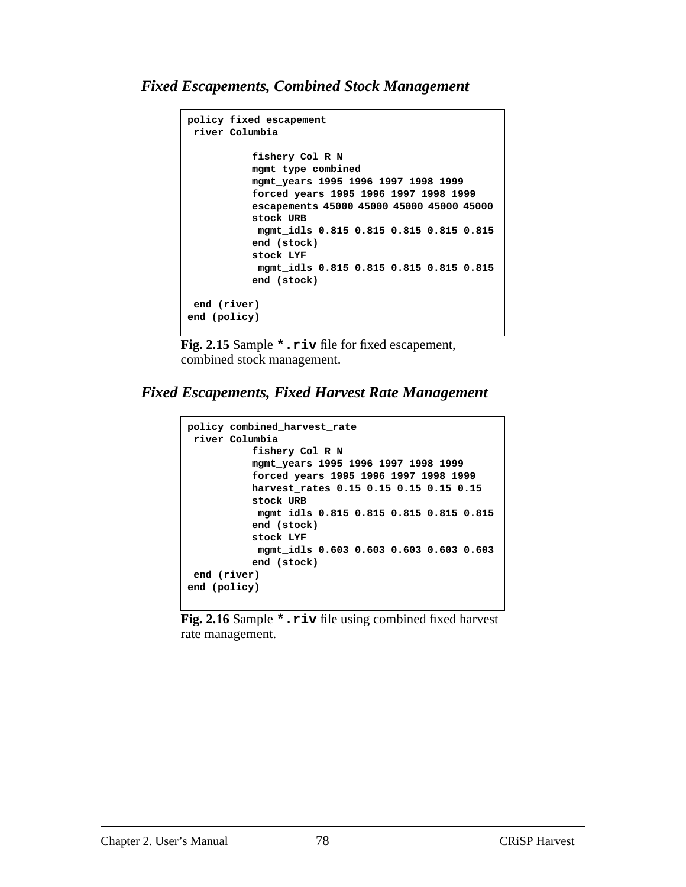### *Fixed Escapements, Combined Stock Management*

```
policy fixed_escapement
 river Columbia

          fishery Col R N
          mgmt_type combined
          mgmt_years 1995 1996 1997 1998 1999
          forced_years 1995 1996 1997 1998 1999
          escapements 45000 45000 45000 45000 45000
          stock URB
           mgmt_idls 0.815 0.815 0.815 0.815 0.815
          end (stock)
          stock LYF
           mgmt_idls 0.815 0.815 0.815 0.815 0.815
          end (stock)

 end (river)
end (policy)
```

**Fig. 2.15** Sample **`*.riv`** file for fixed escapement, combined stock management.

### *Fixed Escapements, Fixed Harvest Rate Management*

```
policy combined_harvest_rate
 river Columbia
          fishery Col R N
          mgmt_years 1995 1996 1997 1998 1999
          forced_years 1995 1996 1997 1998 1999
          harvest_rates 0.15 0.15 0.15 0.15 0.15
          stock URB
           mgmt_idls 0.815 0.815 0.815 0.815 0.815
          end (stock)
          stock LYF
           mgmt_idls 0.603 0.603 0.603 0.603 0.603
          end (stock)
 end (river)
end (policy)
```

**Fig. 2.16** Sample **`*.riv`** file using combined fixed harvest rate management.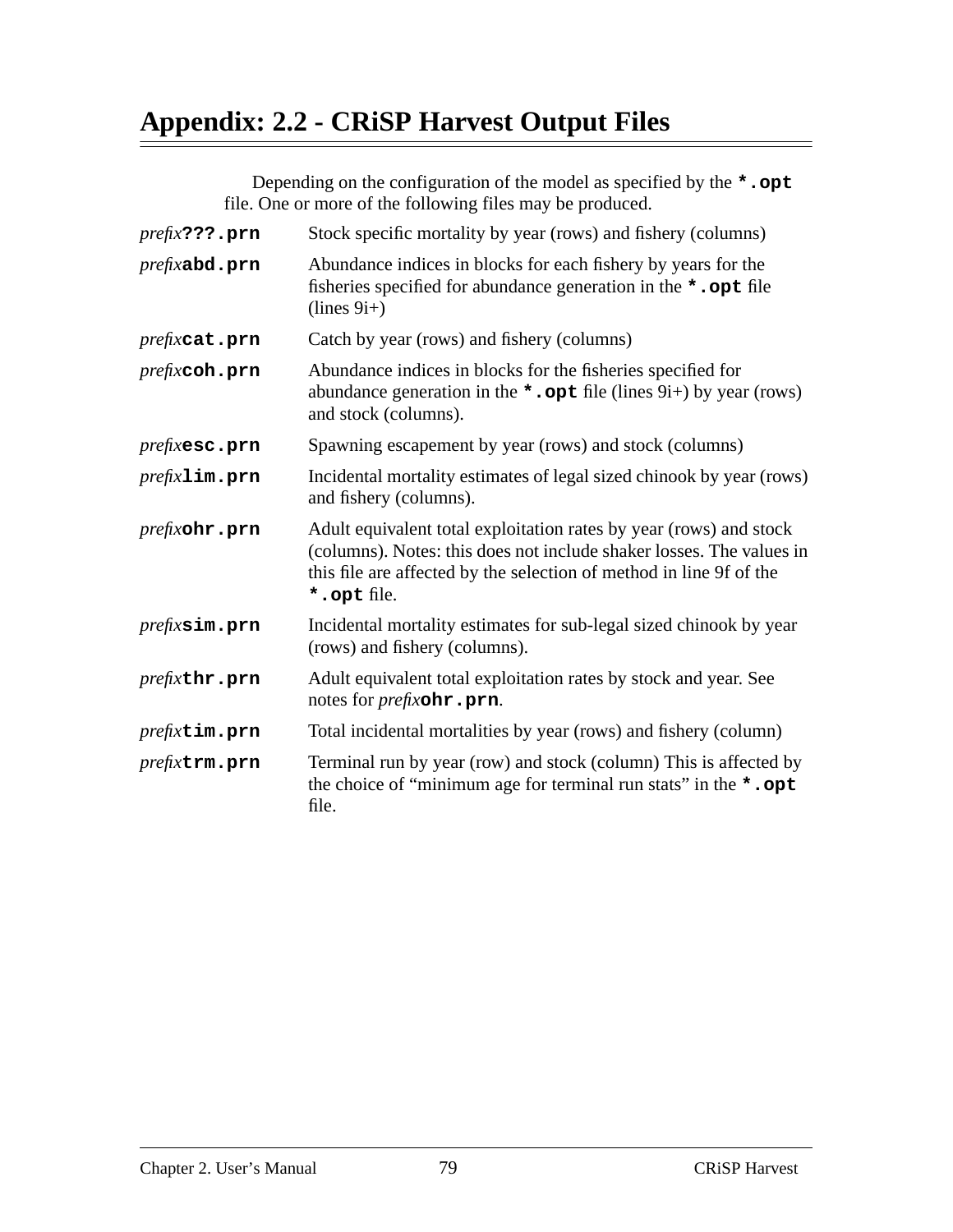# Appendix: 2.2 - CRiSP Harvest Output Files

Depending on the configuration of the model as specified by the **`*.opt`** file. One or more of the following files may be produced.

*prefix***`???.prn`** Stock specific mortality by year (rows) and fishery (columns)

*prefix***`abd.prn`** Abundance indices in blocks for each fishery by years for the fisheries specified for abundance generation in the **`*.opt`** file (lines 9i+)

*prefix***`cat.prn`** Catch by year (rows) and fishery (columns)

*prefix***`coh.prn`** Abundance indices in blocks for the fisheries specified for abundance generation in the **`*.opt`** file (lines 9i+) by year (rows) and stock (columns).

*prefix***`esc.prn`** Spawning escapement by year (rows) and stock (columns)

*prefix***`lim.prn`** Incidental mortality estimates of legal sized chinook by year (rows) and fishery (columns).

*prefix***`ohr.prn`** Adult equivalent total exploitation rates by year (rows) and stock (columns). Notes: this does not include shaker losses. The values in this file are affected by the selection of method in line 9f of the **`*.opt`** file.

*prefix***`sim.prn`** Incidental mortality estimates for sub-legal sized chinook by year (rows) and fishery (columns).

*prefix***`thr.prn`** Adult equivalent total exploitation rates by stock and year. See notes for *prefix***`ohr.prn`**.

*prefix***`tim.prn`** Total incidental mortalities by year (rows) and fishery (column)

*prefix***`trm.prn`** Terminal run by year (row) and stock (column) This is affected by the choice of "minimum age for terminal run stats" in the **`*.opt`** file.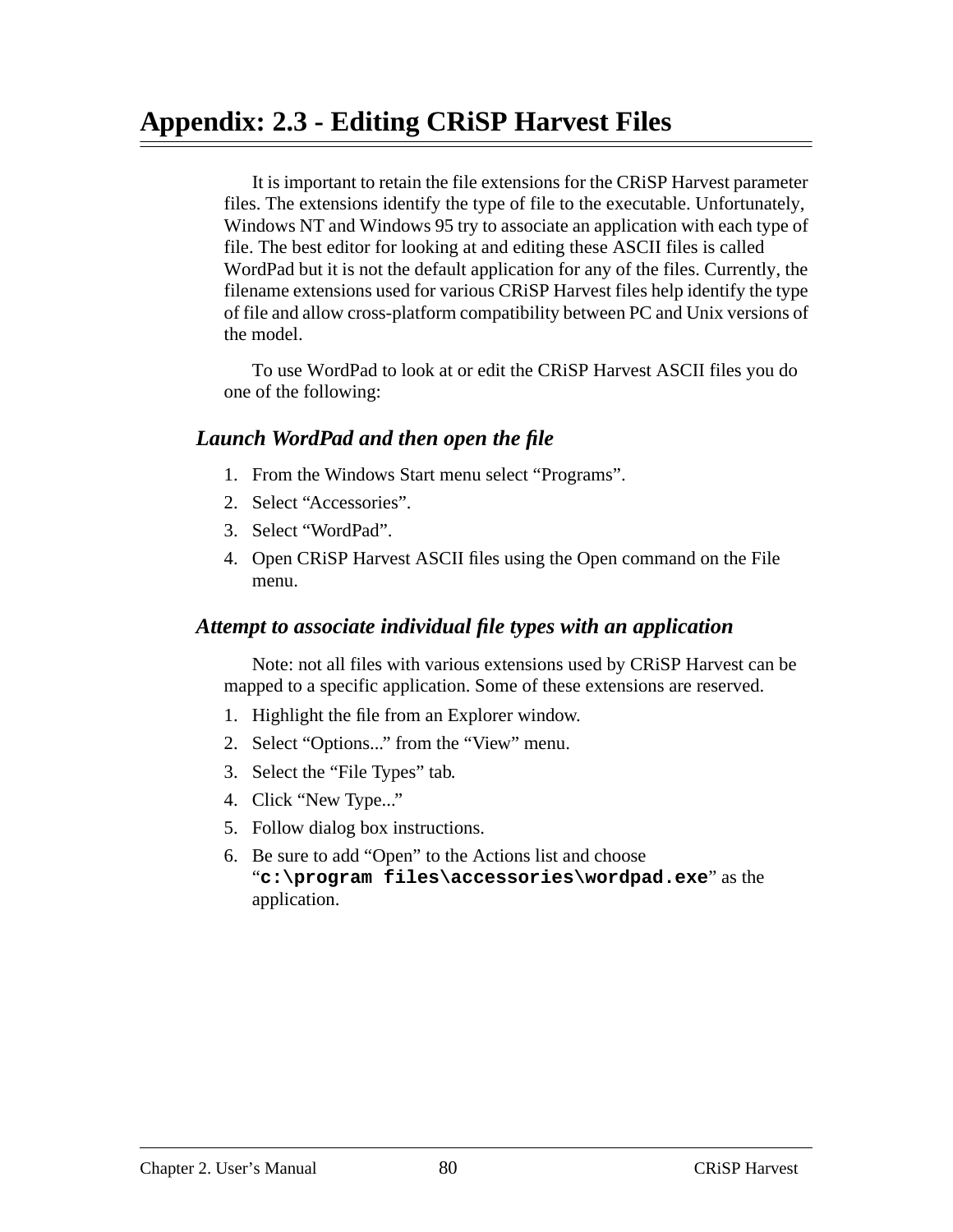# Appendix: 2.3 - Editing CRiSP Harvest Files

It is important to retain the file extensions for the CRiSP Harvest parameter files. The extensions identify the type of file to the executable. Unfortunately, Windows NT and Windows 95 try to associate an application with each type of file. The best editor for looking at and editing these ASCII files is called WordPad but it is not the default application for any of the files. Currently, the filename extensions used for various CRiSP Harvest files help identify the type of file and allow cross-platform compatibility between PC and Unix versions of the model.

To use WordPad to look at or edit the CRiSP Harvest ASCII files you do one of the following:

### *Launch WordPad and then open the file*

1. From the Windows Start menu select “Programs”.
2. Select “Accessories”.
3. Select “WordPad”.
4. Open CRiSP Harvest ASCII files using the Open command on the File menu.

### *Attempt to associate individual file types with an application*

Note: not all files with various extensions used by CRiSP Harvest can be mapped to a specific application. Some of these extensions are reserved.

1. Highlight the file from an Explorer window.
2. Select “Options...” from the “View” menu.
3. Select the “File Types” tab.
4. Click “New Type...”
5. Follow dialog box instructions.
6. Be sure to add “Open” to the Actions list and choose “**`c:\program files\accessories\wordpad.exe`**” as the application.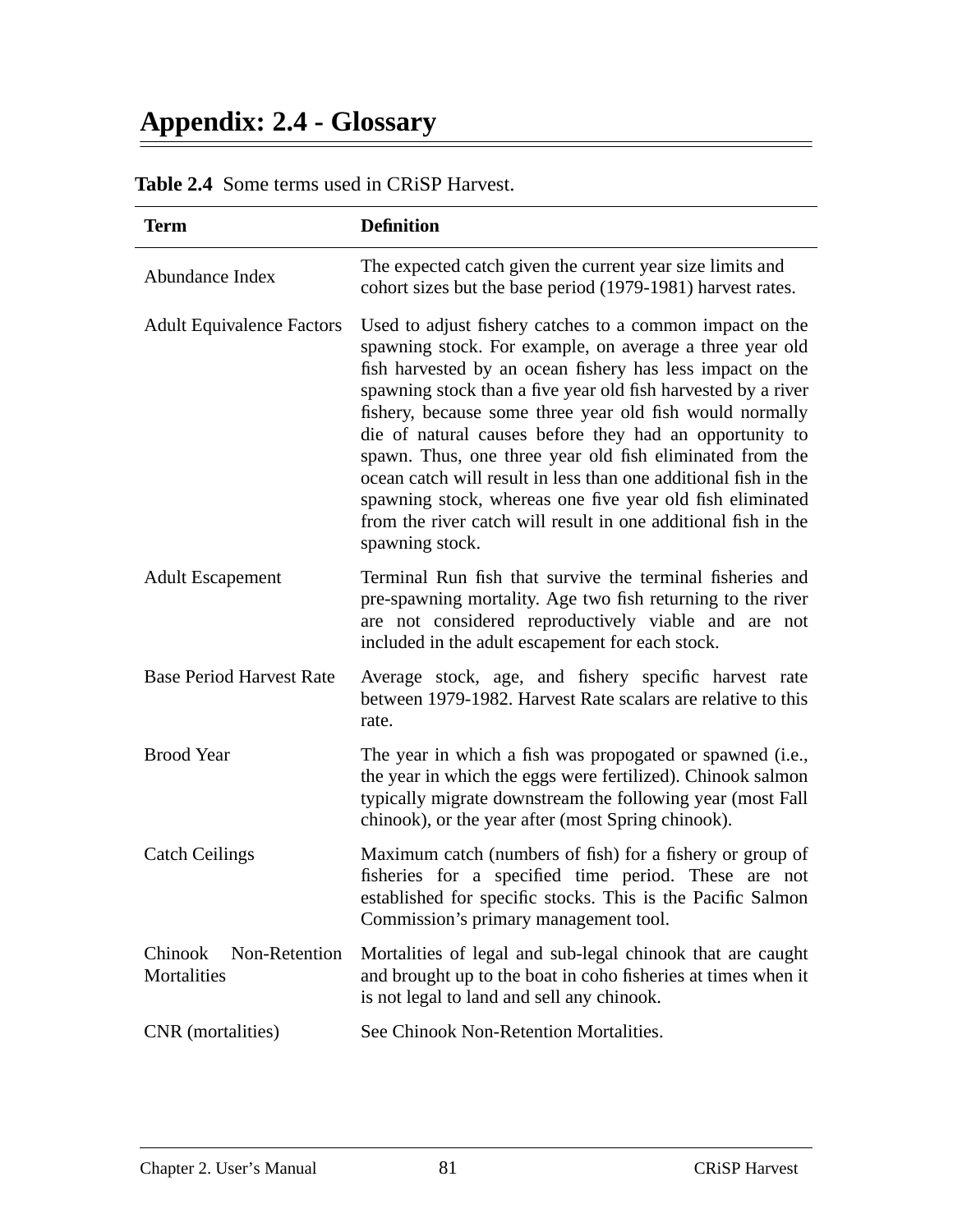# Appendix: 2.4 - Glossary

**Table 2.4** Some terms used in CRiSP Harvest.

| Term | Definition |
| --- | --- |
| Abundance Index | The expected catch given the current year size limits and cohort sizes but the base period (1979-1981) harvest rates. |
| Adult Equivalence Factors | Used to adjust fishery catches to a common impact on the spawning stock. For example, on average a three year old fish harvested by an ocean fishery has less impact on the spawning stock than a five year old fish harvested by a river fishery, because some three year old fish would normally die of natural causes before they had an opportunity to spawn. Thus, one three year old fish eliminated from the ocean catch will result in less than one additional fish in the spawning stock, whereas one five year old fish eliminated from the river catch will result in one additional fish in the spawning stock. |
| Adult Escapement | Terminal Run fish that survive the terminal fisheries and pre-spawning mortality. Age two fish returning to the river are not considered reproductively viable and are not included in the adult escapement for each stock. |
| Base Period Harvest Rate | Average stock, age, and fishery specific harvest rate between 1979-1982. Harvest Rate scalars are relative to this rate. |
| Brood Year | The year in which a fish was propogated or spawned (i.e., the year in which the eggs were fertilized). Chinook salmon typically migrate downstream the following year (most Fall chinook), or the year after (most Spring chinook). |
| Catch Ceilings | Maximum catch (numbers of fish) for a fishery or group of fisheries for a specified time period. These are not established for specific stocks. This is the Pacific Salmon Commission's primary management tool. |
| Chinook Non-Retention Mortalities | Mortalities of legal and sub-legal chinook that are caught and brought up to the boat in coho fisheries at times when it is not legal to land and sell any chinook. |
| CNR (mortalities) | See Chinook Non-Retention Mortalities. |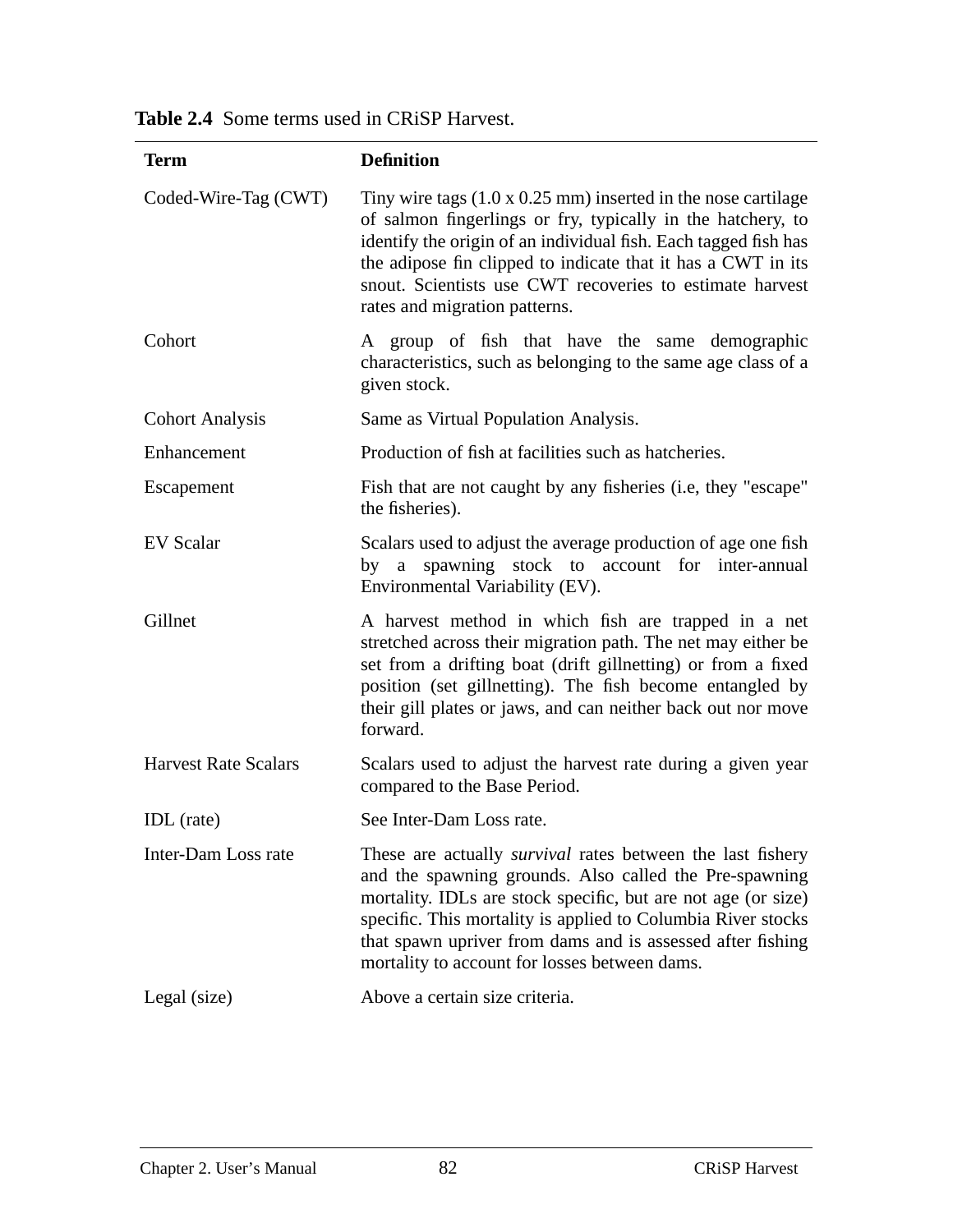**Table 2.4** Some terms used in CRiSP Harvest.

| Term | Definition |
|---|---|
| Coded-Wire-Tag (CWT) | Tiny wire tags (1.0 x 0.25 mm) inserted in the nose cartilage of salmon fingerlings or fry, typically in the hatchery, to identify the origin of an individual fish. Each tagged fish has the adipose fin clipped to indicate that it has a CWT in its snout. Scientists use CWT recoveries to estimate harvest rates and migration patterns. |
| Cohort | A group of fish that have the same demographic characteristics, such as belonging to the same age class of a given stock. |
| Cohort Analysis | Same as Virtual Population Analysis. |
| Enhancement | Production of fish at facilities such as hatcheries. |
| Escapement | Fish that are not caught by any fisheries (i.e, they "escape" the fisheries). |
| EV Scalar | Scalars used to adjust the average production of age one fish by a spawning stock to account for inter-annual Environmental Variability (EV). |
| Gillnet | A harvest method in which fish are trapped in a net stretched across their migration path. The net may either be set from a drifting boat (drift gillnetting) or from a fixed position (set gillnetting). The fish become entangled by their gill plates or jaws, and can neither back out nor move forward. |
| Harvest Rate Scalars | Scalars used to adjust the harvest rate during a given year compared to the Base Period. |
| IDL (rate) | See Inter-Dam Loss rate. |
| Inter-Dam Loss rate | These are actually *survival* rates between the last fishery and the spawning grounds. Also called the Pre-spawning mortality. IDLs are stock specific, but are not age (or size) specific. This mortality is applied to Columbia River stocks that spawn upriver from dams and is assessed after fishing mortality to account for losses between dams. |
| Legal (size) | Above a certain size criteria. |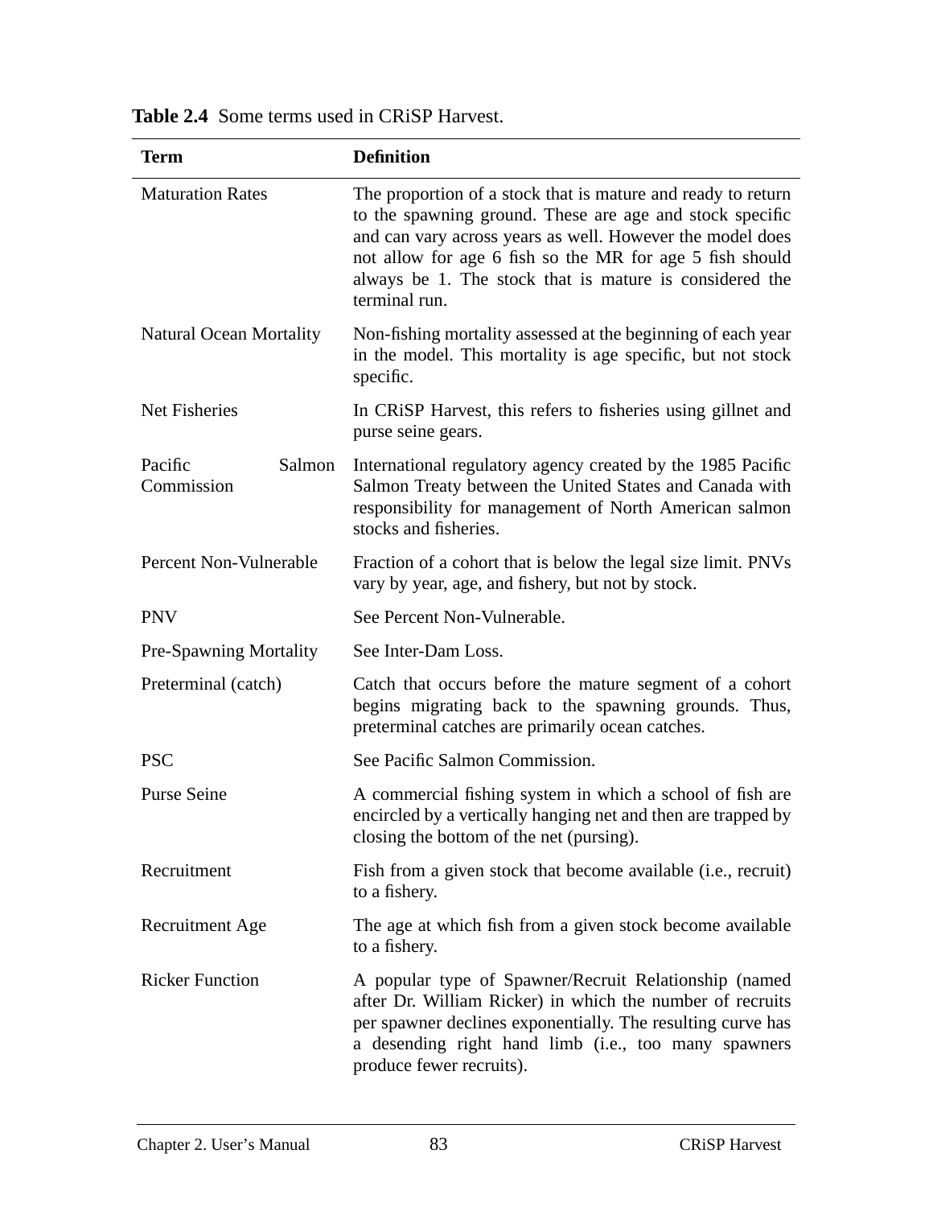**Table 2.4** Some terms used in CRiSP Harvest.

| Term | Definition |
|---|---|
| Maturation Rates | The proportion of a stock that is mature and ready to return to the spawning ground. These are age and stock specific and can vary across years as well. However the model does not allow for age 6 fish so the MR for age 5 fish should always be 1. The stock that is mature is considered the terminal run. |
| Natural Ocean Mortality | Non-fishing mortality assessed at the beginning of each year in the model. This mortality is age specific, but not stock specific. |
| Net Fisheries | In CRiSP Harvest, this refers to fisheries using gillnet and purse seine gears. |
| Pacific Salmon Commission | International regulatory agency created by the 1985 Pacific Salmon Treaty between the United States and Canada with responsibility for management of North American salmon stocks and fisheries. |
| Percent Non-Vulnerable | Fraction of a cohort that is below the legal size limit. PNVs vary by year, age, and fishery, but not by stock. |
| PNV | See Percent Non-Vulnerable. |
| Pre-Spawning Mortality | See Inter-Dam Loss. |
| Preterminal (catch) | Catch that occurs before the mature segment of a cohort begins migrating back to the spawning grounds. Thus, preterminal catches are primarily ocean catches. |
| PSC | See Pacific Salmon Commission. |
| Purse Seine | A commercial fishing system in which a school of fish are encircled by a vertically hanging net and then are trapped by closing the bottom of the net (pursing). |
| Recruitment | Fish from a given stock that become available (i.e., recruit) to a fishery. |
| Recruitment Age | The age at which fish from a given stock become available to a fishery. |
| Ricker Function | A popular type of Spawner/Recruit Relationship (named after Dr. William Ricker) in which the number of recruits per spawner declines exponentially. The resulting curve has a desending right hand limb (i.e., too many spawners produce fewer recruits). |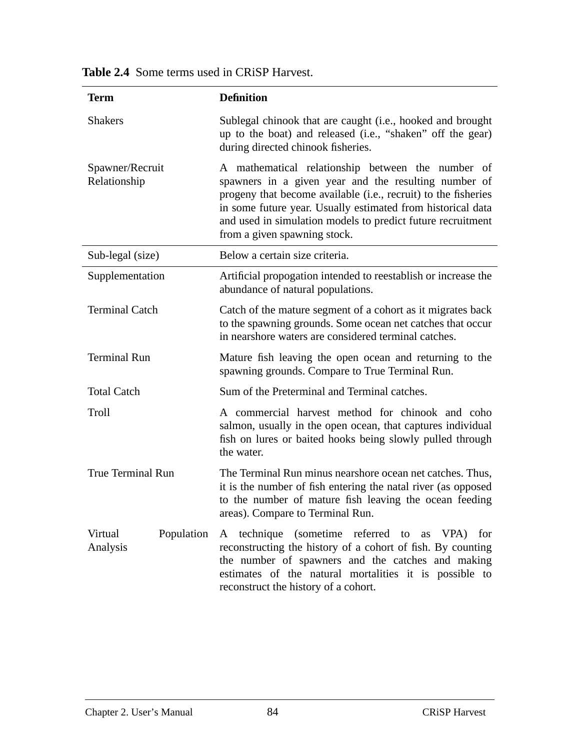**Table 2.4** Some terms used in CRiSP Harvest.

| **Term** | **Definition** |
|---|---|
| Shakers | Sublegal chinook that are caught (i.e., hooked and brought up to the boat) and released (i.e., “shaken” off the gear) during directed chinook fisheries. |
| Spawner/Recruit Relationship | A mathematical relationship between the number of spawners in a given year and the resulting number of progeny that become available (i.e., recruit) to the fisheries in some future year. Usually estimated from historical data and used in simulation models to predict future recruitment from a given spawning stock. |
| Sub-legal (size) | Below a certain size criteria. |
| Supplementation | Artificial propogation intended to reestablish or increase the abundance of natural populations. |
| Terminal Catch | Catch of the mature segment of a cohort as it migrates back to the spawning grounds. Some ocean net catches that occur in nearshore waters are considered terminal catches. |
| Terminal Run | Mature fish leaving the open ocean and returning to the spawning grounds. Compare to True Terminal Run. |
| Total Catch | Sum of the Preterminal and Terminal catches. |
| Troll | A commercial harvest method for chinook and coho salmon, usually in the open ocean, that captures individual fish on lures or baited hooks being slowly pulled through the water. |
| True Terminal Run | The Terminal Run minus nearshore ocean net catches. Thus, it is the number of fish entering the natal river (as opposed to the number of mature fish leaving the ocean feeding areas). Compare to Terminal Run. |
| Virtual Population Analysis | A technique (sometime referred to as VPA) for reconstructing the history of a cohort of fish. By counting the number of spawners and the catches and making estimates of the natural mortalities it is possible to reconstruct the history of a cohort. |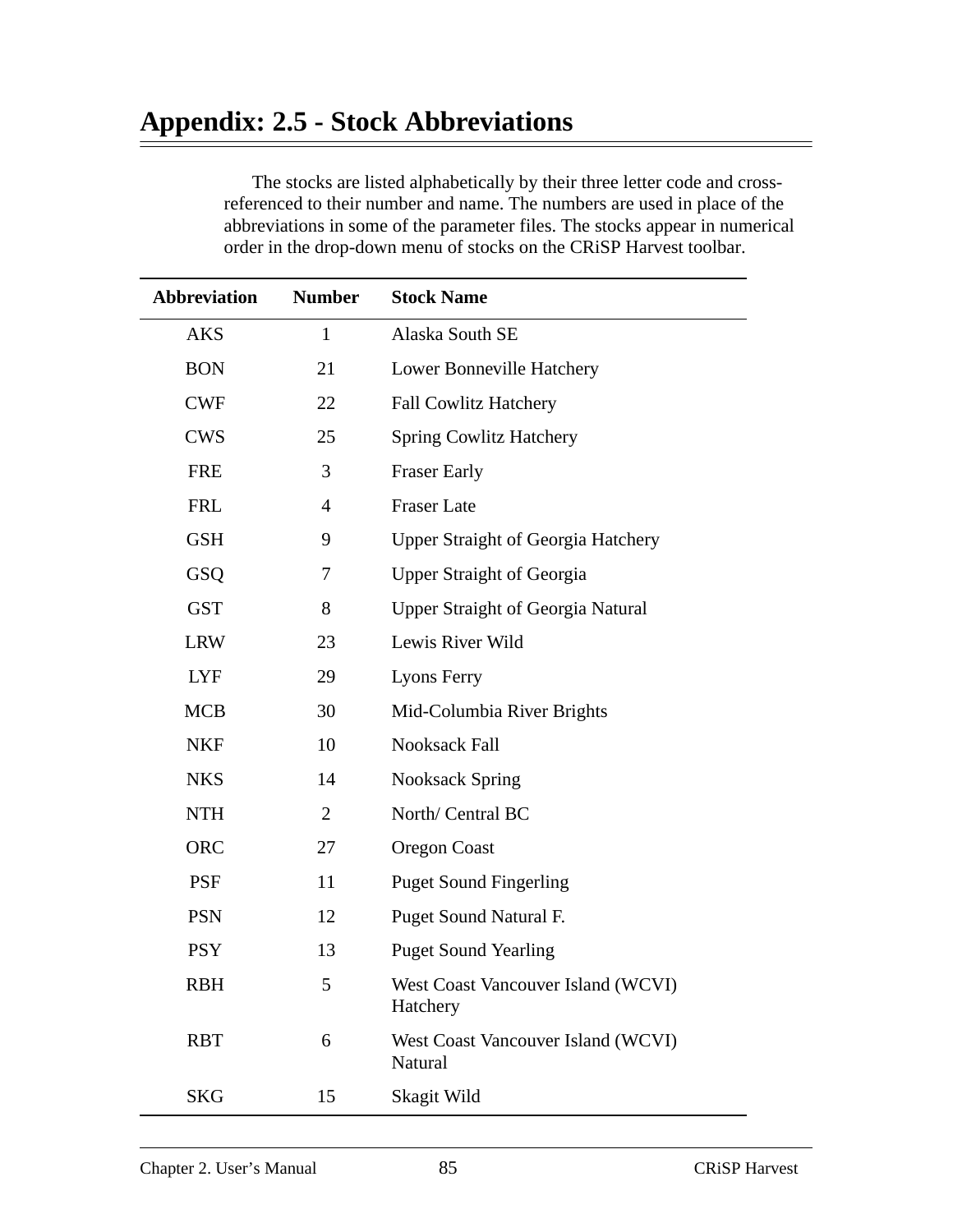# Appendix: 2.5 - Stock Abbreviations

The stocks are listed alphabetically by their three letter code and cross-referenced to their number and name. The numbers are used in place of the abbreviations in some of the parameter files. The stocks appear in numerical order in the drop-down menu of stocks on the CRiSP Harvest toolbar.

| Abbreviation | Number | Stock Name |
|---|---|---|
| AKS | 1 | Alaska South SE |
| BON | 21 | Lower Bonneville Hatchery |
| CWF | 22 | Fall Cowlitz Hatchery |
| CWS | 25 | Spring Cowlitz Hatchery |
| FRE | 3 | Fraser Early |
| FRL | 4 | Fraser Late |
| GSH | 9 | Upper Straight of Georgia Hatchery |
| GSQ | 7 | Upper Straight of Georgia |
| GST | 8 | Upper Straight of Georgia Natural |
| LRW | 23 | Lewis River Wild |
| LYF | 29 | Lyons Ferry |
| MCB | 30 | Mid-Columbia River Brights |
| NKF | 10 | Nooksack Fall |
| NKS | 14 | Nooksack Spring |
| NTH | 2 | North/ Central BC |
| ORC | 27 | Oregon Coast |
| PSF | 11 | Puget Sound Fingerling |
| PSN | 12 | Puget Sound Natural F. |
| PSY | 13 | Puget Sound Yearling |
| RBH | 5 | West Coast Vancouver Island (WCVI) Hatchery |
| RBT | 6 | West Coast Vancouver Island (WCVI) Natural |
| SKG | 15 | Skagit Wild |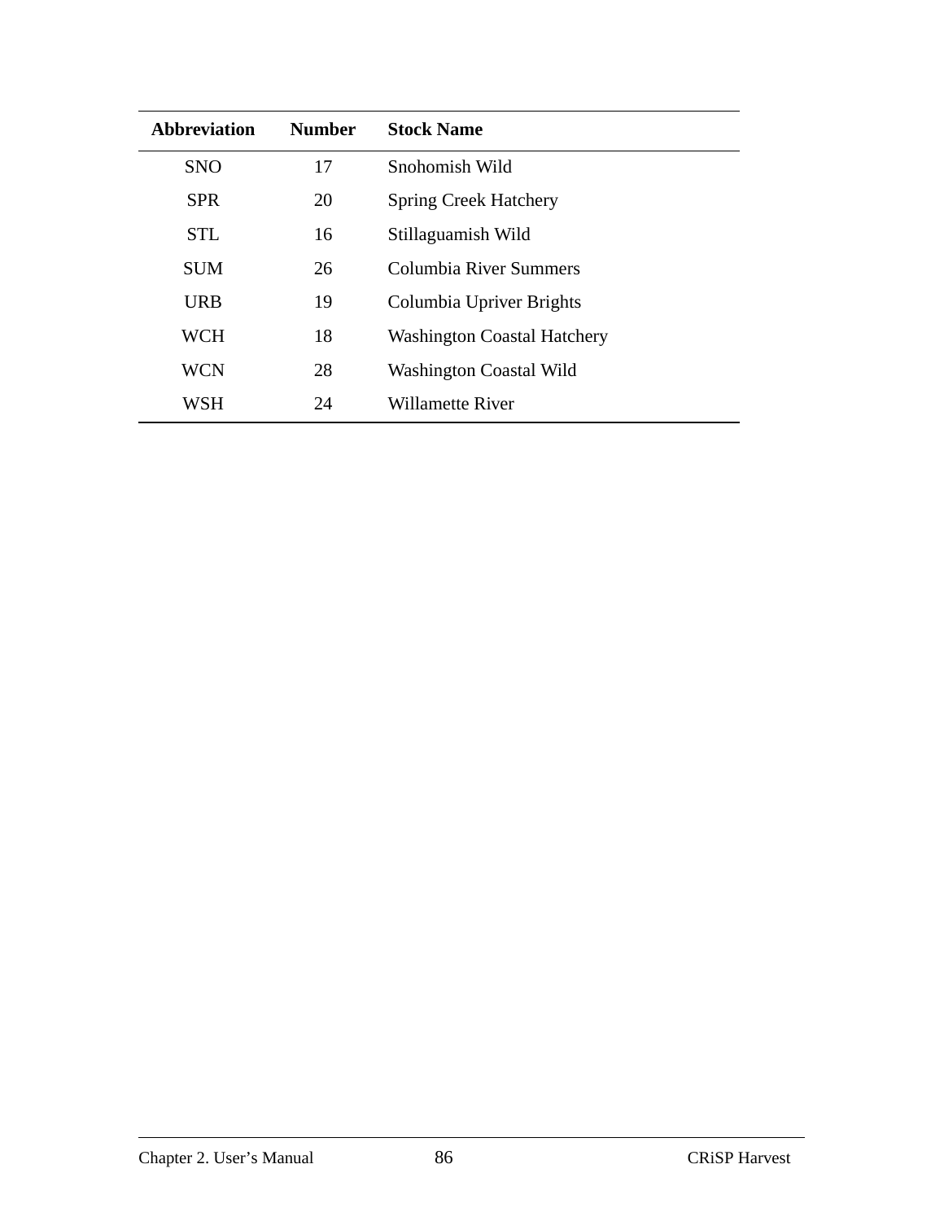| Abbreviation | Number | Stock Name |
| --- | --- | --- |
| SNO | 17 | Snohomish Wild |
| SPR | 20 | Spring Creek Hatchery |
| STL | 16 | Stillaguamish Wild |
| SUM | 26 | Columbia River Summers |
| URB | 19 | Columbia Upriver Brights |
| WCH | 18 | Washington Coastal Hatchery |
| WCN | 28 | Washington Coastal Wild |
| WSH | 24 | Willamette River |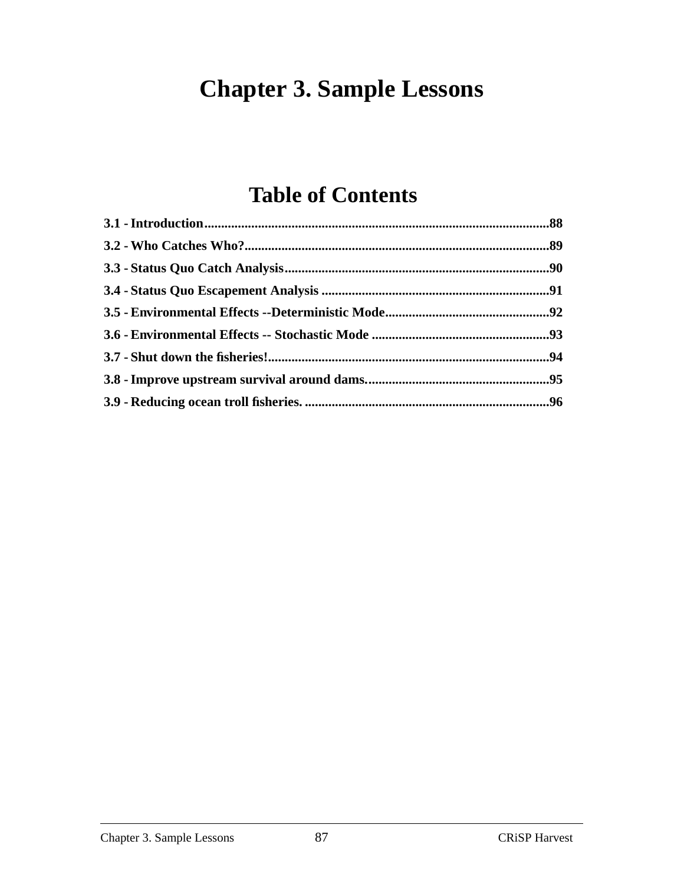# Chapter 3. Sample Lessons

## Table of Contents

**3.1 - Introduction......................................................................................................88**

**3.2 - Who Catches Who?..........................................................................................89**

**3.3 - Status Quo Catch Analysis..............................................................................90**

**3.4 - Status Quo Escapement Analysis ...................................................................91**

**3.5 - Environmental Effects --Deterministic Mode................................................92**

**3.6 - Environmental Effects -- Stochastic Mode .....................................................93**

**3.7 - Shut down the fisheries!...................................................................................94**

**3.8 - Improve upstream survival around dams......................................................95**

**3.9 - Reducing ocean troll fisheries. ........................................................................96**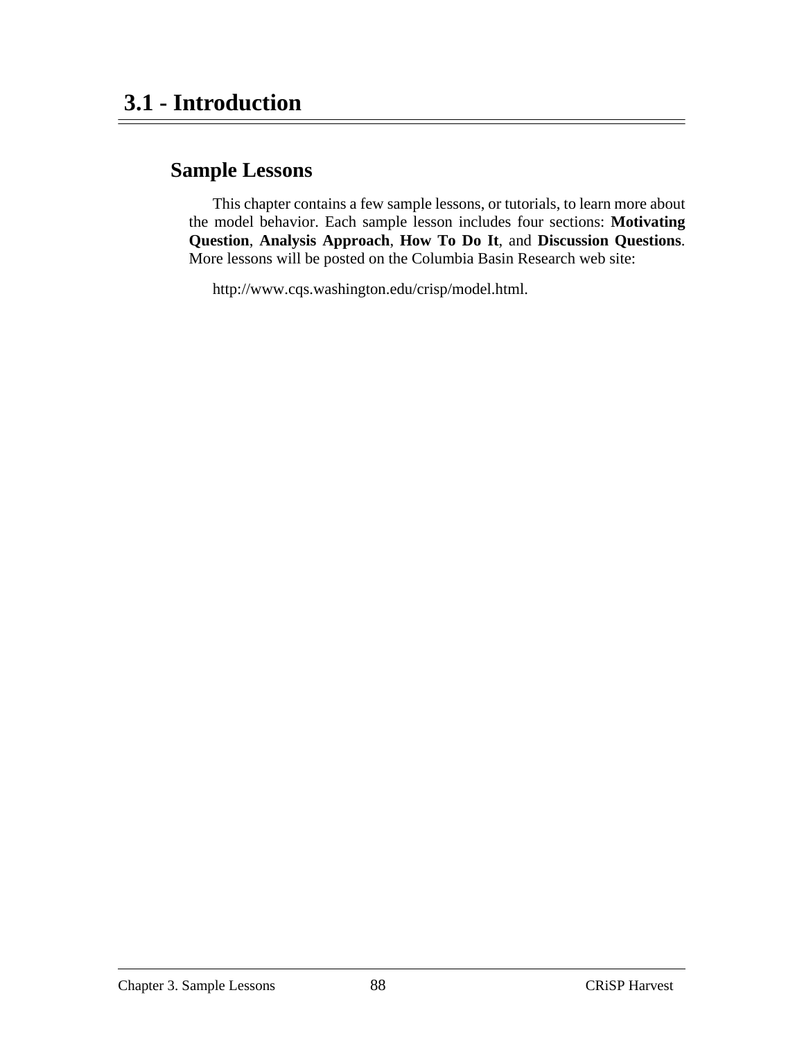# 3.1 - Introduction

## Sample Lessons

This chapter contains a few sample lessons, or tutorials, to learn more about the model behavior. Each sample lesson includes four sections: **Motivating Question**, **Analysis Approach**, **How To Do It**, and **Discussion Questions**. More lessons will be posted on the Columbia Basin Research web site:

http://www.cqs.washington.edu/crisp/model.html.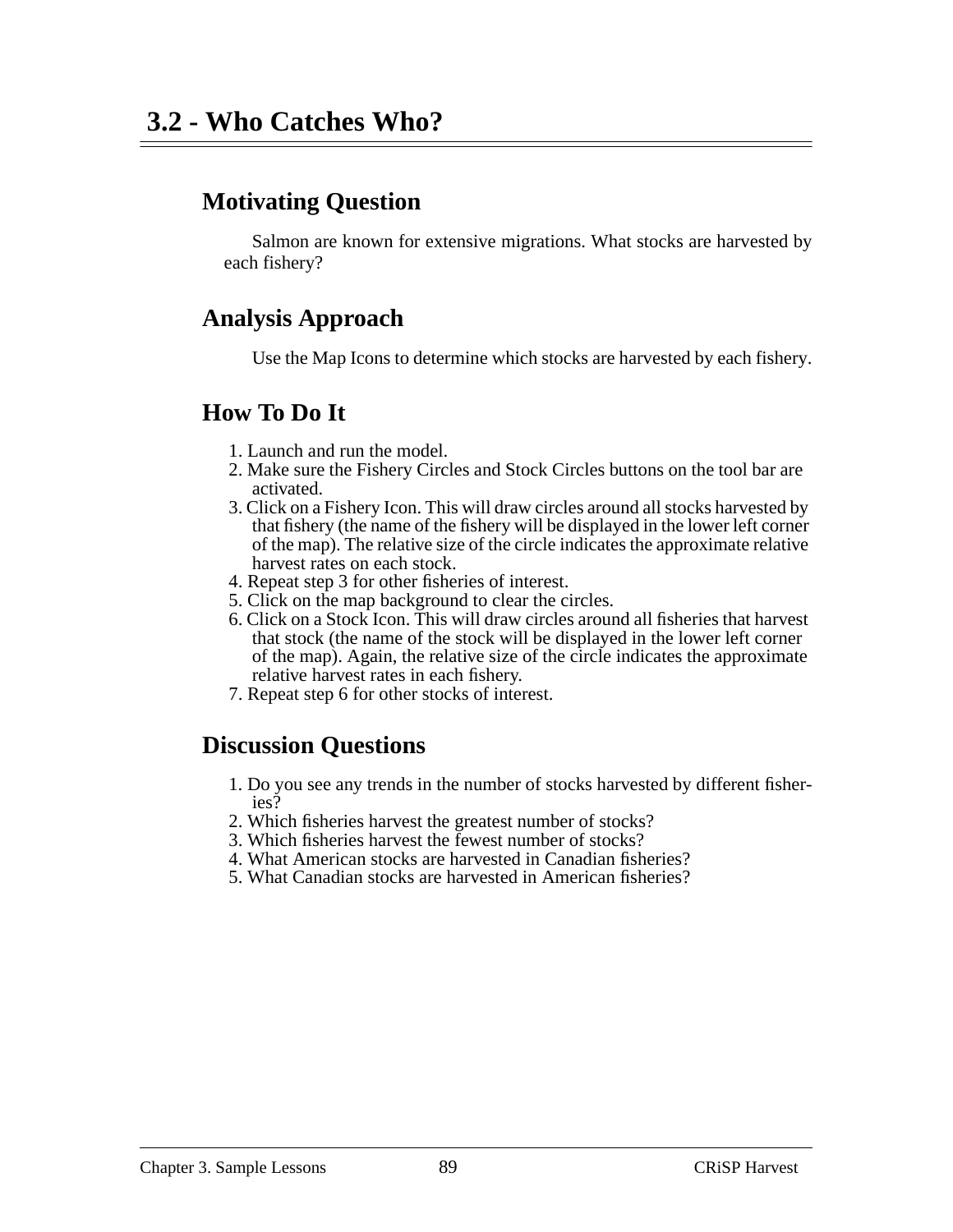# 3.2 - Who Catches Who?

## Motivating Question

Salmon are known for extensive migrations. What stocks are harvested by each fishery?

## Analysis Approach

Use the Map Icons to determine which stocks are harvested by each fishery.

## How To Do It

1. Launch and run the model.
2. Make sure the Fishery Circles and Stock Circles buttons on the tool bar are activated.
3. Click on a Fishery Icon. This will draw circles around all stocks harvested by that fishery (the name of the fishery will be displayed in the lower left corner of the map). The relative size of the circle indicates the approximate relative harvest rates on each stock.
4. Repeat step 3 for other fisheries of interest.
5. Click on the map background to clear the circles.
6. Click on a Stock Icon. This will draw circles around all fisheries that harvest that stock (the name of the stock will be displayed in the lower left corner of the map). Again, the relative size of the circle indicates the approximate relative harvest rates in each fishery.
7. Repeat step 6 for other stocks of interest.

## Discussion Questions

1. Do you see any trends in the number of stocks harvested by different fisheries?
2. Which fisheries harvest the greatest number of stocks?
3. Which fisheries harvest the fewest number of stocks?
4. What American stocks are harvested in Canadian fisheries?
5. What Canadian stocks are harvested in American fisheries?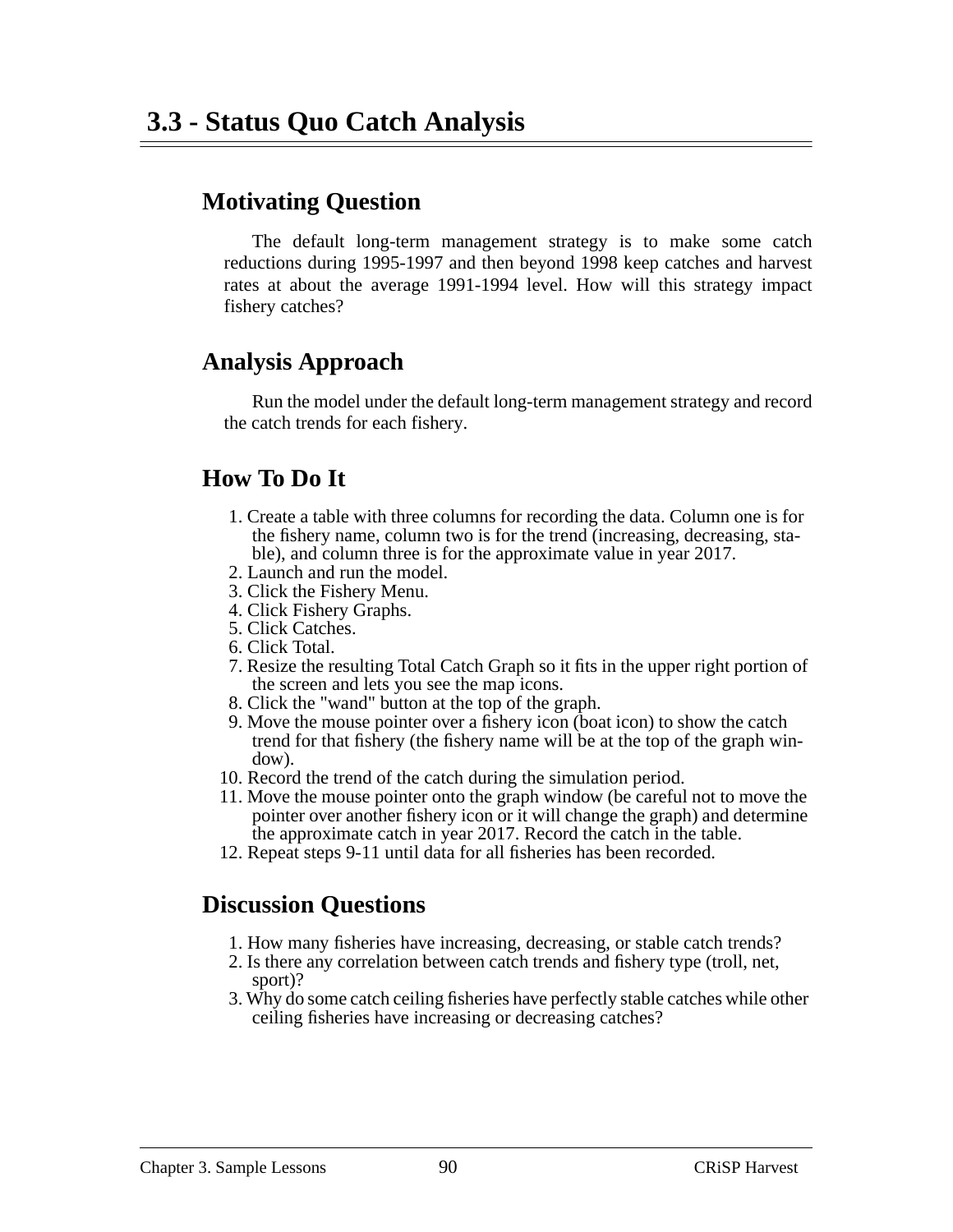# 3.3 - Status Quo Catch Analysis

## Motivating Question

The default long-term management strategy is to make some catch reductions during 1995-1997 and then beyond 1998 keep catches and harvest rates at about the average 1991-1994 level. How will this strategy impact fishery catches?

## Analysis Approach

Run the model under the default long-term management strategy and record the catch trends for each fishery.

## How To Do It

1. Create a table with three columns for recording the data. Column one is for the fishery name, column two is for the trend (increasing, decreasing, stable), and column three is for the approximate value in year 2017.
2. Launch and run the model.
3. Click the Fishery Menu.
4. Click Fishery Graphs.
5. Click Catches.
6. Click Total.
7. Resize the resulting Total Catch Graph so it fits in the upper right portion of the screen and lets you see the map icons.
8. Click the "wand" button at the top of the graph.
9. Move the mouse pointer over a fishery icon (boat icon) to show the catch trend for that fishery (the fishery name will be at the top of the graph window).
10. Record the trend of the catch during the simulation period.
11. Move the mouse pointer onto the graph window (be careful not to move the pointer over another fishery icon or it will change the graph) and determine the approximate catch in year 2017. Record the catch in the table.
12. Repeat steps 9-11 until data for all fisheries has been recorded.

## Discussion Questions

1. How many fisheries have increasing, decreasing, or stable catch trends?
2. Is there any correlation between catch trends and fishery type (troll, net, sport)?
3. Why do some catch ceiling fisheries have perfectly stable catches while other ceiling fisheries have increasing or decreasing catches?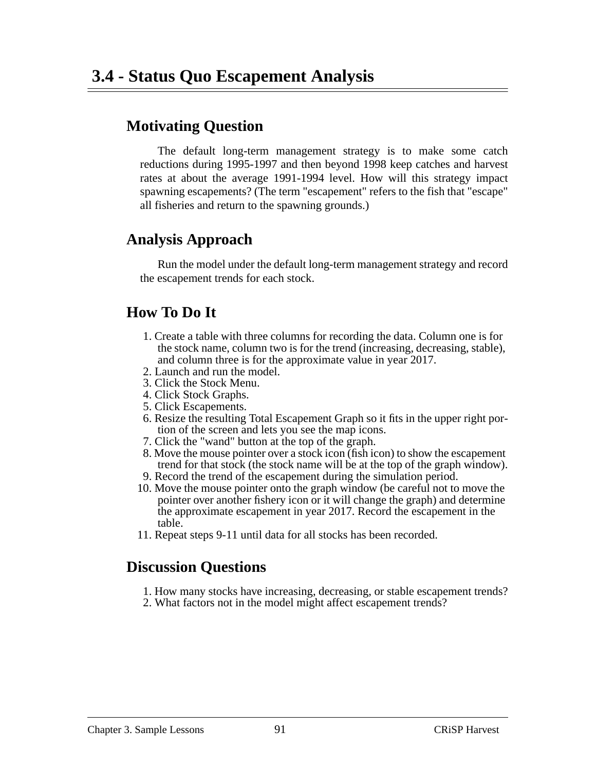# 3.4 - Status Quo Escapement Analysis

## Motivating Question

The default long-term management strategy is to make some catch reductions during 1995-1997 and then beyond 1998 keep catches and harvest rates at about the average 1991-1994 level. How will this strategy impact spawning escapements? (The term "escapement" refers to the fish that "escape" all fisheries and return to the spawning grounds.)

## Analysis Approach

Run the model under the default long-term management strategy and record the escapement trends for each stock.

## How To Do It

1. Create a table with three columns for recording the data. Column one is for the stock name, column two is for the trend (increasing, decreasing, stable), and column three is for the approximate value in year 2017.
2. Launch and run the model.
3. Click the Stock Menu.
4. Click Stock Graphs.
5. Click Escapements.
6. Resize the resulting Total Escapement Graph so it fits in the upper right portion of the screen and lets you see the map icons.
7. Click the "wand" button at the top of the graph.
8. Move the mouse pointer over a stock icon (fish icon) to show the escapement trend for that stock (the stock name will be at the top of the graph window).
9. Record the trend of the escapement during the simulation period.
10. Move the mouse pointer onto the graph window (be careful not to move the pointer over another fishery icon or it will change the graph) and determine the approximate escapement in year 2017. Record the escapement in the table.
11. Repeat steps 9-11 until data for all stocks has been recorded.

## Discussion Questions

1. How many stocks have increasing, decreasing, or stable escapement trends?
2. What factors not in the model might affect escapement trends?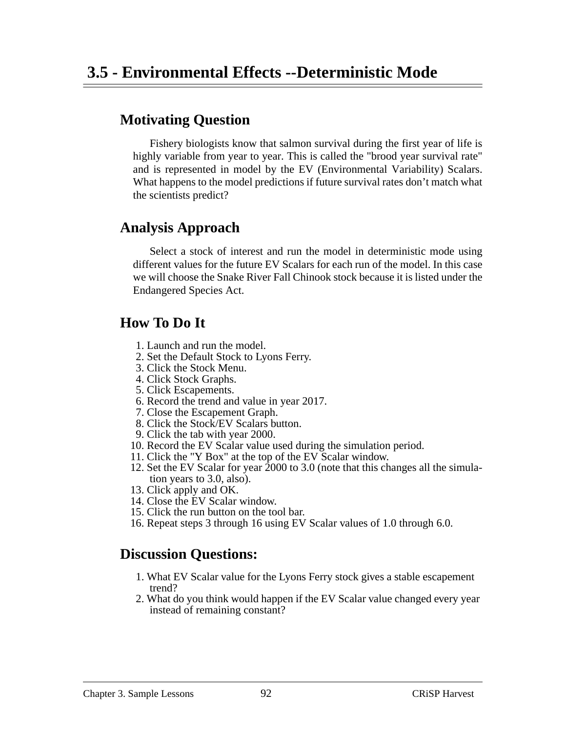## 3.5 - Environmental Effects --Deterministic Mode

### Motivating Question

Fishery biologists know that salmon survival during the first year of life is highly variable from year to year. This is called the "brood year survival rate" and is represented in model by the EV (Environmental Variability) Scalars. What happens to the model predictions if future survival rates don't match what the scientists predict?

### Analysis Approach

Select a stock of interest and run the model in deterministic mode using different values for the future EV Scalars for each run of the model. In this case we will choose the Snake River Fall Chinook stock because it is listed under the Endangered Species Act.

### How To Do It

1. Launch and run the model.
2. Set the Default Stock to Lyons Ferry.
3. Click the Stock Menu.
4. Click Stock Graphs.
5. Click Escapements.
6. Record the trend and value in year 2017.
7. Close the Escapement Graph.
8. Click the Stock/EV Scalars button.
9. Click the tab with year 2000.
10. Record the EV Scalar value used during the simulation period.
11. Click the "Y Box" at the top of the EV Scalar window.
12. Set the EV Scalar for year 2000 to 3.0 (note that this changes all the simulation years to 3.0, also).
13. Click apply and OK.
14. Close the EV Scalar window.
15. Click the run button on the tool bar.
16. Repeat steps 3 through 16 using EV Scalar values of 1.0 through 6.0.

### Discussion Questions:

1. What EV Scalar value for the Lyons Ferry stock gives a stable escapement trend?
2. What do you think would happen if the EV Scalar value changed every year instead of remaining constant?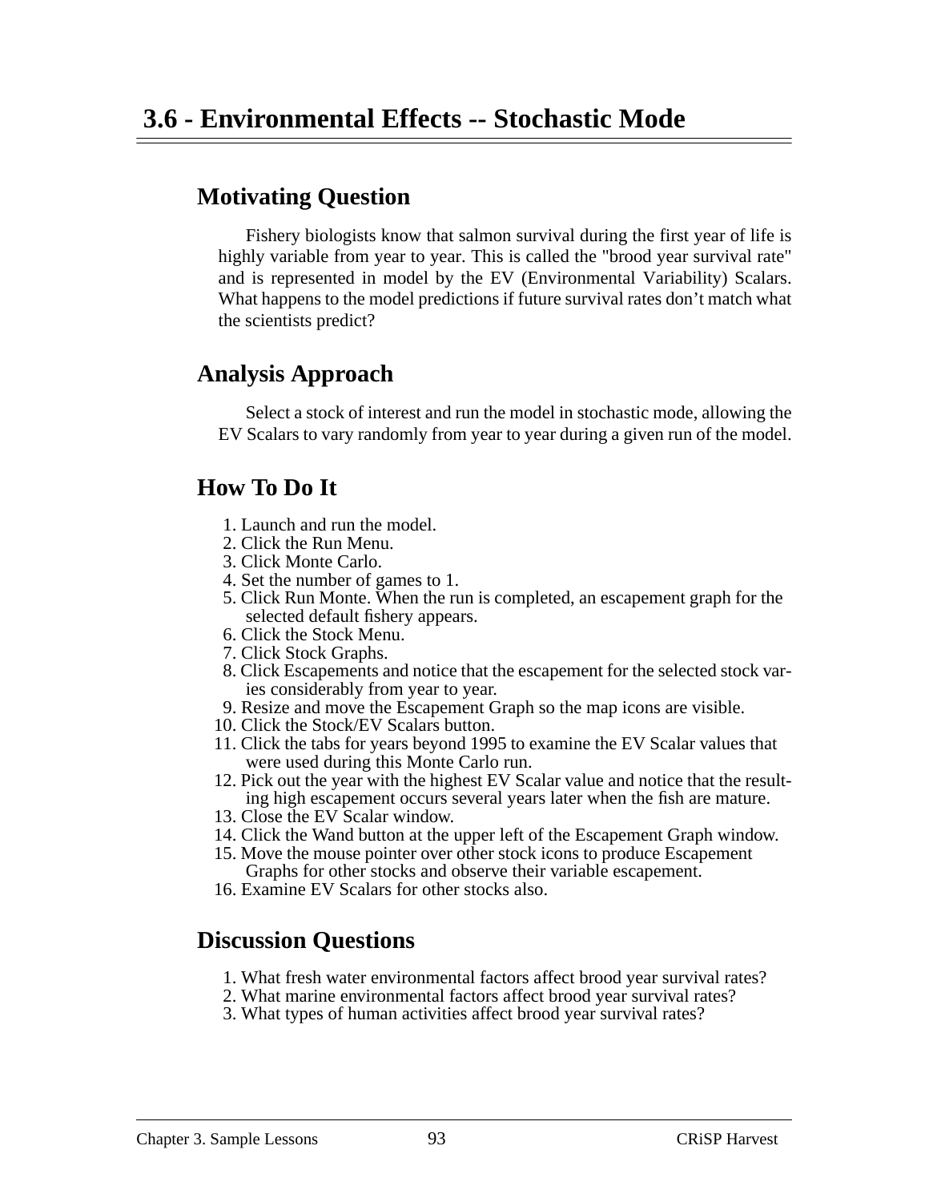# 3.6 - Environmental Effects -- Stochastic Mode

## Motivating Question

Fishery biologists know that salmon survival during the first year of life is highly variable from year to year. This is called the "brood year survival rate" and is represented in model by the EV (Environmental Variability) Scalars. What happens to the model predictions if future survival rates don't match what the scientists predict?

## Analysis Approach

Select a stock of interest and run the model in stochastic mode, allowing the EV Scalars to vary randomly from year to year during a given run of the model.

## How To Do It

1. Launch and run the model.
2. Click the Run Menu.
3. Click Monte Carlo.
4. Set the number of games to 1.
5. Click Run Monte. When the run is completed, an escapement graph for the selected default fishery appears.
6. Click the Stock Menu.
7. Click Stock Graphs.
8. Click Escapements and notice that the escapement for the selected stock varies considerably from year to year.
9. Resize and move the Escapement Graph so the map icons are visible.
10. Click the Stock/EV Scalars button.
11. Click the tabs for years beyond 1995 to examine the EV Scalar values that were used during this Monte Carlo run.
12. Pick out the year with the highest EV Scalar value and notice that the resulting high escapement occurs several years later when the fish are mature.
13. Close the EV Scalar window.
14. Click the Wand button at the upper left of the Escapement Graph window.
15. Move the mouse pointer over other stock icons to produce Escapement Graphs for other stocks and observe their variable escapement.
16. Examine EV Scalars for other stocks also.

## Discussion Questions

1. What fresh water environmental factors affect brood year survival rates?
2. What marine environmental factors affect brood year survival rates?
3. What types of human activities affect brood year survival rates?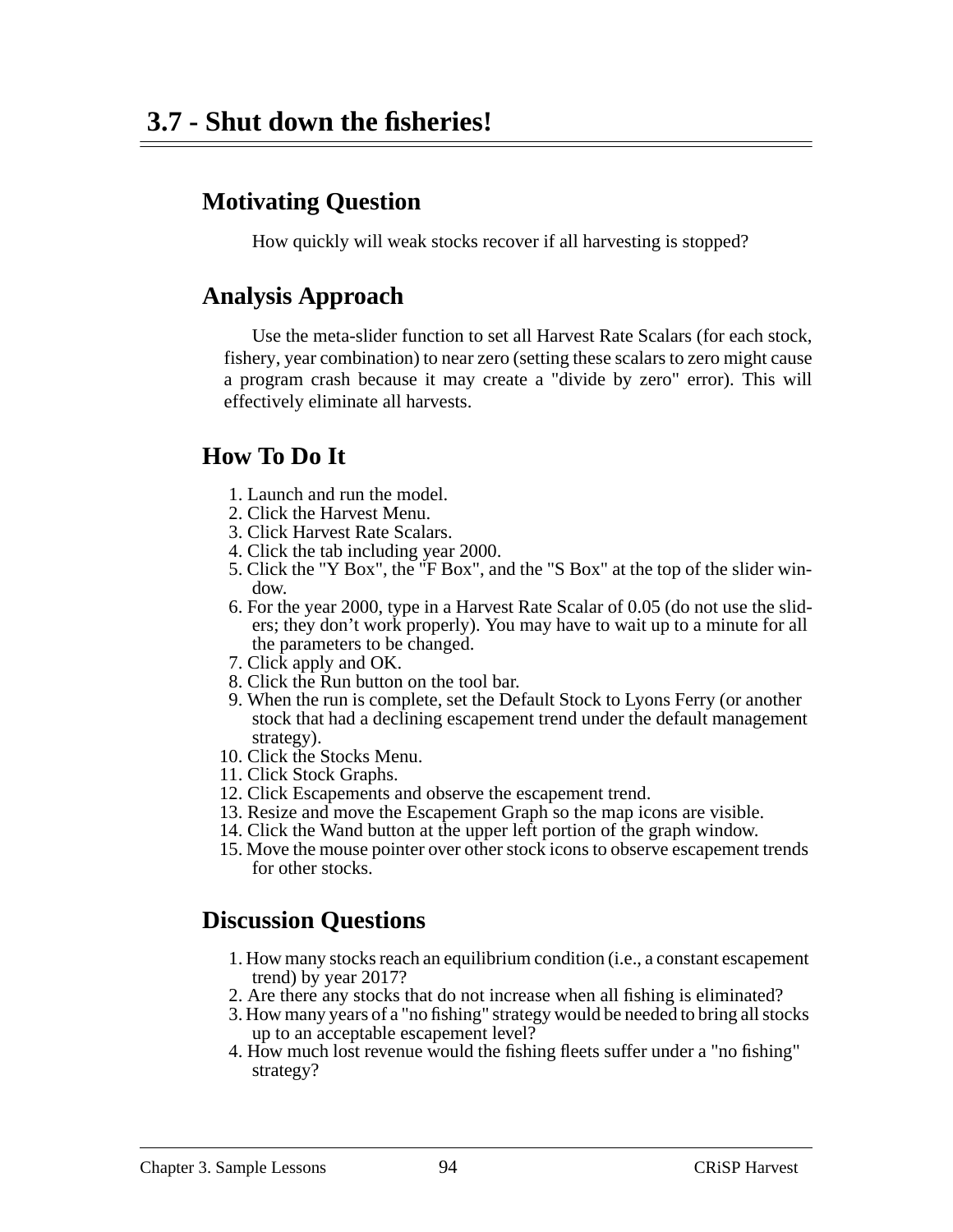## 3.7 - Shut down the fisheries!

### Motivating Question

How quickly will weak stocks recover if all harvesting is stopped?

### Analysis Approach

Use the meta-slider function to set all Harvest Rate Scalars (for each stock, fishery, year combination) to near zero (setting these scalars to zero might cause a program crash because it may create a "divide by zero" error). This will effectively eliminate all harvests.

### How To Do It

1. Launch and run the model.
2. Click the Harvest Menu.
3. Click Harvest Rate Scalars.
4. Click the tab including year 2000.
5. Click the "Y Box", the "F Box", and the "S Box" at the top of the slider window.
6. For the year 2000, type in a Harvest Rate Scalar of 0.05 (do not use the sliders; they don't work properly). You may have to wait up to a minute for all the parameters to be changed.
7. Click apply and OK.
8. Click the Run button on the tool bar.
9. When the run is complete, set the Default Stock to Lyons Ferry (or another stock that had a declining escapement trend under the default management strategy).
10. Click the Stocks Menu.
11. Click Stock Graphs.
12. Click Escapements and observe the escapement trend.
13. Resize and move the Escapement Graph so the map icons are visible.
14. Click the Wand button at the upper left portion of the graph window.
15. Move the mouse pointer over other stock icons to observe escapement trends for other stocks.

### Discussion Questions

1. How many stocks reach an equilibrium condition (i.e., a constant escapement trend) by year 2017?
2. Are there any stocks that do not increase when all fishing is eliminated?
3. How many years of a "no fishing" strategy would be needed to bring all stocks up to an acceptable escapement level?
4. How much lost revenue would the fishing fleets suffer under a "no fishing" strategy?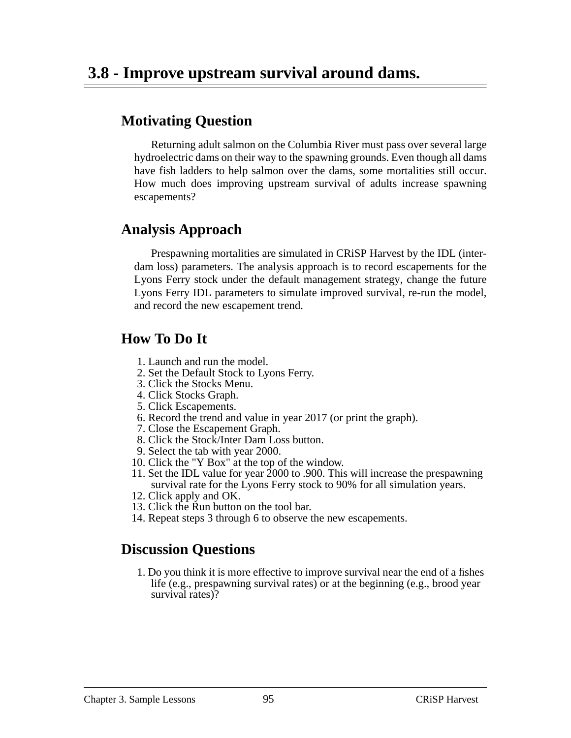# 3.8 - Improve upstream survival around dams.

## Motivating Question

Returning adult salmon on the Columbia River must pass over several large hydroelectric dams on their way to the spawning grounds. Even though all dams have fish ladders to help salmon over the dams, some mortalities still occur. How much does improving upstream survival of adults increase spawning escapements?

## Analysis Approach

Prespawning mortalities are simulated in CRiSP Harvest by the IDL (inter-dam loss) parameters. The analysis approach is to record escapements for the Lyons Ferry stock under the default management strategy, change the future Lyons Ferry IDL parameters to simulate improved survival, re-run the model, and record the new escapement trend.

## How To Do It

1. Launch and run the model.
2. Set the Default Stock to Lyons Ferry.
3. Click the Stocks Menu.
4. Click Stocks Graph.
5. Click Escapements.
6. Record the trend and value in year 2017 (or print the graph).
7. Close the Escapement Graph.
8. Click the Stock/Inter Dam Loss button.
9. Select the tab with year 2000.
10. Click the "Y Box" at the top of the window.
11. Set the IDL value for year 2000 to .900. This will increase the prespawning survival rate for the Lyons Ferry stock to 90% for all simulation years.
12. Click apply and OK.
13. Click the Run button on the tool bar.
14. Repeat steps 3 through 6 to observe the new escapements.

## Discussion Questions

1. Do you think it is more effective to improve survival near the end of a fishes life (e.g., prespawning survival rates) or at the beginning (e.g., brood year survival rates)?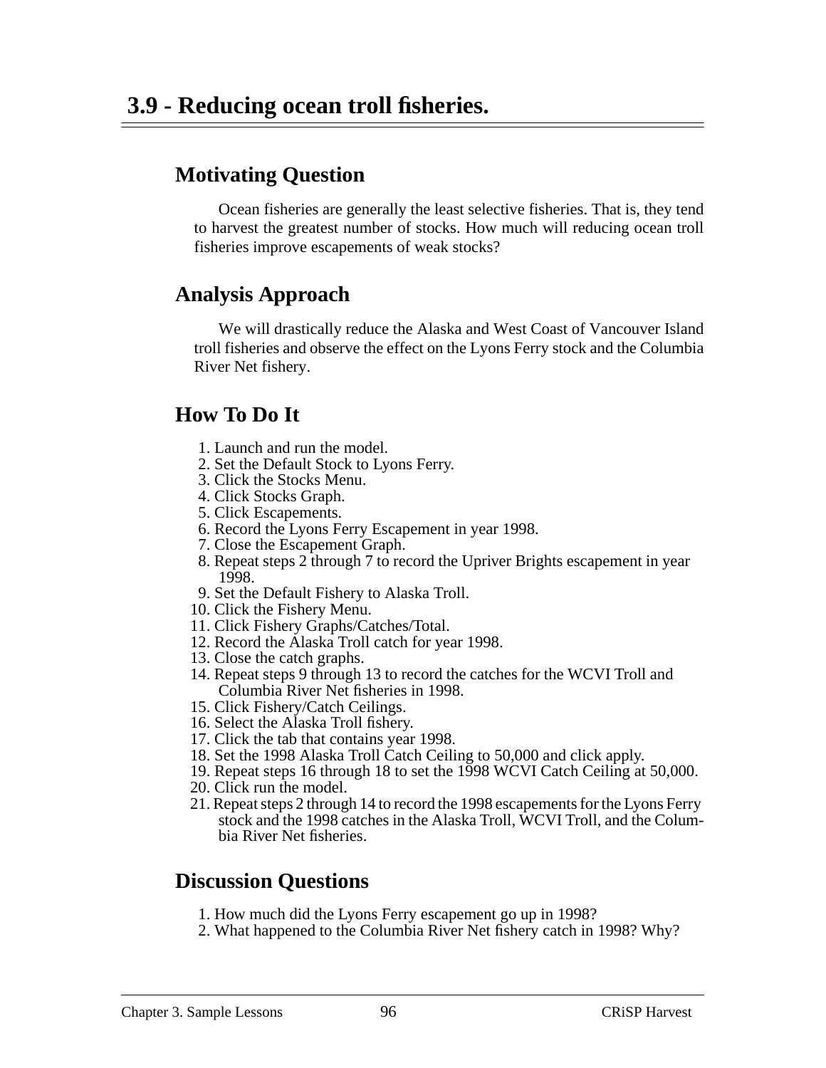# 3.9 - Reducing ocean troll fisheries.

## Motivating Question

Ocean fisheries are generally the least selective fisheries. That is, they tend to harvest the greatest number of stocks. How much will reducing ocean troll fisheries improve escapements of weak stocks?

## Analysis Approach

We will drastically reduce the Alaska and West Coast of Vancouver Island troll fisheries and observe the effect on the Lyons Ferry stock and the Columbia River Net fishery.

## How To Do It

1. Launch and run the model.
2. Set the Default Stock to Lyons Ferry.
3. Click the Stocks Menu.
4. Click Stocks Graph.
5. Click Escapements.
6. Record the Lyons Ferry Escapement in year 1998.
7. Close the Escapement Graph.
8. Repeat steps 2 through 7 to record the Upriver Brights escapement in year 1998.
9. Set the Default Fishery to Alaska Troll.
10. Click the Fishery Menu.
11. Click Fishery Graphs/Catches/Total.
12. Record the Alaska Troll catch for year 1998.
13. Close the catch graphs.
14. Repeat steps 9 through 13 to record the catches for the WCVI Troll and Columbia River Net fisheries in 1998.
15. Click Fishery/Catch Ceilings.
16. Select the Alaska Troll fishery.
17. Click the tab that contains year 1998.
18. Set the 1998 Alaska Troll Catch Ceiling to 50,000 and click apply.
19. Repeat steps 16 through 18 to set the 1998 WCVI Catch Ceiling at 50,000.
20. Click run the model.
21. Repeat steps 2 through 14 to record the 1998 escapements for the Lyons Ferry stock and the 1998 catches in the Alaska Troll, WCVI Troll, and the Columbia River Net fisheries.

## Discussion Questions

1. How much did the Lyons Ferry escapement go up in 1998?
2. What happened to the Columbia River Net fishery catch in 1998? Why?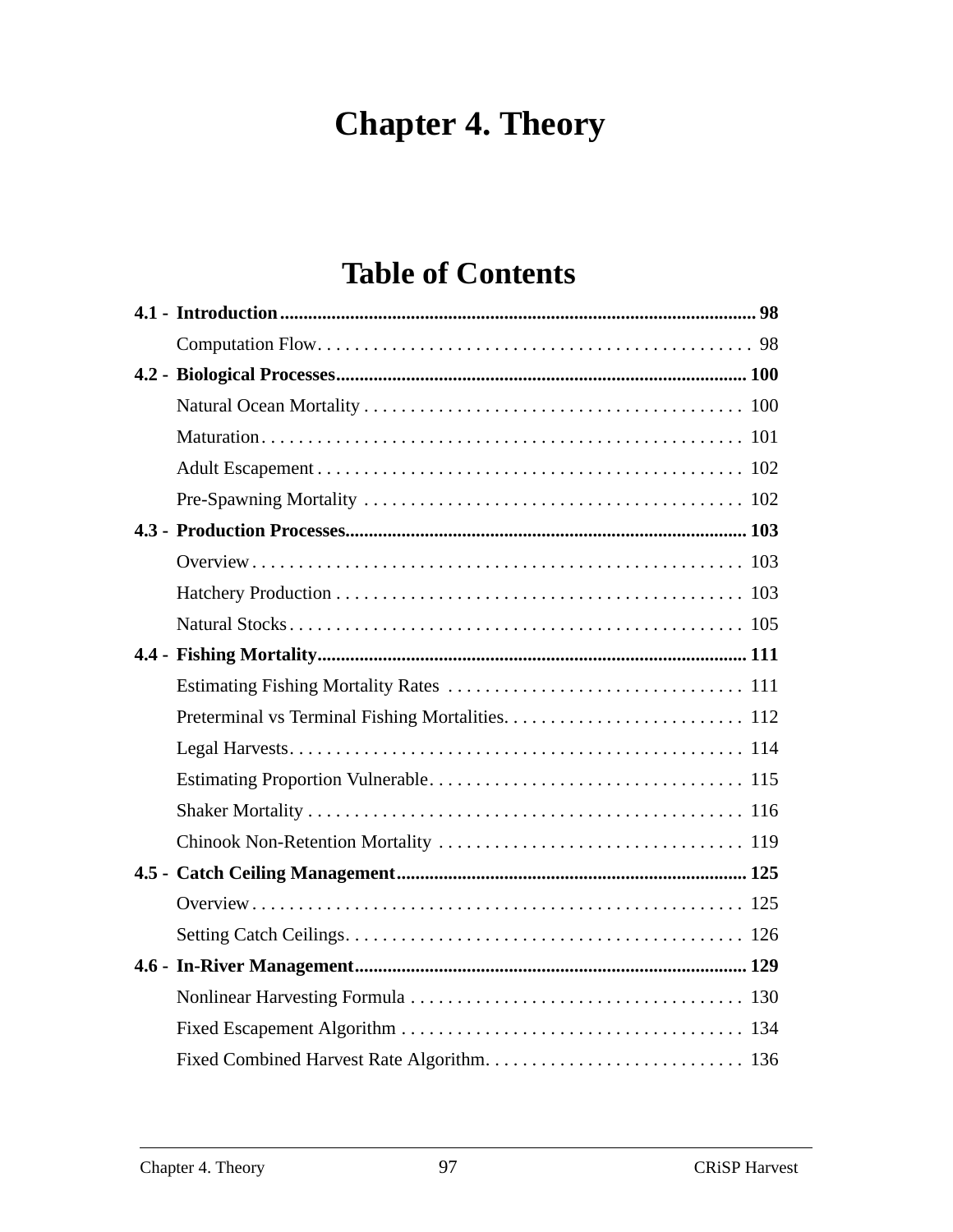# Chapter 4. Theory

## Table of Contents

**4.1 - Introduction** .......... **98**

- Computation Flow .......... 98

**4.2 - Biological Processes** .......... **100**

- Natural Ocean Mortality .......... 100
- Maturation .......... 101
- Adult Escapement .......... 102
- Pre-Spawning Mortality .......... 102

**4.3 - Production Processes** .......... **103**

- Overview .......... 103
- Hatchery Production .......... 103
- Natural Stocks .......... 105

**4.4 - Fishing Mortality** .......... **111**

- Estimating Fishing Mortality Rates .......... 111
- Preterminal vs Terminal Fishing Mortalities .......... 112
- Legal Harvests .......... 114
- Estimating Proportion Vulnerable .......... 115
- Shaker Mortality .......... 116
- Chinook Non-Retention Mortality .......... 119

**4.5 - Catch Ceiling Management** .......... **125**

- Overview .......... 125
- Setting Catch Ceilings .......... 126

**4.6 - In-River Management** .......... **129**

- Nonlinear Harvesting Formula .......... 130
- Fixed Escapement Algorithm .......... 134
- Fixed Combined Harvest Rate Algorithm .......... 136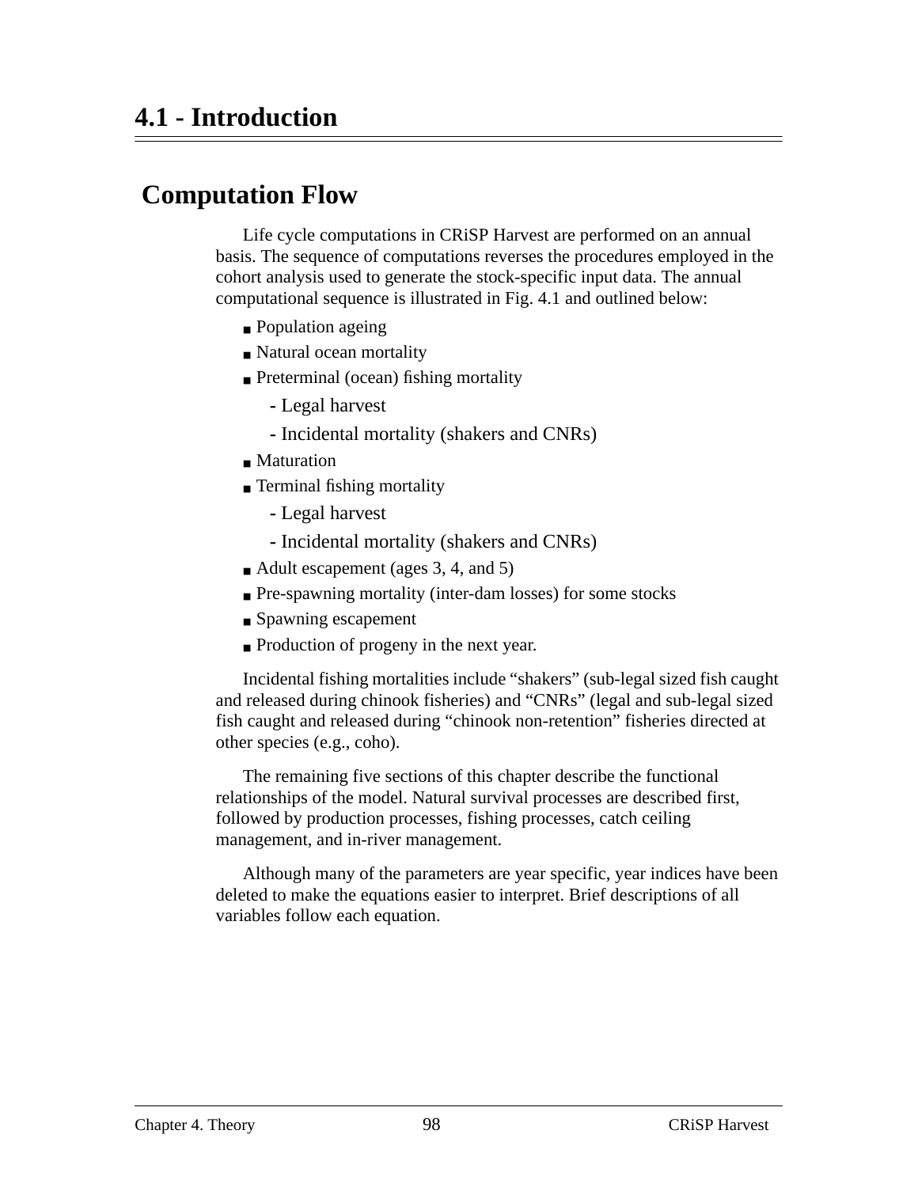# 4.1 - Introduction

## Computation Flow

Life cycle computations in CRiSP Harvest are performed on an annual basis. The sequence of computations reverses the procedures employed in the cohort analysis used to generate the stock-specific input data. The annual computational sequence is illustrated in Fig. 4.1 and outlined below:

- Population ageing
- Natural ocean mortality
- Preterminal (ocean) fishing mortality
  - Legal harvest
  - Incidental mortality (shakers and CNRs)
- Maturation
- Terminal fishing mortality
  - Legal harvest
  - Incidental mortality (shakers and CNRs)
- Adult escapement (ages 3, 4, and 5)
- Pre-spawning mortality (inter-dam losses) for some stocks
- Spawning escapement
- Production of progeny in the next year.

Incidental fishing mortalities include “shakers” (sub-legal sized fish caught and released during chinook fisheries) and “CNRs” (legal and sub-legal sized fish caught and released during “chinook non-retention” fisheries directed at other species (e.g., coho).

The remaining five sections of this chapter describe the functional relationships of the model. Natural survival processes are described first, followed by production processes, fishing processes, catch ceiling management, and in-river management.

Although many of the parameters are year specific, year indices have been deleted to make the equations easier to interpret. Brief descriptions of all variables follow each equation.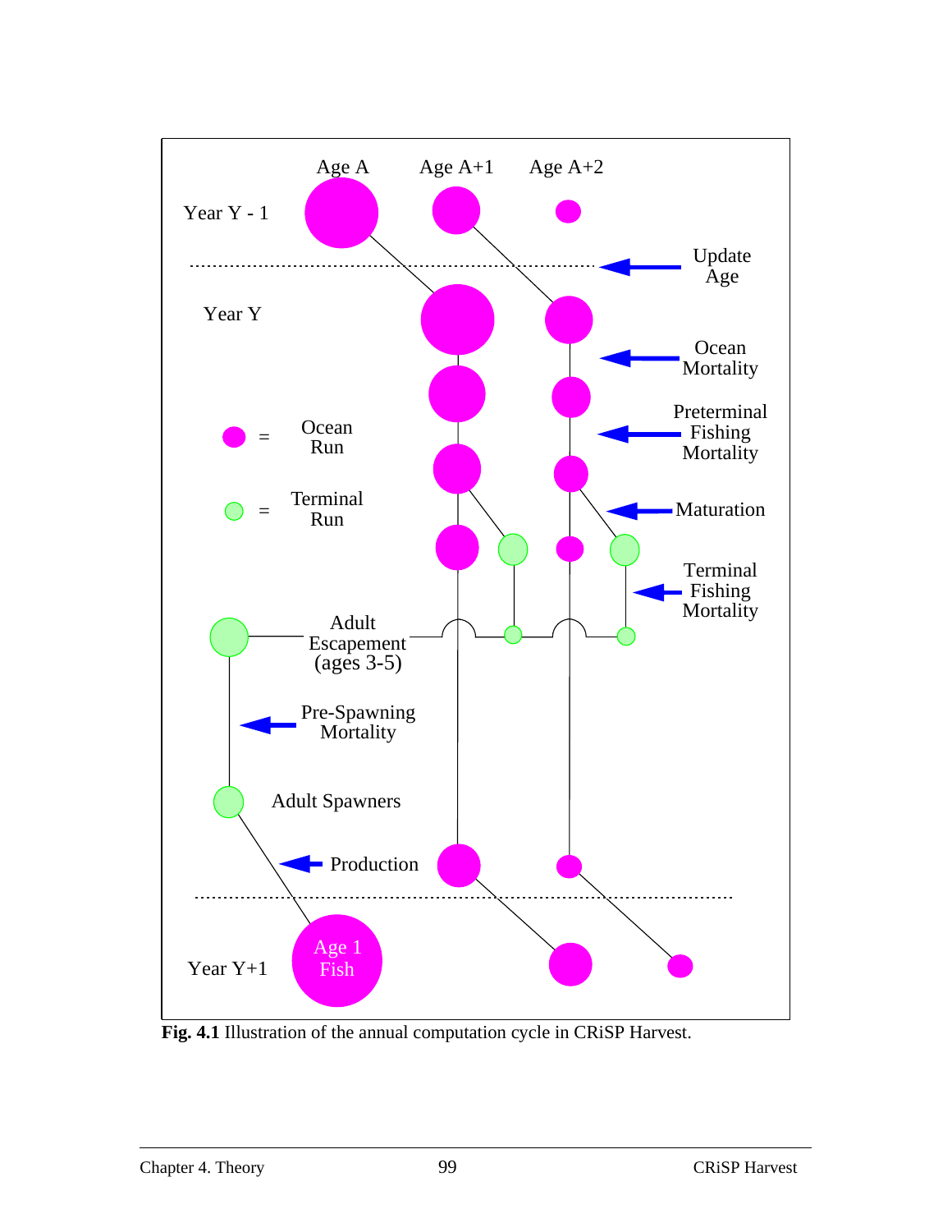**Fig. 4.1** Illustration of the annual computation cycle in CRiSP Harvest.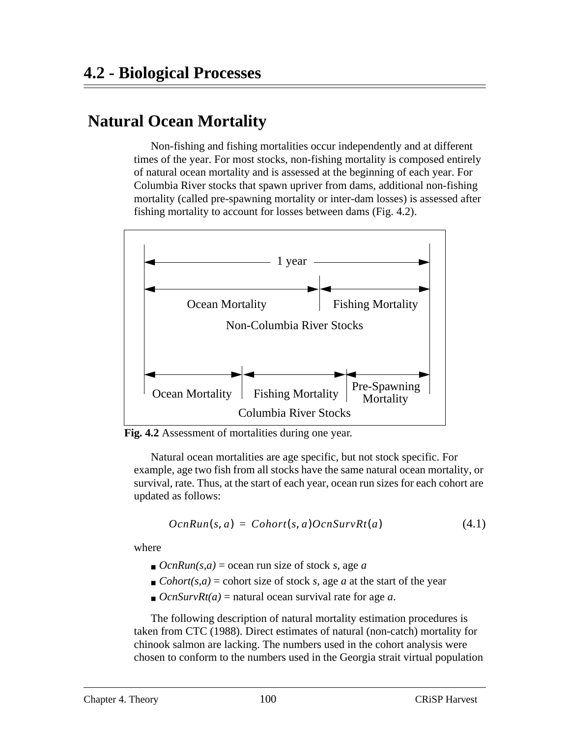# 4.2 - Biological Processes

## Natural Ocean Mortality

Non-fishing and fishing mortalities occur independently and at different times of the year. For most stocks, non-fishing mortality is composed entirely of natural ocean mortality and is assessed at the beginning of each year. For Columbia River stocks that spawn upriver from dams, additional non-fishing mortality (called pre-spawning mortality or inter-dam losses) is assessed after fishing mortality to account for losses between dams (Fig. 4.2).

1 year

Ocean Mortality | Fishing Mortality

Non-Columbia River Stocks

Ocean Mortality | Fishing Mortality | Pre-Spawning Mortality

Columbia River Stocks

**Fig. 4.2** Assessment of mortalities during one year.

Natural ocean mortalities are age specific, but not stock specific. For example, age two fish from all stocks have the same natural ocean mortality, or survival, rate. Thus, at the start of each year, ocean run sizes for each cohort are updated as follows:

$$OcnRun(s, a) = Cohort(s, a)OcnSurvRt(a) \tag{4.1}$$

where

- *OcnRun(s,a)* = ocean run size of stock *s*, age *a*
- *Cohort(s,a)* = cohort size of stock *s*, age *a* at the start of the year
- *OcnSurvRt(a)* = natural ocean survival rate for age *a*.

The following description of natural mortality estimation procedures is taken from CTC (1988). Direct estimates of natural (non-catch) mortality for chinook salmon are lacking. The numbers used in the cohort analysis were chosen to conform to the numbers used in the Georgia strait virtual population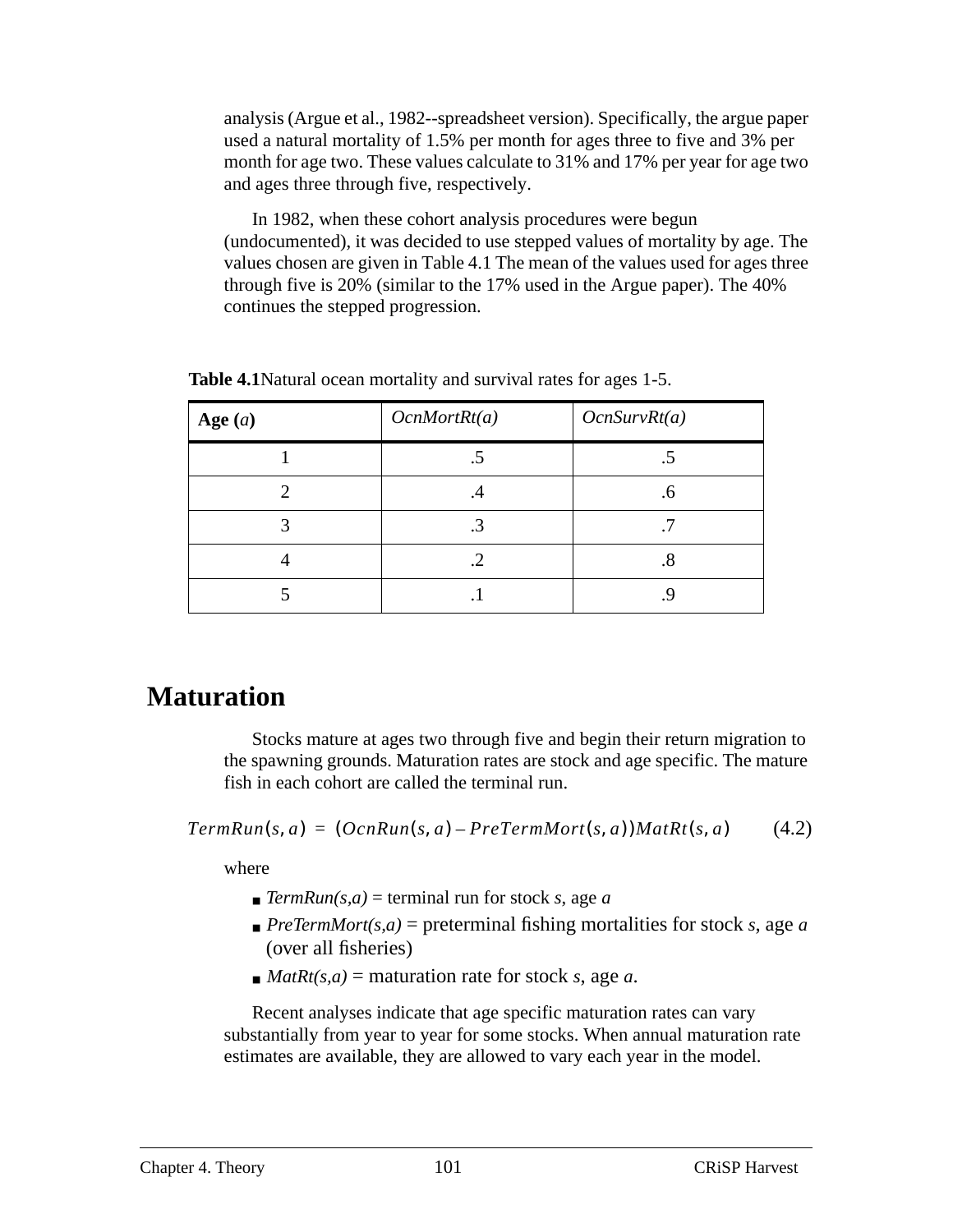analysis (Argue et al., 1982--spreadsheet version). Specifically, the argue paper used a natural mortality of 1.5% per month for ages three to five and 3% per month for age two. These values calculate to 31% and 17% per year for age two and ages three through five, respectively.

In 1982, when these cohort analysis procedures were begun (undocumented), it was decided to use stepped values of mortality by age. The values chosen are given in Table 4.1 The mean of the values used for ages three through five is 20% (similar to the 17% used in the Argue paper). The 40% continues the stepped progression.

**Table 4.1**Natural ocean mortality and survival rates for ages 1-5.

| **Age (*a*)** | *OcnMortRt(a)* | *OcnSurvRt(a)* |
|---|---|---|
| 1 | .5 | .5 |
| 2 | .4 | .6 |
| 3 | .3 | .7 |
| 4 | .2 | .8 |
| 5 | .1 | .9 |

# Maturation

Stocks mature at ages two through five and begin their return migration to the spawning grounds. Maturation rates are stock and age specific. The mature fish in each cohort are called the terminal run.

$$TermRun(s,a) = (OcnRun(s,a) - PreTermMort(s,a))MatRt(s,a) \tag{4.2}$$

where

- *TermRun(s,a)* = terminal run for stock *s*, age *a*
- *PreTermMort(s,a)* = preterminal fishing mortalities for stock *s*, age *a* (over all fisheries)
- *MatRt(s,a)* = maturation rate for stock *s*, age *a*.

Recent analyses indicate that age specific maturation rates can vary substantially from year to year for some stocks. When annual maturation rate estimates are available, they are allowed to vary each year in the model.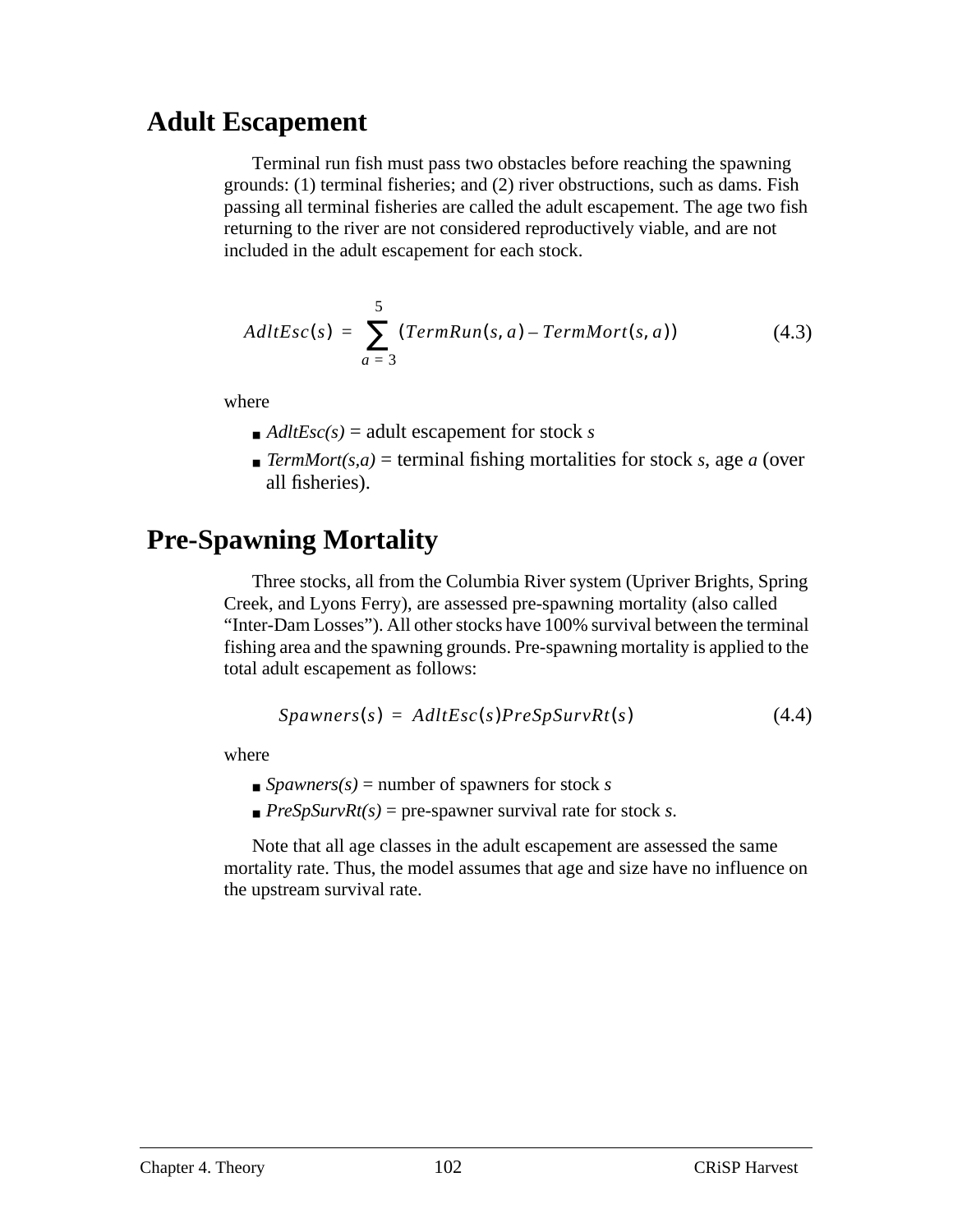## Adult Escapement

Terminal run fish must pass two obstacles before reaching the spawning grounds: (1) terminal fisheries; and (2) river obstructions, such as dams. Fish passing all terminal fisheries are called the adult escapement. The age two fish returning to the river are not considered reproductively viable, and are not included in the adult escapement for each stock.

$$AdltEsc(s) = \sum_{a=3}^{5} (TermRun(s, a) - TermMort(s, a)) \tag{4.3}$$

where

- *AdltEsc(s)* = adult escapement for stock *s*
- *TermMort(s,a)* = terminal fishing mortalities for stock *s*, age *a* (over all fisheries).

## Pre-Spawning Mortality

Three stocks, all from the Columbia River system (Upriver Brights, Spring Creek, and Lyons Ferry), are assessed pre-spawning mortality (also called "Inter-Dam Losses"). All other stocks have 100% survival between the terminal fishing area and the spawning grounds. Pre-spawning mortality is applied to the total adult escapement as follows:

$$Spawners(s) = AdltEsc(s)PreSpSurvRt(s) \tag{4.4}$$

where

- *Spawners(s)* = number of spawners for stock *s*
- *PreSpSurvRt(s)* = pre-spawner survival rate for stock *s*.

Note that all age classes in the adult escapement are assessed the same mortality rate. Thus, the model assumes that age and size have no influence on the upstream survival rate.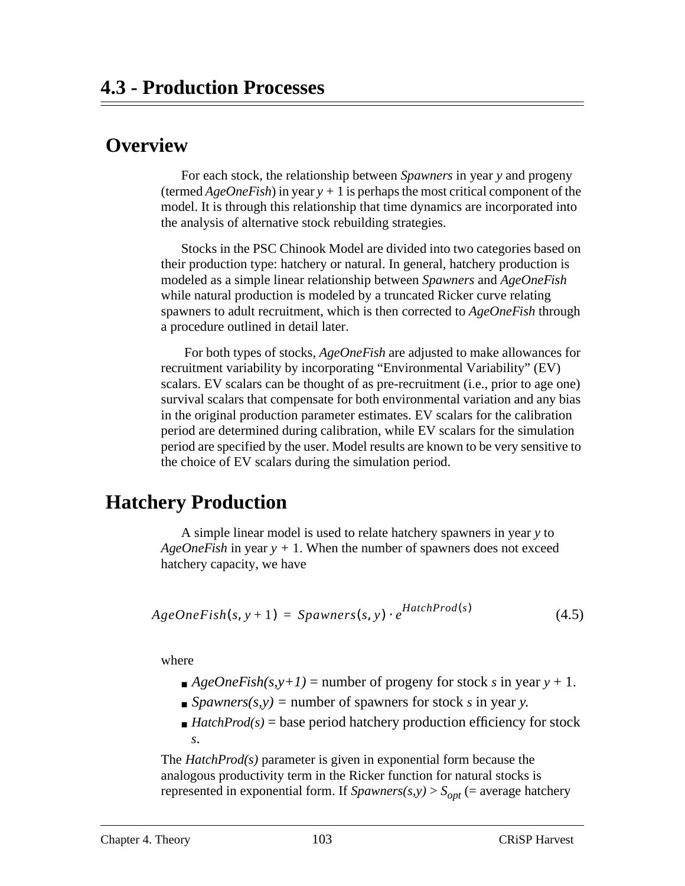# 4.3 - Production Processes

## Overview

For each stock, the relationship between *Spawners* in year *y* and progeny (termed *AgeOneFish*) in year *y* + 1 is perhaps the most critical component of the model. It is through this relationship that time dynamics are incorporated into the analysis of alternative stock rebuilding strategies.

Stocks in the PSC Chinook Model are divided into two categories based on their production type: hatchery or natural. In general, hatchery production is modeled as a simple linear relationship between *Spawners* and *AgeOneFish* while natural production is modeled by a truncated Ricker curve relating spawners to adult recruitment, which is then corrected to *AgeOneFish* through a procedure outlined in detail later.

For both types of stocks, *AgeOneFish* are adjusted to make allowances for recruitment variability by incorporating "Environmental Variability" (EV) scalars. EV scalars can be thought of as pre-recruitment (i.e., prior to age one) survival scalars that compensate for both environmental variation and any bias in the original production parameter estimates. EV scalars for the calibration period are determined during calibration, while EV scalars for the simulation period are specified by the user. Model results are known to be very sensitive to the choice of EV scalars during the simulation period.

## Hatchery Production

A simple linear model is used to relate hatchery spawners in year *y* to *AgeOneFish* in year *y* + 1. When the number of spawners does not exceed hatchery capacity, we have

$$AgeOneFish(s, y+1) = Spawners(s, y) \cdot e^{HatchProd(s)} \tag{4.5}$$

where

- *AgeOneFish(s,y+1)* = number of progeny for stock *s* in year *y* + 1.
- *Spawners(s,y)* = number of spawners for stock *s* in year *y.*
- *HatchProd(s)* = base period hatchery production efficiency for stock *s*.

The *HatchProd(s)* parameter is given in exponential form because the analogous productivity term in the Ricker function for natural stocks is represented in exponential form. If *Spawners(s,y)* > $S_{opt}$ (= average hatchery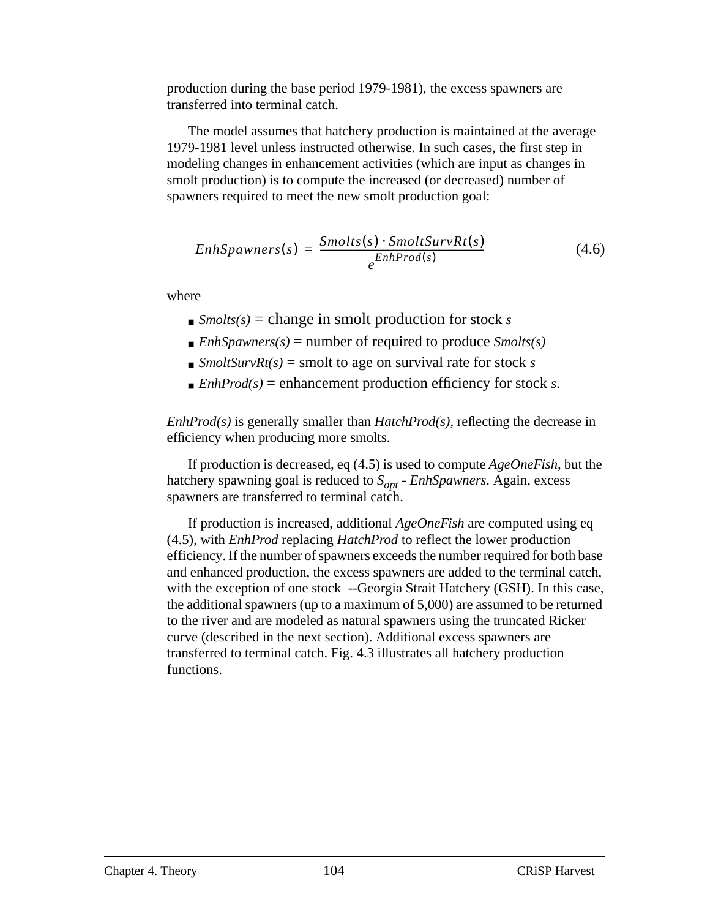production during the base period 1979-1981), the excess spawners are transferred into terminal catch.

The model assumes that hatchery production is maintained at the average 1979-1981 level unless instructed otherwise. In such cases, the first step in modeling changes in enhancement activities (which are input as changes in smolt production) is to compute the increased (or decreased) number of spawners required to meet the new smolt production goal:

$$EnhSpawners(s) = \frac{Smolts(s) \cdot SmoltSurvRt(s)}{e^{EnhProd(s)}} \tag{4.6}$$

where

- *Smolts(s)* = change in smolt production for stock *s*
- *EnhSpawners(s)* = number of required to produce *Smolts(s)*
- *SmoltSurvRt(s)* = smolt to age on survival rate for stock *s*
- *EnhProd(s)* = enhancement production efficiency for stock *s*.

*EnhProd(s)* is generally smaller than *HatchProd(s)*, reflecting the decrease in efficiency when producing more smolts.

If production is decreased, eq (4.5) is used to compute *AgeOneFish*, but the hatchery spawning goal is reduced to $S_{opt}$ - *EnhSpawners*. Again, excess spawners are transferred to terminal catch.

If production is increased, additional *AgeOneFish* are computed using eq (4.5), with *EnhProd* replacing *HatchProd* to reflect the lower production efficiency. If the number of spawners exceeds the number required for both base and enhanced production, the excess spawners are added to the terminal catch, with the exception of one stock --Georgia Strait Hatchery (GSH). In this case, the additional spawners (up to a maximum of 5,000) are assumed to be returned to the river and are modeled as natural spawners using the truncated Ricker curve (described in the next section). Additional excess spawners are transferred to terminal catch. Fig. 4.3 illustrates all hatchery production functions.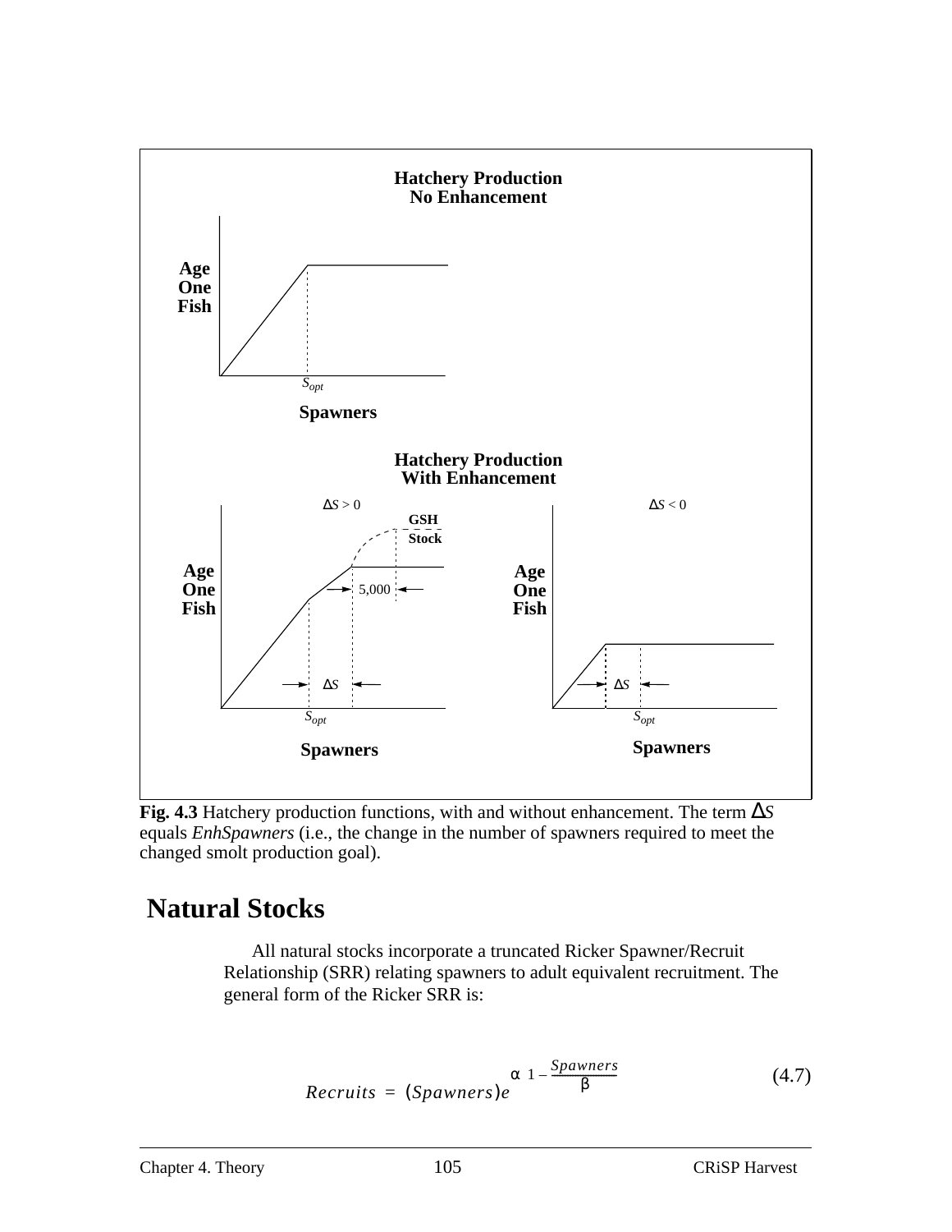Fig. 4.3 Hatchery production functions, with and without enhancement. The term $\Delta S$ equals *EnhSpawners* (i.e., the change in the number of spawners required to meet the changed smolt production goal).

# Natural Stocks

All natural stocks incorporate a truncated Ricker Spawner/Recruit Relationship (SRR) relating spawners to adult equivalent recruitment. The general form of the Ricker SRR is:

$$Recruits = (Spawners)e^{\alpha\left(1 - \frac{Spawners}{\beta}\right)} \tag{4.7}$$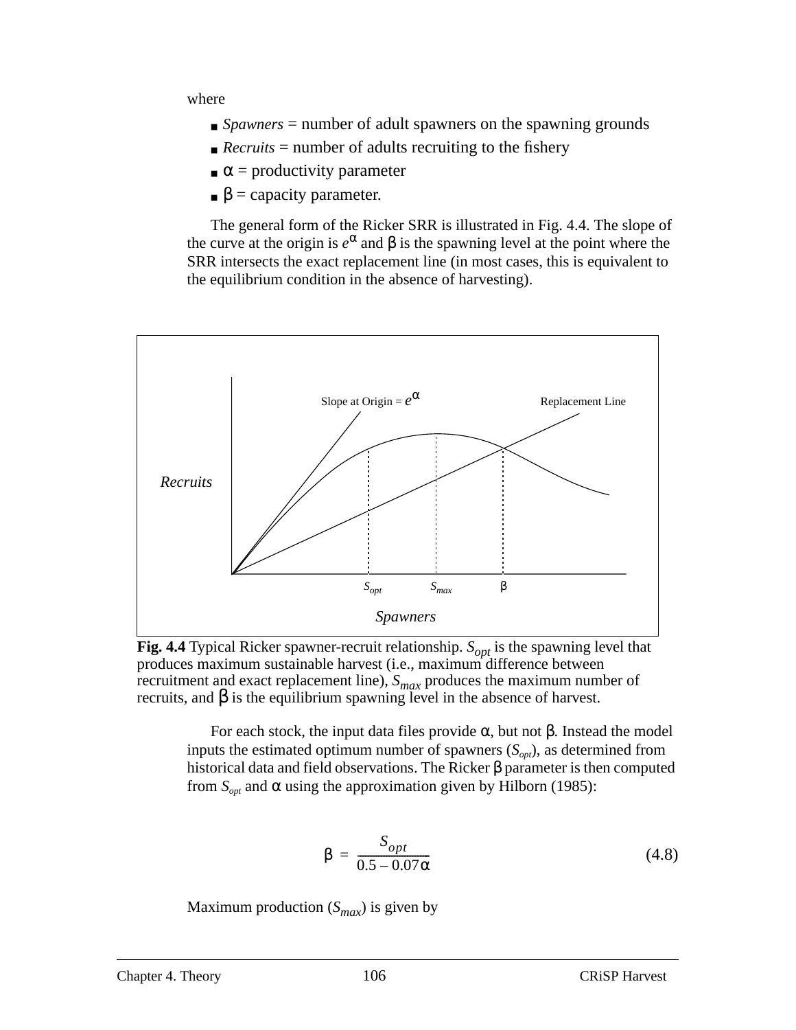where

- *Spawners* = number of adult spawners on the spawning grounds
- *Recruits* = number of adults recruiting to the fishery
- $\alpha$ = productivity parameter
- $\beta$ = capacity parameter.

The general form of the Ricker SRR is illustrated in Fig. 4.4. The slope of the curve at the origin is $e^{\alpha}$ and $\beta$ is the spawning level at the point where the SRR intersects the exact replacement line (in most cases, this is equivalent to the equilibrium condition in the absence of harvesting).

**Fig. 4.4** Typical Ricker spawner-recruit relationship. $S_{opt}$ is the spawning level that produces maximum sustainable harvest (i.e., maximum difference between recruitment and exact replacement line), $S_{max}$ produces the maximum number of recruits, and $\beta$ is the equilibrium spawning level in the absence of harvest.

For each stock, the input data files provide $\alpha$, but not $\beta$. Instead the model inputs the estimated optimum number of spawners ($S_{opt}$), as determined from historical data and field observations. The Ricker $\beta$ parameter is then computed from $S_{opt}$ and $\alpha$ using the approximation given by Hilborn (1985):

$$\beta = \frac{S_{opt}}{0.5 - 0.07\alpha} \tag{4.8}$$

Maximum production ($S_{max}$) is given by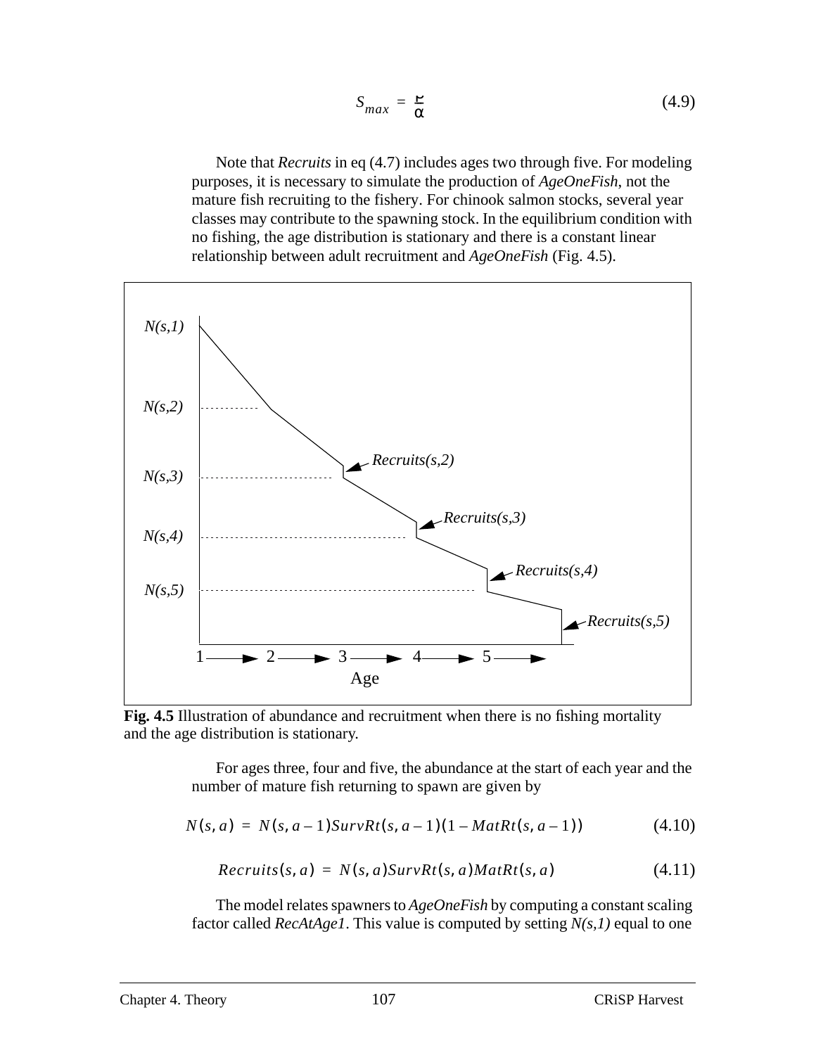$$S_{max} = \frac{\rho}{\alpha} \tag{4.9}$$

Note that *Recruits* in eq (4.7) includes ages two through five. For modeling purposes, it is necessary to simulate the production of *AgeOneFish*, not the mature fish recruiting to the fishery. For chinook salmon stocks, several year classes may contribute to the spawning stock. In the equilibrium condition with no fishing, the age distribution is stationary and there is a constant linear relationship between adult recruitment and *AgeOneFish* (Fig. 4.5).

**Fig. 4.5** Illustration of abundance and recruitment when there is no fishing mortality and the age distribution is stationary.

For ages three, four and five, the abundance at the start of each year and the number of mature fish returning to spawn are given by

$$N(s,a) = N(s,a-1)SurvRt(s,a-1)(1-MatRt(s,a-1)) \tag{4.10}$$

$$Recruits(s,a) = N(s,a)SurvRt(s,a)MatRt(s,a) \tag{4.11}$$

The model relates spawners to *AgeOneFish* by computing a constant scaling factor called *RecAtAge1*. This value is computed by setting *N(s,1)* equal to one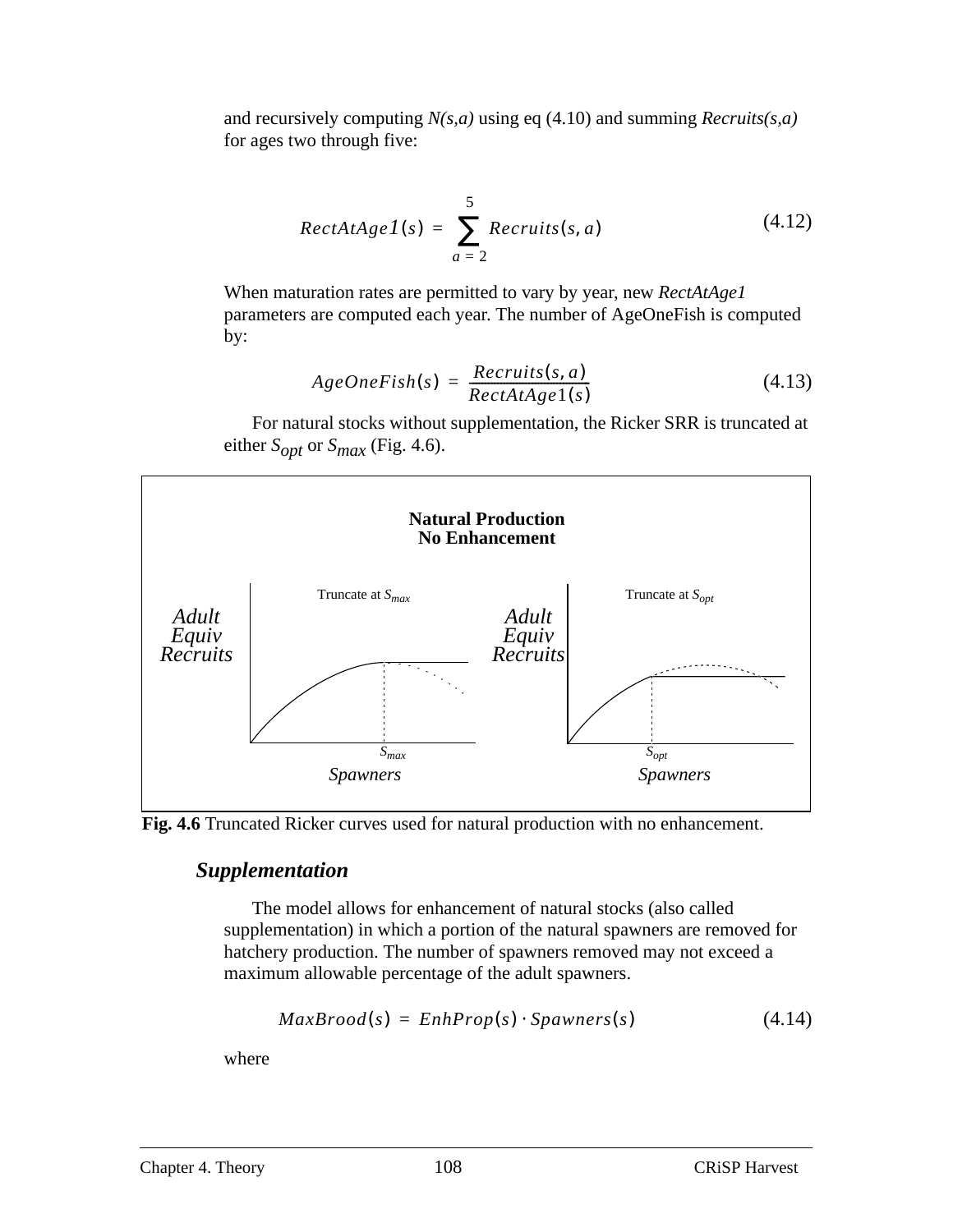and recursively computing *N(s,a)* using eq (4.10) and summing *Recruits(s,a)* for ages two through five:

$$RectAtAge1(s) = \sum_{a=2}^{5} Recruits(s,a) \tag{4.12}$$

When maturation rates are permitted to vary by year, new *RectAtAge1* parameters are computed each year. The number of AgeOneFish is computed by:

$$AgeOneFish(s) = \frac{Recruits(s,a)}{RectAtAge1(s)} \tag{4.13}$$

For natural stocks without supplementation, the Ricker SRR is truncated at either $S_{opt}$ or $S_{max}$ (Fig. 4.6).

**Natural Production**
**No Enhancement**

Truncate at $S_{max}$ — *Adult Equiv Recruits* vs. *Spawners* ($S_{max}$)

Truncate at $S_{opt}$ — *Adult Equiv Recruits* vs. *Spawners* ($S_{opt}$)

**Fig. 4.6** Truncated Ricker curves used for natural production with no enhancement.

### *Supplementation*

The model allows for enhancement of natural stocks (also called supplementation) in which a portion of the natural spawners are removed for hatchery production. The number of spawners removed may not exceed a maximum allowable percentage of the adult spawners.

$$MaxBrood(s) = EnhProp(s) \cdot Spawners(s) \tag{4.14}$$

where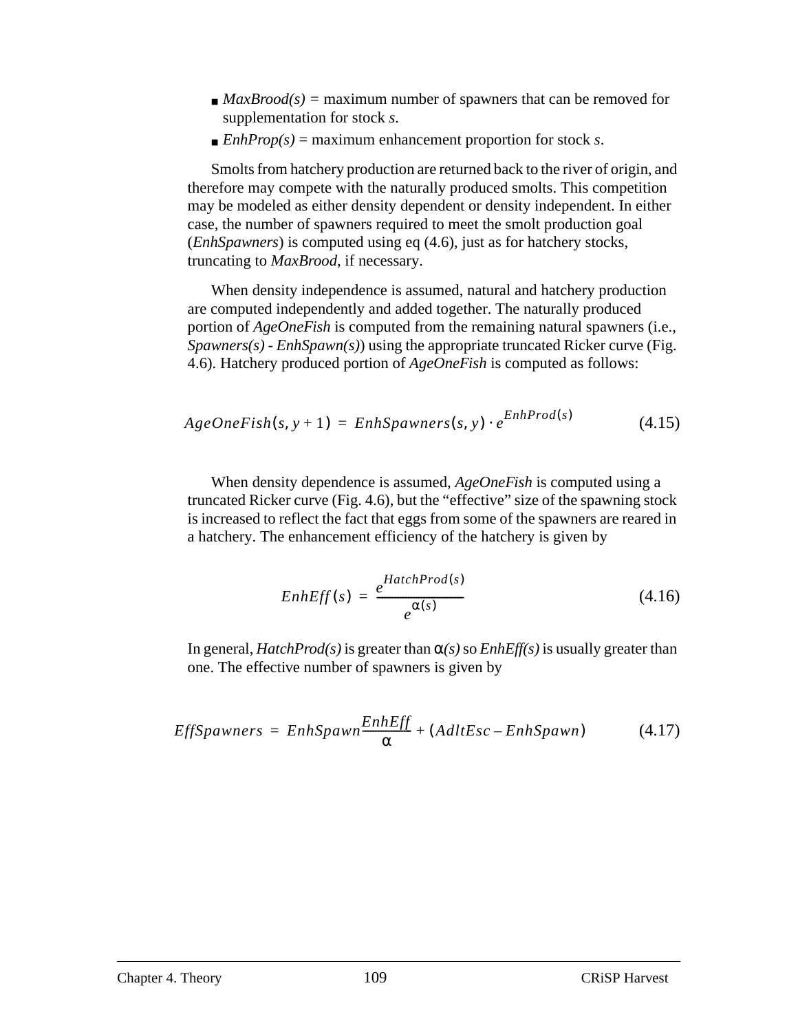- *MaxBrood(s)* = maximum number of spawners that can be removed for supplementation for stock *s*.
- *EnhProp(s)* = maximum enhancement proportion for stock *s*.

Smolts from hatchery production are returned back to the river of origin, and therefore may compete with the naturally produced smolts. This competition may be modeled as either density dependent or density independent. In either case, the number of spawners required to meet the smolt production goal (*EnhSpawners*) is computed using eq (4.6), just as for hatchery stocks, truncating to *MaxBrood*, if necessary.

When density independence is assumed, natural and hatchery production are computed independently and added together. The naturally produced portion of *AgeOneFish* is computed from the remaining natural spawners (i.e., *Spawners(s) - EnhSpawn(s)*) using the appropriate truncated Ricker curve (Fig. 4.6). Hatchery produced portion of *AgeOneFish* is computed as follows:

$$AgeOneFish(s, y+1) = EnhSpawners(s, y) \cdot e^{EnhProd(s)} \tag{4.15}$$

When density dependence is assumed, *AgeOneFish* is computed using a truncated Ricker curve (Fig. 4.6), but the "effective" size of the spawning stock is increased to reflect the fact that eggs from some of the spawners are reared in a hatchery. The enhancement efficiency of the hatchery is given by

$$EnhEff(s) = \frac{e^{HatchProd(s)}}{e^{\alpha(s)}} \tag{4.16}$$

In general, *HatchProd(s)* is greater than $\alpha(s)$ so *EnhEff(s)* is usually greater than one. The effective number of spawners is given by

$$EffSpawners = EnhSpawn\frac{EnhEff}{\alpha} + (AdltEsc - EnhSpawn) \tag{4.17}$$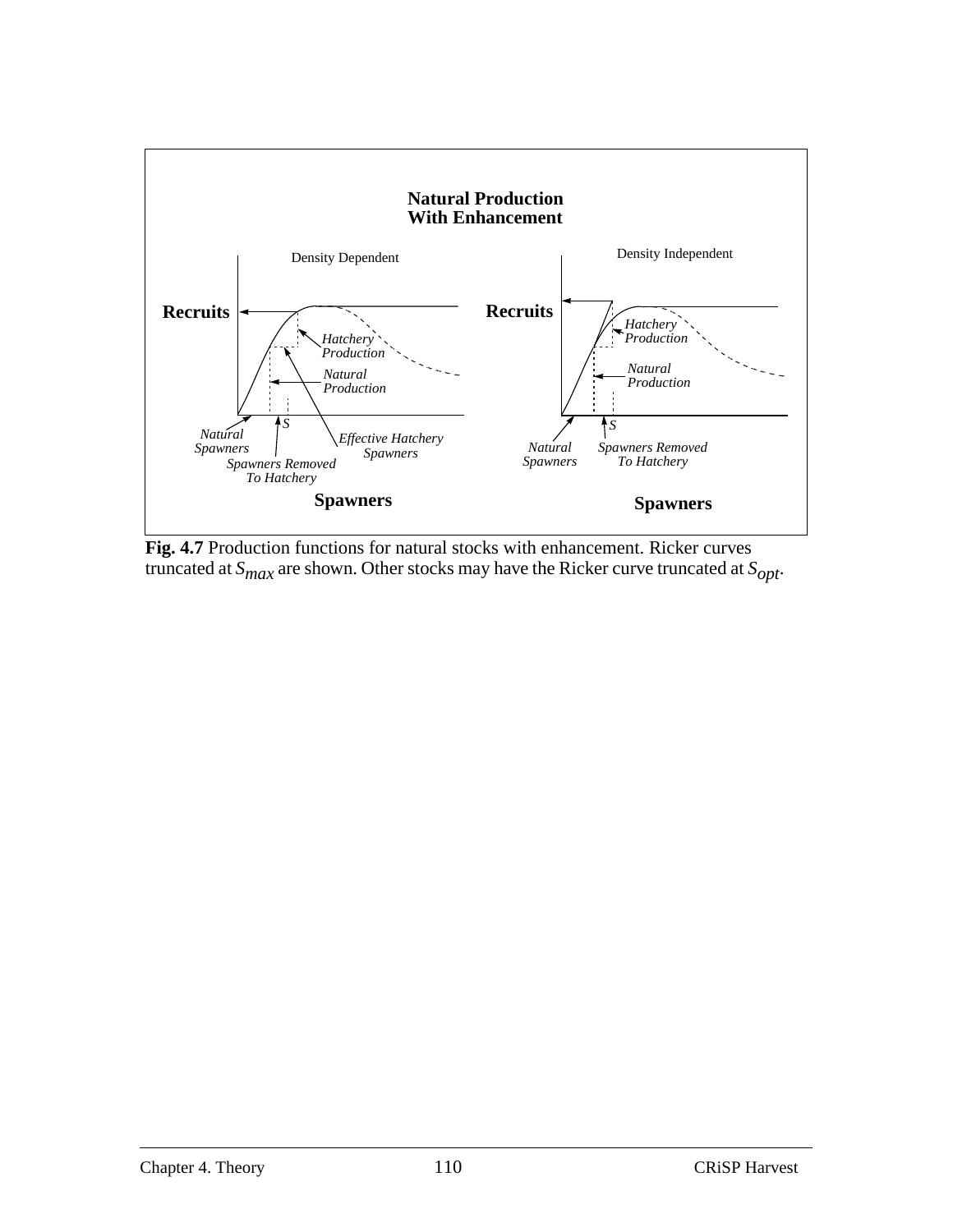**Fig. 4.7** Production functions for natural stocks with enhancement. Ricker curves truncated at $S_{max}$ are shown. Other stocks may have the Ricker curve truncated at $S_{opt}$.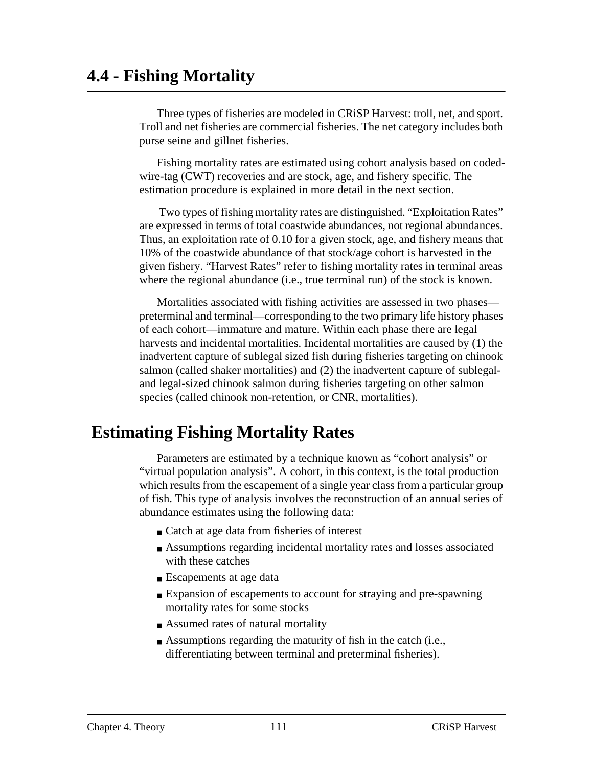# 4.4 - Fishing Mortality

Three types of fisheries are modeled in CRiSP Harvest: troll, net, and sport. Troll and net fisheries are commercial fisheries. The net category includes both purse seine and gillnet fisheries.

Fishing mortality rates are estimated using cohort analysis based on coded-wire-tag (CWT) recoveries and are stock, age, and fishery specific. The estimation procedure is explained in more detail in the next section.

Two types of fishing mortality rates are distinguished. "Exploitation Rates" are expressed in terms of total coastwide abundances, not regional abundances. Thus, an exploitation rate of 0.10 for a given stock, age, and fishery means that 10% of the coastwide abundance of that stock/age cohort is harvested in the given fishery. "Harvest Rates" refer to fishing mortality rates in terminal areas where the regional abundance (i.e., true terminal run) of the stock is known.

Mortalities associated with fishing activities are assessed in two phases—preterminal and terminal—corresponding to the two primary life history phases of each cohort—immature and mature. Within each phase there are legal harvests and incidental mortalities. Incidental mortalities are caused by (1) the inadvertent capture of sublegal sized fish during fisheries targeting on chinook salmon (called shaker mortalities) and (2) the inadvertent capture of sublegal- and legal-sized chinook salmon during fisheries targeting on other salmon species (called chinook non-retention, or CNR, mortalities).

## Estimating Fishing Mortality Rates

Parameters are estimated by a technique known as "cohort analysis" or "virtual population analysis". A cohort, in this context, is the total production which results from the escapement of a single year class from a particular group of fish. This type of analysis involves the reconstruction of an annual series of abundance estimates using the following data:

- Catch at age data from fisheries of interest
- Assumptions regarding incidental mortality rates and losses associated with these catches
- Escapements at age data
- Expansion of escapements to account for straying and pre-spawning mortality rates for some stocks
- Assumed rates of natural mortality
- Assumptions regarding the maturity of fish in the catch (i.e., differentiating between terminal and preterminal fisheries).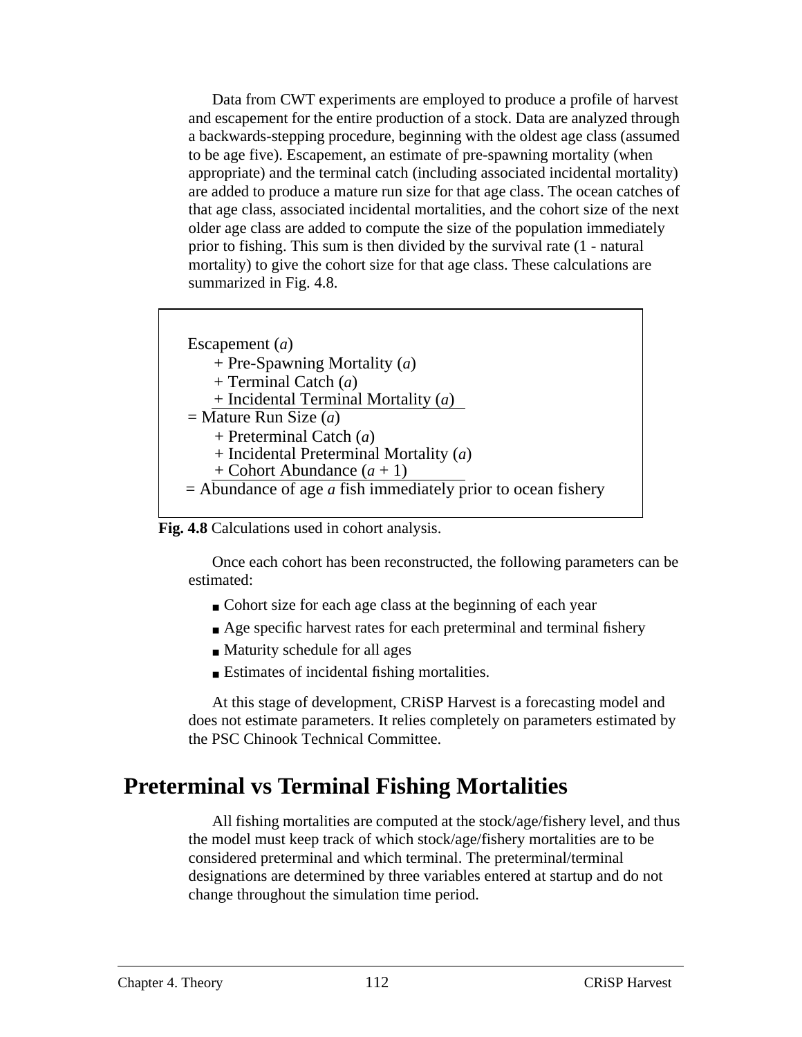Data from CWT experiments are employed to produce a profile of harvest and escapement for the entire production of a stock. Data are analyzed through a backwards-stepping procedure, beginning with the oldest age class (assumed to be age five). Escapement, an estimate of pre-spawning mortality (when appropriate) and the terminal catch (including associated incidental mortality) are added to produce a mature run size for that age class. The ocean catches of that age class, associated incidental mortalities, and the cohort size of the next older age class are added to compute the size of the population immediately prior to fishing. This sum is then divided by the survival rate (1 - natural mortality) to give the cohort size for that age class. These calculations are summarized in Fig. 4.8.

```
Escapement (a)
    + Pre-Spawning Mortality (a)
    + Terminal Catch (a)
    + Incidental Terminal Mortality (a)
    ___________________________________
= Mature Run Size (a)
    + Preterminal Catch (a)
    + Incidental Preterminal Mortality (a)
    + Cohort Abundance (a + 1)
    ___________________________________
= Abundance of age a fish immediately prior to ocean fishery
```

**Fig. 4.8** Calculations used in cohort analysis.

Once each cohort has been reconstructed, the following parameters can be estimated:

- Cohort size for each age class at the beginning of each year
- Age specific harvest rates for each preterminal and terminal fishery
- Maturity schedule for all ages
- Estimates of incidental fishing mortalities.

At this stage of development, CRiSP Harvest is a forecasting model and does not estimate parameters. It relies completely on parameters estimated by the PSC Chinook Technical Committee.

# Preterminal vs Terminal Fishing Mortalities

All fishing mortalities are computed at the stock/age/fishery level, and thus the model must keep track of which stock/age/fishery mortalities are to be considered preterminal and which terminal. The preterminal/terminal designations are determined by three variables entered at startup and do not change throughout the simulation time period.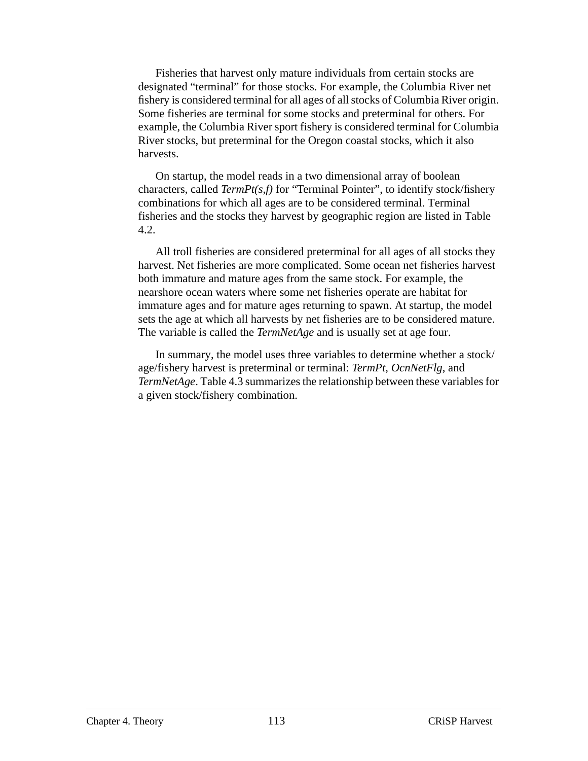Fisheries that harvest only mature individuals from certain stocks are designated “terminal” for those stocks. For example, the Columbia River net fishery is considered terminal for all ages of all stocks of Columbia River origin. Some fisheries are terminal for some stocks and preterminal for others. For example, the Columbia River sport fishery is considered terminal for Columbia River stocks, but preterminal for the Oregon coastal stocks, which it also harvests.

On startup, the model reads in a two dimensional array of boolean characters, called *TermPt(s,f)* for “Terminal Pointer”, to identify stock/fishery combinations for which all ages are to be considered terminal. Terminal fisheries and the stocks they harvest by geographic region are listed in Table 4.2.

All troll fisheries are considered preterminal for all ages of all stocks they harvest. Net fisheries are more complicated. Some ocean net fisheries harvest both immature and mature ages from the same stock. For example, the nearshore ocean waters where some net fisheries operate are habitat for immature ages and for mature ages returning to spawn. At startup, the model sets the age at which all harvests by net fisheries are to be considered mature. The variable is called the *TermNetAge* and is usually set at age four.

In summary, the model uses three variables to determine whether a stock/age/fishery harvest is preterminal or terminal: *TermPt*, *OcnNetFlg*, and *TermNetAge*. Table 4.3 summarizes the relationship between these variables for a given stock/fishery combination.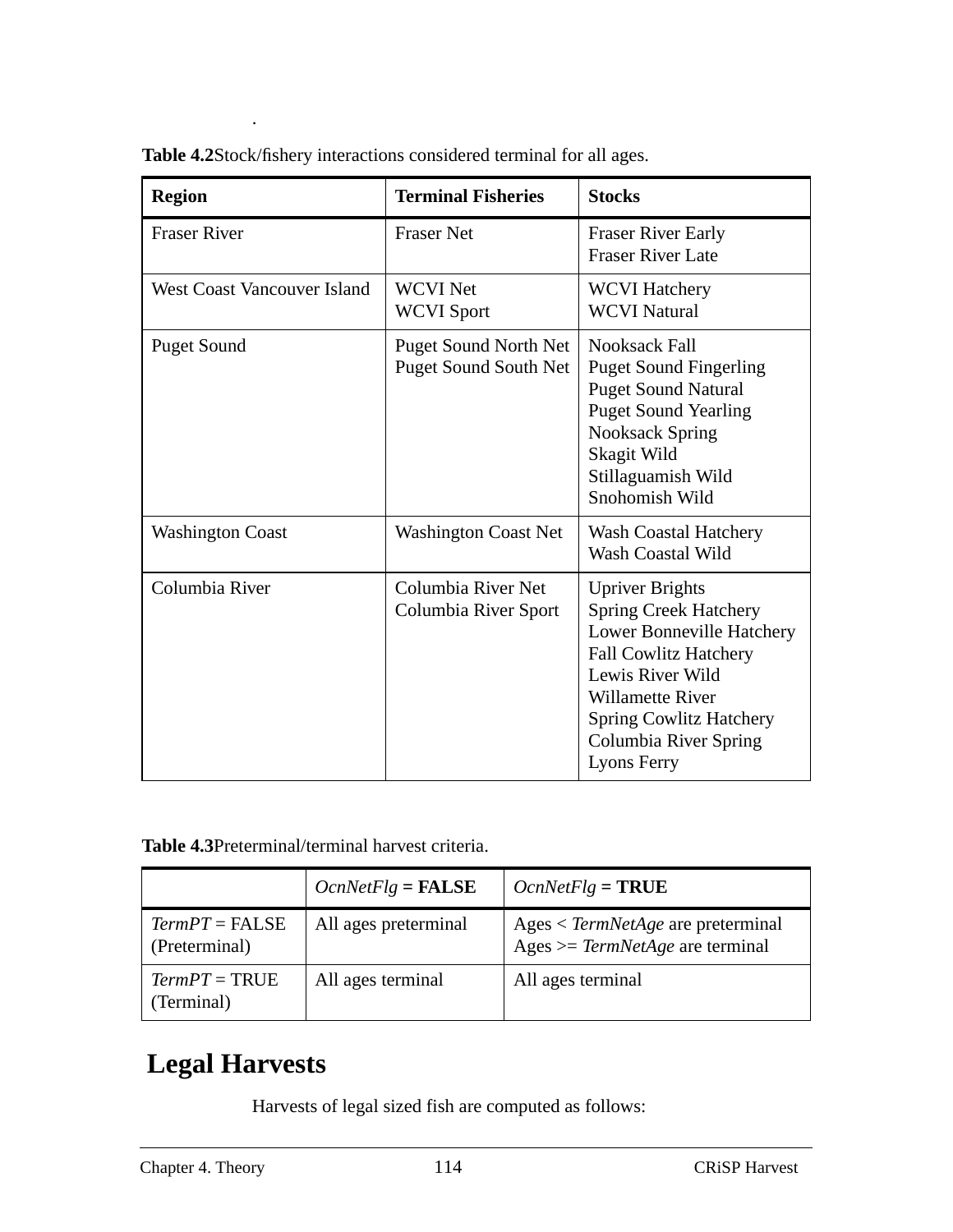.

**Table 4.2** Stock/fishery interactions considered terminal for all ages.

| Region | Terminal Fisheries | Stocks |
|---|---|---|
| Fraser River | Fraser Net | Fraser River Early<br>Fraser River Late |
| West Coast Vancouver Island | WCVI Net<br>WCVI Sport | WCVI Hatchery<br>WCVI Natural |
| Puget Sound | Puget Sound North Net<br>Puget Sound South Net | Nooksack Fall<br>Puget Sound Fingerling<br>Puget Sound Natural<br>Puget Sound Yearling<br>Nooksack Spring<br>Skagit Wild<br>Stillaguamish Wild<br>Snohomish Wild |
| Washington Coast | Washington Coast Net | Wash Coastal Hatchery<br>Wash Coastal Wild |
| Columbia River | Columbia River Net<br>Columbia River Sport | Upriver Brights<br>Spring Creek Hatchery<br>Lower Bonneville Hatchery<br>Fall Cowlitz Hatchery<br>Lewis River Wild<br>Willamette River<br>Spring Cowlitz Hatchery<br>Columbia River Spring<br>Lyons Ferry |

**Table 4.3** Preterminal/terminal harvest criteria.

| | *OcnNetFlg* = **FALSE** | *OcnNetFlg* = **TRUE** |
|---|---|---|
| *TermPT* = FALSE (Preterminal) | All ages preterminal | Ages < *TermNetAge* are preterminal<br>Ages >= *TermNetAge* are terminal |
| *TermPT* = TRUE (Terminal) | All ages terminal | All ages terminal |

## Legal Harvests

Harvests of legal sized fish are computed as follows: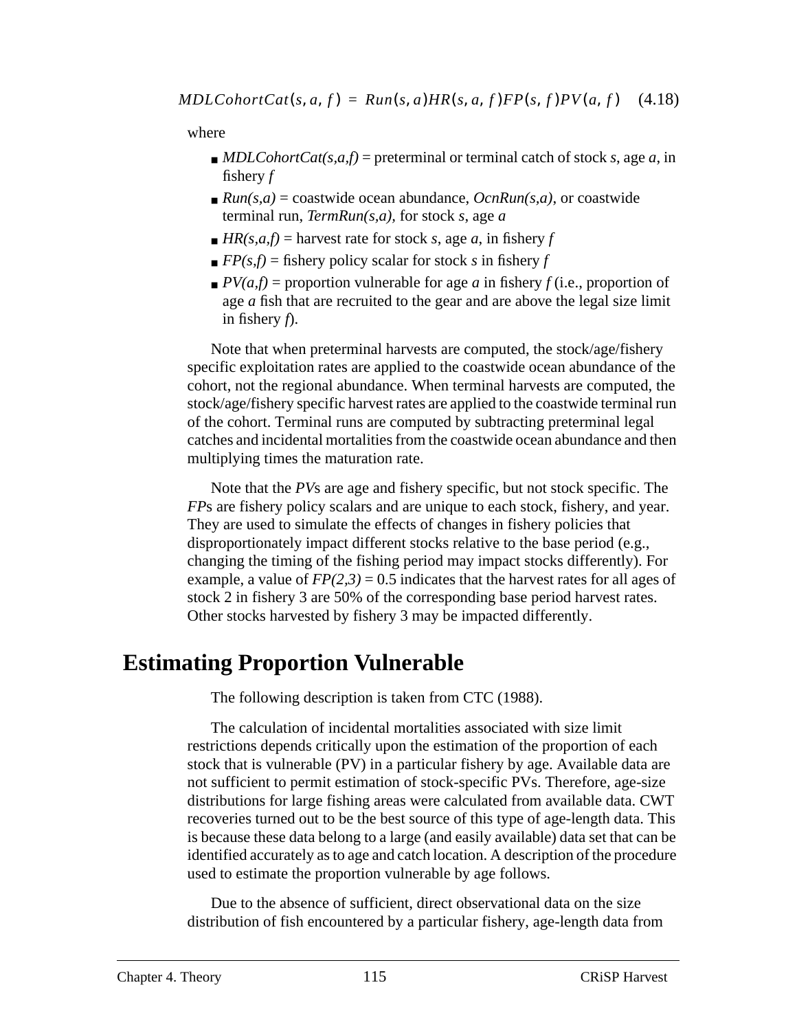$$MDLCohortCat(s, a, f) = Run(s, a)HR(s, a, f)FP(s, f)PV(a, f) \quad (4.18)$$

where

- $MDLCohortCat(s,a,f)$ = preterminal or terminal catch of stock $s$, age $a$, in fishery $f$
- $Run(s,a)$ = coastwide ocean abundance, $OcnRun(s,a)$, or coastwide terminal run, $TermRun(s,a)$, for stock $s$, age $a$
- $HR(s,a,f)$ = harvest rate for stock $s$, age $a$, in fishery $f$
- $FP(s,f)$ = fishery policy scalar for stock $s$ in fishery $f$
- $PV(a,f)$ = proportion vulnerable for age $a$ in fishery $f$ (i.e., proportion of age $a$ fish that are recruited to the gear and are above the legal size limit in fishery $f$).

Note that when preterminal harvests are computed, the stock/age/fishery specific exploitation rates are applied to the coastwide ocean abundance of the cohort, not the regional abundance. When terminal harvests are computed, the stock/age/fishery specific harvest rates are applied to the coastwide terminal run of the cohort. Terminal runs are computed by subtracting preterminal legal catches and incidental mortalities from the coastwide ocean abundance and then multiplying times the maturation rate.

Note that the *PV*s are age and fishery specific, but not stock specific. The *FP*s are fishery policy scalars and are unique to each stock, fishery, and year. They are used to simulate the effects of changes in fishery policies that disproportionately impact different stocks relative to the base period (e.g., changing the timing of the fishing period may impact stocks differently). For example, a value of $FP(2,3) = 0.5$ indicates that the harvest rates for all ages of stock 2 in fishery 3 are 50% of the corresponding base period harvest rates. Other stocks harvested by fishery 3 may be impacted differently.

# Estimating Proportion Vulnerable

The following description is taken from CTC (1988).

The calculation of incidental mortalities associated with size limit restrictions depends critically upon the estimation of the proportion of each stock that is vulnerable (PV) in a particular fishery by age. Available data are not sufficient to permit estimation of stock-specific PVs. Therefore, age-size distributions for large fishing areas were calculated from available data. CWT recoveries turned out to be the best source of this type of age-length data. This is because these data belong to a large (and easily available) data set that can be identified accurately as to age and catch location. A description of the procedure used to estimate the proportion vulnerable by age follows.

Due to the absence of sufficient, direct observational data on the size distribution of fish encountered by a particular fishery, age-length data from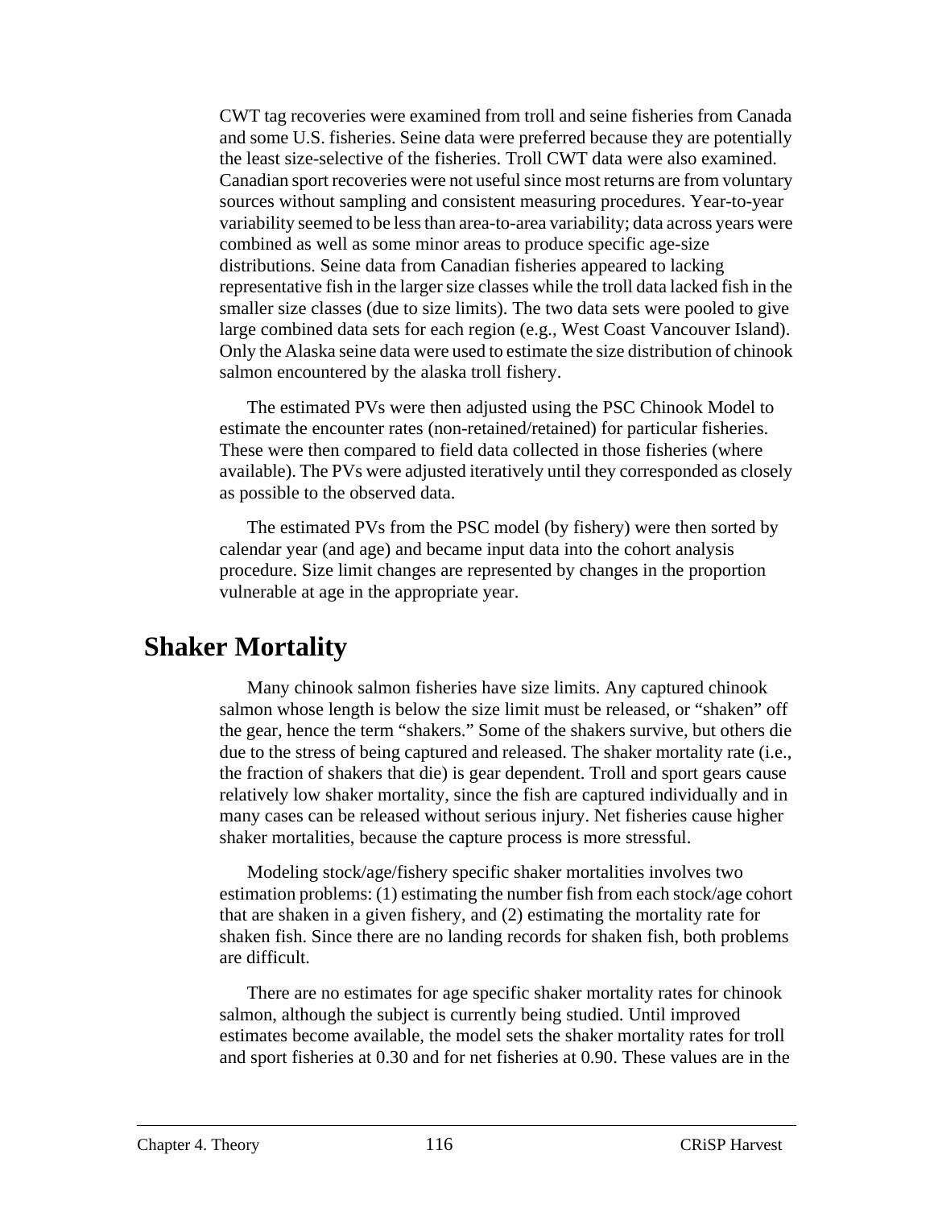CWT tag recoveries were examined from troll and seine fisheries from Canada and some U.S. fisheries. Seine data were preferred because they are potentially the least size-selective of the fisheries. Troll CWT data were also examined. Canadian sport recoveries were not useful since most returns are from voluntary sources without sampling and consistent measuring procedures. Year-to-year variability seemed to be less than area-to-area variability; data across years were combined as well as some minor areas to produce specific age-size distributions. Seine data from Canadian fisheries appeared to lacking representative fish in the larger size classes while the troll data lacked fish in the smaller size classes (due to size limits). The two data sets were pooled to give large combined data sets for each region (e.g., West Coast Vancouver Island). Only the Alaska seine data were used to estimate the size distribution of chinook salmon encountered by the alaska troll fishery.

The estimated PVs were then adjusted using the PSC Chinook Model to estimate the encounter rates (non-retained/retained) for particular fisheries. These were then compared to field data collected in those fisheries (where available). The PVs were adjusted iteratively until they corresponded as closely as possible to the observed data.

The estimated PVs from the PSC model (by fishery) were then sorted by calendar year (and age) and became input data into the cohort analysis procedure. Size limit changes are represented by changes in the proportion vulnerable at age in the appropriate year.

## Shaker Mortality

Many chinook salmon fisheries have size limits. Any captured chinook salmon whose length is below the size limit must be released, or “shaken” off the gear, hence the term “shakers.” Some of the shakers survive, but others die due to the stress of being captured and released. The shaker mortality rate (i.e., the fraction of shakers that die) is gear dependent. Troll and sport gears cause relatively low shaker mortality, since the fish are captured individually and in many cases can be released without serious injury. Net fisheries cause higher shaker mortalities, because the capture process is more stressful.

Modeling stock/age/fishery specific shaker mortalities involves two estimation problems: (1) estimating the number fish from each stock/age cohort that are shaken in a given fishery, and (2) estimating the mortality rate for shaken fish. Since there are no landing records for shaken fish, both problems are difficult.

There are no estimates for age specific shaker mortality rates for chinook salmon, although the subject is currently being studied. Until improved estimates become available, the model sets the shaker mortality rates for troll and sport fisheries at 0.30 and for net fisheries at 0.90. These values are in the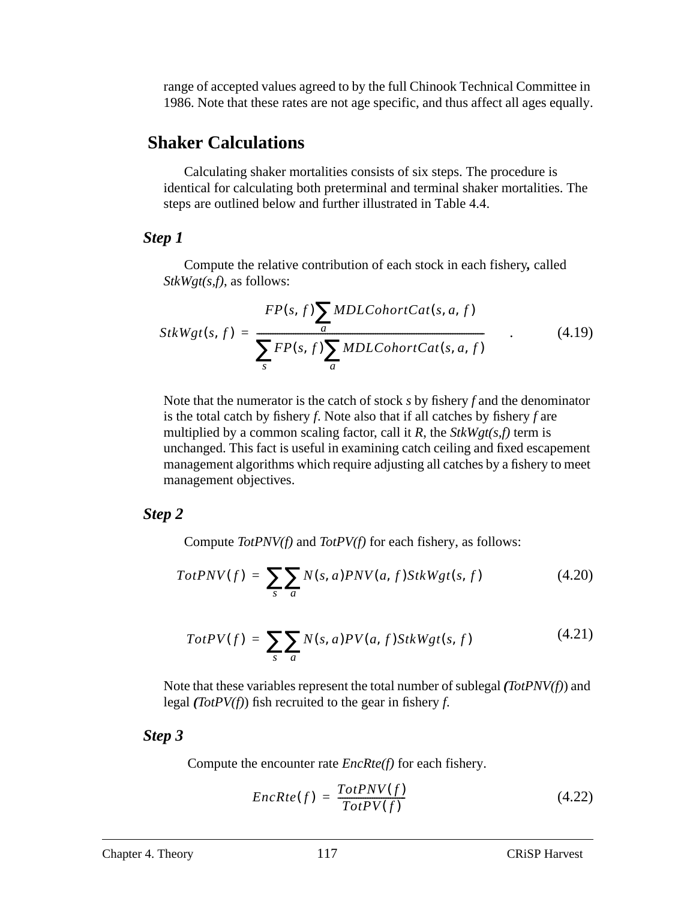range of accepted values agreed to by the full Chinook Technical Committee in 1986. Note that these rates are not age specific, and thus affect all ages equally.

## Shaker Calculations

Calculating shaker mortalities consists of six steps. The procedure is identical for calculating both preterminal and terminal shaker mortalities. The steps are outlined below and further illustrated in Table 4.4.

### *Step 1*

Compute the relative contribution of each stock in each fishery**,** called *StkWgt(s,f)*, as follows:

$$StkWgt(s, f) = \frac{FP(s, f)\sum_{a} MDLCohortCat(s, a, f)}{\sum_{s} FP(s, f)\sum_{a} MDLCohortCat(s, a, f)} \quad . \tag{4.19}$$

Note that the numerator is the catch of stock *s* by fishery *f* and the denominator is the total catch by fishery *f*. Note also that if all catches by fishery *f* are multiplied by a common scaling factor, call it *R*, the *StkWgt(s,f)* term is unchanged. This fact is useful in examining catch ceiling and fixed escapement management algorithms which require adjusting all catches by a fishery to meet management objectives.

### *Step 2*

Compute *TotPNV(f)* and *TotPV(f)* for each fishery, as follows:

$$TotPNV(f) = \sum_{s}\sum_{a} N(s, a)PNV(a, f)StkWgt(s, f) \tag{4.20}$$

$$TotPV(f) = \sum_{s}\sum_{a} N(s, a)PV(a, f)StkWgt(s, f) \tag{4.21}$$

Note that these variables represent the total number of sublegal ***(****TotPNV(f)*) and legal ***(****TotPV(f)*) fish recruited to the gear in fishery *f.*

### *Step 3*

Compute the encounter rate *EncRte(f)* for each fishery.

$$EncRte(f) = \frac{TotPNV(f)}{TotPV(f)} \tag{4.22}$$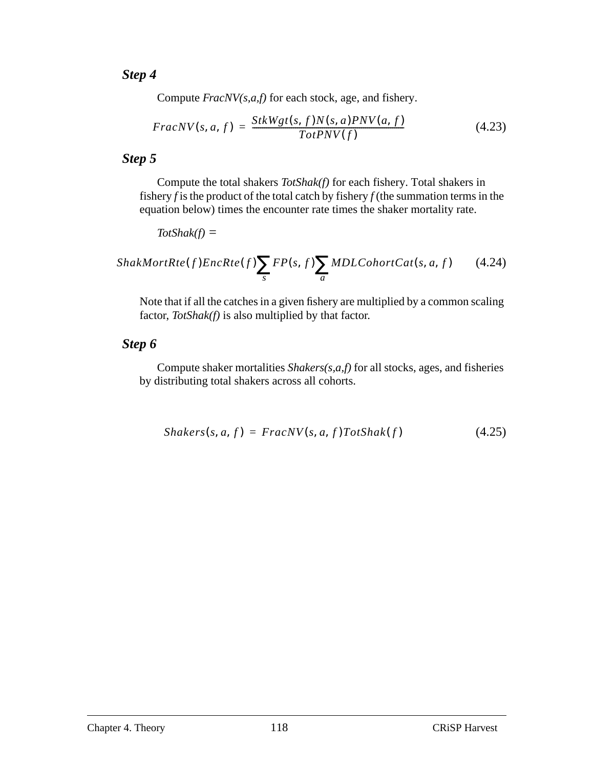### *Step 4*

Compute *FracNV(s,a,f)* for each stock, age, and fishery.

$$FracNV(s, a, f) = \frac{StkWgt(s, f)N(s, a)PNV(a, f)}{TotPNV(f)} \tag{4.23}$$

### *Step 5*

Compute the total shakers *TotShak(f)* for each fishery. Total shakers in fishery *f* is the product of the total catch by fishery *f* (the summation terms in the equation below) times the encounter rate times the shaker mortality rate.

*TotShak(f)* =

$$ShakMortRte(f)EncRte(f)\sum_{s} FP(s, f)\sum_{a} MDLCohortCat(s, a, f) \tag{4.24}$$

Note that if all the catches in a given fishery are multiplied by a common scaling factor, *TotShak(f)* is also multiplied by that factor.

### *Step 6*

Compute shaker mortalities *Shakers(s,a,f)* for all stocks, ages, and fisheries by distributing total shakers across all cohorts.

$$Shakers(s, a, f) = FracNV(s, a, f)TotShak(f) \tag{4.25}$$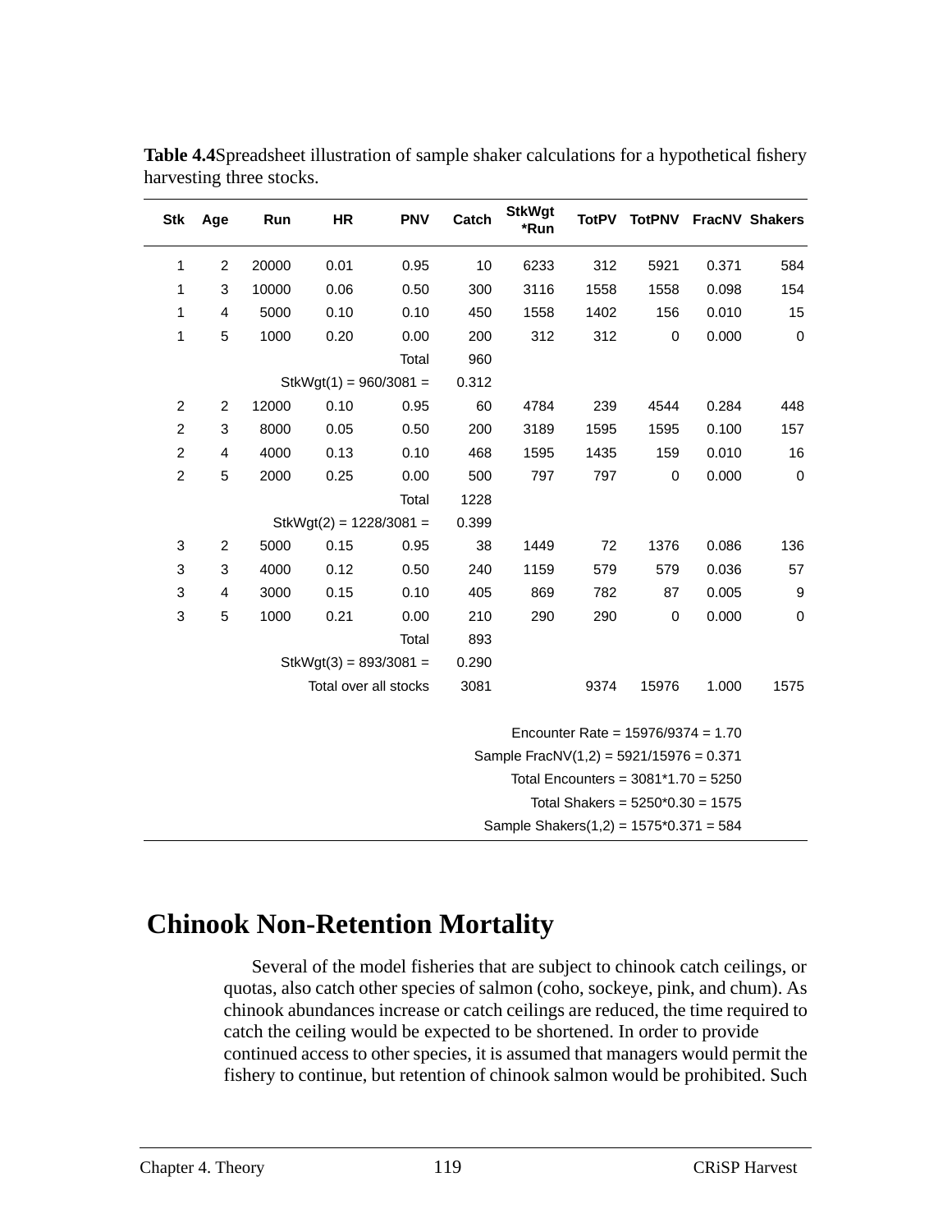**Table 4.4** Spreadsheet illustration of sample shaker calculations for a hypothetical fishery harvesting three stocks.

| Stk | Age | Run | HR | PNV | Catch | StkWgt *Run | TotPV | TotPNV | FracNV | Shakers |
|---|---|---|---|---|---|---|---|---|---|---|
| 1 | 2 | 20000 | 0.01 | 0.95 | 10 | 6233 | 312 | 5921 | 0.371 | 584 |
| 1 | 3 | 10000 | 0.06 | 0.50 | 300 | 3116 | 1558 | 1558 | 0.098 | 154 |
| 1 | 4 | 5000 | 0.10 | 0.10 | 450 | 1558 | 1402 | 156 | 0.010 | 15 |
| 1 | 5 | 1000 | 0.20 | 0.00 | 200 | 312 | 312 | 0 | 0.000 | 0 |
| | | | | Total | 960 | | | | | |
| | | StkWgt(1) = 960/3081 = | | | 0.312 | | | | | |
| 2 | 2 | 12000 | 0.10 | 0.95 | 60 | 4784 | 239 | 4544 | 0.284 | 448 |
| 2 | 3 | 8000 | 0.05 | 0.50 | 200 | 3189 | 1595 | 1595 | 0.100 | 157 |
| 2 | 4 | 4000 | 0.13 | 0.10 | 468 | 1595 | 1435 | 159 | 0.010 | 16 |
| 2 | 5 | 2000 | 0.25 | 0.00 | 500 | 797 | 797 | 0 | 0.000 | 0 |
| | | | | Total | 1228 | | | | | |
| | | StkWgt(2) = 1228/3081 = | | | 0.399 | | | | | |
| 3 | 2 | 5000 | 0.15 | 0.95 | 38 | 1449 | 72 | 1376 | 0.086 | 136 |
| 3 | 3 | 4000 | 0.12 | 0.50 | 240 | 1159 | 579 | 579 | 0.036 | 57 |
| 3 | 4 | 3000 | 0.15 | 0.10 | 405 | 869 | 782 | 87 | 0.005 | 9 |
| 3 | 5 | 1000 | 0.21 | 0.00 | 210 | 290 | 290 | 0 | 0.000 | 0 |
| | | | | Total | 893 | | | | | |
| | | StkWgt(3) = 893/3081 = | | | 0.290 | | | | | |
| | | Total over all stocks | | | 3081 | | 9374 | 15976 | 1.000 | 1575 |

Encounter Rate = 15976/9374 = 1.70
Sample FracNV(1,2) = 5921/15976 = 0.371
Total Encounters = 3081*1.70 = 5250
Total Shakers = 5250*0.30 = 1575
Sample Shakers(1,2) = 1575*0.371 = 584

# Chinook Non-Retention Mortality

Several of the model fisheries that are subject to chinook catch ceilings, or quotas, also catch other species of salmon (coho, sockeye, pink, and chum). As chinook abundances increase or catch ceilings are reduced, the time required to catch the ceiling would be expected to be shortened. In order to provide continued access to other species, it is assumed that managers would permit the fishery to continue, but retention of chinook salmon would be prohibited. Such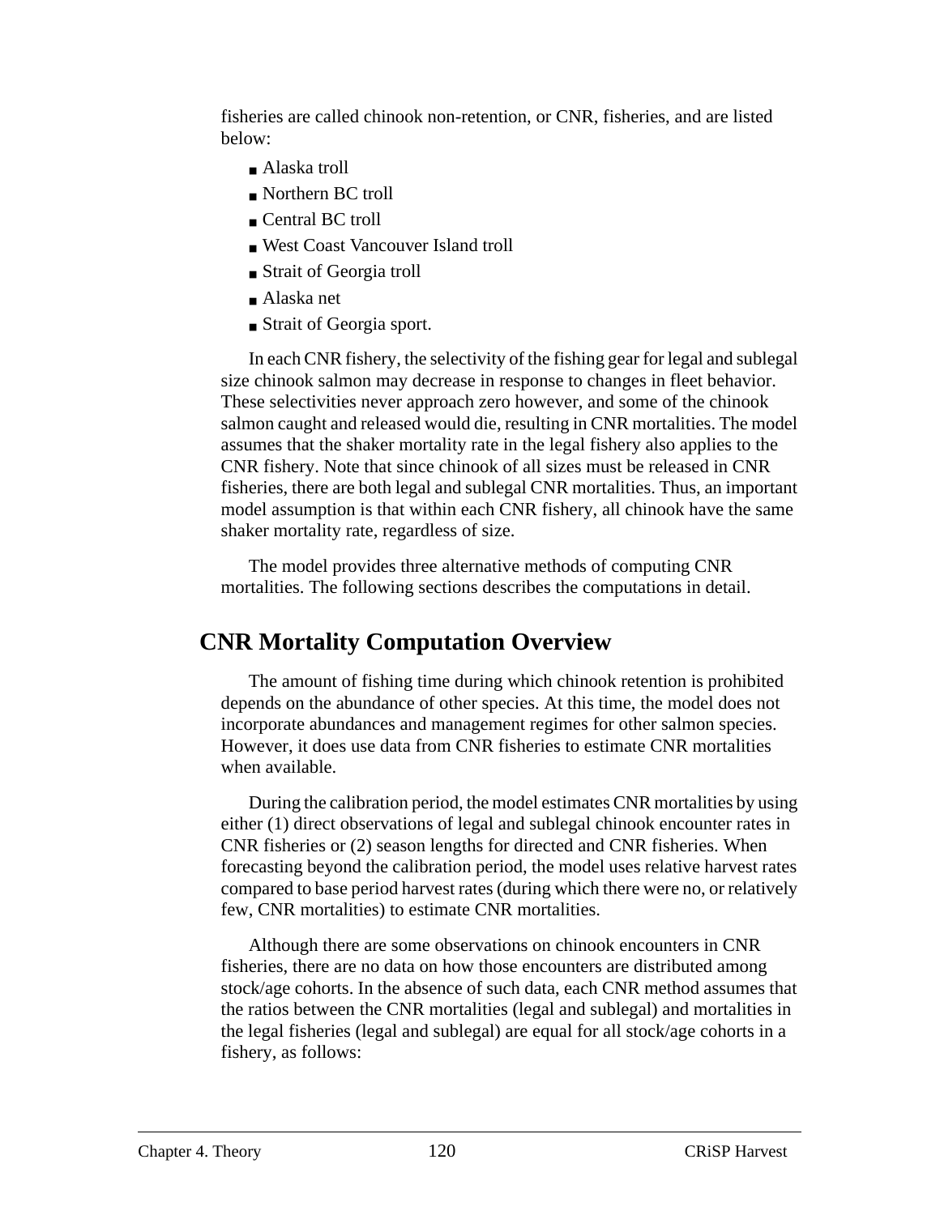fisheries are called chinook non-retention, or CNR, fisheries, and are listed below:

- Alaska troll
- Northern BC troll
- Central BC troll
- West Coast Vancouver Island troll
- Strait of Georgia troll
- Alaska net
- Strait of Georgia sport.

In each CNR fishery, the selectivity of the fishing gear for legal and sublegal size chinook salmon may decrease in response to changes in fleet behavior. These selectivities never approach zero however, and some of the chinook salmon caught and released would die, resulting in CNR mortalities. The model assumes that the shaker mortality rate in the legal fishery also applies to the CNR fishery. Note that since chinook of all sizes must be released in CNR fisheries, there are both legal and sublegal CNR mortalities. Thus, an important model assumption is that within each CNR fishery, all chinook have the same shaker mortality rate, regardless of size.

The model provides three alternative methods of computing CNR mortalities. The following sections describes the computations in detail.

## CNR Mortality Computation Overview

The amount of fishing time during which chinook retention is prohibited depends on the abundance of other species. At this time, the model does not incorporate abundances and management regimes for other salmon species. However, it does use data from CNR fisheries to estimate CNR mortalities when available.

During the calibration period, the model estimates CNR mortalities by using either (1) direct observations of legal and sublegal chinook encounter rates in CNR fisheries or (2) season lengths for directed and CNR fisheries. When forecasting beyond the calibration period, the model uses relative harvest rates compared to base period harvest rates (during which there were no, or relatively few, CNR mortalities) to estimate CNR mortalities.

Although there are some observations on chinook encounters in CNR fisheries, there are no data on how those encounters are distributed among stock/age cohorts. In the absence of such data, each CNR method assumes that the ratios between the CNR mortalities (legal and sublegal) and mortalities in the legal fisheries (legal and sublegal) are equal for all stock/age cohorts in a fishery, as follows: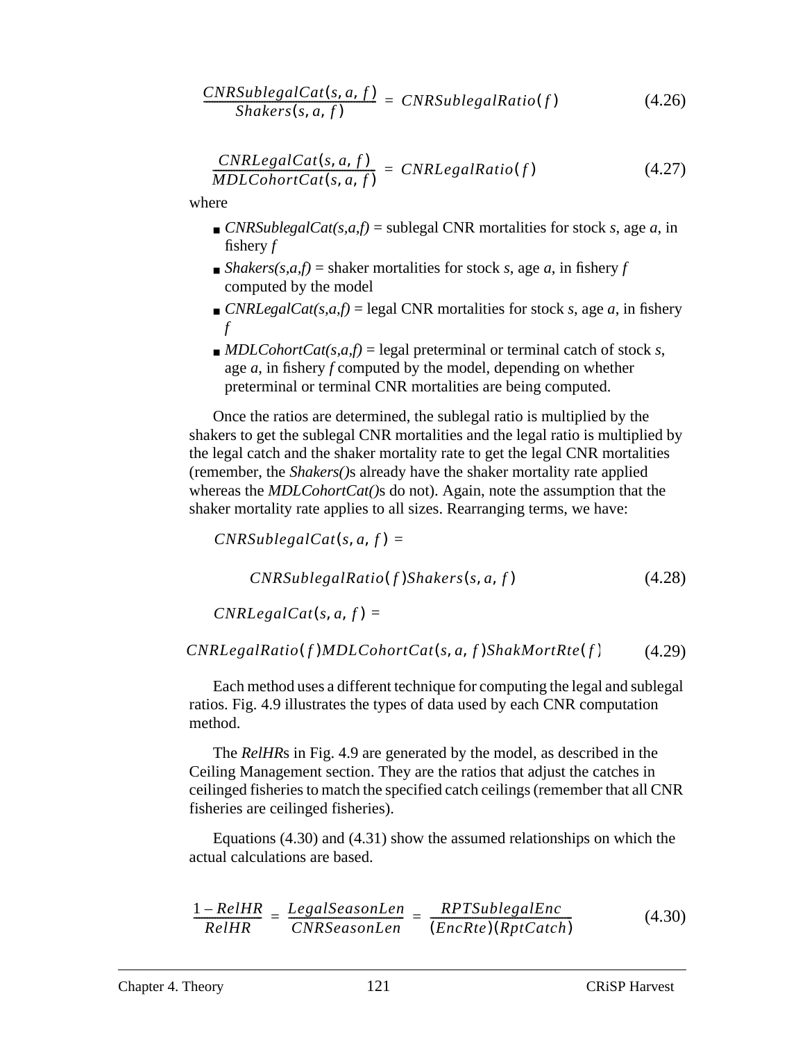$$\frac{CNRSublegalCat(s, a, f)}{Shakers(s, a, f)} = CNRSublegalRatio(f) \tag{4.26}$$

$$\frac{CNRLegalCat(s, a, f)}{MDLCohortCat(s, a, f)} = CNRLegalRatio(f) \tag{4.27}$$

where

- *CNRSublegalCat(s,a,f)* = sublegal CNR mortalities for stock *s*, age *a*, in fishery *f*
- *Shakers(s,a,f)* = shaker mortalities for stock *s*, age *a*, in fishery *f* computed by the model
- *CNRLegalCat(s,a,f)* = legal CNR mortalities for stock *s*, age *a*, in fishery *f*
- *MDLCohortCat(s,a,f)* = legal preterminal or terminal catch of stock *s*, age *a*, in fishery *f* computed by the model, depending on whether preterminal or terminal CNR mortalities are being computed.

Once the ratios are determined, the sublegal ratio is multiplied by the shakers to get the sublegal CNR mortalities and the legal ratio is multiplied by the legal catch and the shaker mortality rate to get the legal CNR mortalities (remember, the *Shakers()*s already have the shaker mortality rate applied whereas the *MDLCohortCat()*s do not). Again, note the assumption that the shaker mortality rate applies to all sizes. Rearranging terms, we have:

$$CNRSublegalCat(s, a, f) = CNRSublegalRatio(f)Shakers(s, a, f) \tag{4.28}$$

$$CNRLegalCat(s, a, f) = CNRLegalRatio(f)MDLCohortCat(s, a, f)ShakMortRte(f) \tag{4.29}$$

Each method uses a different technique for computing the legal and sublegal ratios. Fig. 4.9 illustrates the types of data used by each CNR computation method.

The *RelHR*s in Fig. 4.9 are generated by the model, as described in the Ceiling Management section. They are the ratios that adjust the catches in ceilinged fisheries to match the specified catch ceilings (remember that all CNR fisheries are ceilinged fisheries).

Equations (4.30) and (4.31) show the assumed relationships on which the actual calculations are based.

$$\frac{1 - RelHR}{RelHR} = \frac{LegalSeasonLen}{CNRSeasonLen} = \frac{RPTSublegalEnc}{(EncRte)(RptCatch)} \tag{4.30}$$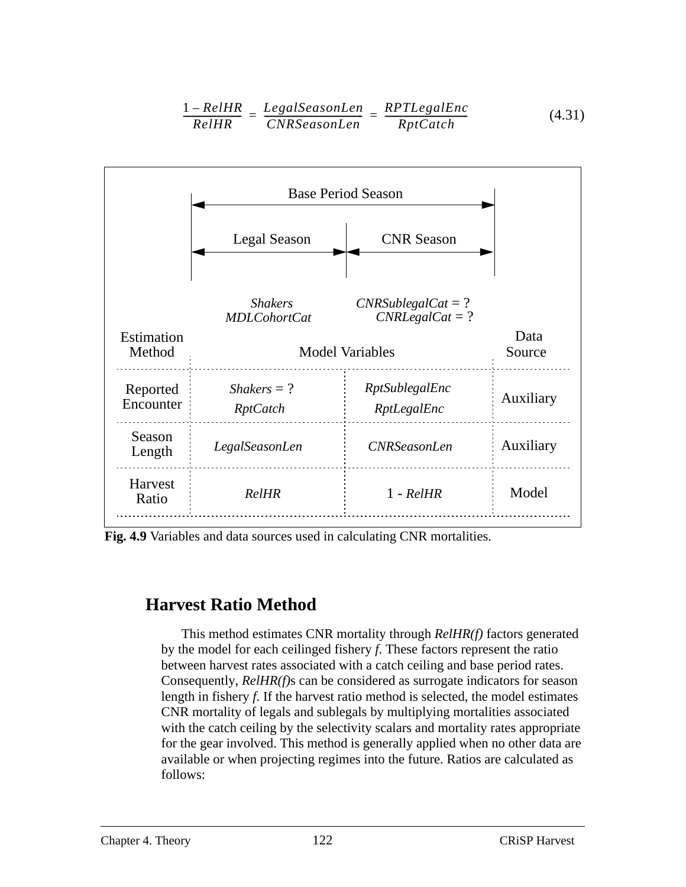$$\frac{1 - RelHR}{RelHR} = \frac{LegalSeasonLen}{CNRSeasonLen} = \frac{RPTLegalEnc}{RptCatch} \tag{4.31}$$

| Estimation Method | Legal Season (Model Variables) | CNR Season (Model Variables) | Data Source |
|---|---|---|---|
| | *Shakers*, *MDLCohortCat* | *CNRSublegalCat* = ?, *CNRLegalCat* = ? | |
| Reported Encounter | *Shakers* = ?, *RptCatch* | *RptSublegalEnc*, *RptLegalEnc* | Auxiliary |
| Season Length | *LegalSeasonLen* | *CNRSeasonLen* | Auxiliary |
| Harvest Ratio | *RelHR* | 1 - *RelHR* | Model |

(Base Period Season = Legal Season + CNR Season)

**Fig. 4.9** Variables and data sources used in calculating CNR mortalities.

## Harvest Ratio Method

This method estimates CNR mortality through *RelHR(f)* factors generated by the model for each ceilinged fishery *f*. These factors represent the ratio between harvest rates associated with a catch ceiling and base period rates. Consequently, *RelHR(f)*s can be considered as surrogate indicators for season length in fishery *f*. If the harvest ratio method is selected, the model estimates CNR mortality of legals and sublegals by multiplying mortalities associated with the catch ceiling by the selectivity scalars and mortality rates appropriate for the gear involved. This method is generally applied when no other data are available or when projecting regimes into the future. Ratios are calculated as follows: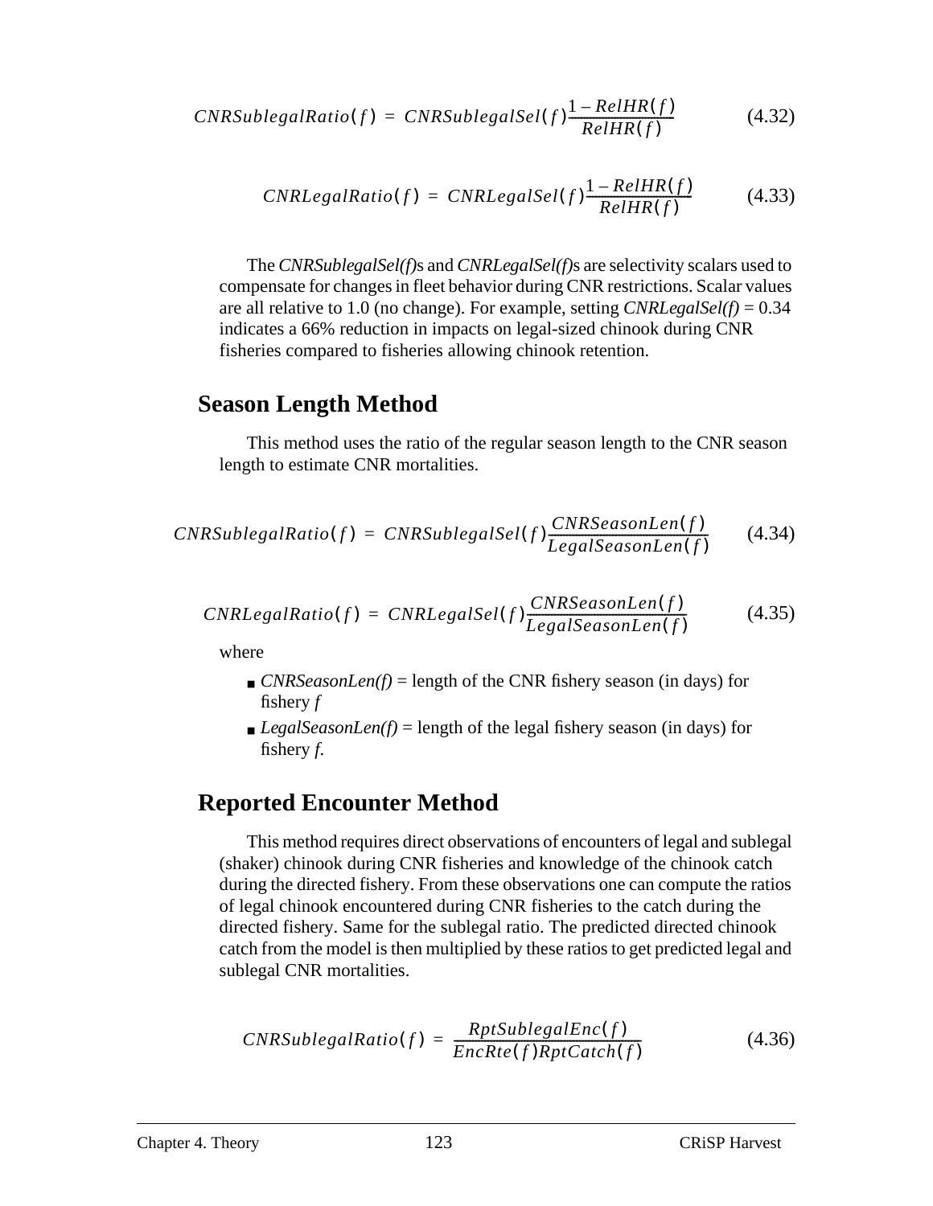$$CNRSublegalRatio(f) = CNRSublegalSel(f)\frac{1 - RelHR(f)}{RelHR(f)} \tag{4.32}$$

$$CNRLegalRatio(f) = CNRLegalSel(f)\frac{1 - RelHR(f)}{RelHR(f)} \tag{4.33}$$

The *CNRSublegalSel(f)*s and *CNRLegalSel(f)*s are selectivity scalars used to compensate for changes in fleet behavior during CNR restrictions. Scalar values are all relative to 1.0 (no change). For example, setting *CNRLegalSel(f)* = 0.34 indicates a 66% reduction in impacts on legal-sized chinook during CNR fisheries compared to fisheries allowing chinook retention.

## Season Length Method

This method uses the ratio of the regular season length to the CNR season length to estimate CNR mortalities.

$$CNRSublegalRatio(f) = CNRSublegalSel(f)\frac{CNRSeasonLen(f)}{LegalSeasonLen(f)} \tag{4.34}$$

$$CNRLegalRatio(f) = CNRLegalSel(f)\frac{CNRSeasonLen(f)}{LegalSeasonLen(f)} \tag{4.35}$$

where

- *CNRSeasonLen(f)* = length of the CNR fishery season (in days) for fishery *f*
- *LegalSeasonLen(f)* = length of the legal fishery season (in days) for fishery *f*.

## Reported Encounter Method

This method requires direct observations of encounters of legal and sublegal (shaker) chinook during CNR fisheries and knowledge of the chinook catch during the directed fishery. From these observations one can compute the ratios of legal chinook encountered during CNR fisheries to the catch during the directed fishery. Same for the sublegal ratio. The predicted directed chinook catch from the model is then multiplied by these ratios to get predicted legal and sublegal CNR mortalities.

$$CNRSublegalRatio(f) = \frac{RptSublegalEnc(f)}{EncRte(f)RptCatch(f)} \tag{4.36}$$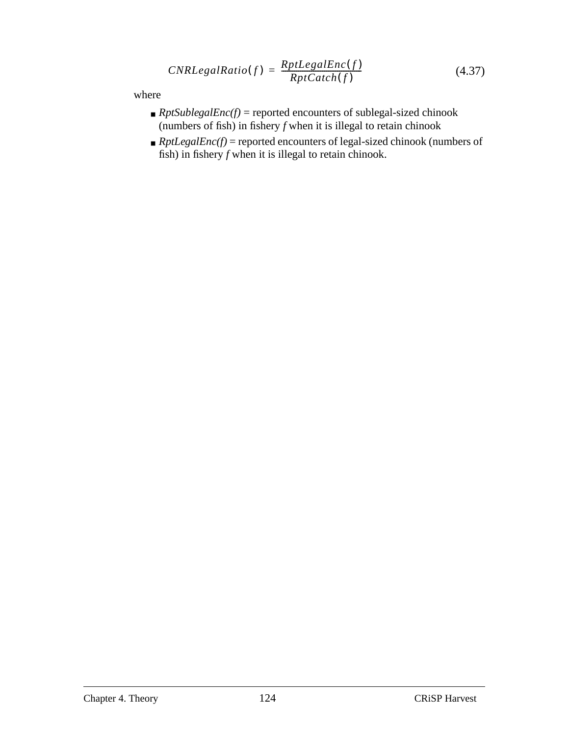$$CNRLegalRatio(f) = \frac{RptLegalEnc(f)}{RptCatch(f)} \tag{4.37}$$

where

- *RptSublegalEnc(f)* = reported encounters of sublegal-sized chinook (numbers of fish) in fishery *f* when it is illegal to retain chinook
- *RptLegalEnc(f)* = reported encounters of legal-sized chinook (numbers of fish) in fishery *f* when it is illegal to retain chinook.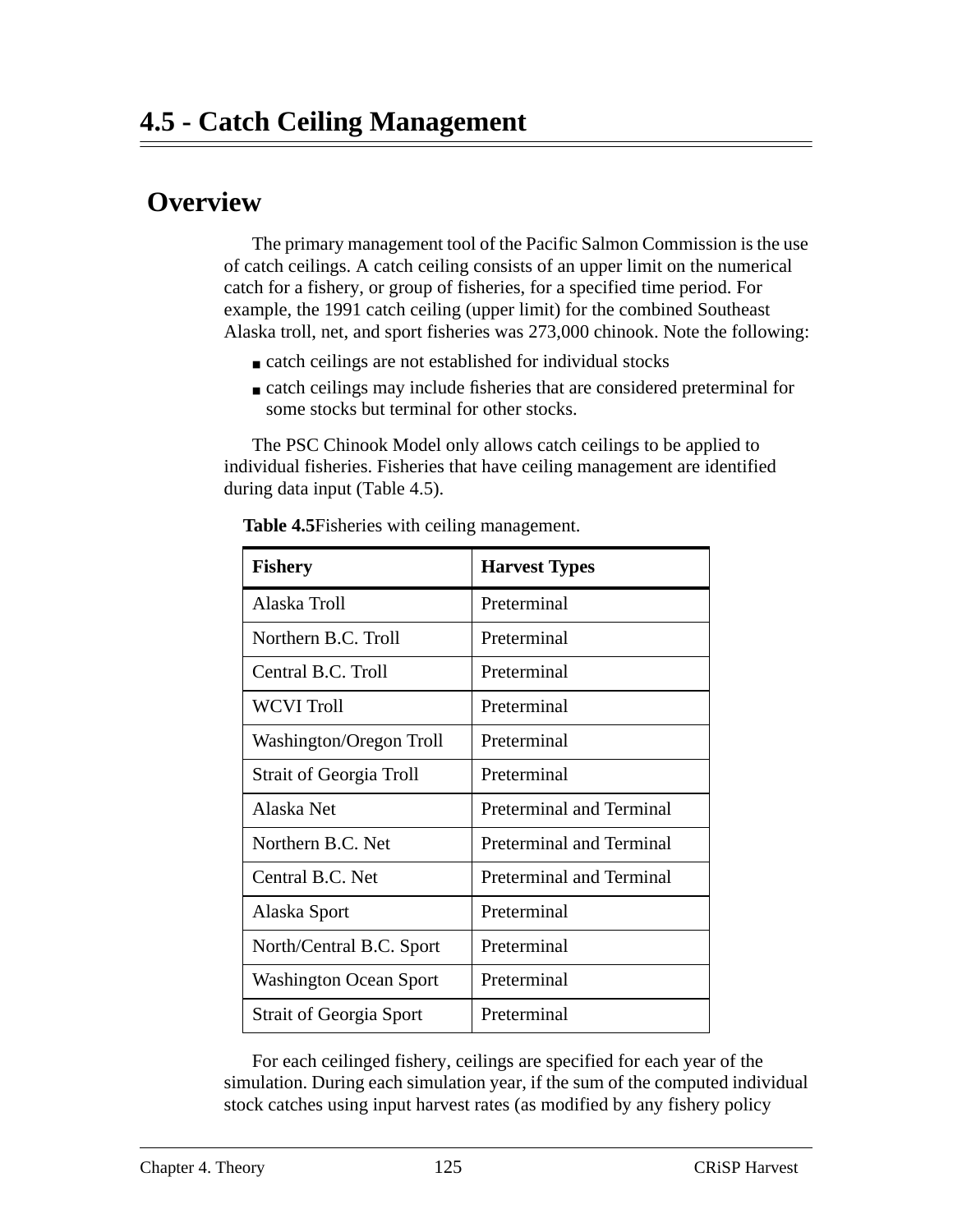# 4.5 - Catch Ceiling Management

## Overview

The primary management tool of the Pacific Salmon Commission is the use of catch ceilings. A catch ceiling consists of an upper limit on the numerical catch for a fishery, or group of fisheries, for a specified time period. For example, the 1991 catch ceiling (upper limit) for the combined Southeast Alaska troll, net, and sport fisheries was 273,000 chinook. Note the following:

- catch ceilings are not established for individual stocks
- catch ceilings may include fisheries that are considered preterminal for some stocks but terminal for other stocks.

The PSC Chinook Model only allows catch ceilings to be applied to individual fisheries. Fisheries that have ceiling management are identified during data input (Table 4.5).

**Table 4.5**Fisheries with ceiling management.

| Fishery | Harvest Types |
|---|---|
| Alaska Troll | Preterminal |
| Northern B.C. Troll | Preterminal |
| Central B.C. Troll | Preterminal |
| WCVI Troll | Preterminal |
| Washington/Oregon Troll | Preterminal |
| Strait of Georgia Troll | Preterminal |
| Alaska Net | Preterminal and Terminal |
| Northern B.C. Net | Preterminal and Terminal |
| Central B.C. Net | Preterminal and Terminal |
| Alaska Sport | Preterminal |
| North/Central B.C. Sport | Preterminal |
| Washington Ocean Sport | Preterminal |
| Strait of Georgia Sport | Preterminal |

For each ceilinged fishery, ceilings are specified for each year of the simulation. During each simulation year, if the sum of the computed individual stock catches using input harvest rates (as modified by any fishery policy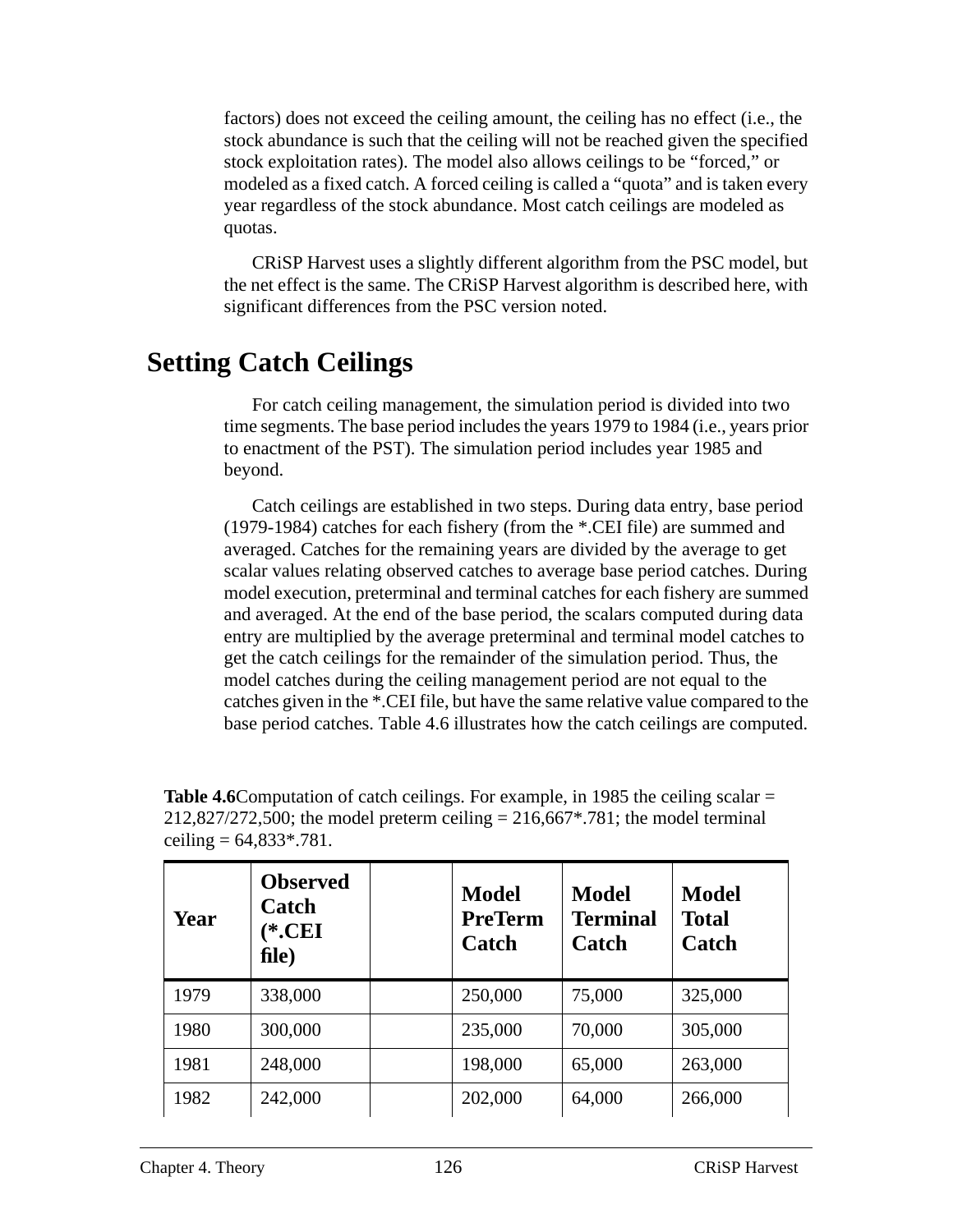factors) does not exceed the ceiling amount, the ceiling has no effect (i.e., the stock abundance is such that the ceiling will not be reached given the specified stock exploitation rates). The model also allows ceilings to be “forced,” or modeled as a fixed catch. A forced ceiling is called a “quota” and is taken every year regardless of the stock abundance. Most catch ceilings are modeled as quotas.

CRiSP Harvest uses a slightly different algorithm from the PSC model, but the net effect is the same. The CRiSP Harvest algorithm is described here, with significant differences from the PSC version noted.

## Setting Catch Ceilings

For catch ceiling management, the simulation period is divided into two time segments. The base period includes the years 1979 to 1984 (i.e., years prior to enactment of the PST). The simulation period includes year 1985 and beyond.

Catch ceilings are established in two steps. During data entry, base period (1979-1984) catches for each fishery (from the *.CEI file) are summed and averaged. Catches for the remaining years are divided by the average to get scalar values relating observed catches to average base period catches. During model execution, preterminal and terminal catches for each fishery are summed and averaged. At the end of the base period, the scalars computed during data entry are multiplied by the average preterminal and terminal model catches to get the catch ceilings for the remainder of the simulation period. Thus, the model catches during the ceiling management period are not equal to the catches given in the *.CEI file, but have the same relative value compared to the base period catches. Table 4.6 illustrates how the catch ceilings are computed.

**Table 4.6** Computation of catch ceilings. For example, in 1985 the ceiling scalar = 212,827/272,500; the model preterm ceiling = 216,667*.781; the model terminal ceiling = 64,833*.781.

| Year | Observed Catch (*.CEI file) | | Model PreTerm Catch | Model Terminal Catch | Model Total Catch |
|---|---|---|---|---|---|
| 1979 | 338,000 | | 250,000 | 75,000 | 325,000 |
| 1980 | 300,000 | | 235,000 | 70,000 | 305,000 |
| 1981 | 248,000 | | 198,000 | 65,000 | 263,000 |
| 1982 | 242,000 | | 202,000 | 64,000 | 266,000 |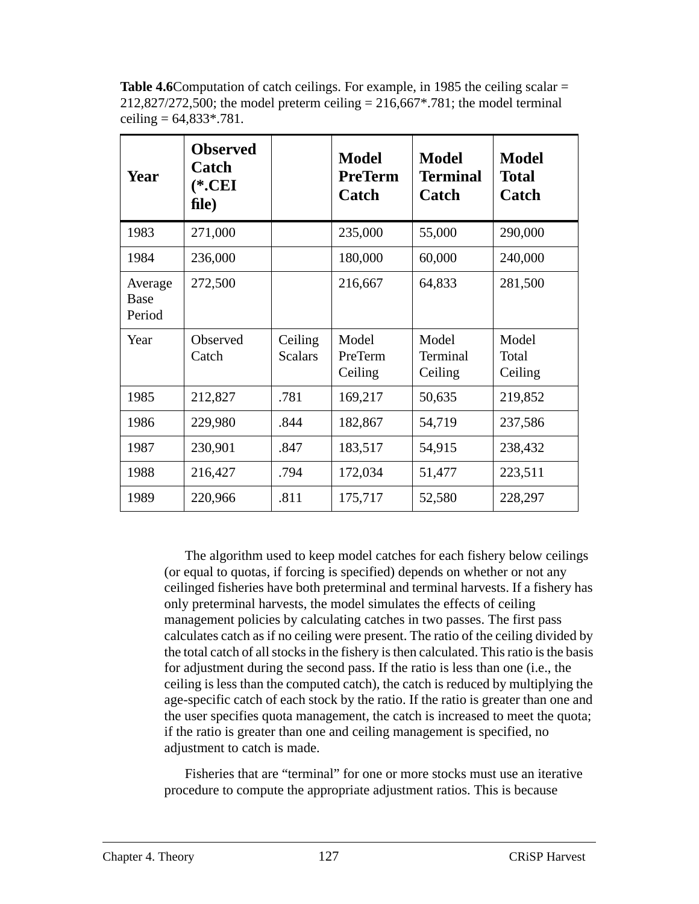**Table 4.6**Computation of catch ceilings. For example, in 1985 the ceiling scalar = 212,827/272,500; the model preterm ceiling = 216,667*.781; the model terminal ceiling = 64,833*.781.

| **Year** | **Observed Catch (*.CEI file)** | | **Model PreTerm Catch** | **Model Terminal Catch** | **Model Total Catch** |
|---|---|---|---|---|---|
| 1983 | 271,000 | | 235,000 | 55,000 | 290,000 |
| 1984 | 236,000 | | 180,000 | 60,000 | 240,000 |
| Average Base Period | 272,500 | | 216,667 | 64,833 | 281,500 |
| Year | Observed Catch | Ceiling Scalars | Model PreTerm Ceiling | Model Terminal Ceiling | Model Total Ceiling |
| 1985 | 212,827 | .781 | 169,217 | 50,635 | 219,852 |
| 1986 | 229,980 | .844 | 182,867 | 54,719 | 237,586 |
| 1987 | 230,901 | .847 | 183,517 | 54,915 | 238,432 |
| 1988 | 216,427 | .794 | 172,034 | 51,477 | 223,511 |
| 1989 | 220,966 | .811 | 175,717 | 52,580 | 228,297 |

The algorithm used to keep model catches for each fishery below ceilings (or equal to quotas, if forcing is specified) depends on whether or not any ceilinged fisheries have both preterminal and terminal harvests. If a fishery has only preterminal harvests, the model simulates the effects of ceiling management policies by calculating catches in two passes. The first pass calculates catch as if no ceiling were present. The ratio of the ceiling divided by the total catch of all stocks in the fishery is then calculated. This ratio is the basis for adjustment during the second pass. If the ratio is less than one (i.e., the ceiling is less than the computed catch), the catch is reduced by multiplying the age-specific catch of each stock by the ratio. If the ratio is greater than one and the user specifies quota management, the catch is increased to meet the quota; if the ratio is greater than one and ceiling management is specified, no adjustment to catch is made.

Fisheries that are "terminal" for one or more stocks must use an iterative procedure to compute the appropriate adjustment ratios. This is because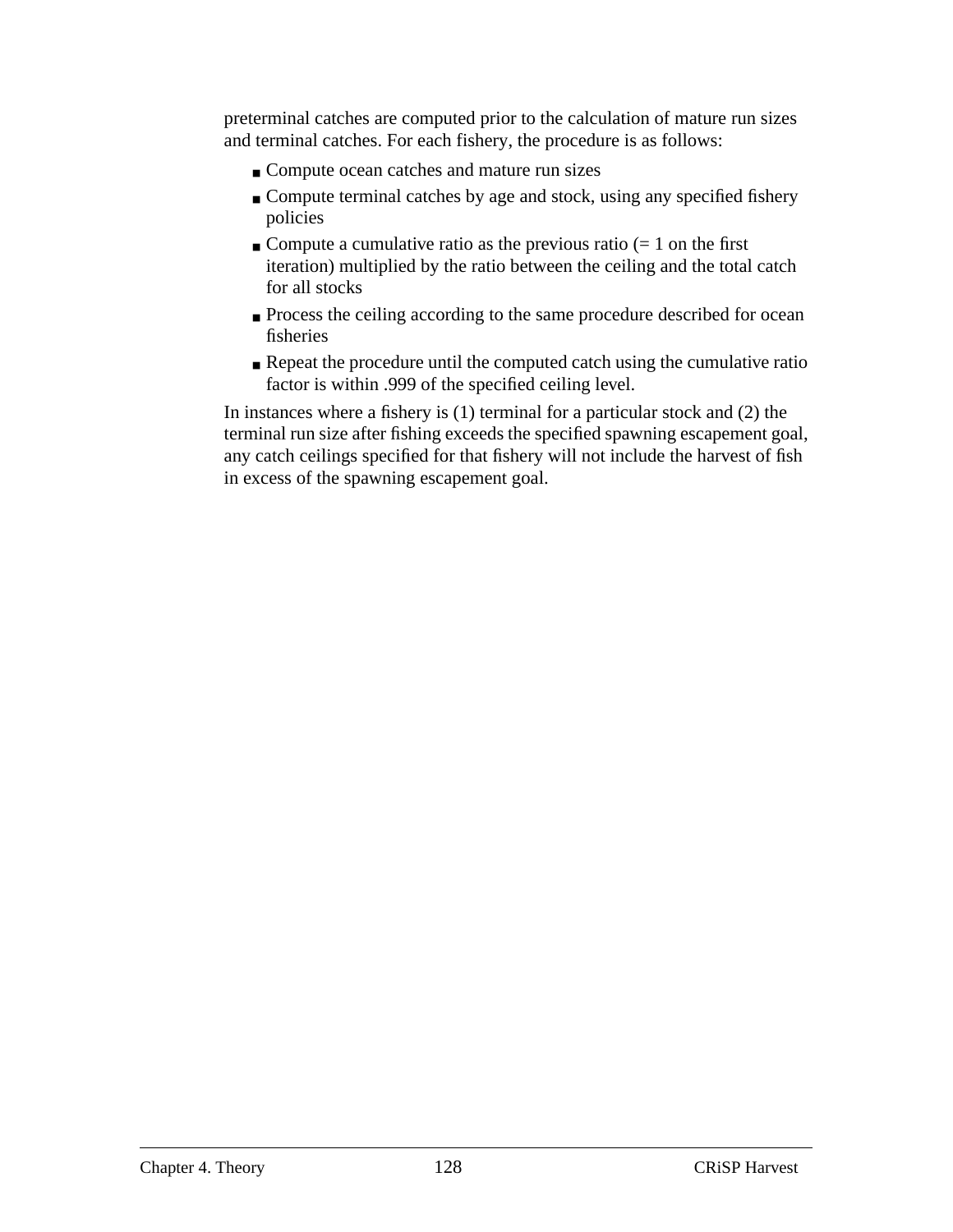preterminal catches are computed prior to the calculation of mature run sizes and terminal catches. For each fishery, the procedure is as follows:

- Compute ocean catches and mature run sizes
- Compute terminal catches by age and stock, using any specified fishery policies
- Compute a cumulative ratio as the previous ratio (= 1 on the first iteration) multiplied by the ratio between the ceiling and the total catch for all stocks
- Process the ceiling according to the same procedure described for ocean fisheries
- Repeat the procedure until the computed catch using the cumulative ratio factor is within .999 of the specified ceiling level.

In instances where a fishery is (1) terminal for a particular stock and (2) the terminal run size after fishing exceeds the specified spawning escapement goal, any catch ceilings specified for that fishery will not include the harvest of fish in excess of the spawning escapement goal.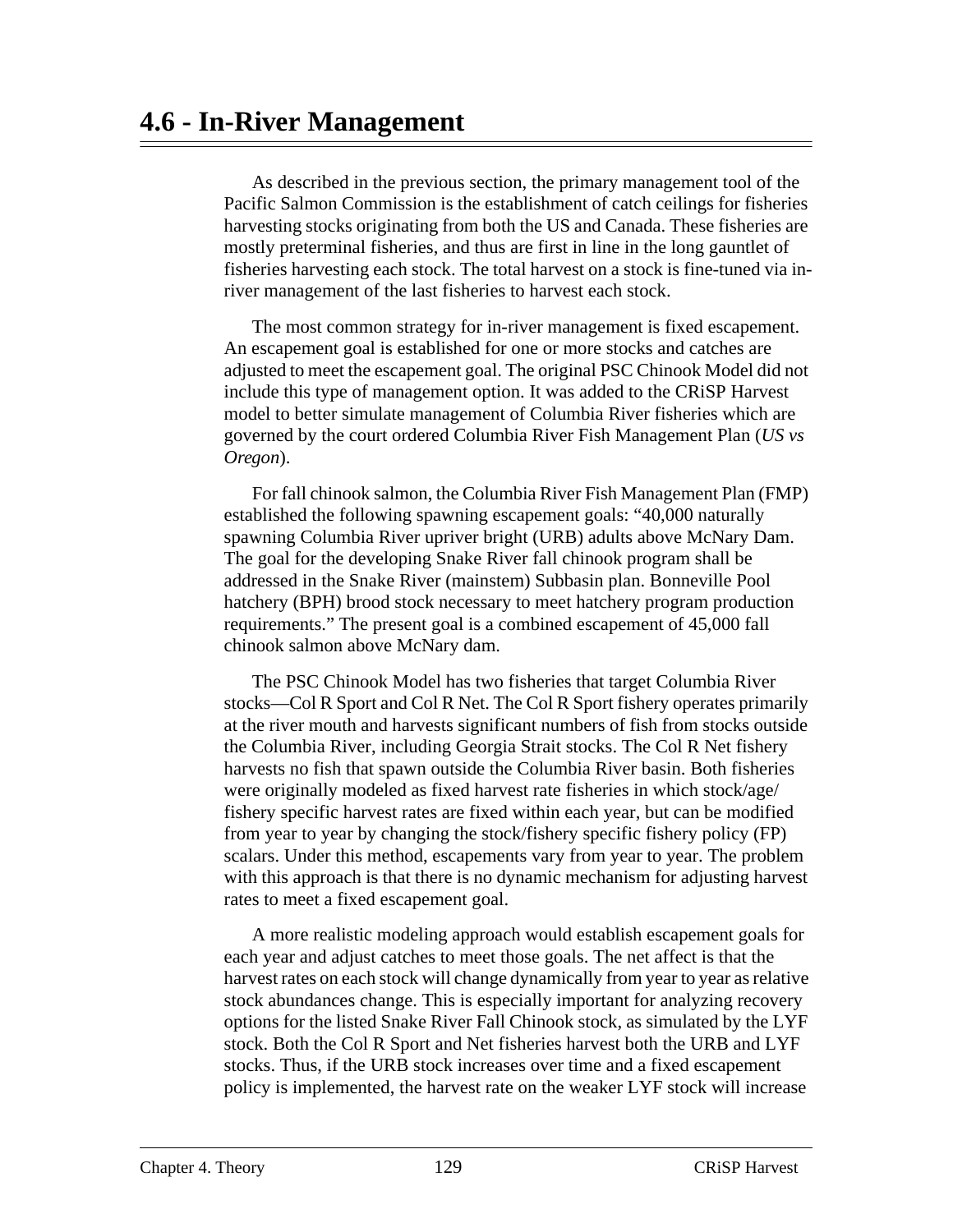# 4.6 - In-River Management

As described in the previous section, the primary management tool of the Pacific Salmon Commission is the establishment of catch ceilings for fisheries harvesting stocks originating from both the US and Canada. These fisheries are mostly preterminal fisheries, and thus are first in line in the long gauntlet of fisheries harvesting each stock. The total harvest on a stock is fine-tuned via in-river management of the last fisheries to harvest each stock.

The most common strategy for in-river management is fixed escapement. An escapement goal is established for one or more stocks and catches are adjusted to meet the escapement goal. The original PSC Chinook Model did not include this type of management option. It was added to the CRiSP Harvest model to better simulate management of Columbia River fisheries which are governed by the court ordered Columbia River Fish Management Plan (*US vs Oregon*).

For fall chinook salmon, the Columbia River Fish Management Plan (FMP) established the following spawning escapement goals: "40,000 naturally spawning Columbia River upriver bright (URB) adults above McNary Dam. The goal for the developing Snake River fall chinook program shall be addressed in the Snake River (mainstem) Subbasin plan. Bonneville Pool hatchery (BPH) brood stock necessary to meet hatchery program production requirements." The present goal is a combined escapement of 45,000 fall chinook salmon above McNary dam.

The PSC Chinook Model has two fisheries that target Columbia River stocks—Col R Sport and Col R Net. The Col R Sport fishery operates primarily at the river mouth and harvests significant numbers of fish from stocks outside the Columbia River, including Georgia Strait stocks. The Col R Net fishery harvests no fish that spawn outside the Columbia River basin. Both fisheries were originally modeled as fixed harvest rate fisheries in which stock/age/fishery specific harvest rates are fixed within each year, but can be modified from year to year by changing the stock/fishery specific fishery policy (FP) scalars. Under this method, escapements vary from year to year. The problem with this approach is that there is no dynamic mechanism for adjusting harvest rates to meet a fixed escapement goal.

A more realistic modeling approach would establish escapement goals for each year and adjust catches to meet those goals. The net affect is that the harvest rates on each stock will change dynamically from year to year as relative stock abundances change. This is especially important for analyzing recovery options for the listed Snake River Fall Chinook stock, as simulated by the LYF stock. Both the Col R Sport and Net fisheries harvest both the URB and LYF stocks. Thus, if the URB stock increases over time and a fixed escapement policy is implemented, the harvest rate on the weaker LYF stock will increase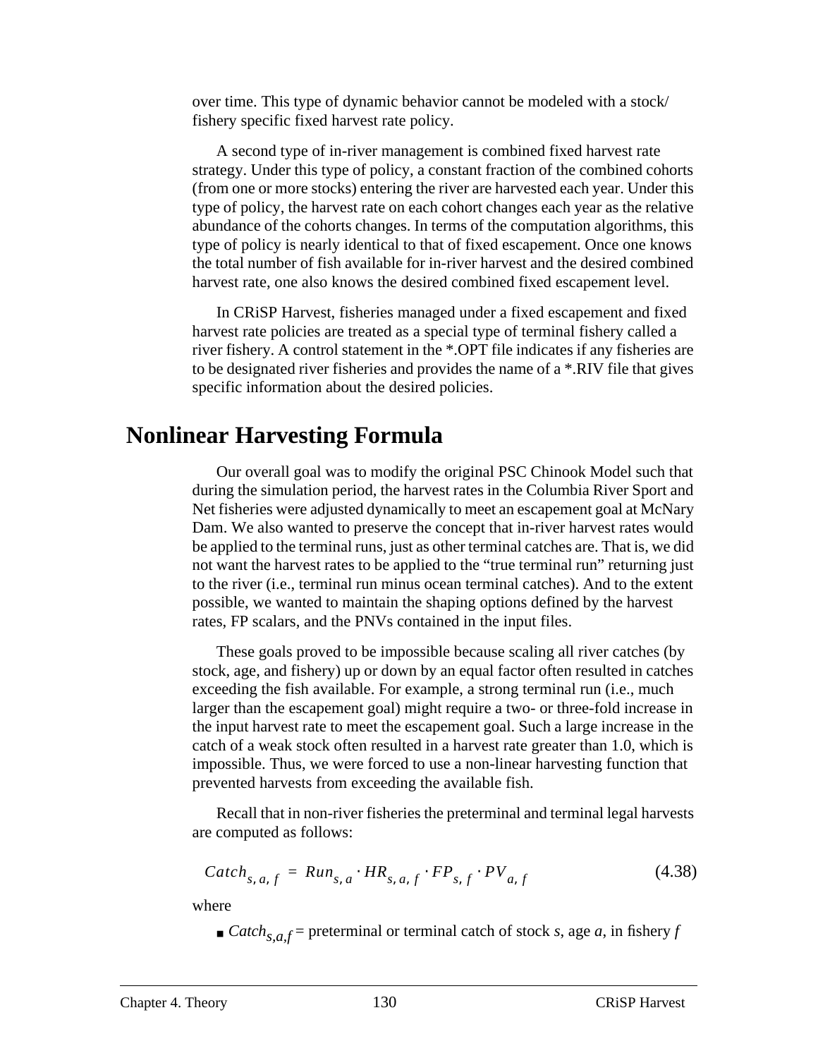over time. This type of dynamic behavior cannot be modeled with a stock/fishery specific fixed harvest rate policy.

A second type of in-river management is combined fixed harvest rate strategy. Under this type of policy, a constant fraction of the combined cohorts (from one or more stocks) entering the river are harvested each year. Under this type of policy, the harvest rate on each cohort changes each year as the relative abundance of the cohorts changes. In terms of the computation algorithms, this type of policy is nearly identical to that of fixed escapement. Once one knows the total number of fish available for in-river harvest and the desired combined harvest rate, one also knows the desired combined fixed escapement level.

In CRiSP Harvest, fisheries managed under a fixed escapement and fixed harvest rate policies are treated as a special type of terminal fishery called a river fishery. A control statement in the *.OPT file indicates if any fisheries are to be designated river fisheries and provides the name of a *.RIV file that gives specific information about the desired policies.

# Nonlinear Harvesting Formula

Our overall goal was to modify the original PSC Chinook Model such that during the simulation period, the harvest rates in the Columbia River Sport and Net fisheries were adjusted dynamically to meet an escapement goal at McNary Dam. We also wanted to preserve the concept that in-river harvest rates would be applied to the terminal runs, just as other terminal catches are. That is, we did not want the harvest rates to be applied to the “true terminal run” returning just to the river (i.e., terminal run minus ocean terminal catches). And to the extent possible, we wanted to maintain the shaping options defined by the harvest rates, FP scalars, and the PNVs contained in the input files.

These goals proved to be impossible because scaling all river catches (by stock, age, and fishery) up or down by an equal factor often resulted in catches exceeding the fish available. For example, a strong terminal run (i.e., much larger than the escapement goal) might require a two- or three-fold increase in the input harvest rate to meet the escapement goal. Such a large increase in the catch of a weak stock often resulted in a harvest rate greater than 1.0, which is impossible. Thus, we were forced to use a non-linear harvesting function that prevented harvests from exceeding the available fish.

Recall that in non-river fisheries the preterminal and terminal legal harvests are computed as follows:

$$Catch_{s,a,f} = Run_{s,a} \cdot HR_{s,a,f} \cdot FP_{s,f} \cdot PV_{a,f} \tag{4.38}$$

where

- $Catch_{s,a,f}$ = preterminal or terminal catch of stock *s*, age *a*, in fishery *f*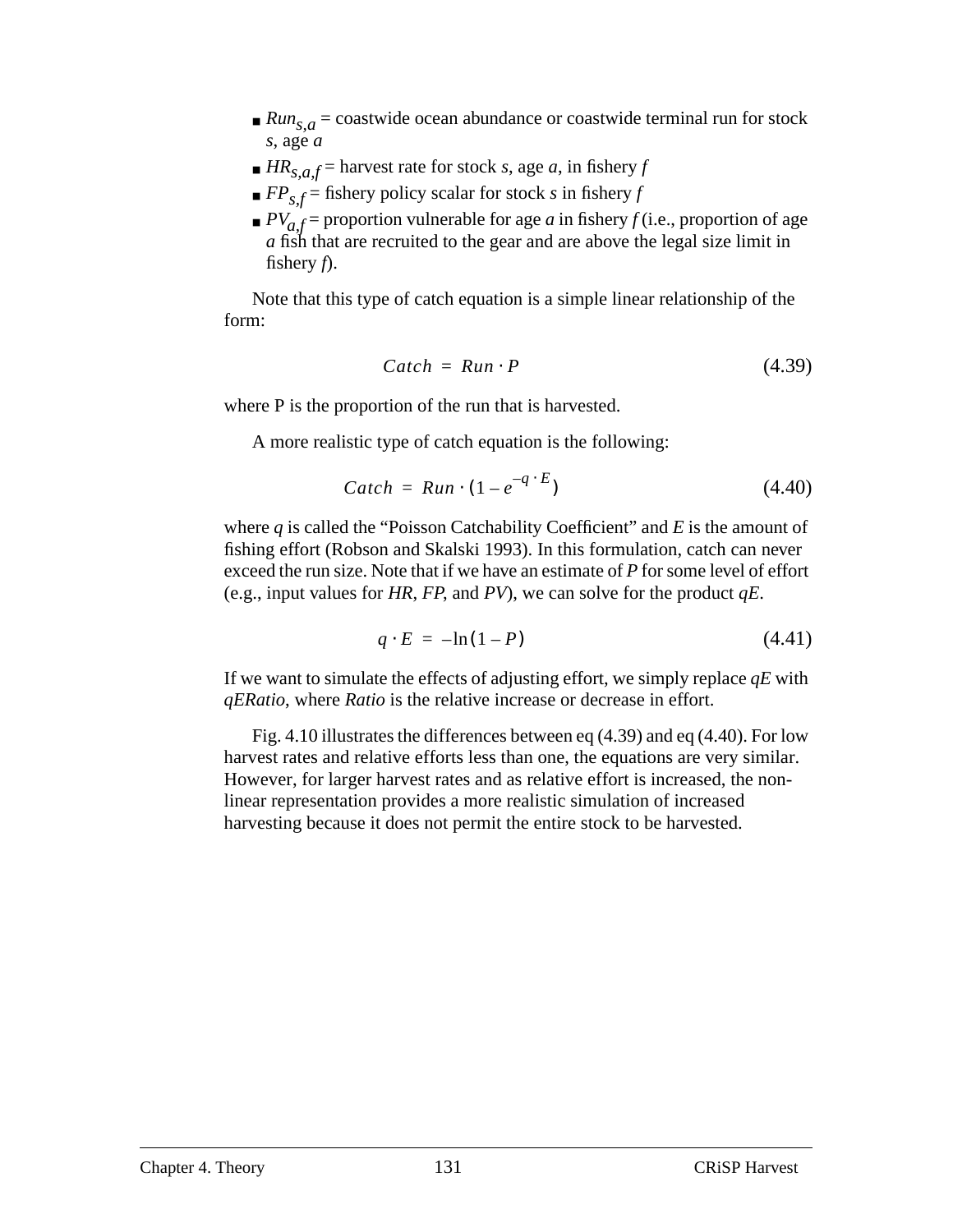- $Run_{s,a}$ = coastwide ocean abundance or coastwide terminal run for stock *s*, age *a*
- $HR_{s,a,f}$ = harvest rate for stock *s*, age *a*, in fishery *f*
- $FP_{s,f}$ = fishery policy scalar for stock *s* in fishery *f*
- $PV_{a,f}$ = proportion vulnerable for age *a* in fishery *f* (i.e., proportion of age *a* fish that are recruited to the gear and are above the legal size limit in fishery *f*).

Note that this type of catch equation is a simple linear relationship of the form:

$$Catch = Run \cdot P \tag{4.39}$$

where P is the proportion of the run that is harvested.

A more realistic type of catch equation is the following:

$$Catch = Run \cdot (1 - e^{-q \cdot E}) \tag{4.40}$$

where $q$ is called the "Poisson Catchability Coefficient" and $E$ is the amount of fishing effort (Robson and Skalski 1993). In this formulation, catch can never exceed the run size. Note that if we have an estimate of $P$ for some level of effort (e.g., input values for *HR*, *FP*, and *PV*), we can solve for the product $qE$.

$$q \cdot E = -\ln(1 - P) \tag{4.41}$$

If we want to simulate the effects of adjusting effort, we simply replace $qE$ with $qERatio$, where *Ratio* is the relative increase or decrease in effort.

Fig. 4.10 illustrates the differences between eq (4.39) and eq (4.40). For low harvest rates and relative efforts less than one, the equations are very similar. However, for larger harvest rates and as relative effort is increased, the non-linear representation provides a more realistic simulation of increased harvesting because it does not permit the entire stock to be harvested.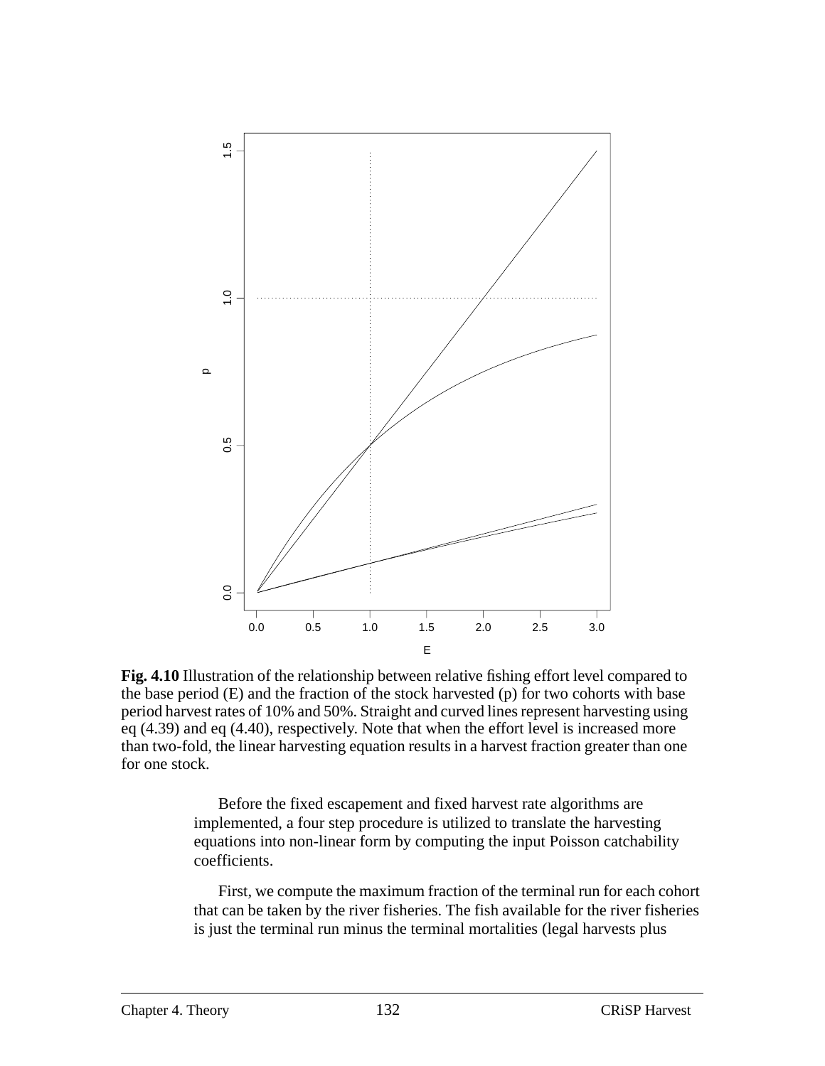**Fig. 4.10** Illustration of the relationship between relative fishing effort level compared to the base period (E) and the fraction of the stock harvested (p) for two cohorts with base period harvest rates of 10% and 50%. Straight and curved lines represent harvesting using eq (4.39) and eq (4.40), respectively. Note that when the effort level is increased more than two-fold, the linear harvesting equation results in a harvest fraction greater than one for one stock.

Before the fixed escapement and fixed harvest rate algorithms are implemented, a four step procedure is utilized to translate the harvesting equations into non-linear form by computing the input Poisson catchability coefficients.

First, we compute the maximum fraction of the terminal run for each cohort that can be taken by the river fisheries. The fish available for the river fisheries is just the terminal run minus the terminal mortalities (legal harvests plus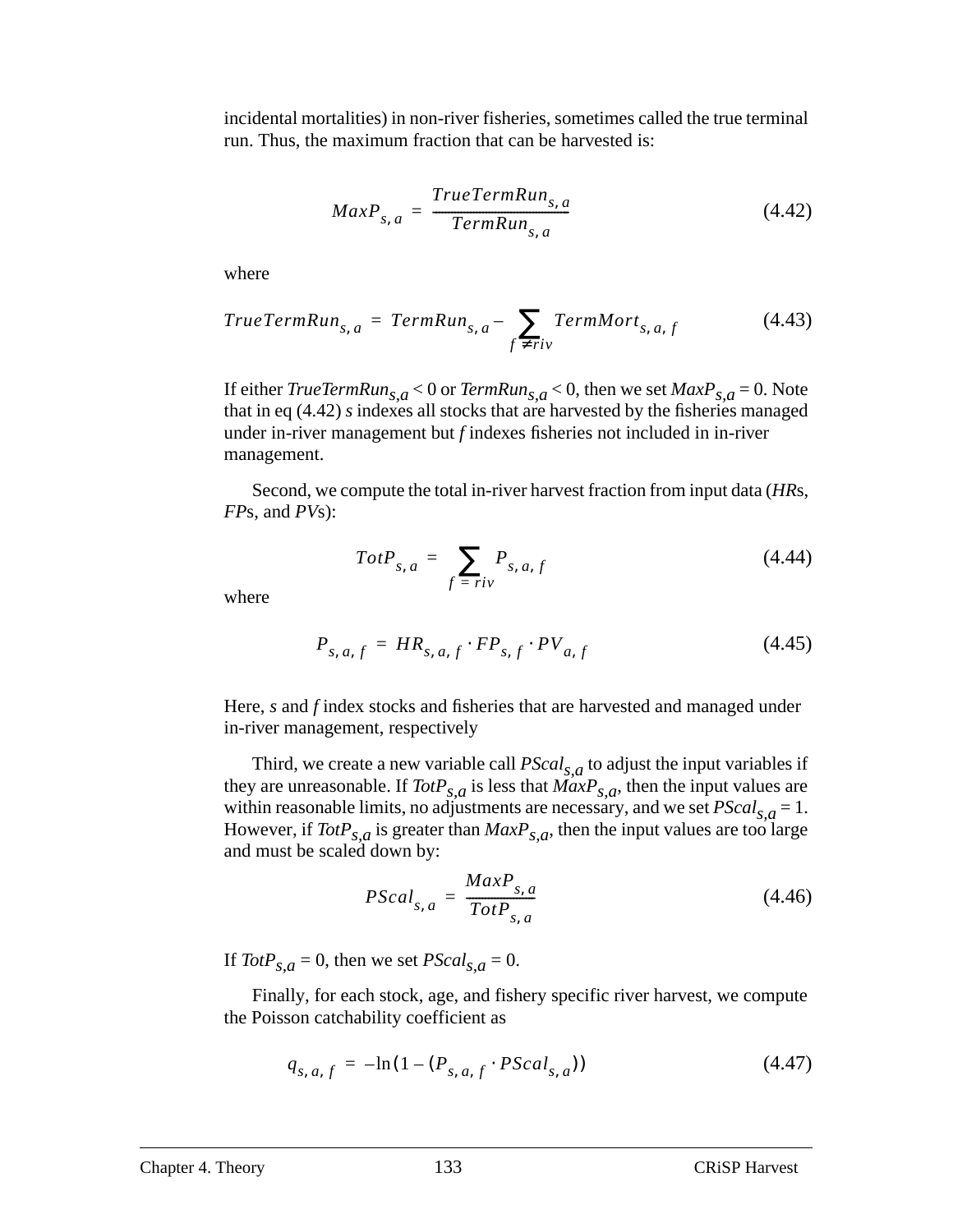incidental mortalities) in non-river fisheries, sometimes called the true terminal run. Thus, the maximum fraction that can be harvested is:

$$MaxP_{s,a} = \frac{TrueTermRun_{s,a}}{TermRun_{s,a}} \tag{4.42}$$

where

$$TrueTermRun_{s,a} = TermRun_{s,a} - \sum_{f \neq riv} TermMort_{s,a,f} \tag{4.43}$$

If either $TrueTermRun_{s,a} < 0$ or $TermRun_{s,a} < 0$, then we set $MaxP_{s,a} = 0$. Note that in eq (4.42) *s* indexes all stocks that are harvested by the fisheries managed under in-river management but *f* indexes fisheries not included in in-river management.

Second, we compute the total in-river harvest fraction from input data (*HR*s, *FP*s, and *PV*s):

$$TotP_{s,a} = \sum_{f = riv} P_{s,a,f} \tag{4.44}$$

where

$$P_{s,a,f} = HR_{s,a,f} \cdot FP_{s,f} \cdot PV_{a,f} \tag{4.45}$$

Here, *s* and *f* index stocks and fisheries that are harvested and managed under in-river management, respectively

Third, we create a new variable call $PScal_{s,a}$ to adjust the input variables if they are unreasonable. If $TotP_{s,a}$ is less that $MaxP_{s,a}$, then the input values are within reasonable limits, no adjustments are necessary, and we set $PScal_{s,a} = 1$. However, if $TotP_{s,a}$ is greater than $MaxP_{s,a}$, then the input values are too large and must be scaled down by:

$$PScal_{s,a} = \frac{MaxP_{s,a}}{TotP_{s,a}} \tag{4.46}$$

If $TotP_{s,a} = 0$, then we set $PScal_{s,a} = 0$.

Finally, for each stock, age, and fishery specific river harvest, we compute the Poisson catchability coefficient as

$$q_{s,a,f} = -\ln(1 - (P_{s,a,f} \cdot PScal_{s,a})) \tag{4.47}$$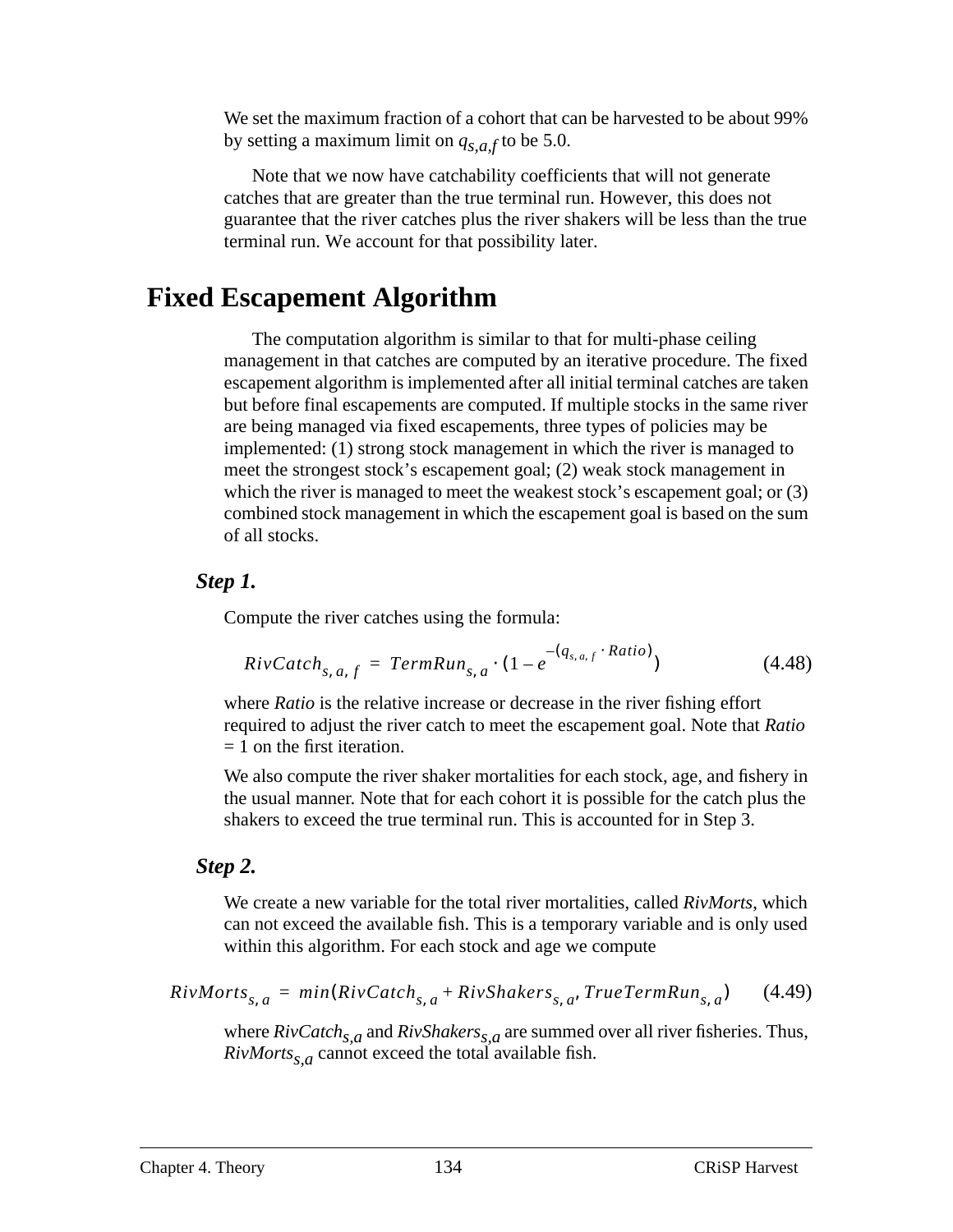We set the maximum fraction of a cohort that can be harvested to be about 99% by setting a maximum limit on $q_{s,a,f}$ to be 5.0.

Note that we now have catchability coefficients that will not generate catches that are greater than the true terminal run. However, this does not guarantee that the river catches plus the river shakers will be less than the true terminal run. We account for that possibility later.

# Fixed Escapement Algorithm

The computation algorithm is similar to that for multi-phase ceiling management in that catches are computed by an iterative procedure. The fixed escapement algorithm is implemented after all initial terminal catches are taken but before final escapements are computed. If multiple stocks in the same river are being managed via fixed escapements, three types of policies may be implemented: (1) strong stock management in which the river is managed to meet the strongest stock's escapement goal; (2) weak stock management in which the river is managed to meet the weakest stock's escapement goal; or (3) combined stock management in which the escapement goal is based on the sum of all stocks.

### *Step 1.*

Compute the river catches using the formula:

$$RivCatch_{s,a,f} = TermRun_{s,a} \cdot \left(1 - e^{-(q_{s,a,f} \cdot Ratio)}\right) \tag{4.48}$$

where *Ratio* is the relative increase or decrease in the river fishing effort required to adjust the river catch to meet the escapement goal. Note that *Ratio* = 1 on the first iteration.

We also compute the river shaker mortalities for each stock, age, and fishery in the usual manner. Note that for each cohort it is possible for the catch plus the shakers to exceed the true terminal run. This is accounted for in Step 3.

### *Step 2.*

We create a new variable for the total river mortalities, called *RivMorts*, which can not exceed the available fish. This is a temporary variable and is only used within this algorithm. For each stock and age we compute

$$RivMorts_{s,a} = min\left(RivCatch_{s,a} + RivShakers_{s,a}, TrueTermRun_{s,a}\right) \tag{4.49}$$

where $RivCatch_{s,a}$ and $RivShakers_{s,a}$ are summed over all river fisheries. Thus, $RivMorts_{s,a}$ cannot exceed the total available fish.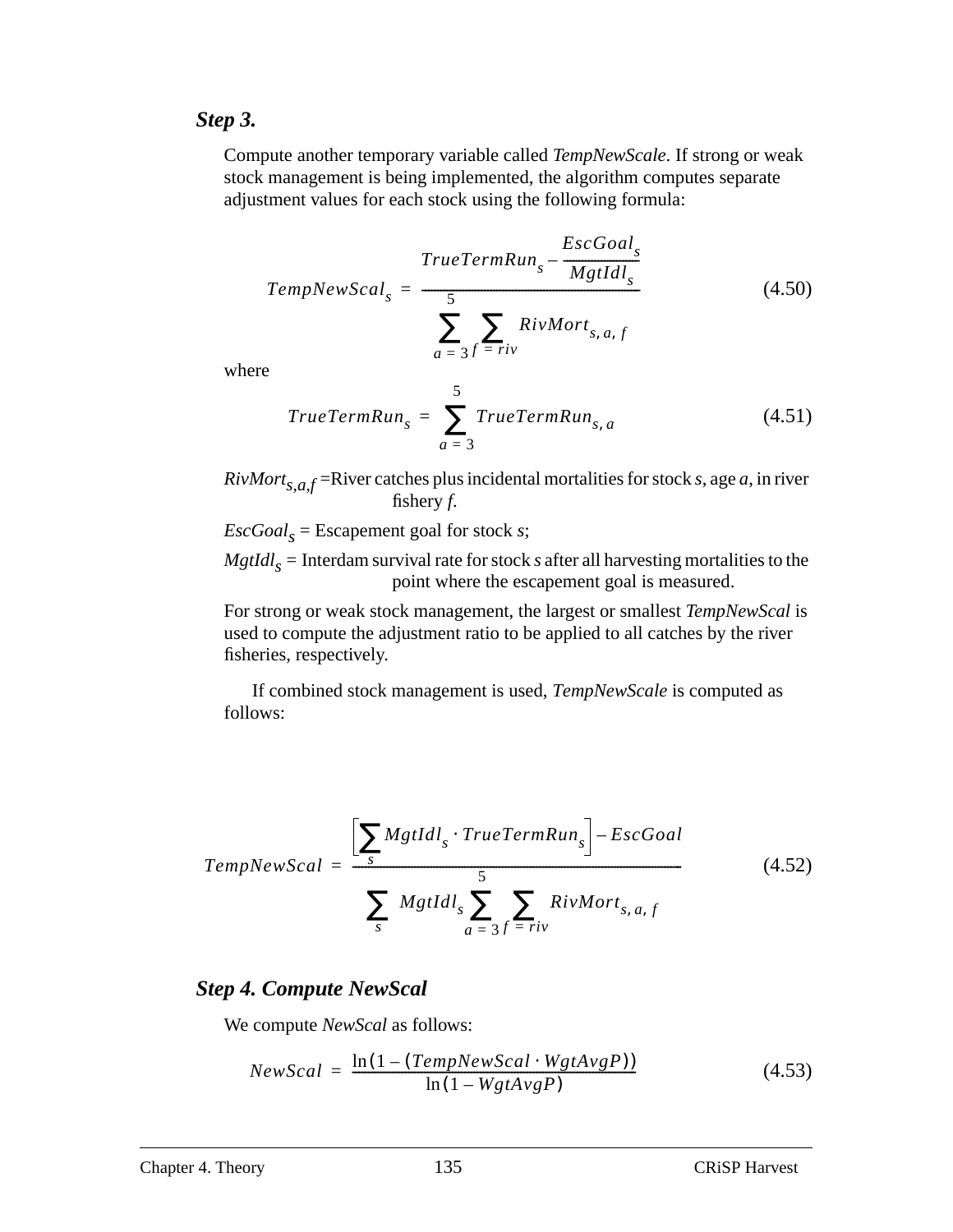### *Step 3.*

Compute another temporary variable called *TempNewScale*. If strong or weak stock management is being implemented, the algorithm computes separate adjustment values for each stock using the following formula:

$$TempNewScal_s = \frac{TrueTermRun_s - \dfrac{EscGoal_s}{MgtIdl_s}}{\displaystyle\sum_{a=3}^{5} \sum_{f=riv} RivMort_{s,a,f}} \tag{4.50}$$

where

$$TrueTermRun_s = \sum_{a=3}^{5} TrueTermRun_{s,a} \tag{4.51}$$

$RivMort_{s,a,f}$ =River catches plus incidental mortalities for stock *s*, age *a*, in river fishery *f*.

$EscGoal_s$ = Escapement goal for stock *s*;

$MgtIdl_s$ = Interdam survival rate for stock *s* after all harvesting mortalities to the point where the escapement goal is measured.

For strong or weak stock management, the largest or smallest *TempNewScal* is used to compute the adjustment ratio to be applied to all catches by the river fisheries, respectively.

If combined stock management is used, *TempNewScale* is computed as follows:

$$TempNewScal = \frac{\left[\displaystyle\sum_s MgtIdl_s \cdot TrueTermRun_s\right] - EscGoal}{\displaystyle\sum_s MgtIdl_s \sum_{a=3}^{5} \sum_{f=riv} RivMort_{s,a,f}} \tag{4.52}$$

### *Step 4. Compute NewScal*

We compute *NewScal* as follows:

$$NewScal = \frac{\ln(1 - (TempNewScal \cdot WgtAvgP))}{\ln(1 - WgtAvgP)} \tag{4.53}$$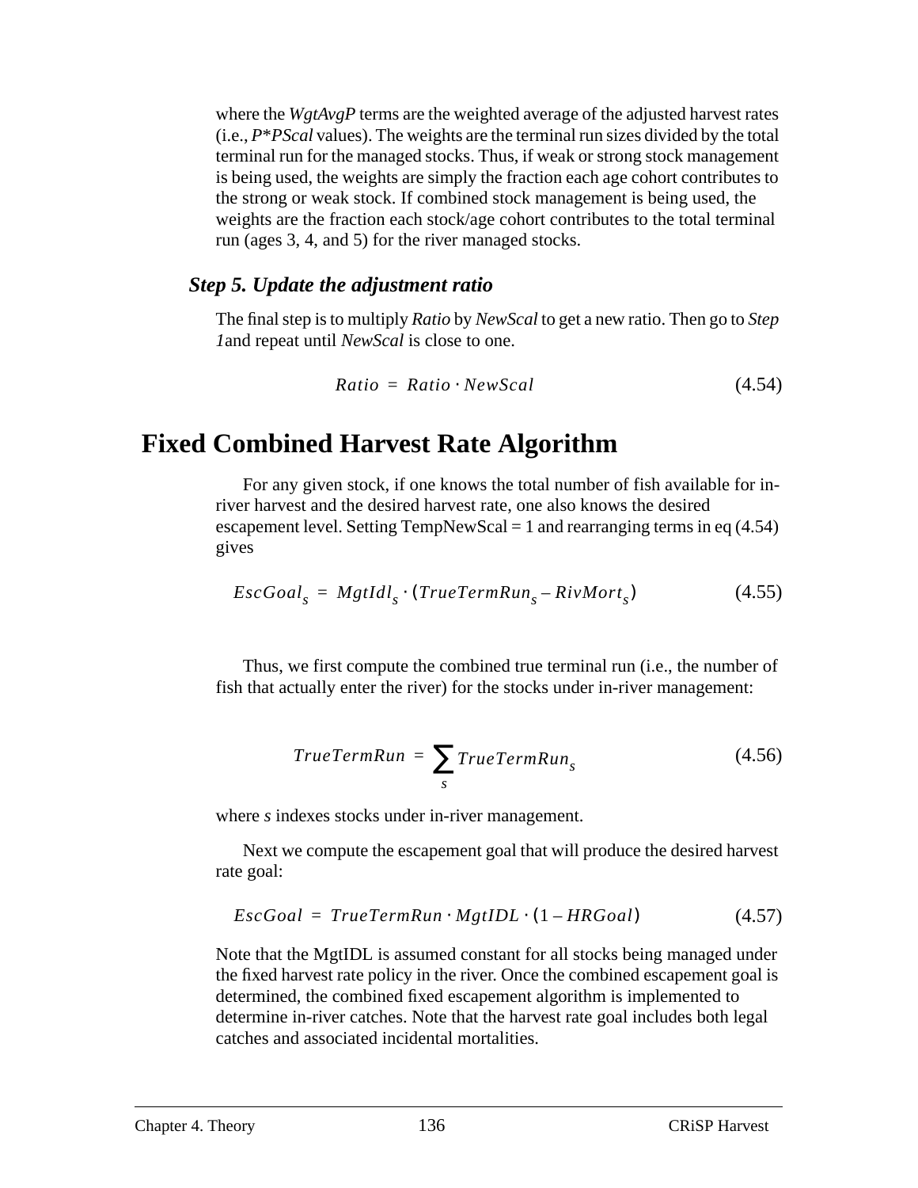where the *WgtAvgP* terms are the weighted average of the adjusted harvest rates (i.e., *P*PScal* values). The weights are the terminal run sizes divided by the total terminal run for the managed stocks. Thus, if weak or strong stock management is being used, the weights are simply the fraction each age cohort contributes to the strong or weak stock. If combined stock management is being used, the weights are the fraction each stock/age cohort contributes to the total terminal run (ages 3, 4, and 5) for the river managed stocks.

### *Step 5. Update the adjustment ratio*

The final step is to multiply *Ratio* by *NewScal* to get a new ratio. Then go to *Step 1*and repeat until *NewScal* is close to one.

$$Ratio = Ratio \cdot NewScal \tag{4.54}$$

## Fixed Combined Harvest Rate Algorithm

For any given stock, if one knows the total number of fish available for in-river harvest and the desired harvest rate, one also knows the desired escapement level. Setting TempNewScal = 1 and rearranging terms in eq (4.54) gives

$$EscGoal_s = MgtIdl_s \cdot (TrueTermRun_s - RivMort_s) \tag{4.55}$$

Thus, we first compute the combined true terminal run (i.e., the number of fish that actually enter the river) for the stocks under in-river management:

$$TrueTermRun = \sum_s TrueTermRun_s \tag{4.56}$$

where *s* indexes stocks under in-river management.

Next we compute the escapement goal that will produce the desired harvest rate goal:

$$EscGoal = TrueTermRun \cdot MgtIDL \cdot (1 - HRGoal) \tag{4.57}$$

Note that the MgtIDL is assumed constant for all stocks being managed under the fixed harvest rate policy in the river. Once the combined escapement goal is determined, the combined fixed escapement algorithm is implemented to determine in-river catches. Note that the harvest rate goal includes both legal catches and associated incidental mortalities.